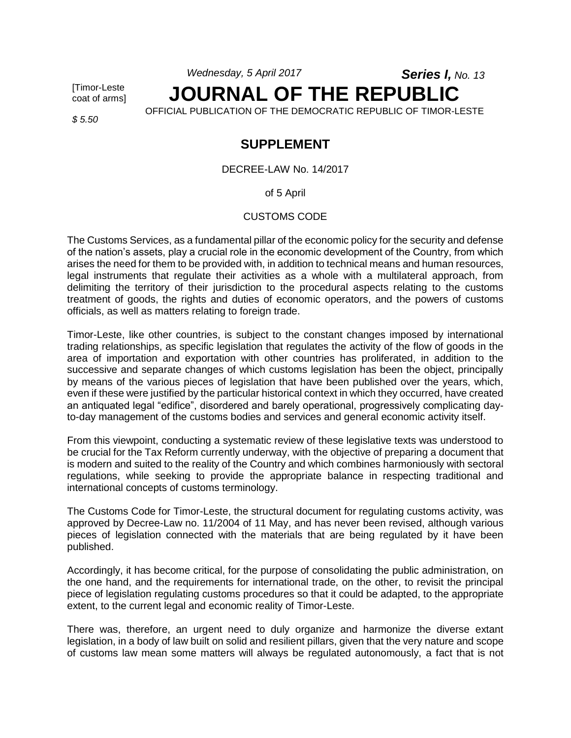*Wednesday, 5 April 2017* ***Series I,*** *No. 13*

[Timor-Leste coat of arms]

# JOURNAL OF THE REPUBLIC

OFFICIAL PUBLICATION OF THE DEMOCRATIC REPUBLIC OF TIMOR-LESTE

*$ 5.50*

## SUPPLEMENT

DECREE-LAW No. 14/2017

of 5 April

CUSTOMS CODE

The Customs Services, as a fundamental pillar of the economic policy for the security and defense of the nation's assets, play a crucial role in the economic development of the Country, from which arises the need for them to be provided with, in addition to technical means and human resources, legal instruments that regulate their activities as a whole with a multilateral approach, from delimiting the territory of their jurisdiction to the procedural aspects relating to the customs treatment of goods, the rights and duties of economic operators, and the powers of customs officials, as well as matters relating to foreign trade.

Timor-Leste, like other countries, is subject to the constant changes imposed by international trading relationships, as specific legislation that regulates the activity of the flow of goods in the area of importation and exportation with other countries has proliferated, in addition to the successive and separate changes of which customs legislation has been the object, principally by means of the various pieces of legislation that have been published over the years, which, even if these were justified by the particular historical context in which they occurred, have created an antiquated legal "edifice", disordered and barely operational, progressively complicating day-to-day management of the customs bodies and services and general economic activity itself.

From this viewpoint, conducting a systematic review of these legislative texts was understood to be crucial for the Tax Reform currently underway, with the objective of preparing a document that is modern and suited to the reality of the Country and which combines harmoniously with sectoral regulations, while seeking to provide the appropriate balance in respecting traditional and international concepts of customs terminology.

The Customs Code for Timor-Leste, the structural document for regulating customs activity, was approved by Decree-Law no. 11/2004 of 11 May, and has never been revised, although various pieces of legislation connected with the materials that are being regulated by it have been published.

Accordingly, it has become critical, for the purpose of consolidating the public administration, on the one hand, and the requirements for international trade, on the other, to revisit the principal piece of legislation regulating customs procedures so that it could be adapted, to the appropriate extent, to the current legal and economic reality of Timor-Leste.

There was, therefore, an urgent need to duly organize and harmonize the diverse extant legislation, in a body of law built on solid and resilient pillars, given that the very nature and scope of customs law mean some matters will always be regulated autonomously, a fact that is not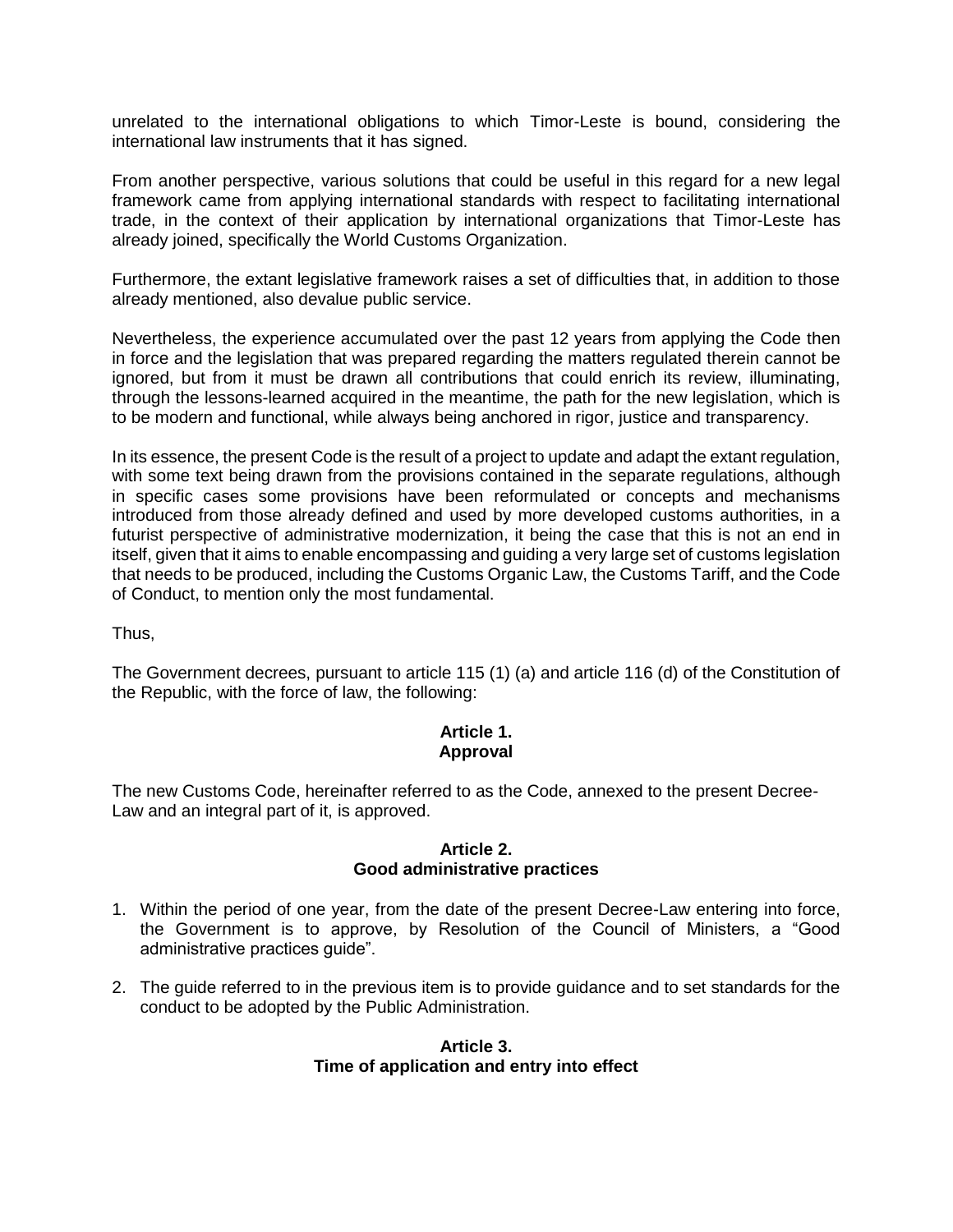unrelated to the international obligations to which Timor-Leste is bound, considering the international law instruments that it has signed.

From another perspective, various solutions that could be useful in this regard for a new legal framework came from applying international standards with respect to facilitating international trade, in the context of their application by international organizations that Timor-Leste has already joined, specifically the World Customs Organization.

Furthermore, the extant legislative framework raises a set of difficulties that, in addition to those already mentioned, also devalue public service.

Nevertheless, the experience accumulated over the past 12 years from applying the Code then in force and the legislation that was prepared regarding the matters regulated therein cannot be ignored, but from it must be drawn all contributions that could enrich its review, illuminating, through the lessons-learned acquired in the meantime, the path for the new legislation, which is to be modern and functional, while always being anchored in rigor, justice and transparency.

In its essence, the present Code is the result of a project to update and adapt the extant regulation, with some text being drawn from the provisions contained in the separate regulations, although in specific cases some provisions have been reformulated or concepts and mechanisms introduced from those already defined and used by more developed customs authorities, in a futurist perspective of administrative modernization, it being the case that this is not an end in itself, given that it aims to enable encompassing and guiding a very large set of customs legislation that needs to be produced, including the Customs Organic Law, the Customs Tariff, and the Code of Conduct, to mention only the most fundamental.

Thus,

The Government decrees, pursuant to article 115 (1) (a) and article 116 (d) of the Constitution of the Republic, with the force of law, the following:

### Article 1.
### Approval

The new Customs Code, hereinafter referred to as the Code, annexed to the present Decree-Law and an integral part of it, is approved.

### Article 2.
### Good administrative practices

1. Within the period of one year, from the date of the present Decree-Law entering into force, the Government is to approve, by Resolution of the Council of Ministers, a "Good administrative practices guide".
2. The guide referred to in the previous item is to provide guidance and to set standards for the conduct to be adopted by the Public Administration.

### Article 3.
### Time of application and entry into effect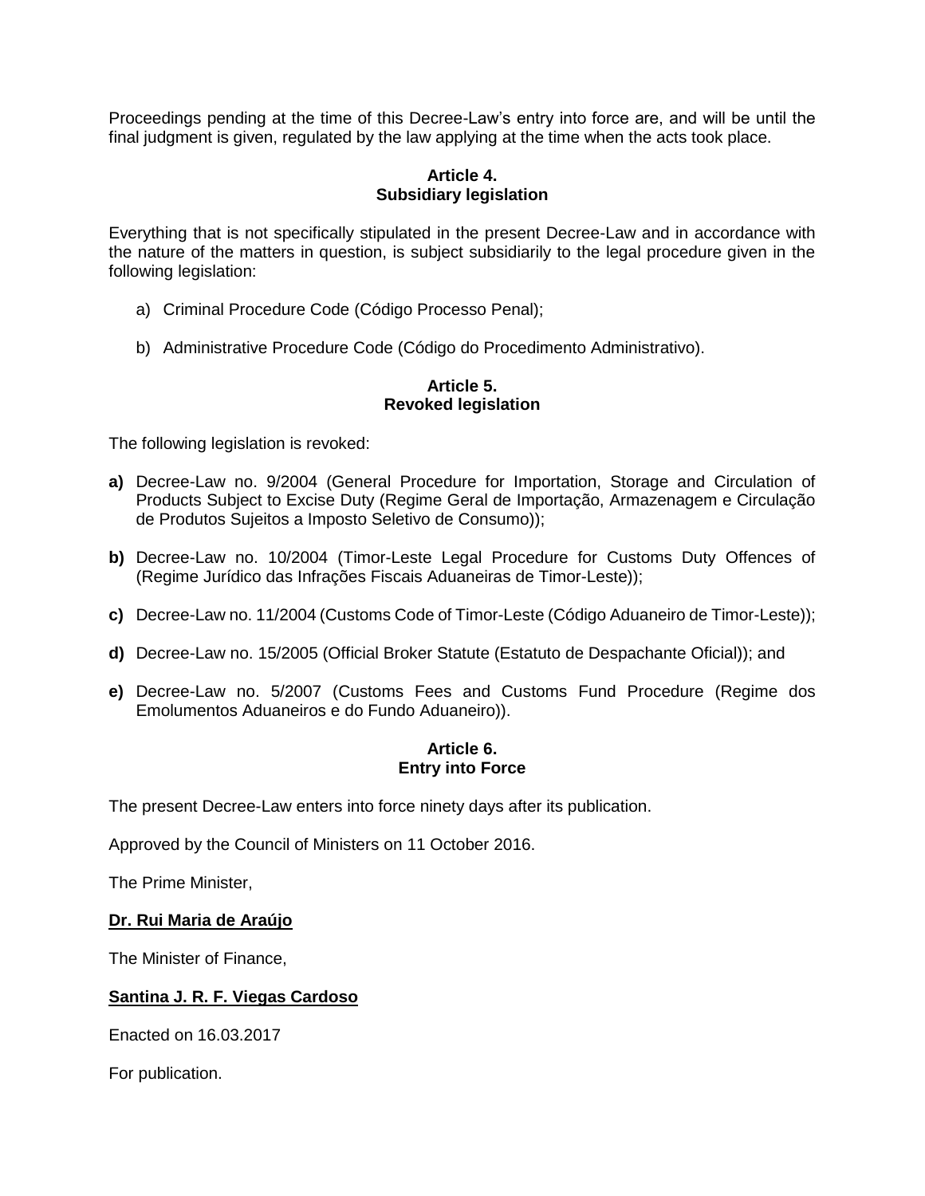Proceedings pending at the time of this Decree-Law's entry into force are, and will be until the final judgment is given, regulated by the law applying at the time when the acts took place.

**Article 4.**
**Subsidiary legislation**

Everything that is not specifically stipulated in the present Decree-Law and in accordance with the nature of the matters in question, is subject subsidiarily to the legal procedure given in the following legislation:

a) Criminal Procedure Code (Código Processo Penal);

b) Administrative Procedure Code (Código do Procedimento Administrativo).

**Article 5.**
**Revoked legislation**

The following legislation is revoked:

**a)** Decree-Law no. 9/2004 (General Procedure for Importation, Storage and Circulation of Products Subject to Excise Duty (Regime Geral de Importação, Armazenagem e Circulação de Produtos Sujeitos a Imposto Seletivo de Consumo));

**b)** Decree-Law no. 10/2004 (Timor-Leste Legal Procedure for Customs Duty Offences of (Regime Jurídico das Infrações Fiscais Aduaneiras de Timor-Leste));

**c)** Decree-Law no. 11/2004 (Customs Code of Timor-Leste (Código Aduaneiro de Timor-Leste));

**d)** Decree-Law no. 15/2005 (Official Broker Statute (Estatuto de Despachante Oficial)); and

**e)** Decree-Law no. 5/2007 (Customs Fees and Customs Fund Procedure (Regime dos Emolumentos Aduaneiros e do Fundo Aduaneiro)).

**Article 6.**
**Entry into Force**

The present Decree-Law enters into force ninety days after its publication.

Approved by the Council of Ministers on 11 October 2016.

The Prime Minister,

**Dr. Rui Maria de Araújo**

The Minister of Finance,

**Santina J. R. F. Viegas Cardoso**

Enacted on 16.03.2017

For publication.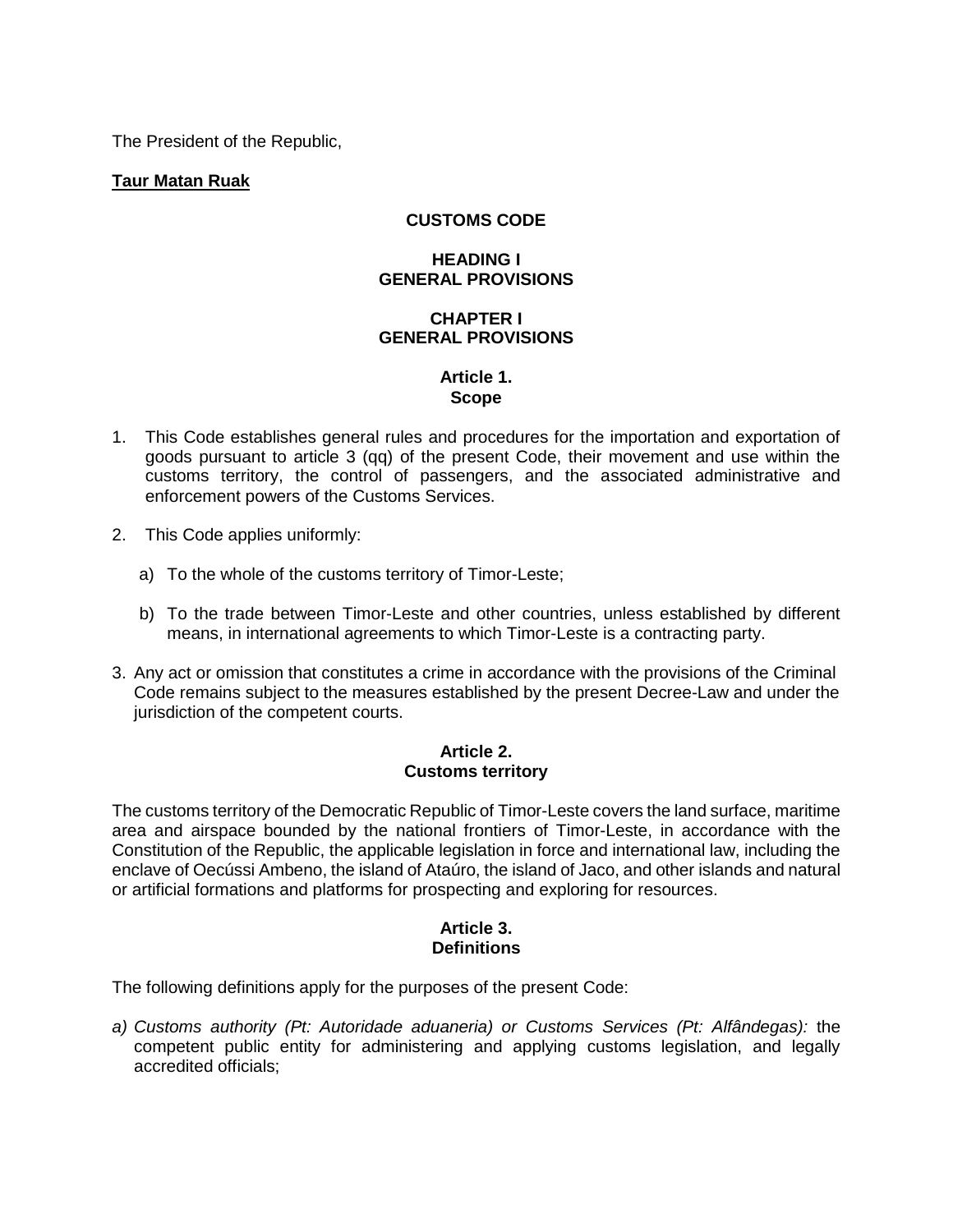The President of the Republic,

**Taur Matan Ruak**

# CUSTOMS CODE

## HEADING I
## GENERAL PROVISIONS

### CHAPTER I
### GENERAL PROVISIONS

#### Article 1.
#### Scope

1. This Code establishes general rules and procedures for the importation and exportation of goods pursuant to article 3 (qq) of the present Code, their movement and use within the customs territory, the control of passengers, and the associated administrative and enforcement powers of the Customs Services.

2. This Code applies uniformly:

   a) To the whole of the customs territory of Timor-Leste;

   b) To the trade between Timor-Leste and other countries, unless established by different means, in international agreements to which Timor-Leste is a contracting party.

3. Any act or omission that constitutes a crime in accordance with the provisions of the Criminal Code remains subject to the measures established by the present Decree-Law and under the jurisdiction of the competent courts.

#### Article 2.
#### Customs territory

The customs territory of the Democratic Republic of Timor-Leste covers the land surface, maritime area and airspace bounded by the national frontiers of Timor-Leste, in accordance with the Constitution of the Republic, the applicable legislation in force and international law, including the enclave of Oecússi Ambeno, the island of Ataúro, the island of Jaco, and other islands and natural or artificial formations and platforms for prospecting and exploring for resources.

#### Article 3.
#### Definitions

The following definitions apply for the purposes of the present Code:

*a) Customs authority (Pt: Autoridade aduaneria) or Customs Services (Pt: Alfândegas):* the competent public entity for administering and applying customs legislation, and legally accredited officials;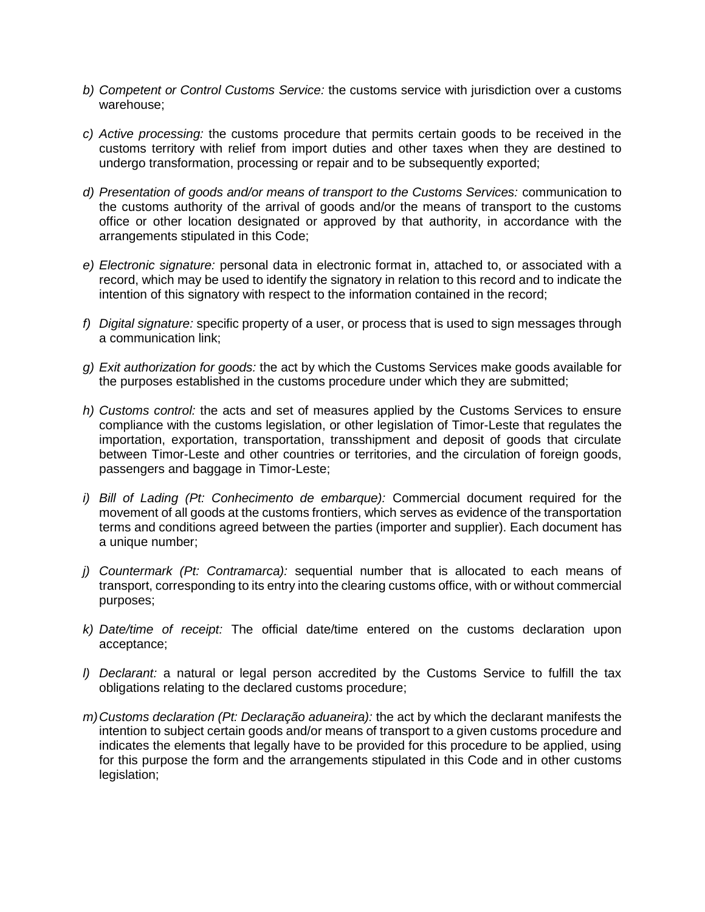b) *Competent or Control Customs Service:* the customs service with jurisdiction over a customs warehouse;

c) *Active processing:* the customs procedure that permits certain goods to be received in the customs territory with relief from import duties and other taxes when they are destined to undergo transformation, processing or repair and to be subsequently exported;

d) *Presentation of goods and/or means of transport to the Customs Services:* communication to the customs authority of the arrival of goods and/or the means of transport to the customs office or other location designated or approved by that authority, in accordance with the arrangements stipulated in this Code;

e) *Electronic signature:* personal data in electronic format in, attached to, or associated with a record, which may be used to identify the signatory in relation to this record and to indicate the intention of this signatory with respect to the information contained in the record;

f) *Digital signature:* specific property of a user, or process that is used to sign messages through a communication link;

g) *Exit authorization for goods:* the act by which the Customs Services make goods available for the purposes established in the customs procedure under which they are submitted;

h) *Customs control:* the acts and set of measures applied by the Customs Services to ensure compliance with the customs legislation, or other legislation of Timor-Leste that regulates the importation, exportation, transportation, transshipment and deposit of goods that circulate between Timor-Leste and other countries or territories, and the circulation of foreign goods, passengers and baggage in Timor-Leste;

i) *Bill of Lading (Pt: Conhecimento de embarque):* Commercial document required for the movement of all goods at the customs frontiers, which serves as evidence of the transportation terms and conditions agreed between the parties (importer and supplier). Each document has a unique number;

j) *Countermark (Pt: Contramarca):* sequential number that is allocated to each means of transport, corresponding to its entry into the clearing customs office, with or without commercial purposes;

k) *Date/time of receipt:* The official date/time entered on the customs declaration upon acceptance;

l) *Declarant:* a natural or legal person accredited by the Customs Service to fulfill the tax obligations relating to the declared customs procedure;

m) *Customs declaration (Pt: Declaração aduaneira):* the act by which the declarant manifests the intention to subject certain goods and/or means of transport to a given customs procedure and indicates the elements that legally have to be provided for this procedure to be applied, using for this purpose the form and the arrangements stipulated in this Code and in other customs legislation;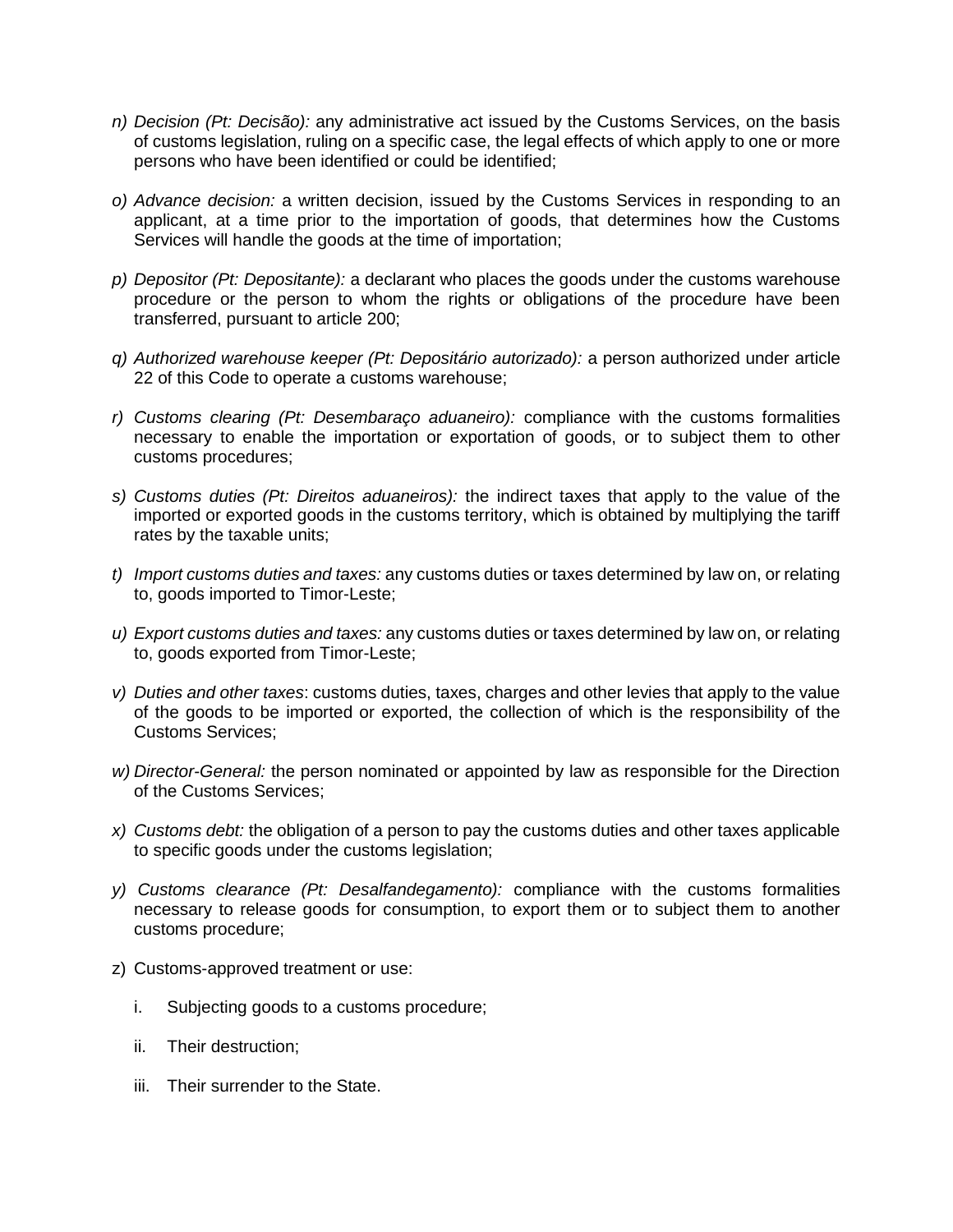n) *Decision (Pt: Decisão):* any administrative act issued by the Customs Services, on the basis of customs legislation, ruling on a specific case, the legal effects of which apply to one or more persons who have been identified or could be identified;

o) *Advance decision:* a written decision, issued by the Customs Services in responding to an applicant, at a time prior to the importation of goods, that determines how the Customs Services will handle the goods at the time of importation;

p) *Depositor (Pt: Depositante):* a declarant who places the goods under the customs warehouse procedure or the person to whom the rights or obligations of the procedure have been transferred, pursuant to article 200;

q) *Authorized warehouse keeper (Pt: Depositário autorizado):* a person authorized under article 22 of this Code to operate a customs warehouse;

r) *Customs clearing (Pt: Desembaraço aduaneiro):* compliance with the customs formalities necessary to enable the importation or exportation of goods, or to subject them to other customs procedures;

s) *Customs duties (Pt: Direitos aduaneiros):* the indirect taxes that apply to the value of the imported or exported goods in the customs territory, which is obtained by multiplying the tariff rates by the taxable units;

t) *Import customs duties and taxes:* any customs duties or taxes determined by law on, or relating to, goods imported to Timor-Leste;

u) *Export customs duties and taxes:* any customs duties or taxes determined by law on, or relating to, goods exported from Timor-Leste;

v) *Duties and other taxes*: customs duties, taxes, charges and other levies that apply to the value of the goods to be imported or exported, the collection of which is the responsibility of the Customs Services;

w) *Director-General:* the person nominated or appointed by law as responsible for the Direction of the Customs Services;

x) *Customs debt:* the obligation of a person to pay the customs duties and other taxes applicable to specific goods under the customs legislation;

y) *Customs clearance (Pt: Desalfandegamento):* compliance with the customs formalities necessary to release goods for consumption, to export them or to subject them to another customs procedure;

z) Customs-approved treatment or use:

   i. Subjecting goods to a customs procedure;

   ii. Their destruction;

   iii. Their surrender to the State.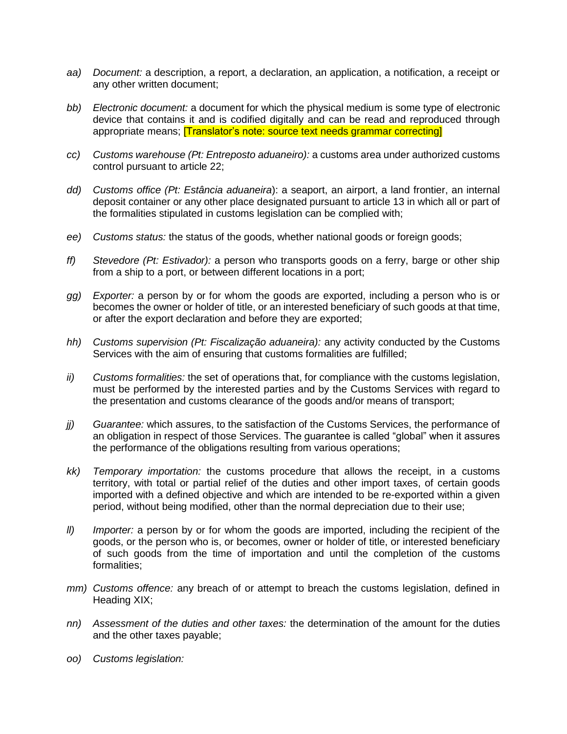*aa)* *Document:* a description, a report, a declaration, an application, a notification, a receipt or any other written document;

*bb)* *Electronic document:* a document for which the physical medium is some type of electronic device that contains it and is codified digitally and can be read and reproduced through appropriate means; [Translator's note: source text needs grammar correcting]

*cc)* *Customs warehouse (Pt: Entreposto aduaneiro):* a customs area under authorized customs control pursuant to article 22;

*dd)* *Customs office (Pt: Estância aduaneira*): a seaport, an airport, a land frontier, an internal deposit container or any other place designated pursuant to article 13 in which all or part of the formalities stipulated in customs legislation can be complied with;

*ee)* *Customs status:* the status of the goods, whether national goods or foreign goods;

*ff)* *Stevedore (Pt: Estivador):* a person who transports goods on a ferry, barge or other ship from a ship to a port, or between different locations in a port;

*gg)* *Exporter:* a person by or for whom the goods are exported, including a person who is or becomes the owner or holder of title, or an interested beneficiary of such goods at that time, or after the export declaration and before they are exported;

*hh)* *Customs supervision (Pt: Fiscalização aduaneira):* any activity conducted by the Customs Services with the aim of ensuring that customs formalities are fulfilled;

*ii)* *Customs formalities:* the set of operations that, for compliance with the customs legislation, must be performed by the interested parties and by the Customs Services with regard to the presentation and customs clearance of the goods and/or means of transport;

*jj)* *Guarantee:* which assures, to the satisfaction of the Customs Services, the performance of an obligation in respect of those Services. The guarantee is called "global" when it assures the performance of the obligations resulting from various operations;

*kk)* *Temporary importation:* the customs procedure that allows the receipt, in a customs territory, with total or partial relief of the duties and other import taxes, of certain goods imported with a defined objective and which are intended to be re-exported within a given period, without being modified, other than the normal depreciation due to their use;

*ll)* *Importer:* a person by or for whom the goods are imported, including the recipient of the goods, or the person who is, or becomes, owner or holder of title, or interested beneficiary of such goods from the time of importation and until the completion of the customs formalities;

*mm)* *Customs offence:* any breach of or attempt to breach the customs legislation, defined in Heading XIX;

*nn)* *Assessment of the duties and other taxes:* the determination of the amount for the duties and the other taxes payable;

*oo)* *Customs legislation:*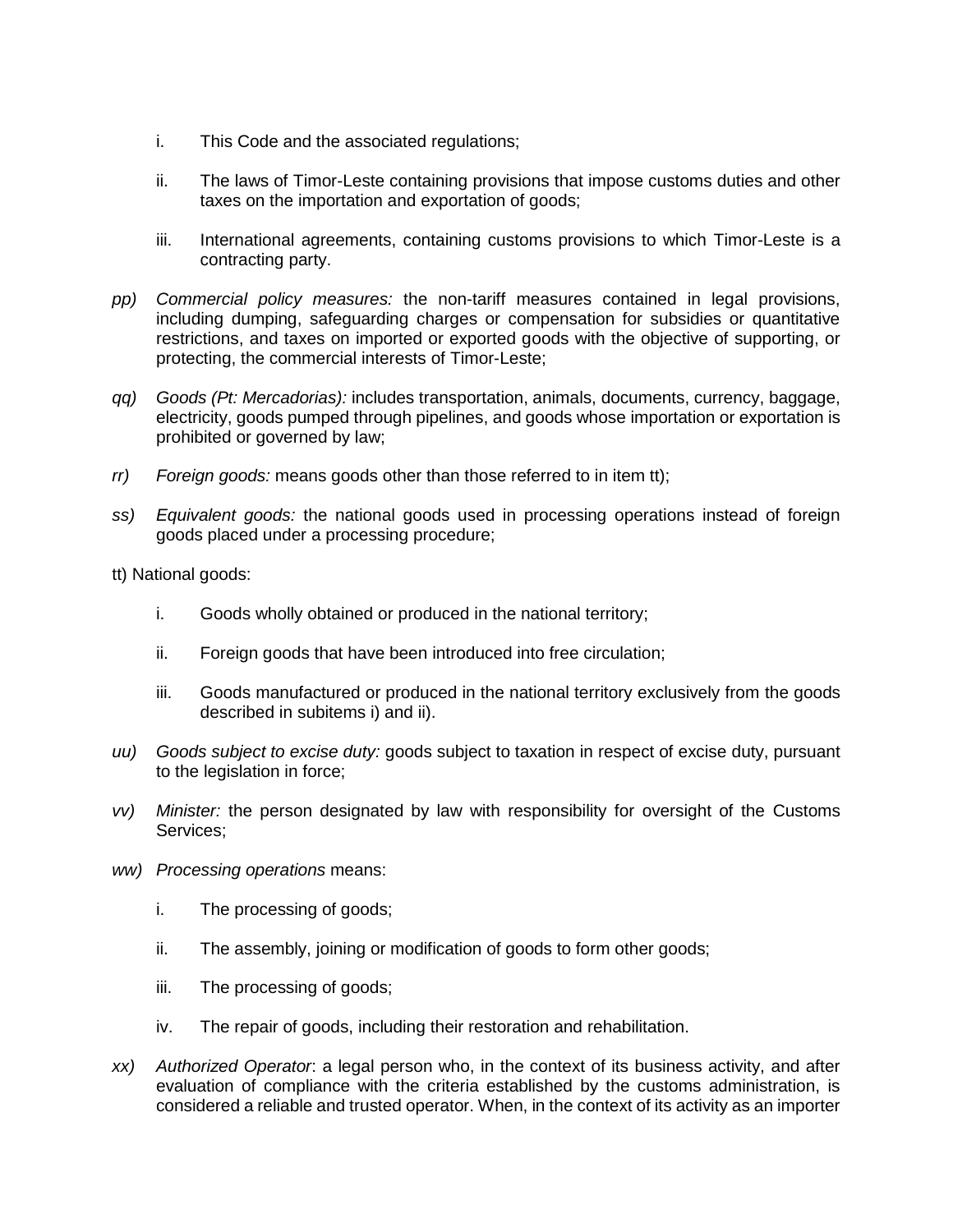i. This Code and the associated regulations;

ii. The laws of Timor-Leste containing provisions that impose customs duties and other taxes on the importation and exportation of goods;

iii. International agreements, containing customs provisions to which Timor-Leste is a contracting party.

*pp) Commercial policy measures:* the non-tariff measures contained in legal provisions, including dumping, safeguarding charges or compensation for subsidies or quantitative restrictions, and taxes on imported or exported goods with the objective of supporting, or protecting, the commercial interests of Timor-Leste;

*qq) Goods (Pt: Mercadorias):* includes transportation, animals, documents, currency, baggage, electricity, goods pumped through pipelines, and goods whose importation or exportation is prohibited or governed by law;

*rr) Foreign goods:* means goods other than those referred to in item tt);

*ss) Equivalent goods:* the national goods used in processing operations instead of foreign goods placed under a processing procedure;

tt) National goods:

i. Goods wholly obtained or produced in the national territory;

ii. Foreign goods that have been introduced into free circulation;

iii. Goods manufactured or produced in the national territory exclusively from the goods described in subitems i) and ii).

*uu) Goods subject to excise duty:* goods subject to taxation in respect of excise duty, pursuant to the legislation in force;

*vv) Minister:* the person designated by law with responsibility for oversight of the Customs Services;

*ww) Processing operations* means:

i. The processing of goods;

ii. The assembly, joining or modification of goods to form other goods;

iii. The processing of goods;

iv. The repair of goods, including their restoration and rehabilitation.

*xx) Authorized Operator*: a legal person who, in the context of its business activity, and after evaluation of compliance with the criteria established by the customs administration, is considered a reliable and trusted operator. When, in the context of its activity as an importer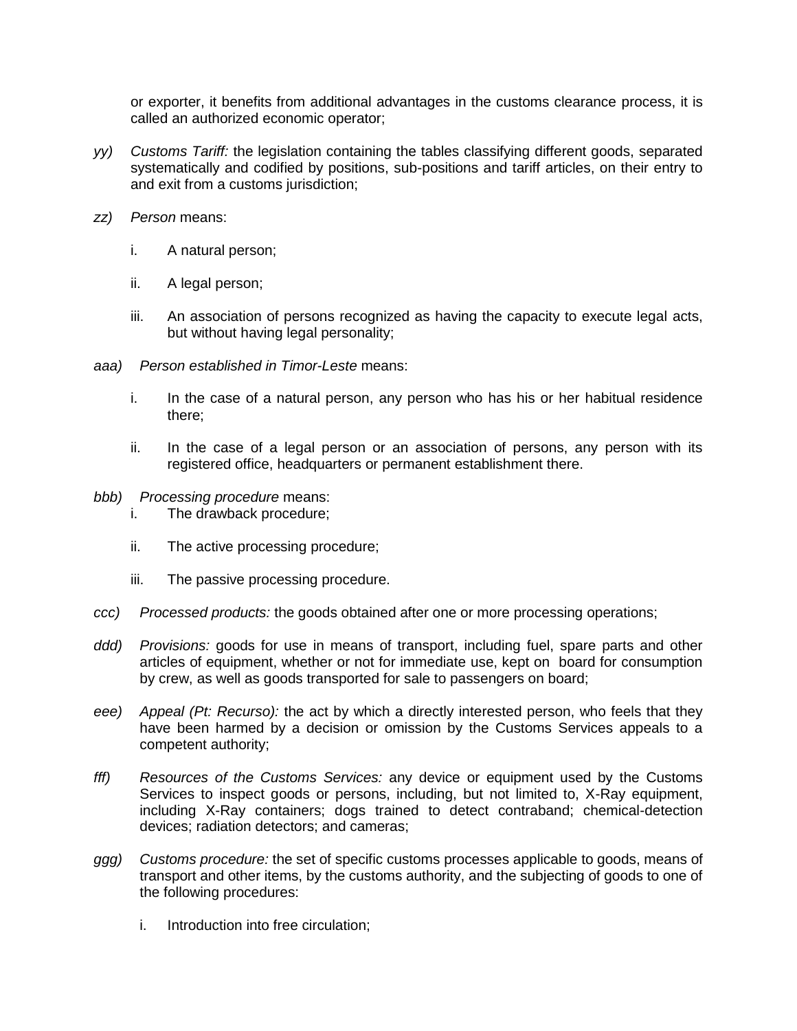or exporter, it benefits from additional advantages in the customs clearance process, it is called an authorized economic operator;

yy) *Customs Tariff:* the legislation containing the tables classifying different goods, separated systematically and codified by positions, sub-positions and tariff articles, on their entry to and exit from a customs jurisdiction;

zz) *Person* means:

   i. A natural person;

   ii. A legal person;

   iii. An association of persons recognized as having the capacity to execute legal acts, but without having legal personality;

aaa) *Person established in Timor-Leste* means:

   i. In the case of a natural person, any person who has his or her habitual residence there;

   ii. In the case of a legal person or an association of persons, any person with its registered office, headquarters or permanent establishment there.

bbb) *Processing procedure* means:

   i. The drawback procedure;

   ii. The active processing procedure;

   iii. The passive processing procedure.

ccc) *Processed products:* the goods obtained after one or more processing operations;

ddd) *Provisions:* goods for use in means of transport, including fuel, spare parts and other articles of equipment, whether or not for immediate use, kept on board for consumption by crew, as well as goods transported for sale to passengers on board;

eee) *Appeal (Pt: Recurso):* the act by which a directly interested person, who feels that they have been harmed by a decision or omission by the Customs Services appeals to a competent authority;

fff) *Resources of the Customs Services:* any device or equipment used by the Customs Services to inspect goods or persons, including, but not limited to, X-Ray equipment, including X-Ray containers; dogs trained to detect contraband; chemical-detection devices; radiation detectors; and cameras;

ggg) *Customs procedure:* the set of specific customs processes applicable to goods, means of transport and other items, by the customs authority, and the subjecting of goods to one of the following procedures:

   i. Introduction into free circulation;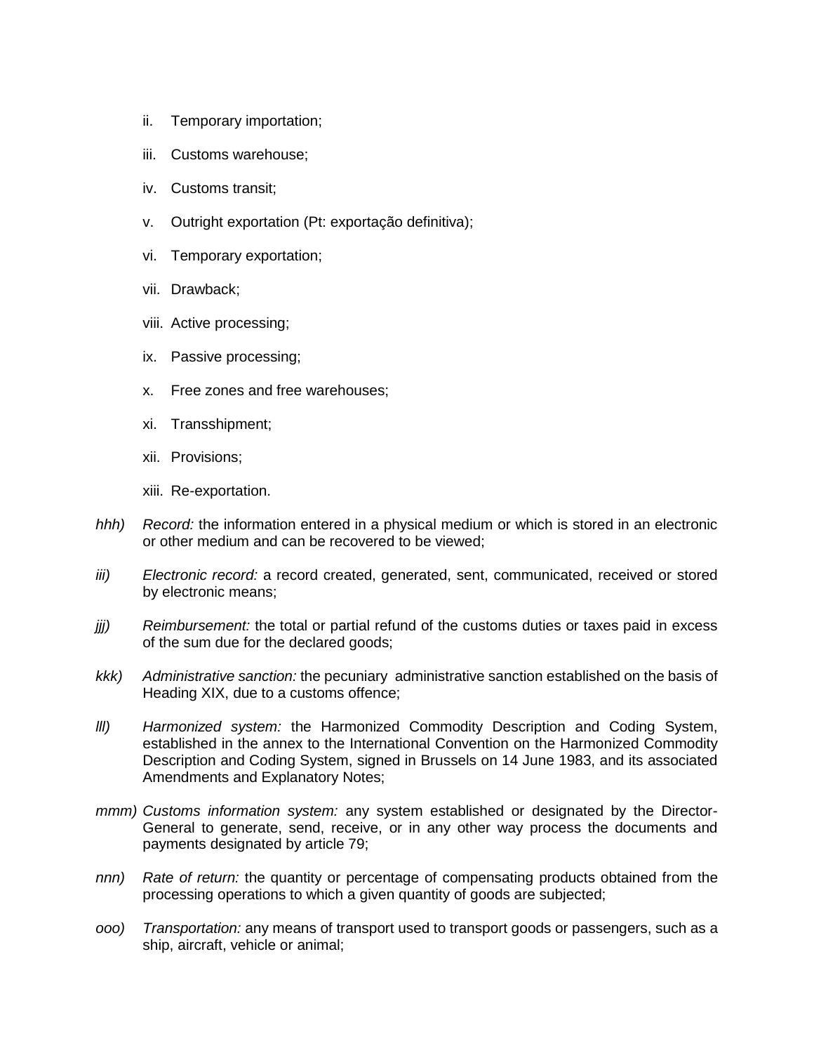ii. Temporary importation;

iii. Customs warehouse;

iv. Customs transit;

v. Outright exportation (Pt: exportação definitiva);

vi. Temporary exportation;

vii. Drawback;

viii. Active processing;

ix. Passive processing;

x. Free zones and free warehouses;

xi. Transshipment;

xii. Provisions;

xiii. Re-exportation.

*hhh)* *Record:* the information entered in a physical medium or which is stored in an electronic or other medium and can be recovered to be viewed;

*iii)* *Electronic record:* a record created, generated, sent, communicated, received or stored by electronic means;

*jjj)* *Reimbursement:* the total or partial refund of the customs duties or taxes paid in excess of the sum due for the declared goods;

*kkk)* *Administrative sanction:* the pecuniary administrative sanction established on the basis of Heading XIX, due to a customs offence;

*lll)* *Harmonized system:* the Harmonized Commodity Description and Coding System, established in the annex to the International Convention on the Harmonized Commodity Description and Coding System, signed in Brussels on 14 June 1983, and its associated Amendments and Explanatory Notes;

*mmm)* *Customs information system:* any system established or designated by the Director-General to generate, send, receive, or in any other way process the documents and payments designated by article 79;

*nnn)* *Rate of return:* the quantity or percentage of compensating products obtained from the processing operations to which a given quantity of goods are subjected;

*ooo)* *Transportation:* any means of transport used to transport goods or passengers, such as a ship, aircraft, vehicle or animal;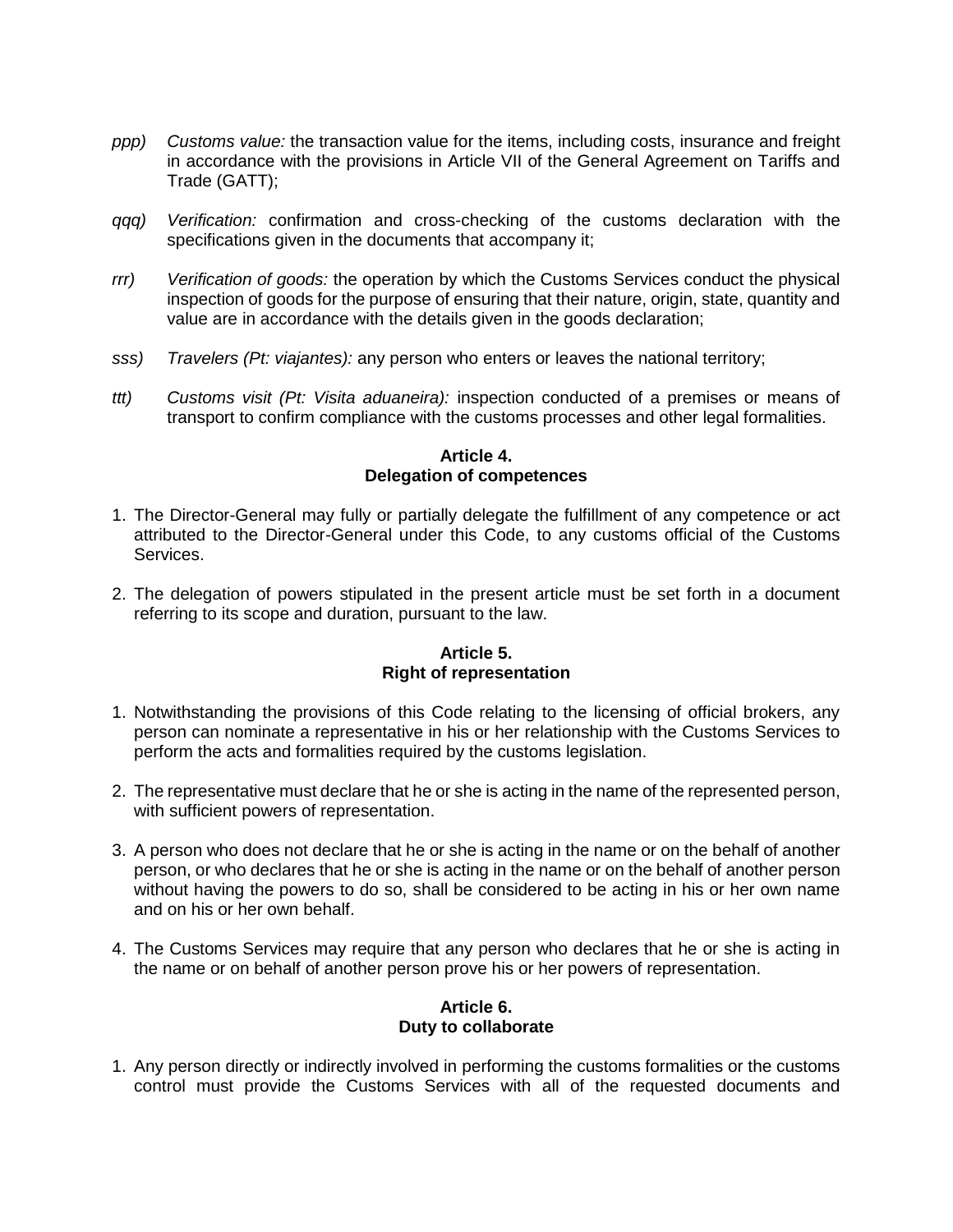*ppp) Customs value:* the transaction value for the items, including costs, insurance and freight in accordance with the provisions in Article VII of the General Agreement on Tariffs and Trade (GATT);

*qqq) Verification:* confirmation and cross-checking of the customs declaration with the specifications given in the documents that accompany it;

*rrr) Verification of goods:* the operation by which the Customs Services conduct the physical inspection of goods for the purpose of ensuring that their nature, origin, state, quantity and value are in accordance with the details given in the goods declaration;

*sss) Travelers (Pt: viajantes):* any person who enters or leaves the national territory;

*ttt) Customs visit (Pt: Visita aduaneira):* inspection conducted of a premises or means of transport to confirm compliance with the customs processes and other legal formalities.

**Article 4.**
**Delegation of competences**

1. The Director-General may fully or partially delegate the fulfillment of any competence or act attributed to the Director-General under this Code, to any customs official of the Customs Services.

2. The delegation of powers stipulated in the present article must be set forth in a document referring to its scope and duration, pursuant to the law.

**Article 5.**
**Right of representation**

1. Notwithstanding the provisions of this Code relating to the licensing of official brokers, any person can nominate a representative in his or her relationship with the Customs Services to perform the acts and formalities required by the customs legislation.

2. The representative must declare that he or she is acting in the name of the represented person, with sufficient powers of representation.

3. A person who does not declare that he or she is acting in the name or on the behalf of another person, or who declares that he or she is acting in the name or on the behalf of another person without having the powers to do so, shall be considered to be acting in his or her own name and on his or her own behalf.

4. The Customs Services may require that any person who declares that he or she is acting in the name or on behalf of another person prove his or her powers of representation.

**Article 6.**
**Duty to collaborate**

1. Any person directly or indirectly involved in performing the customs formalities or the customs control must provide the Customs Services with all of the requested documents and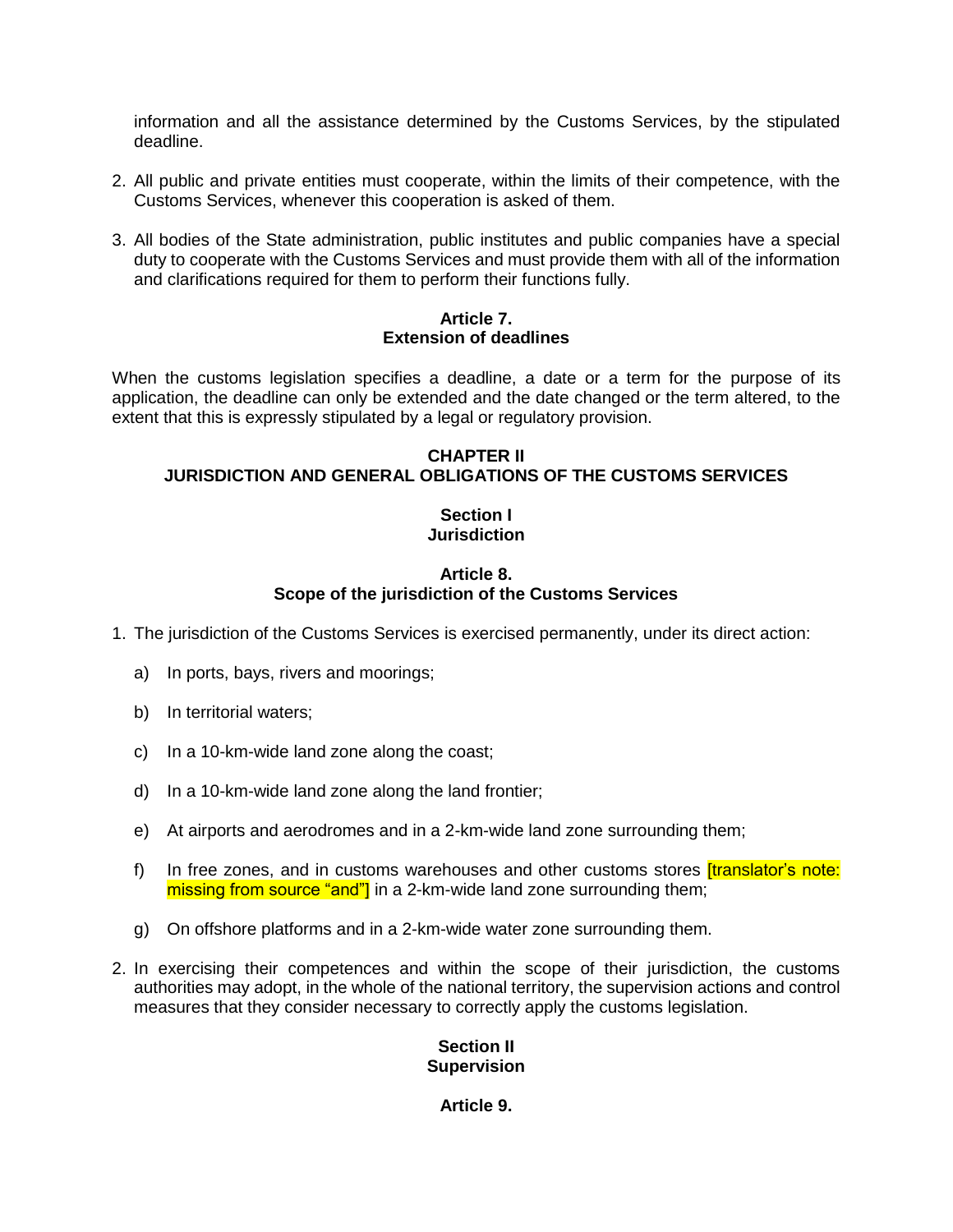information and all the assistance determined by the Customs Services, by the stipulated deadline.

2. All public and private entities must cooperate, within the limits of their competence, with the Customs Services, whenever this cooperation is asked of them.

3. All bodies of the State administration, public institutes and public companies have a special duty to cooperate with the Customs Services and must provide them with all of the information and clarifications required for them to perform their functions fully.

**Article 7.**
**Extension of deadlines**

When the customs legislation specifies a deadline, a date or a term for the purpose of its application, the deadline can only be extended and the date changed or the term altered, to the extent that this is expressly stipulated by a legal or regulatory provision.

## CHAPTER II
## JURISDICTION AND GENERAL OBLIGATIONS OF THE CUSTOMS SERVICES

### Section I
### Jurisdiction

**Article 8.**
**Scope of the jurisdiction of the Customs Services**

1. The jurisdiction of the Customs Services is exercised permanently, under its direct action:

   a) In ports, bays, rivers and moorings;

   b) In territorial waters;

   c) In a 10-km-wide land zone along the coast;

   d) In a 10-km-wide land zone along the land frontier;

   e) At airports and aerodromes and in a 2-km-wide land zone surrounding them;

   f) In free zones, and in customs warehouses and other customs stores [translator's note: missing from source "and"] in a 2-km-wide land zone surrounding them;

   g) On offshore platforms and in a 2-km-wide water zone surrounding them.

2. In exercising their competences and within the scope of their jurisdiction, the customs authorities may adopt, in the whole of the national territory, the supervision actions and control measures that they consider necessary to correctly apply the customs legislation.

### Section II
### Supervision

**Article 9.**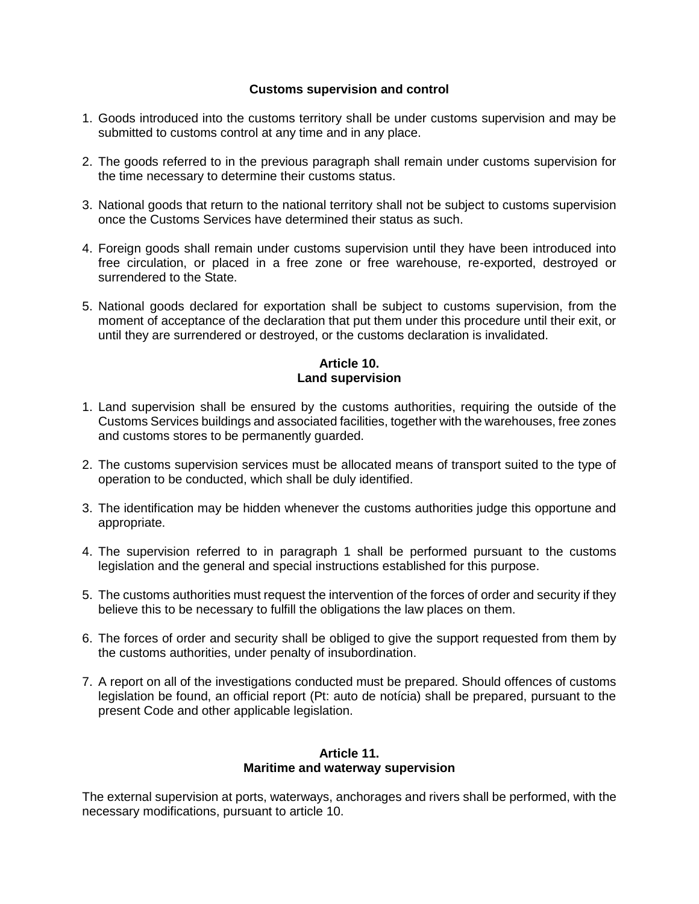**Customs supervision and control**

1. Goods introduced into the customs territory shall be under customs supervision and may be submitted to customs control at any time and in any place.

2. The goods referred to in the previous paragraph shall remain under customs supervision for the time necessary to determine their customs status.

3. National goods that return to the national territory shall not be subject to customs supervision once the Customs Services have determined their status as such.

4. Foreign goods shall remain under customs supervision until they have been introduced into free circulation, or placed in a free zone or free warehouse, re-exported, destroyed or surrendered to the State.

5. National goods declared for exportation shall be subject to customs supervision, from the moment of acceptance of the declaration that put them under this procedure until their exit, or until they are surrendered or destroyed, or the customs declaration is invalidated.

**Article 10.**
**Land supervision**

1. Land supervision shall be ensured by the customs authorities, requiring the outside of the Customs Services buildings and associated facilities, together with the warehouses, free zones and customs stores to be permanently guarded.

2. The customs supervision services must be allocated means of transport suited to the type of operation to be conducted, which shall be duly identified.

3. The identification may be hidden whenever the customs authorities judge this opportune and appropriate.

4. The supervision referred to in paragraph 1 shall be performed pursuant to the customs legislation and the general and special instructions established for this purpose.

5. The customs authorities must request the intervention of the forces of order and security if they believe this to be necessary to fulfill the obligations the law places on them.

6. The forces of order and security shall be obliged to give the support requested from them by the customs authorities, under penalty of insubordination.

7. A report on all of the investigations conducted must be prepared. Should offences of customs legislation be found, an official report (Pt: auto de notícia) shall be prepared, pursuant to the present Code and other applicable legislation.

**Article 11.**
**Maritime and waterway supervision**

The external supervision at ports, waterways, anchorages and rivers shall be performed, with the necessary modifications, pursuant to article 10.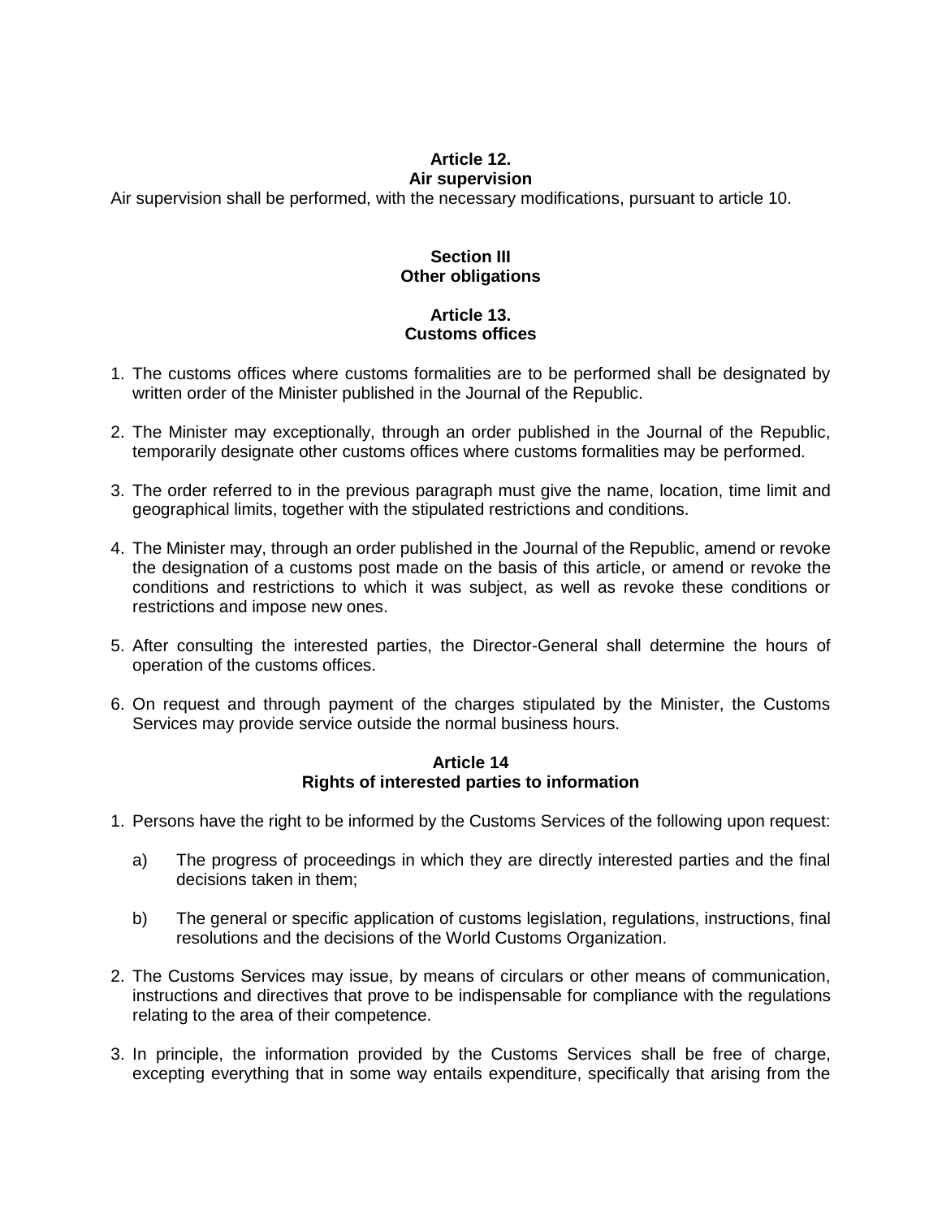### Article 12.
### Air supervision

Air supervision shall be performed, with the necessary modifications, pursuant to article 10.

## Section III
## Other obligations

### Article 13.
### Customs offices

1. The customs offices where customs formalities are to be performed shall be designated by written order of the Minister published in the Journal of the Republic.

2. The Minister may exceptionally, through an order published in the Journal of the Republic, temporarily designate other customs offices where customs formalities may be performed.

3. The order referred to in the previous paragraph must give the name, location, time limit and geographical limits, together with the stipulated restrictions and conditions.

4. The Minister may, through an order published in the Journal of the Republic, amend or revoke the designation of a customs post made on the basis of this article, or amend or revoke the conditions and restrictions to which it was subject, as well as revoke these conditions or restrictions and impose new ones.

5. After consulting the interested parties, the Director-General shall determine the hours of operation of the customs offices.

6. On request and through payment of the charges stipulated by the Minister, the Customs Services may provide service outside the normal business hours.

### Article 14
### Rights of interested parties to information

1. Persons have the right to be informed by the Customs Services of the following upon request:

   a) The progress of proceedings in which they are directly interested parties and the final decisions taken in them;

   b) The general or specific application of customs legislation, regulations, instructions, final resolutions and the decisions of the World Customs Organization.

2. The Customs Services may issue, by means of circulars or other means of communication, instructions and directives that prove to be indispensable for compliance with the regulations relating to the area of their competence.

3. In principle, the information provided by the Customs Services shall be free of charge, excepting everything that in some way entails expenditure, specifically that arising from the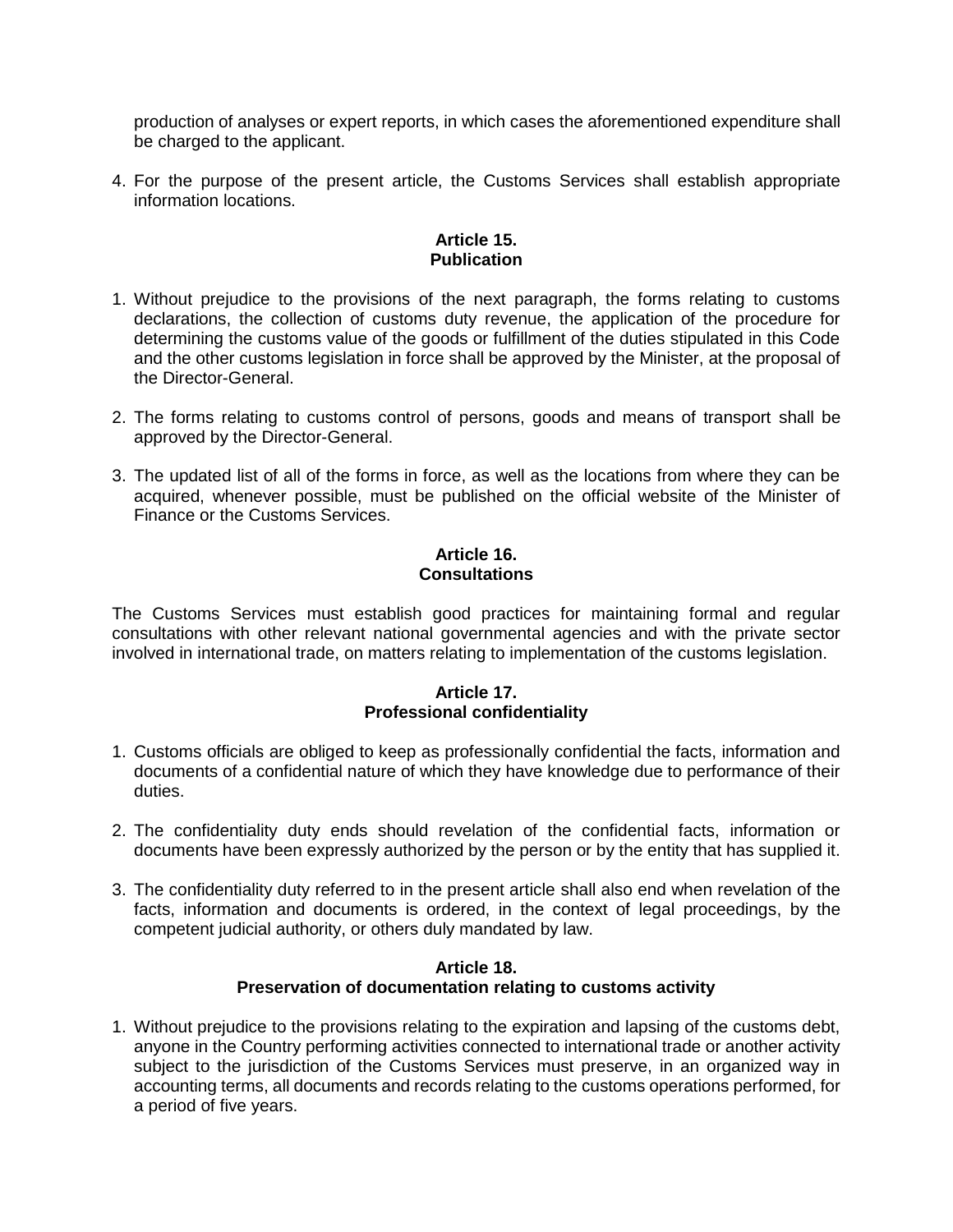production of analyses or expert reports, in which cases the aforementioned expenditure shall be charged to the applicant.

4. For the purpose of the present article, the Customs Services shall establish appropriate information locations.

**Article 15.**
**Publication**

1. Without prejudice to the provisions of the next paragraph, the forms relating to customs declarations, the collection of customs duty revenue, the application of the procedure for determining the customs value of the goods or fulfillment of the duties stipulated in this Code and the other customs legislation in force shall be approved by the Minister, at the proposal of the Director-General.

2. The forms relating to customs control of persons, goods and means of transport shall be approved by the Director-General.

3. The updated list of all of the forms in force, as well as the locations from where they can be acquired, whenever possible, must be published on the official website of the Minister of Finance or the Customs Services.

**Article 16.**
**Consultations**

The Customs Services must establish good practices for maintaining formal and regular consultations with other relevant national governmental agencies and with the private sector involved in international trade, on matters relating to implementation of the customs legislation.

**Article 17.**
**Professional confidentiality**

1. Customs officials are obliged to keep as professionally confidential the facts, information and documents of a confidential nature of which they have knowledge due to performance of their duties.

2. The confidentiality duty ends should revelation of the confidential facts, information or documents have been expressly authorized by the person or by the entity that has supplied it.

3. The confidentiality duty referred to in the present article shall also end when revelation of the facts, information and documents is ordered, in the context of legal proceedings, by the competent judicial authority, or others duly mandated by law.

**Article 18.**
**Preservation of documentation relating to customs activity**

1. Without prejudice to the provisions relating to the expiration and lapsing of the customs debt, anyone in the Country performing activities connected to international trade or another activity subject to the jurisdiction of the Customs Services must preserve, in an organized way in accounting terms, all documents and records relating to the customs operations performed, for a period of five years.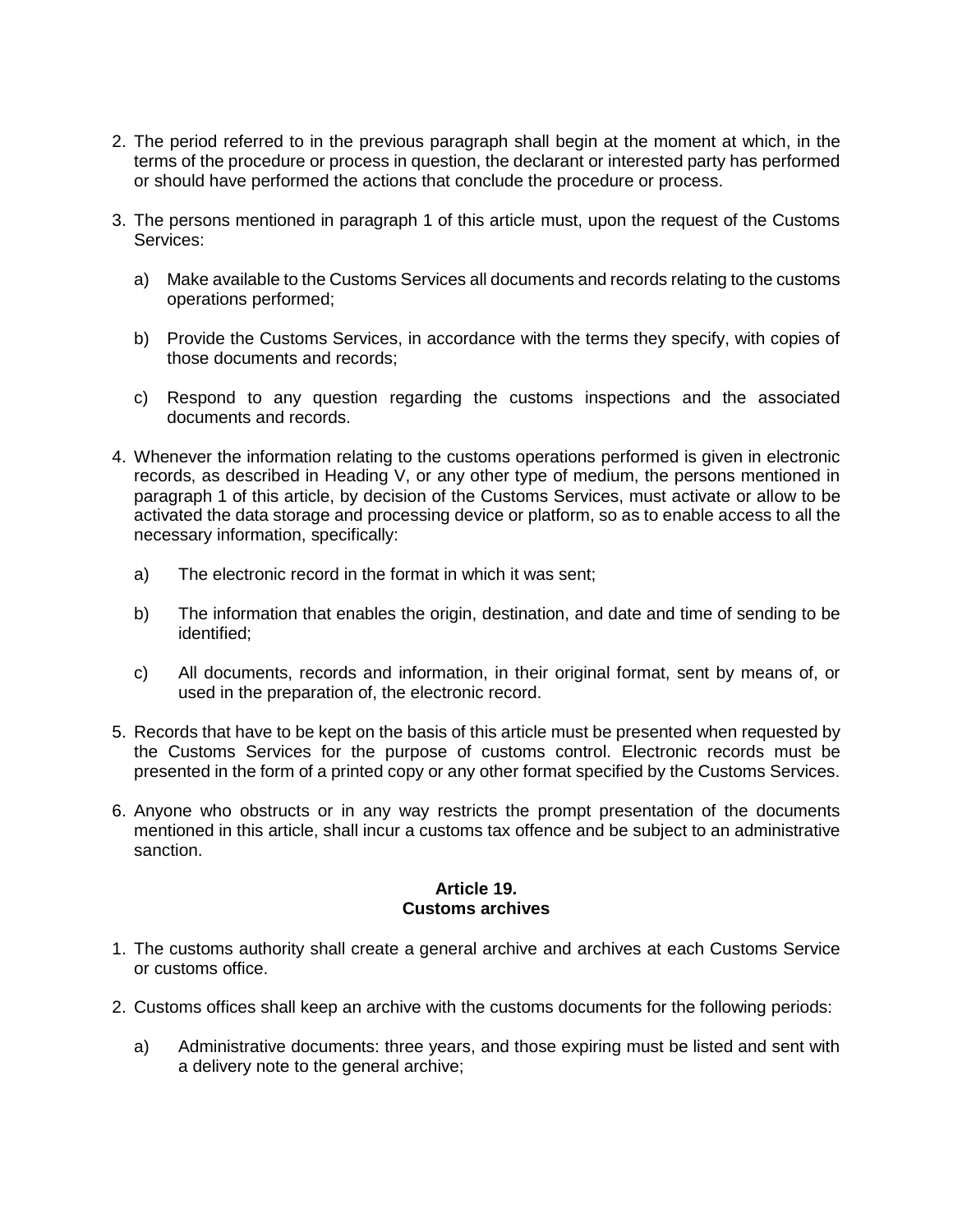2. The period referred to in the previous paragraph shall begin at the moment at which, in the terms of the procedure or process in question, the declarant or interested party has performed or should have performed the actions that conclude the procedure or process.

3. The persons mentioned in paragraph 1 of this article must, upon the request of the Customs Services:

   a) Make available to the Customs Services all documents and records relating to the customs operations performed;

   b) Provide the Customs Services, in accordance with the terms they specify, with copies of those documents and records;

   c) Respond to any question regarding the customs inspections and the associated documents and records.

4. Whenever the information relating to the customs operations performed is given in electronic records, as described in Heading V, or any other type of medium, the persons mentioned in paragraph 1 of this article, by decision of the Customs Services, must activate or allow to be activated the data storage and processing device or platform, so as to enable access to all the necessary information, specifically:

   a) The electronic record in the format in which it was sent;

   b) The information that enables the origin, destination, and date and time of sending to be identified;

   c) All documents, records and information, in their original format, sent by means of, or used in the preparation of, the electronic record.

5. Records that have to be kept on the basis of this article must be presented when requested by the Customs Services for the purpose of customs control. Electronic records must be presented in the form of a printed copy or any other format specified by the Customs Services.

6. Anyone who obstructs or in any way restricts the prompt presentation of the documents mentioned in this article, shall incur a customs tax offence and be subject to an administrative sanction.

**Article 19.**
**Customs archives**

1. The customs authority shall create a general archive and archives at each Customs Service or customs office.

2. Customs offices shall keep an archive with the customs documents for the following periods:

   a) Administrative documents: three years, and those expiring must be listed and sent with a delivery note to the general archive;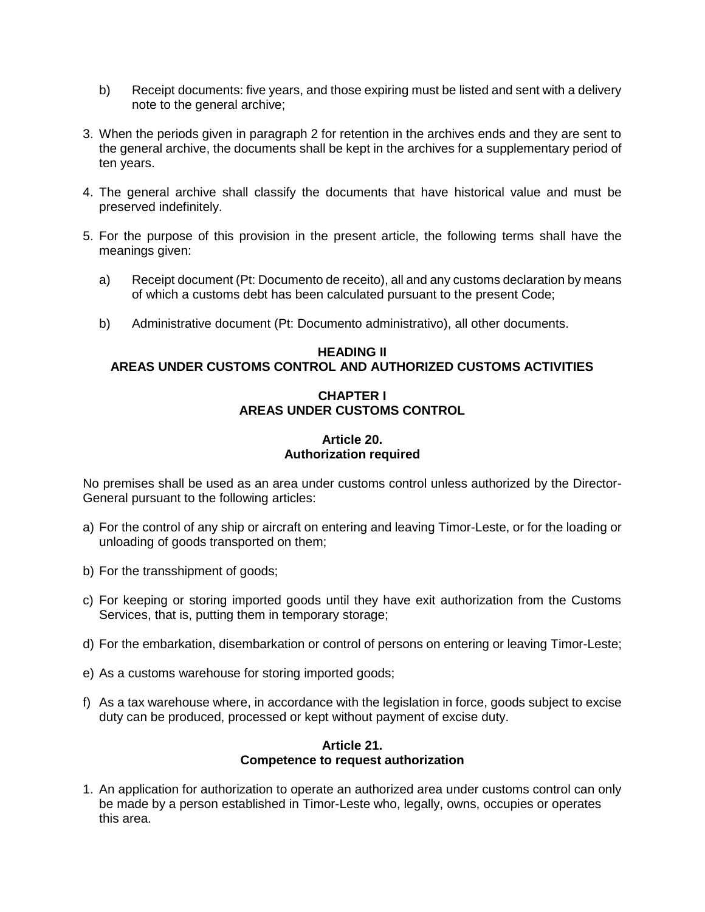b) Receipt documents: five years, and those expiring must be listed and sent with a delivery note to the general archive;

3. When the periods given in paragraph 2 for retention in the archives ends and they are sent to the general archive, the documents shall be kept in the archives for a supplementary period of ten years.

4. The general archive shall classify the documents that have historical value and must be preserved indefinitely.

5. For the purpose of this provision in the present article, the following terms shall have the meanings given:

   a) Receipt document (Pt: Documento de receito), all and any customs declaration by means of which a customs debt has been calculated pursuant to the present Code;

   b) Administrative document (Pt: Documento administrativo), all other documents.

## HEADING II
## AREAS UNDER CUSTOMS CONTROL AND AUTHORIZED CUSTOMS ACTIVITIES

### CHAPTER I
### AREAS UNDER CUSTOMS CONTROL

#### Article 20.
#### Authorization required

No premises shall be used as an area under customs control unless authorized by the Director-General pursuant to the following articles:

a) For the control of any ship or aircraft on entering and leaving Timor-Leste, or for the loading or unloading of goods transported on them;

b) For the transshipment of goods;

c) For keeping or storing imported goods until they have exit authorization from the Customs Services, that is, putting them in temporary storage;

d) For the embarkation, disembarkation or control of persons on entering or leaving Timor-Leste;

e) As a customs warehouse for storing imported goods;

f) As a tax warehouse where, in accordance with the legislation in force, goods subject to excise duty can be produced, processed or kept without payment of excise duty.

#### Article 21.
#### Competence to request authorization

1. An application for authorization to operate an authorized area under customs control can only be made by a person established in Timor-Leste who, legally, owns, occupies or operates this area.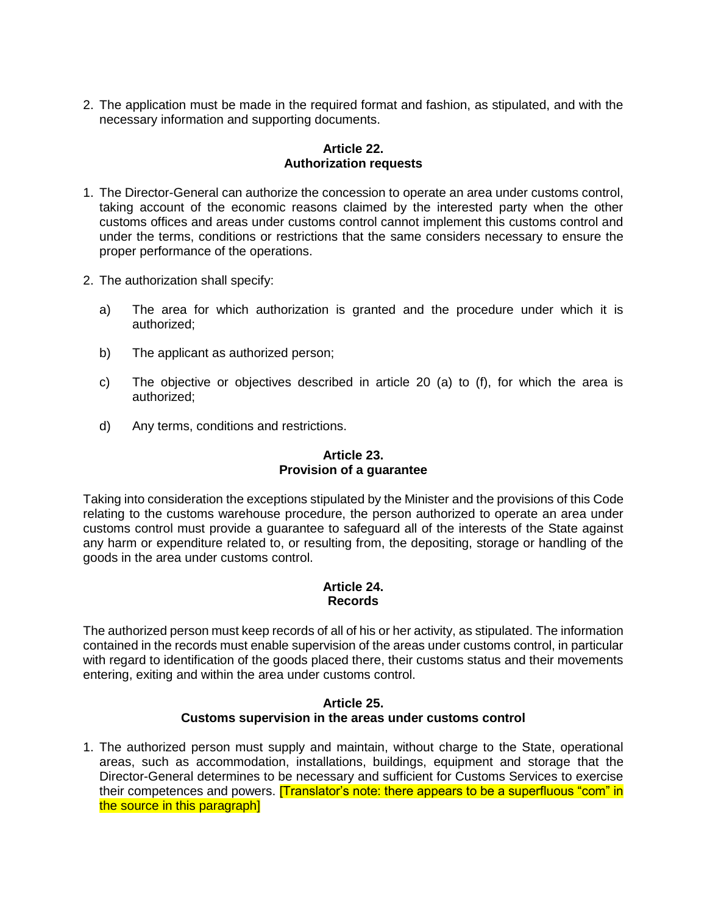2. The application must be made in the required format and fashion, as stipulated, and with the necessary information and supporting documents.

**Article 22.**
**Authorization requests**

1. The Director-General can authorize the concession to operate an area under customs control, taking account of the economic reasons claimed by the interested party when the other customs offices and areas under customs control cannot implement this customs control and under the terms, conditions or restrictions that the same considers necessary to ensure the proper performance of the operations.

2. The authorization shall specify:

   a) The area for which authorization is granted and the procedure under which it is authorized;

   b) The applicant as authorized person;

   c) The objective or objectives described in article 20 (a) to (f), for which the area is authorized;

   d) Any terms, conditions and restrictions.

**Article 23.**
**Provision of a guarantee**

Taking into consideration the exceptions stipulated by the Minister and the provisions of this Code relating to the customs warehouse procedure, the person authorized to operate an area under customs control must provide a guarantee to safeguard all of the interests of the State against any harm or expenditure related to, or resulting from, the depositing, storage or handling of the goods in the area under customs control.

**Article 24.**
**Records**

The authorized person must keep records of all of his or her activity, as stipulated. The information contained in the records must enable supervision of the areas under customs control, in particular with regard to identification of the goods placed there, their customs status and their movements entering, exiting and within the area under customs control.

**Article 25.**
**Customs supervision in the areas under customs control**

1. The authorized person must supply and maintain, without charge to the State, operational areas, such as accommodation, installations, buildings, equipment and storage that the Director-General determines to be necessary and sufficient for Customs Services to exercise their competences and powers. [Translator's note: there appears to be a superfluous "com" in the source in this paragraph]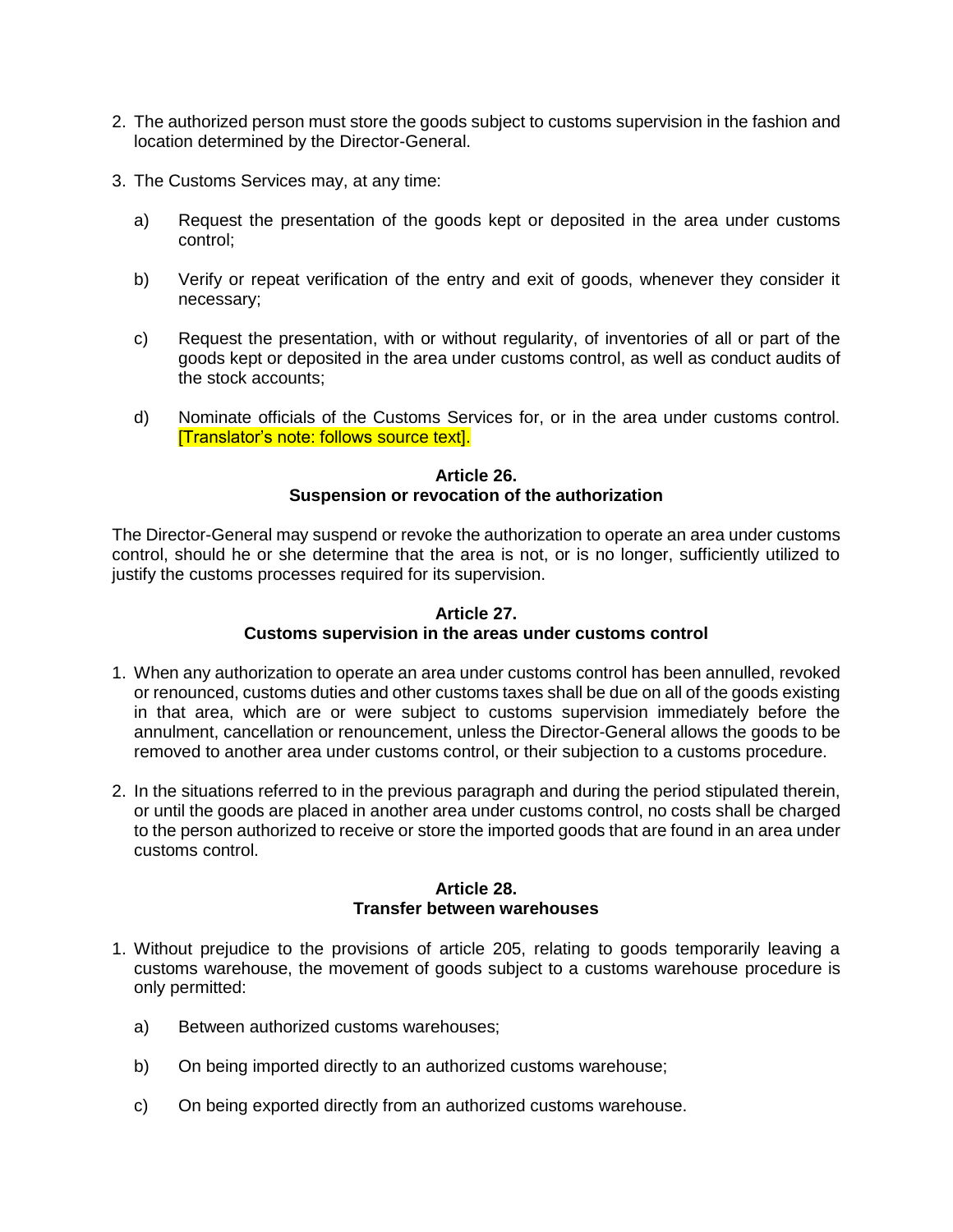2. The authorized person must store the goods subject to customs supervision in the fashion and location determined by the Director-General.

3. The Customs Services may, at any time:

   a) Request the presentation of the goods kept or deposited in the area under customs control;

   b) Verify or repeat verification of the entry and exit of goods, whenever they consider it necessary;

   c) Request the presentation, with or without regularity, of inventories of all or part of the goods kept or deposited in the area under customs control, as well as conduct audits of the stock accounts;

   d) Nominate officials of the Customs Services for, or in the area under customs control. [Translator's note: follows source text].

**Article 26.**
**Suspension or revocation of the authorization**

The Director-General may suspend or revoke the authorization to operate an area under customs control, should he or she determine that the area is not, or is no longer, sufficiently utilized to justify the customs processes required for its supervision.

**Article 27.**
**Customs supervision in the areas under customs control**

1. When any authorization to operate an area under customs control has been annulled, revoked or renounced, customs duties and other customs taxes shall be due on all of the goods existing in that area, which are or were subject to customs supervision immediately before the annulment, cancellation or renouncement, unless the Director-General allows the goods to be removed to another area under customs control, or their subjection to a customs procedure.

2. In the situations referred to in the previous paragraph and during the period stipulated therein, or until the goods are placed in another area under customs control, no costs shall be charged to the person authorized to receive or store the imported goods that are found in an area under customs control.

**Article 28.**
**Transfer between warehouses**

1. Without prejudice to the provisions of article 205, relating to goods temporarily leaving a customs warehouse, the movement of goods subject to a customs warehouse procedure is only permitted:

   a) Between authorized customs warehouses;

   b) On being imported directly to an authorized customs warehouse;

   c) On being exported directly from an authorized customs warehouse.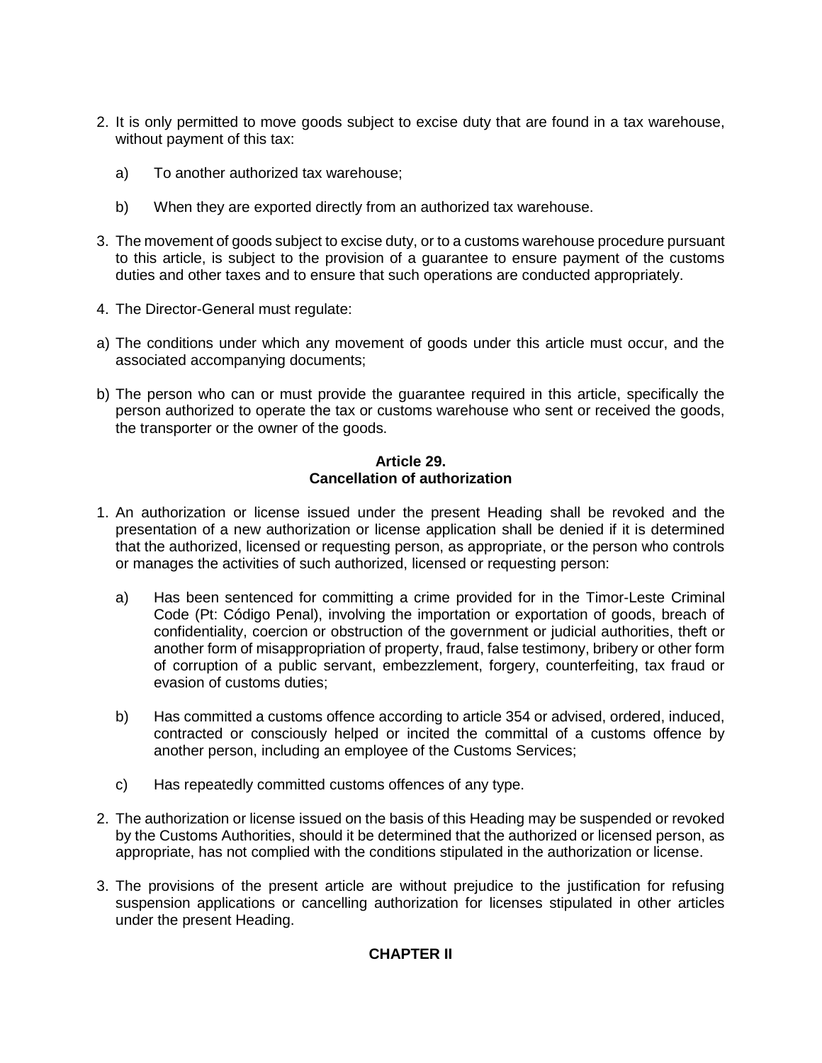2. It is only permitted to move goods subject to excise duty that are found in a tax warehouse, without payment of this tax:

   a) To another authorized tax warehouse;

   b) When they are exported directly from an authorized tax warehouse.

3. The movement of goods subject to excise duty, or to a customs warehouse procedure pursuant to this article, is subject to the provision of a guarantee to ensure payment of the customs duties and other taxes and to ensure that such operations are conducted appropriately.

4. The Director-General must regulate:

a) The conditions under which any movement of goods under this article must occur, and the associated accompanying documents;

b) The person who can or must provide the guarantee required in this article, specifically the person authorized to operate the tax or customs warehouse who sent or received the goods, the transporter or the owner of the goods.

### Article 29.
### Cancellation of authorization

1. An authorization or license issued under the present Heading shall be revoked and the presentation of a new authorization or license application shall be denied if it is determined that the authorized, licensed or requesting person, as appropriate, or the person who controls or manages the activities of such authorized, licensed or requesting person:

   a) Has been sentenced for committing a crime provided for in the Timor-Leste Criminal Code (Pt: Código Penal), involving the importation or exportation of goods, breach of confidentiality, coercion or obstruction of the government or judicial authorities, theft or another form of misappropriation of property, fraud, false testimony, bribery or other form of corruption of a public servant, embezzlement, forgery, counterfeiting, tax fraud or evasion of customs duties;

   b) Has committed a customs offence according to article 354 or advised, ordered, induced, contracted or consciously helped or incited the committal of a customs offence by another person, including an employee of the Customs Services;

   c) Has repeatedly committed customs offences of any type.

2. The authorization or license issued on the basis of this Heading may be suspended or revoked by the Customs Authorities, should it be determined that the authorized or licensed person, as appropriate, has not complied with the conditions stipulated in the authorization or license.

3. The provisions of the present article are without prejudice to the justification for refusing suspension applications or cancelling authorization for licenses stipulated in other articles under the present Heading.

## CHAPTER II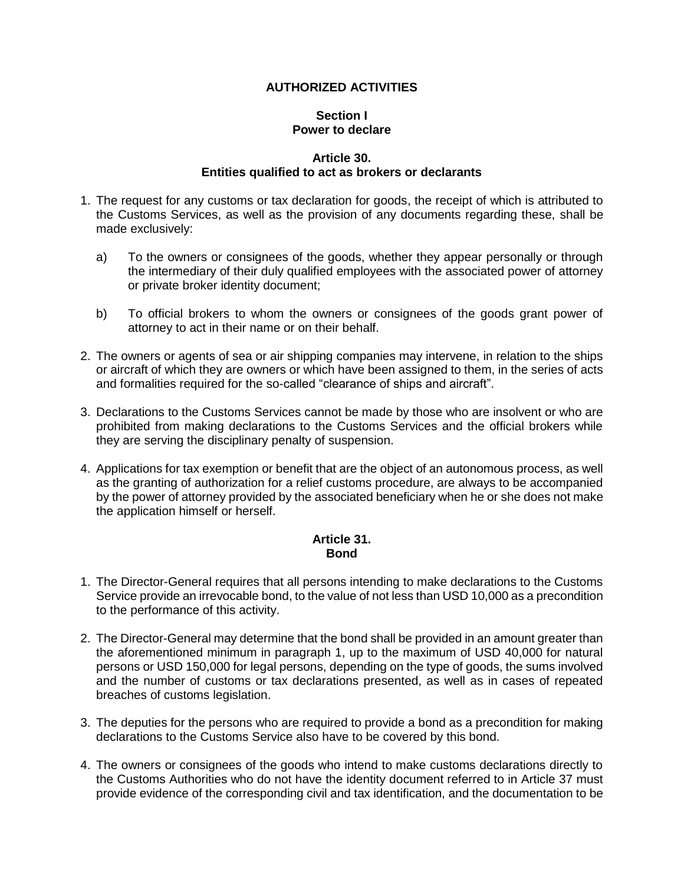## AUTHORIZED ACTIVITIES

### Section I
### Power to declare

#### Article 30.
#### Entities qualified to act as brokers or declarants

1. The request for any customs or tax declaration for goods, the receipt of which is attributed to the Customs Services, as well as the provision of any documents regarding these, shall be made exclusively:

   a) To the owners or consignees of the goods, whether they appear personally or through the intermediary of their duly qualified employees with the associated power of attorney or private broker identity document;

   b) To official brokers to whom the owners or consignees of the goods grant power of attorney to act in their name or on their behalf.

2. The owners or agents of sea or air shipping companies may intervene, in relation to the ships or aircraft of which they are owners or which have been assigned to them, in the series of acts and formalities required for the so-called "clearance of ships and aircraft".

3. Declarations to the Customs Services cannot be made by those who are insolvent or who are prohibited from making declarations to the Customs Services and the official brokers while they are serving the disciplinary penalty of suspension.

4. Applications for tax exemption or benefit that are the object of an autonomous process, as well as the granting of authorization for a relief customs procedure, are always to be accompanied by the power of attorney provided by the associated beneficiary when he or she does not make the application himself or herself.

#### Article 31.
#### Bond

1. The Director-General requires that all persons intending to make declarations to the Customs Service provide an irrevocable bond, to the value of not less than USD 10,000 as a precondition to the performance of this activity.

2. The Director-General may determine that the bond shall be provided in an amount greater than the aforementioned minimum in paragraph 1, up to the maximum of USD 40,000 for natural persons or USD 150,000 for legal persons, depending on the type of goods, the sums involved and the number of customs or tax declarations presented, as well as in cases of repeated breaches of customs legislation.

3. The deputies for the persons who are required to provide a bond as a precondition for making declarations to the Customs Service also have to be covered by this bond.

4. The owners or consignees of the goods who intend to make customs declarations directly to the Customs Authorities who do not have the identity document referred to in Article 37 must provide evidence of the corresponding civil and tax identification, and the documentation to be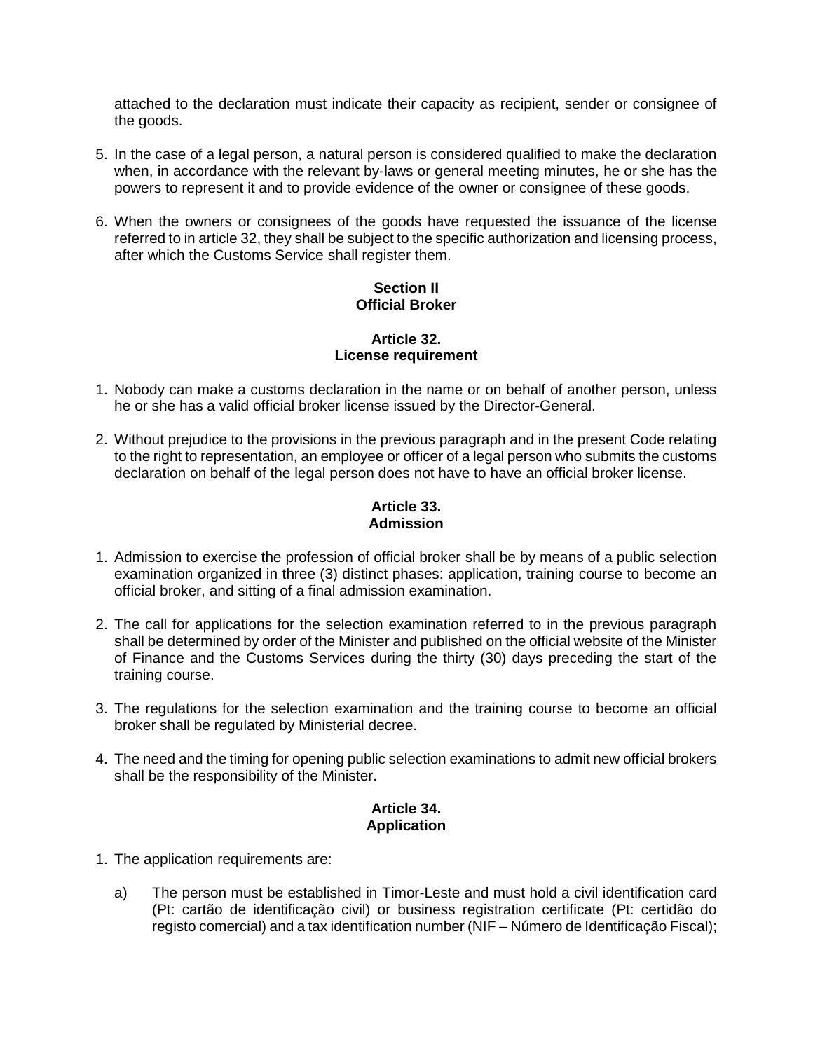attached to the declaration must indicate their capacity as recipient, sender or consignee of the goods.

5. In the case of a legal person, a natural person is considered qualified to make the declaration when, in accordance with the relevant by-laws or general meeting minutes, he or she has the powers to represent it and to provide evidence of the owner or consignee of these goods.

6. When the owners or consignees of the goods have requested the issuance of the license referred to in article 32, they shall be subject to the specific authorization and licensing process, after which the Customs Service shall register them.

## Section II
## Official Broker

### Article 32.
### License requirement

1. Nobody can make a customs declaration in the name or on behalf of another person, unless he or she has a valid official broker license issued by the Director-General.

2. Without prejudice to the provisions in the previous paragraph and in the present Code relating to the right to representation, an employee or officer of a legal person who submits the customs declaration on behalf of the legal person does not have to have an official broker license.

### Article 33.
### Admission

1. Admission to exercise the profession of official broker shall be by means of a public selection examination organized in three (3) distinct phases: application, training course to become an official broker, and sitting of a final admission examination.

2. The call for applications for the selection examination referred to in the previous paragraph shall be determined by order of the Minister and published on the official website of the Minister of Finance and the Customs Services during the thirty (30) days preceding the start of the training course.

3. The regulations for the selection examination and the training course to become an official broker shall be regulated by Ministerial decree.

4. The need and the timing for opening public selection examinations to admit new official brokers shall be the responsibility of the Minister.

### Article 34.
### Application

1. The application requirements are:

   a) The person must be established in Timor-Leste and must hold a civil identification card (Pt: cartão de identificação civil) or business registration certificate (Pt: certidão do registo comercial) and a tax identification number (NIF – Número de Identificação Fiscal);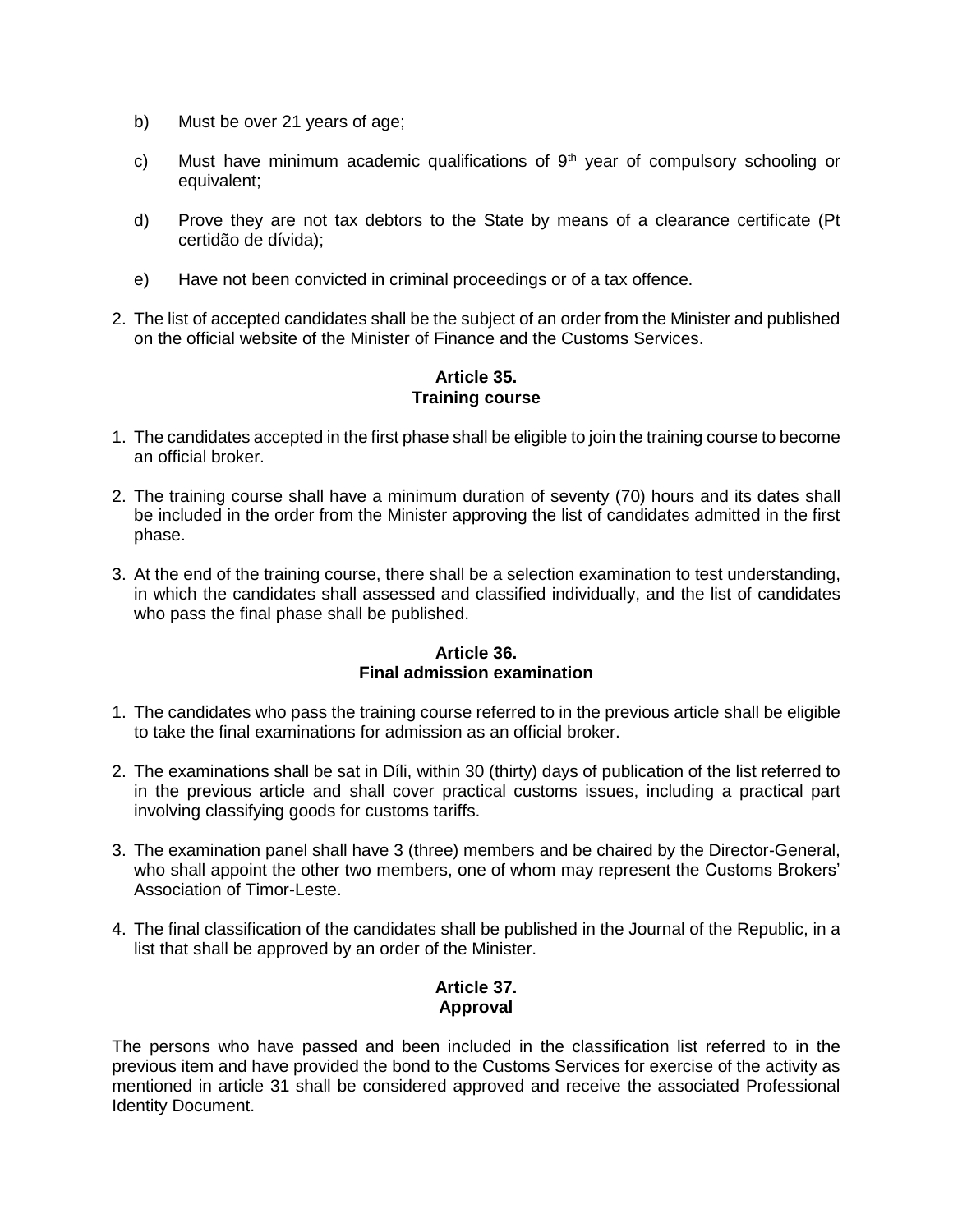b) Must be over 21 years of age;

c) Must have minimum academic qualifications of 9th year of compulsory schooling or equivalent;

d) Prove they are not tax debtors to the State by means of a clearance certificate (Pt certidão de dívida);

e) Have not been convicted in criminal proceedings or of a tax offence.

2. The list of accepted candidates shall be the subject of an order from the Minister and published on the official website of the Minister of Finance and the Customs Services.

**Article 35.**
**Training course**

1. The candidates accepted in the first phase shall be eligible to join the training course to become an official broker.

2. The training course shall have a minimum duration of seventy (70) hours and its dates shall be included in the order from the Minister approving the list of candidates admitted in the first phase.

3. At the end of the training course, there shall be a selection examination to test understanding, in which the candidates shall assessed and classified individually, and the list of candidates who pass the final phase shall be published.

**Article 36.**
**Final admission examination**

1. The candidates who pass the training course referred to in the previous article shall be eligible to take the final examinations for admission as an official broker.

2. The examinations shall be sat in Díli, within 30 (thirty) days of publication of the list referred to in the previous article and shall cover practical customs issues, including a practical part involving classifying goods for customs tariffs.

3. The examination panel shall have 3 (three) members and be chaired by the Director-General, who shall appoint the other two members, one of whom may represent the Customs Brokers' Association of Timor-Leste.

4. The final classification of the candidates shall be published in the Journal of the Republic, in a list that shall be approved by an order of the Minister.

**Article 37.**
**Approval**

The persons who have passed and been included in the classification list referred to in the previous item and have provided the bond to the Customs Services for exercise of the activity as mentioned in article 31 shall be considered approved and receive the associated Professional Identity Document.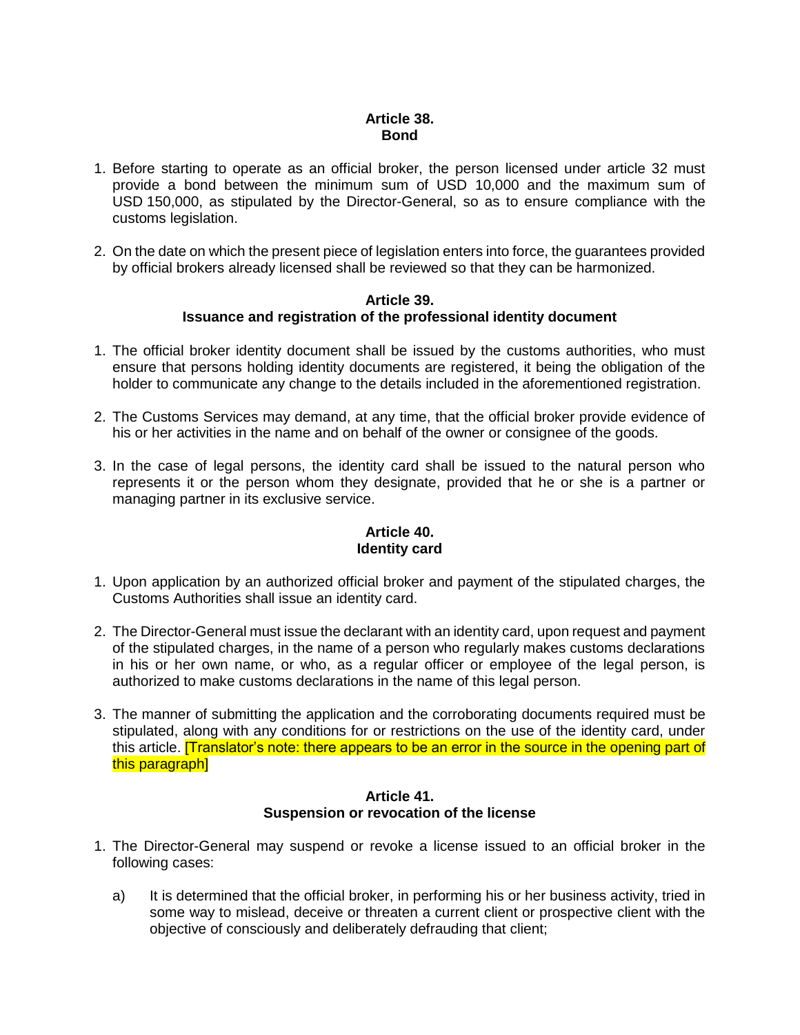### Article 38.
### Bond

1. Before starting to operate as an official broker, the person licensed under article 32 must provide a bond between the minimum sum of USD 10,000 and the maximum sum of USD 150,000, as stipulated by the Director-General, so as to ensure compliance with the customs legislation.

2. On the date on which the present piece of legislation enters into force, the guarantees provided by official brokers already licensed shall be reviewed so that they can be harmonized.

### Article 39.
### Issuance and registration of the professional identity document

1. The official broker identity document shall be issued by the customs authorities, who must ensure that persons holding identity documents are registered, it being the obligation of the holder to communicate any change to the details included in the aforementioned registration.

2. The Customs Services may demand, at any time, that the official broker provide evidence of his or her activities in the name and on behalf of the owner or consignee of the goods.

3. In the case of legal persons, the identity card shall be issued to the natural person who represents it or the person whom they designate, provided that he or she is a partner or managing partner in its exclusive service.

### Article 40.
### Identity card

1. Upon application by an authorized official broker and payment of the stipulated charges, the Customs Authorities shall issue an identity card.

2. The Director-General must issue the declarant with an identity card, upon request and payment of the stipulated charges, in the name of a person who regularly makes customs declarations in his or her own name, or who, as a regular officer or employee of the legal person, is authorized to make customs declarations in the name of this legal person.

3. The manner of submitting the application and the corroborating documents required must be stipulated, along with any conditions for or restrictions on the use of the identity card, under this article. [Translator's note: there appears to be an error in the source in the opening part of this paragraph]

### Article 41.
### Suspension or revocation of the license

1. The Director-General may suspend or revoke a license issued to an official broker in the following cases:

   a) It is determined that the official broker, in performing his or her business activity, tried in some way to mislead, deceive or threaten a current client or prospective client with the objective of consciously and deliberately defrauding that client;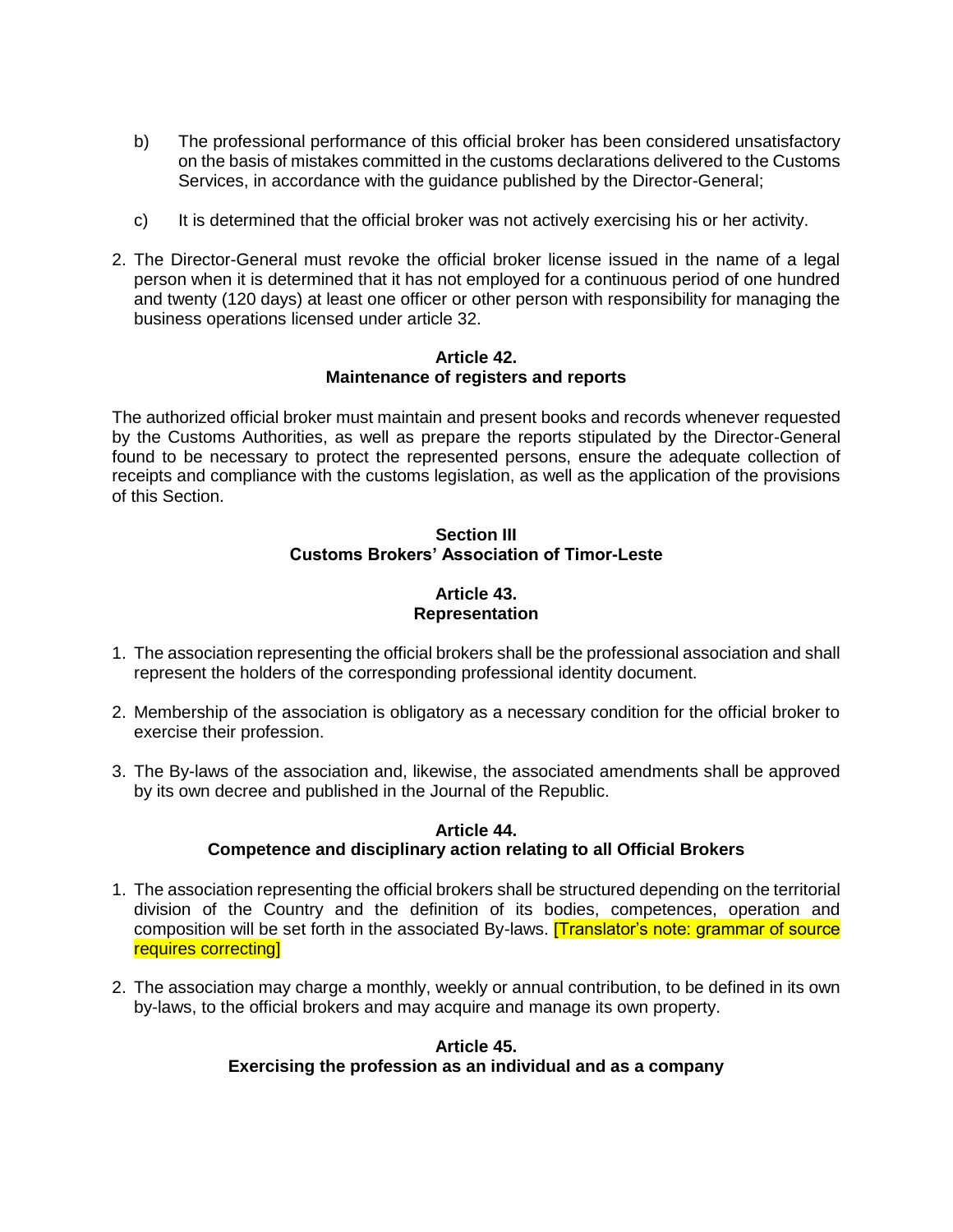b) The professional performance of this official broker has been considered unsatisfactory on the basis of mistakes committed in the customs declarations delivered to the Customs Services, in accordance with the guidance published by the Director-General;

c) It is determined that the official broker was not actively exercising his or her activity.

2. The Director-General must revoke the official broker license issued in the name of a legal person when it is determined that it has not employed for a continuous period of one hundred and twenty (120 days) at least one officer or other person with responsibility for managing the business operations licensed under article 32.

**Article 42.**
**Maintenance of registers and reports**

The authorized official broker must maintain and present books and records whenever requested by the Customs Authorities, as well as prepare the reports stipulated by the Director-General found to be necessary to protect the represented persons, ensure the adequate collection of receipts and compliance with the customs legislation, as well as the application of the provisions of this Section.

**Section III**
**Customs Brokers' Association of Timor-Leste**

**Article 43.**
**Representation**

1. The association representing the official brokers shall be the professional association and shall represent the holders of the corresponding professional identity document.

2. Membership of the association is obligatory as a necessary condition for the official broker to exercise their profession.

3. The By-laws of the association and, likewise, the associated amendments shall be approved by its own decree and published in the Journal of the Republic.

**Article 44.**
**Competence and disciplinary action relating to all Official Brokers**

1. The association representing the official brokers shall be structured depending on the territorial division of the Country and the definition of its bodies, competences, operation and composition will be set forth in the associated By-laws. [Translator's note: grammar of source requires correcting]

2. The association may charge a monthly, weekly or annual contribution, to be defined in its own by-laws, to the official brokers and may acquire and manage its own property.

**Article 45.**
**Exercising the profession as an individual and as a company**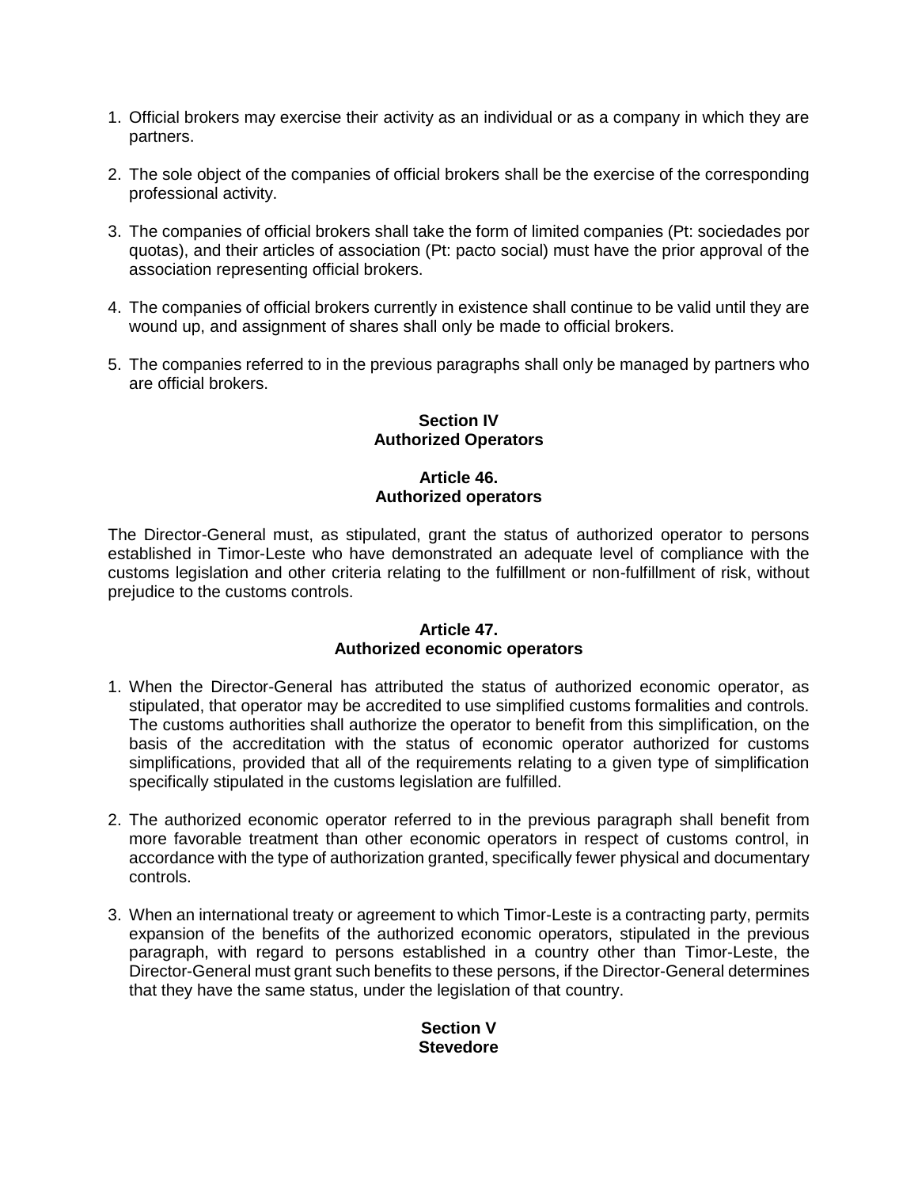1. Official brokers may exercise their activity as an individual or as a company in which they are partners.

2. The sole object of the companies of official brokers shall be the exercise of the corresponding professional activity.

3. The companies of official brokers shall take the form of limited companies (Pt: sociedades por quotas), and their articles of association (Pt: pacto social) must have the prior approval of the association representing official brokers.

4. The companies of official brokers currently in existence shall continue to be valid until they are wound up, and assignment of shares shall only be made to official brokers.

5. The companies referred to in the previous paragraphs shall only be managed by partners who are official brokers.

## Section IV
## Authorized Operators

### Article 46.
### Authorized operators

The Director-General must, as stipulated, grant the status of authorized operator to persons established in Timor-Leste who have demonstrated an adequate level of compliance with the customs legislation and other criteria relating to the fulfillment or non-fulfillment of risk, without prejudice to the customs controls.

### Article 47.
### Authorized economic operators

1. When the Director-General has attributed the status of authorized economic operator, as stipulated, that operator may be accredited to use simplified customs formalities and controls. The customs authorities shall authorize the operator to benefit from this simplification, on the basis of the accreditation with the status of economic operator authorized for customs simplifications, provided that all of the requirements relating to a given type of simplification specifically stipulated in the customs legislation are fulfilled.

2. The authorized economic operator referred to in the previous paragraph shall benefit from more favorable treatment than other economic operators in respect of customs control, in accordance with the type of authorization granted, specifically fewer physical and documentary controls.

3. When an international treaty or agreement to which Timor-Leste is a contracting party, permits expansion of the benefits of the authorized economic operators, stipulated in the previous paragraph, with regard to persons established in a country other than Timor-Leste, the Director-General must grant such benefits to these persons, if the Director-General determines that they have the same status, under the legislation of that country.

## Section V
## Stevedore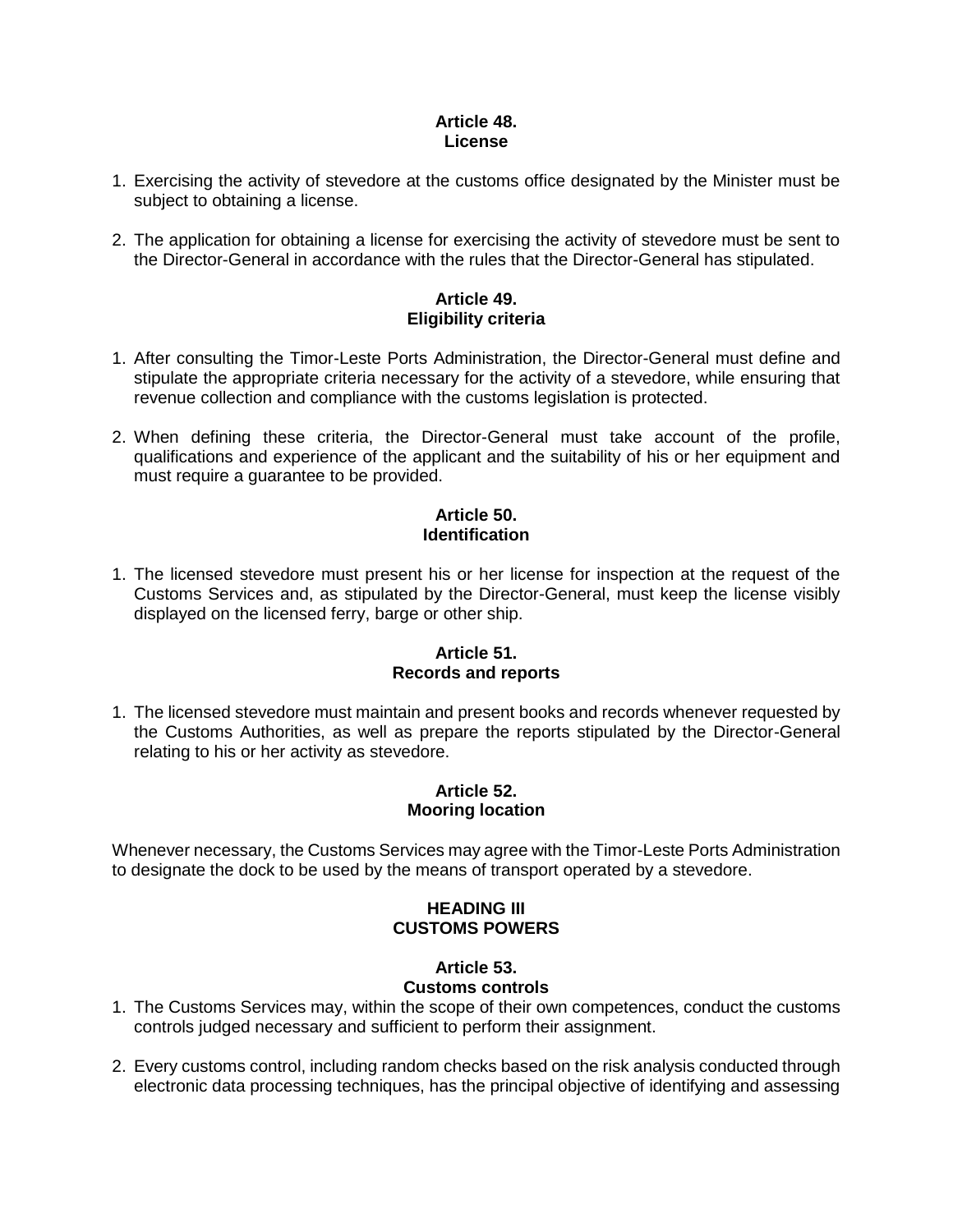### Article 48.
### License

1. Exercising the activity of stevedore at the customs office designated by the Minister must be subject to obtaining a license.

2. The application for obtaining a license for exercising the activity of stevedore must be sent to the Director-General in accordance with the rules that the Director-General has stipulated.

### Article 49.
### Eligibility criteria

1. After consulting the Timor-Leste Ports Administration, the Director-General must define and stipulate the appropriate criteria necessary for the activity of a stevedore, while ensuring that revenue collection and compliance with the customs legislation is protected.

2. When defining these criteria, the Director-General must take account of the profile, qualifications and experience of the applicant and the suitability of his or her equipment and must require a guarantee to be provided.

### Article 50.
### Identification

1. The licensed stevedore must present his or her license for inspection at the request of the Customs Services and, as stipulated by the Director-General, must keep the license visibly displayed on the licensed ferry, barge or other ship.

### Article 51.
### Records and reports

1. The licensed stevedore must maintain and present books and records whenever requested by the Customs Authorities, as well as prepare the reports stipulated by the Director-General relating to his or her activity as stevedore.

### Article 52.
### Mooring location

Whenever necessary, the Customs Services may agree with the Timor-Leste Ports Administration to designate the dock to be used by the means of transport operated by a stevedore.

## HEADING III
## CUSTOMS POWERS

### Article 53.
### Customs controls

1. The Customs Services may, within the scope of their own competences, conduct the customs controls judged necessary and sufficient to perform their assignment.

2. Every customs control, including random checks based on the risk analysis conducted through electronic data processing techniques, has the principal objective of identifying and assessing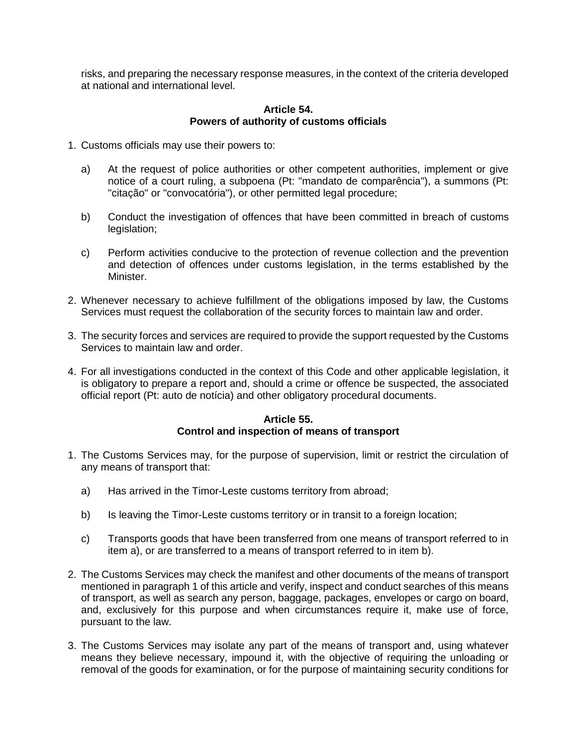risks, and preparing the necessary response measures, in the context of the criteria developed at national and international level.

**Article 54.**
**Powers of authority of customs officials**

1. Customs officials may use their powers to:

   a) At the request of police authorities or other competent authorities, implement or give notice of a court ruling, a subpoena (Pt: "mandato de comparência"), a summons (Pt: "citação" or "convocatória"), or other permitted legal procedure;

   b) Conduct the investigation of offences that have been committed in breach of customs legislation;

   c) Perform activities conducive to the protection of revenue collection and the prevention and detection of offences under customs legislation, in the terms established by the Minister.

2. Whenever necessary to achieve fulfillment of the obligations imposed by law, the Customs Services must request the collaboration of the security forces to maintain law and order.

3. The security forces and services are required to provide the support requested by the Customs Services to maintain law and order.

4. For all investigations conducted in the context of this Code and other applicable legislation, it is obligatory to prepare a report and, should a crime or offence be suspected, the associated official report (Pt: auto de notícia) and other obligatory procedural documents.

**Article 55.**
**Control and inspection of means of transport**

1. The Customs Services may, for the purpose of supervision, limit or restrict the circulation of any means of transport that:

   a) Has arrived in the Timor-Leste customs territory from abroad;

   b) Is leaving the Timor-Leste customs territory or in transit to a foreign location;

   c) Transports goods that have been transferred from one means of transport referred to in item a), or are transferred to a means of transport referred to in item b).

2. The Customs Services may check the manifest and other documents of the means of transport mentioned in paragraph 1 of this article and verify, inspect and conduct searches of this means of transport, as well as search any person, baggage, packages, envelopes or cargo on board, and, exclusively for this purpose and when circumstances require it, make use of force, pursuant to the law.

3. The Customs Services may isolate any part of the means of transport and, using whatever means they believe necessary, impound it, with the objective of requiring the unloading or removal of the goods for examination, or for the purpose of maintaining security conditions for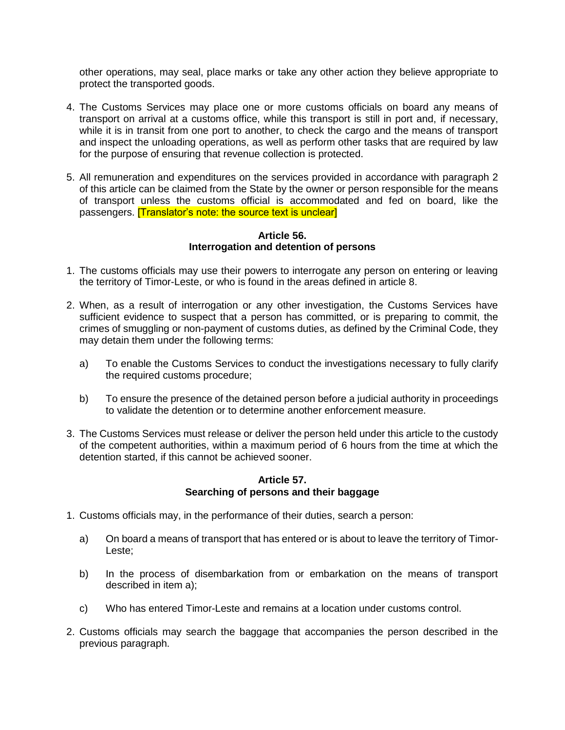other operations, may seal, place marks or take any other action they believe appropriate to protect the transported goods.

4. The Customs Services may place one or more customs officials on board any means of transport on arrival at a customs office, while this transport is still in port and, if necessary, while it is in transit from one port to another, to check the cargo and the means of transport and inspect the unloading operations, as well as perform other tasks that are required by law for the purpose of ensuring that revenue collection is protected.

5. All remuneration and expenditures on the services provided in accordance with paragraph 2 of this article can be claimed from the State by the owner or person responsible for the means of transport unless the customs official is accommodated and fed on board, like the passengers. [Translator's note: the source text is unclear]

### Article 56.
### Interrogation and detention of persons

1. The customs officials may use their powers to interrogate any person on entering or leaving the territory of Timor-Leste, or who is found in the areas defined in article 8.

2. When, as a result of interrogation or any other investigation, the Customs Services have sufficient evidence to suspect that a person has committed, or is preparing to commit, the crimes of smuggling or non-payment of customs duties, as defined by the Criminal Code, they may detain them under the following terms:

   a) To enable the Customs Services to conduct the investigations necessary to fully clarify the required customs procedure;

   b) To ensure the presence of the detained person before a judicial authority in proceedings to validate the detention or to determine another enforcement measure.

3. The Customs Services must release or deliver the person held under this article to the custody of the competent authorities, within a maximum period of 6 hours from the time at which the detention started, if this cannot be achieved sooner.

### Article 57.
### Searching of persons and their baggage

1. Customs officials may, in the performance of their duties, search a person:

   a) On board a means of transport that has entered or is about to leave the territory of Timor-Leste;

   b) In the process of disembarkation from or embarkation on the means of transport described in item a);

   c) Who has entered Timor-Leste and remains at a location under customs control.

2. Customs officials may search the baggage that accompanies the person described in the previous paragraph.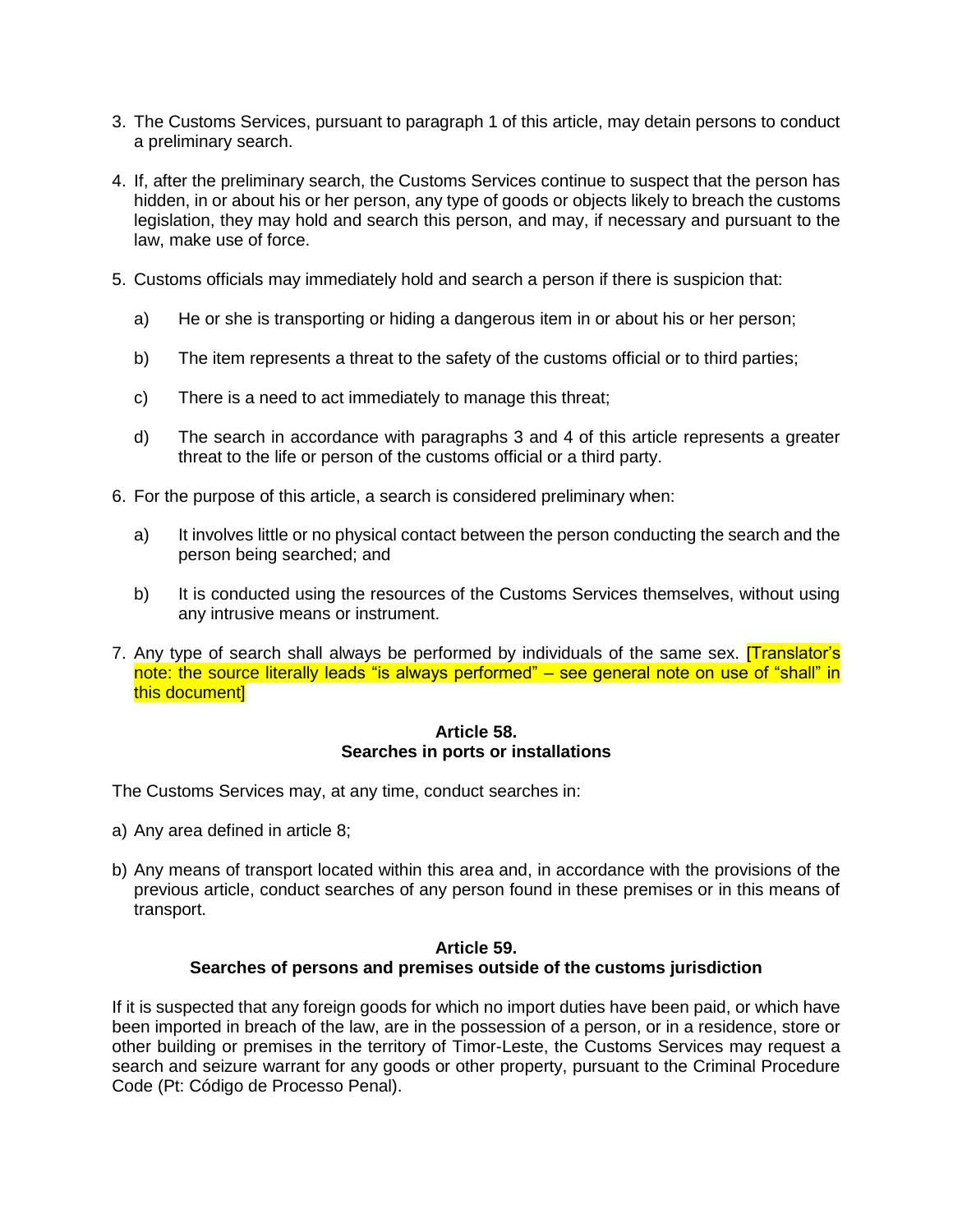3. The Customs Services, pursuant to paragraph 1 of this article, may detain persons to conduct a preliminary search.

4. If, after the preliminary search, the Customs Services continue to suspect that the person has hidden, in or about his or her person, any type of goods or objects likely to breach the customs legislation, they may hold and search this person, and may, if necessary and pursuant to the law, make use of force.

5. Customs officials may immediately hold and search a person if there is suspicion that:

    a) He or she is transporting or hiding a dangerous item in or about his or her person;

    b) The item represents a threat to the safety of the customs official or to third parties;

    c) There is a need to act immediately to manage this threat;

    d) The search in accordance with paragraphs 3 and 4 of this article represents a greater threat to the life or person of the customs official or a third party.

6. For the purpose of this article, a search is considered preliminary when:

    a) It involves little or no physical contact between the person conducting the search and the person being searched; and

    b) It is conducted using the resources of the Customs Services themselves, without using any intrusive means or instrument.

7. Any type of search shall always be performed by individuals of the same sex. [Translator's note: the source literally leads "is always performed" – see general note on use of "shall" in this document]

**Article 58.**
**Searches in ports or installations**

The Customs Services may, at any time, conduct searches in:

a) Any area defined in article 8;

b) Any means of transport located within this area and, in accordance with the provisions of the previous article, conduct searches of any person found in these premises or in this means of transport.

**Article 59.**
**Searches of persons and premises outside of the customs jurisdiction**

If it is suspected that any foreign goods for which no import duties have been paid, or which have been imported in breach of the law, are in the possession of a person, or in a residence, store or other building or premises in the territory of Timor-Leste, the Customs Services may request a search and seizure warrant for any goods or other property, pursuant to the Criminal Procedure Code (Pt: Código de Processo Penal).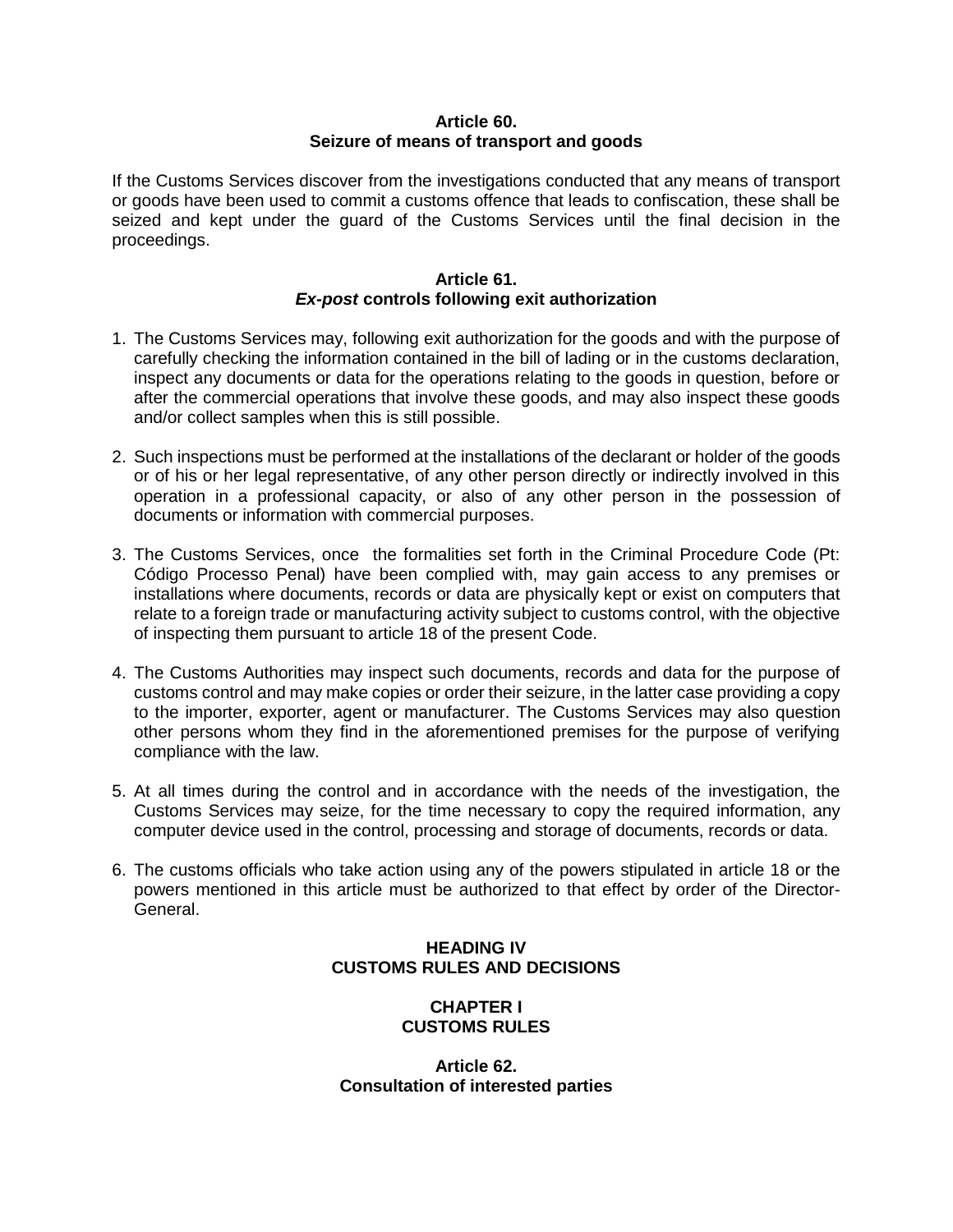### Article 60.
### Seizure of means of transport and goods

If the Customs Services discover from the investigations conducted that any means of transport or goods have been used to commit a customs offence that leads to confiscation, these shall be seized and kept under the guard of the Customs Services until the final decision in the proceedings.

### Article 61.
### *Ex-post* controls following exit authorization

1. The Customs Services may, following exit authorization for the goods and with the purpose of carefully checking the information contained in the bill of lading or in the customs declaration, inspect any documents or data for the operations relating to the goods in question, before or after the commercial operations that involve these goods, and may also inspect these goods and/or collect samples when this is still possible.

2. Such inspections must be performed at the installations of the declarant or holder of the goods or of his or her legal representative, of any other person directly or indirectly involved in this operation in a professional capacity, or also of any other person in the possession of documents or information with commercial purposes.

3. The Customs Services, once the formalities set forth in the Criminal Procedure Code (Pt: Código Processo Penal) have been complied with, may gain access to any premises or installations where documents, records or data are physically kept or exist on computers that relate to a foreign trade or manufacturing activity subject to customs control, with the objective of inspecting them pursuant to article 18 of the present Code.

4. The Customs Authorities may inspect such documents, records and data for the purpose of customs control and may make copies or order their seizure, in the latter case providing a copy to the importer, exporter, agent or manufacturer. The Customs Services may also question other persons whom they find in the aforementioned premises for the purpose of verifying compliance with the law.

5. At all times during the control and in accordance with the needs of the investigation, the Customs Services may seize, for the time necessary to copy the required information, any computer device used in the control, processing and storage of documents, records or data.

6. The customs officials who take action using any of the powers stipulated in article 18 or the powers mentioned in this article must be authorized to that effect by order of the Director-General.

# HEADING IV
# CUSTOMS RULES AND DECISIONS

## CHAPTER I
## CUSTOMS RULES

### Article 62.
### Consultation of interested parties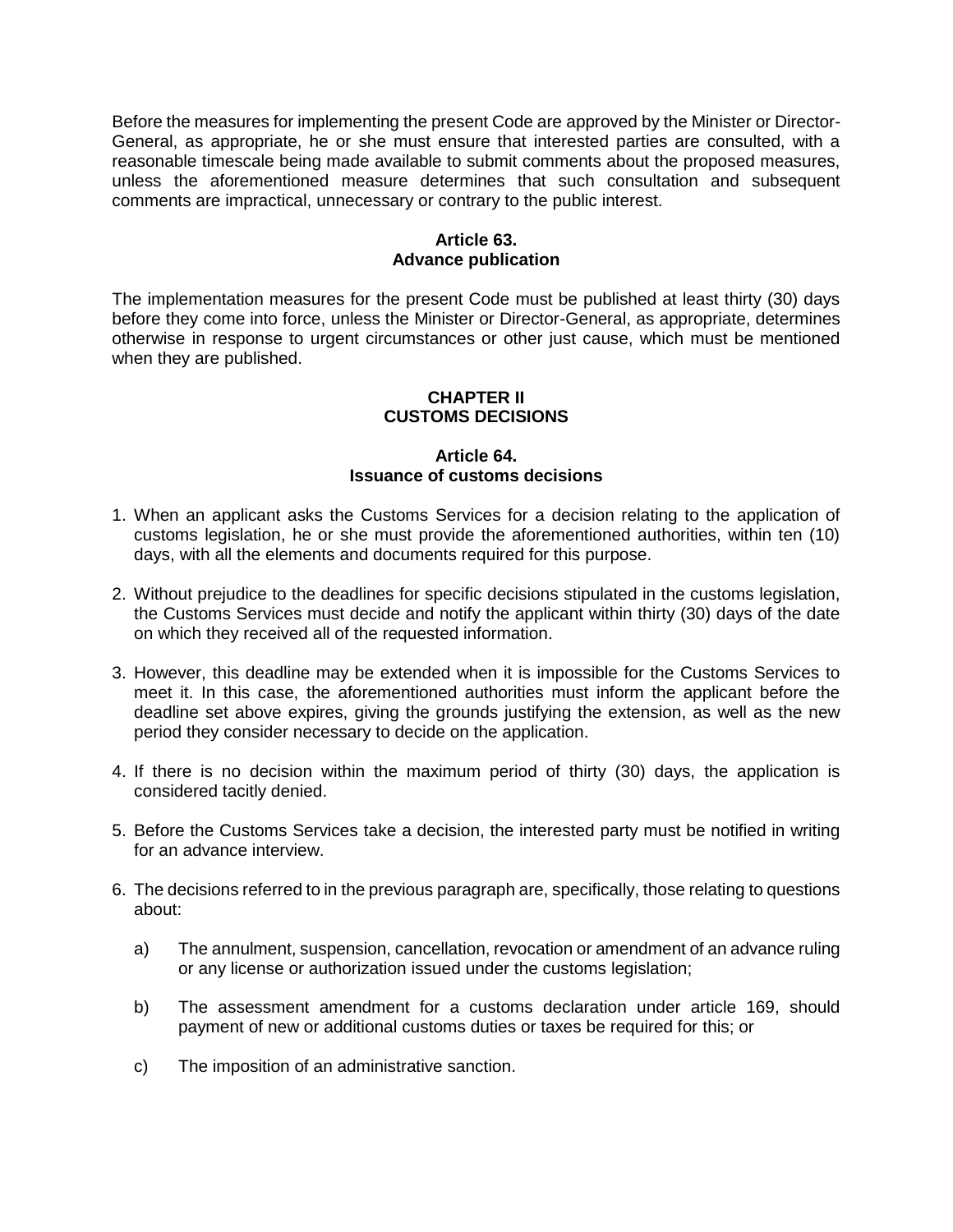Before the measures for implementing the present Code are approved by the Minister or Director-General, as appropriate, he or she must ensure that interested parties are consulted, with a reasonable timescale being made available to submit comments about the proposed measures, unless the aforementioned measure determines that such consultation and subsequent comments are impractical, unnecessary or contrary to the public interest.

### Article 63.
### Advance publication

The implementation measures for the present Code must be published at least thirty (30) days before they come into force, unless the Minister or Director-General, as appropriate, determines otherwise in response to urgent circumstances or other just cause, which must be mentioned when they are published.

## CHAPTER II
## CUSTOMS DECISIONS

### Article 64.
### Issuance of customs decisions

1. When an applicant asks the Customs Services for a decision relating to the application of customs legislation, he or she must provide the aforementioned authorities, within ten (10) days, with all the elements and documents required for this purpose.

2. Without prejudice to the deadlines for specific decisions stipulated in the customs legislation, the Customs Services must decide and notify the applicant within thirty (30) days of the date on which they received all of the requested information.

3. However, this deadline may be extended when it is impossible for the Customs Services to meet it. In this case, the aforementioned authorities must inform the applicant before the deadline set above expires, giving the grounds justifying the extension, as well as the new period they consider necessary to decide on the application.

4. If there is no decision within the maximum period of thirty (30) days, the application is considered tacitly denied.

5. Before the Customs Services take a decision, the interested party must be notified in writing for an advance interview.

6. The decisions referred to in the previous paragraph are, specifically, those relating to questions about:

   a) The annulment, suspension, cancellation, revocation or amendment of an advance ruling or any license or authorization issued under the customs legislation;

   b) The assessment amendment for a customs declaration under article 169, should payment of new or additional customs duties or taxes be required for this; or

   c) The imposition of an administrative sanction.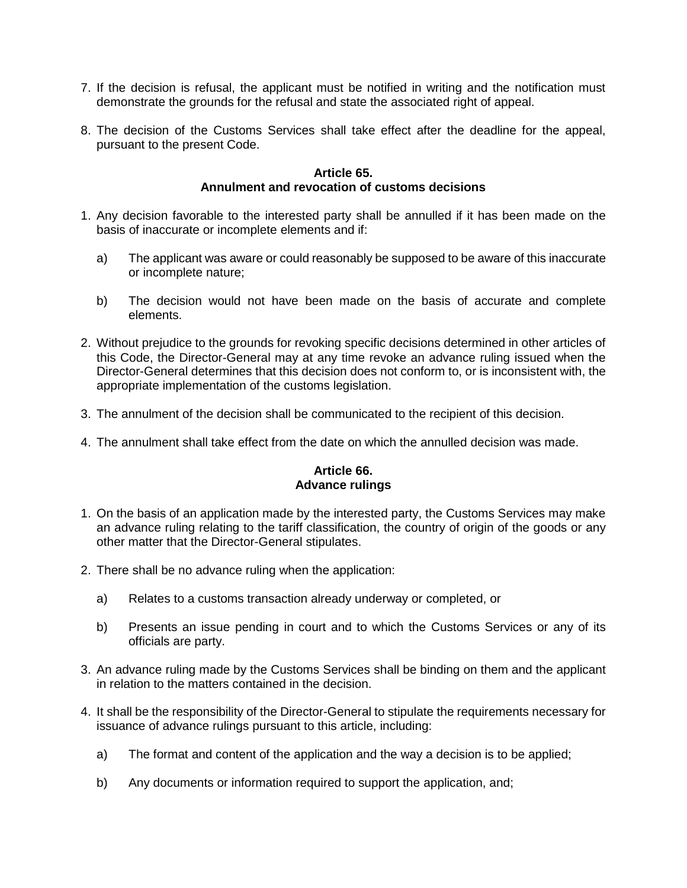7. If the decision is refusal, the applicant must be notified in writing and the notification must demonstrate the grounds for the refusal and state the associated right of appeal.

8. The decision of the Customs Services shall take effect after the deadline for the appeal, pursuant to the present Code.

**Article 65.**
**Annulment and revocation of customs decisions**

1. Any decision favorable to the interested party shall be annulled if it has been made on the basis of inaccurate or incomplete elements and if:

   a) The applicant was aware or could reasonably be supposed to be aware of this inaccurate or incomplete nature;

   b) The decision would not have been made on the basis of accurate and complete elements.

2. Without prejudice to the grounds for revoking specific decisions determined in other articles of this Code, the Director-General may at any time revoke an advance ruling issued when the Director-General determines that this decision does not conform to, or is inconsistent with, the appropriate implementation of the customs legislation.

3. The annulment of the decision shall be communicated to the recipient of this decision.

4. The annulment shall take effect from the date on which the annulled decision was made.

**Article 66.**
**Advance rulings**

1. On the basis of an application made by the interested party, the Customs Services may make an advance ruling relating to the tariff classification, the country of origin of the goods or any other matter that the Director-General stipulates.

2. There shall be no advance ruling when the application:

   a) Relates to a customs transaction already underway or completed, or

   b) Presents an issue pending in court and to which the Customs Services or any of its officials are party.

3. An advance ruling made by the Customs Services shall be binding on them and the applicant in relation to the matters contained in the decision.

4. It shall be the responsibility of the Director-General to stipulate the requirements necessary for issuance of advance rulings pursuant to this article, including:

   a) The format and content of the application and the way a decision is to be applied;

   b) Any documents or information required to support the application, and;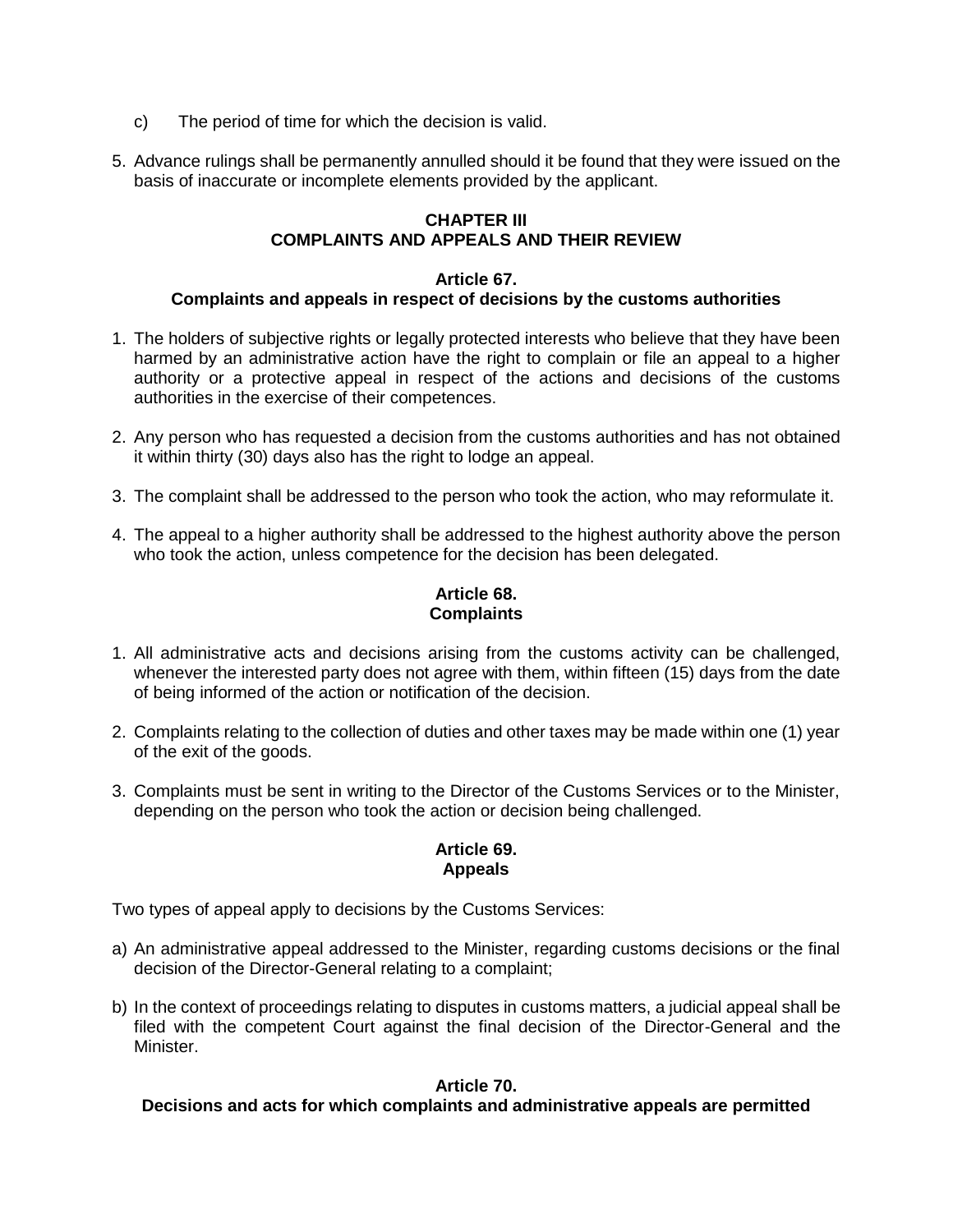c) The period of time for which the decision is valid.

5. Advance rulings shall be permanently annulled should it be found that they were issued on the basis of inaccurate or incomplete elements provided by the applicant.

## CHAPTER III
## COMPLAINTS AND APPEALS AND THEIR REVIEW

### Article 67.
### Complaints and appeals in respect of decisions by the customs authorities

1. The holders of subjective rights or legally protected interests who believe that they have been harmed by an administrative action have the right to complain or file an appeal to a higher authority or a protective appeal in respect of the actions and decisions of the customs authorities in the exercise of their competences.
2. Any person who has requested a decision from the customs authorities and has not obtained it within thirty (30) days also has the right to lodge an appeal.
3. The complaint shall be addressed to the person who took the action, who may reformulate it.
4. The appeal to a higher authority shall be addressed to the highest authority above the person who took the action, unless competence for the decision has been delegated.

### Article 68.
### Complaints

1. All administrative acts and decisions arising from the customs activity can be challenged, whenever the interested party does not agree with them, within fifteen (15) days from the date of being informed of the action or notification of the decision.
2. Complaints relating to the collection of duties and other taxes may be made within one (1) year of the exit of the goods.
3. Complaints must be sent in writing to the Director of the Customs Services or to the Minister, depending on the person who took the action or decision being challenged.

### Article 69.
### Appeals

Two types of appeal apply to decisions by the Customs Services:

a) An administrative appeal addressed to the Minister, regarding customs decisions or the final decision of the Director-General relating to a complaint;

b) In the context of proceedings relating to disputes in customs matters, a judicial appeal shall be filed with the competent Court against the final decision of the Director-General and the Minister.

### Article 70.
### Decisions and acts for which complaints and administrative appeals are permitted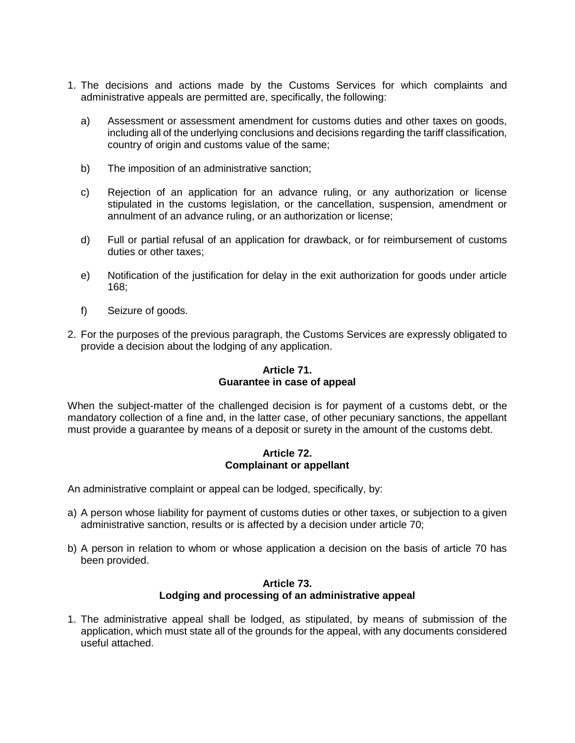1. The decisions and actions made by the Customs Services for which complaints and administrative appeals are permitted are, specifically, the following:

   a) Assessment or assessment amendment for customs duties and other taxes on goods, including all of the underlying conclusions and decisions regarding the tariff classification, country of origin and customs value of the same;

   b) The imposition of an administrative sanction;

   c) Rejection of an application for an advance ruling, or any authorization or license stipulated in the customs legislation, or the cancellation, suspension, amendment or annulment of an advance ruling, or an authorization or license;

   d) Full or partial refusal of an application for drawback, or for reimbursement of customs duties or other taxes;

   e) Notification of the justification for delay in the exit authorization for goods under article 168;

   f) Seizure of goods.

2. For the purposes of the previous paragraph, the Customs Services are expressly obligated to provide a decision about the lodging of any application.

### Article 71.
### Guarantee in case of appeal

When the subject-matter of the challenged decision is for payment of a customs debt, or the mandatory collection of a fine and, in the latter case, of other pecuniary sanctions, the appellant must provide a guarantee by means of a deposit or surety in the amount of the customs debt.

### Article 72.
### Complainant or appellant

An administrative complaint or appeal can be lodged, specifically, by:

a) A person whose liability for payment of customs duties or other taxes, or subjection to a given administrative sanction, results or is affected by a decision under article 70;

b) A person in relation to whom or whose application a decision on the basis of article 70 has been provided.

### Article 73.
### Lodging and processing of an administrative appeal

1. The administrative appeal shall be lodged, as stipulated, by means of submission of the application, which must state all of the grounds for the appeal, with any documents considered useful attached.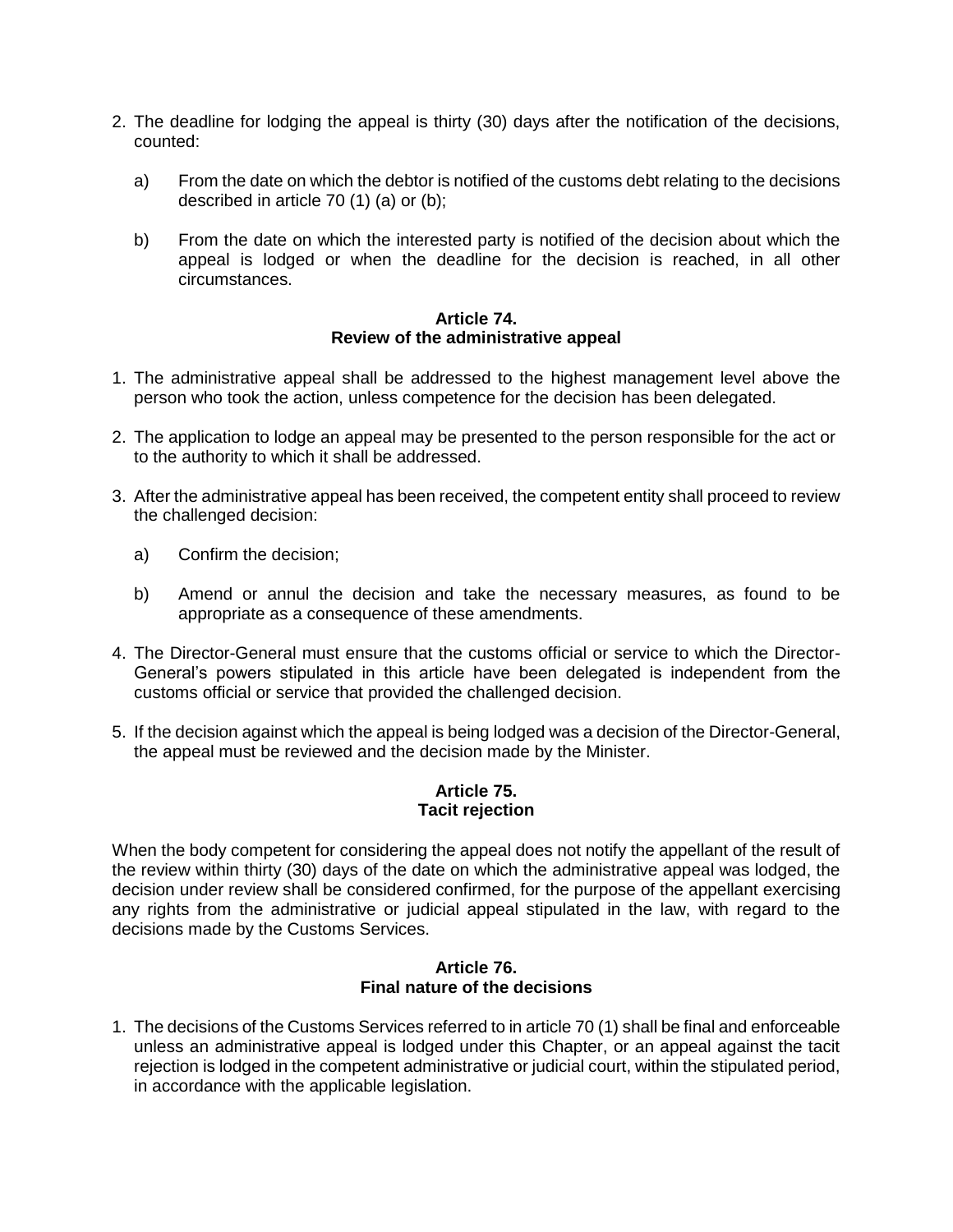2. The deadline for lodging the appeal is thirty (30) days after the notification of the decisions, counted:

   a) From the date on which the debtor is notified of the customs debt relating to the decisions described in article 70 (1) (a) or (b);

   b) From the date on which the interested party is notified of the decision about which the appeal is lodged or when the deadline for the decision is reached, in all other circumstances.

### Article 74.
### Review of the administrative appeal

1. The administrative appeal shall be addressed to the highest management level above the person who took the action, unless competence for the decision has been delegated.

2. The application to lodge an appeal may be presented to the person responsible for the act or to the authority to which it shall be addressed.

3. After the administrative appeal has been received, the competent entity shall proceed to review the challenged decision:

   a) Confirm the decision;

   b) Amend or annul the decision and take the necessary measures, as found to be appropriate as a consequence of these amendments.

4. The Director-General must ensure that the customs official or service to which the Director-General's powers stipulated in this article have been delegated is independent from the customs official or service that provided the challenged decision.

5. If the decision against which the appeal is being lodged was a decision of the Director-General, the appeal must be reviewed and the decision made by the Minister.

### Article 75.
### Tacit rejection

When the body competent for considering the appeal does not notify the appellant of the result of the review within thirty (30) days of the date on which the administrative appeal was lodged, the decision under review shall be considered confirmed, for the purpose of the appellant exercising any rights from the administrative or judicial appeal stipulated in the law, with regard to the decisions made by the Customs Services.

### Article 76.
### Final nature of the decisions

1. The decisions of the Customs Services referred to in article 70 (1) shall be final and enforceable unless an administrative appeal is lodged under this Chapter, or an appeal against the tacit rejection is lodged in the competent administrative or judicial court, within the stipulated period, in accordance with the applicable legislation.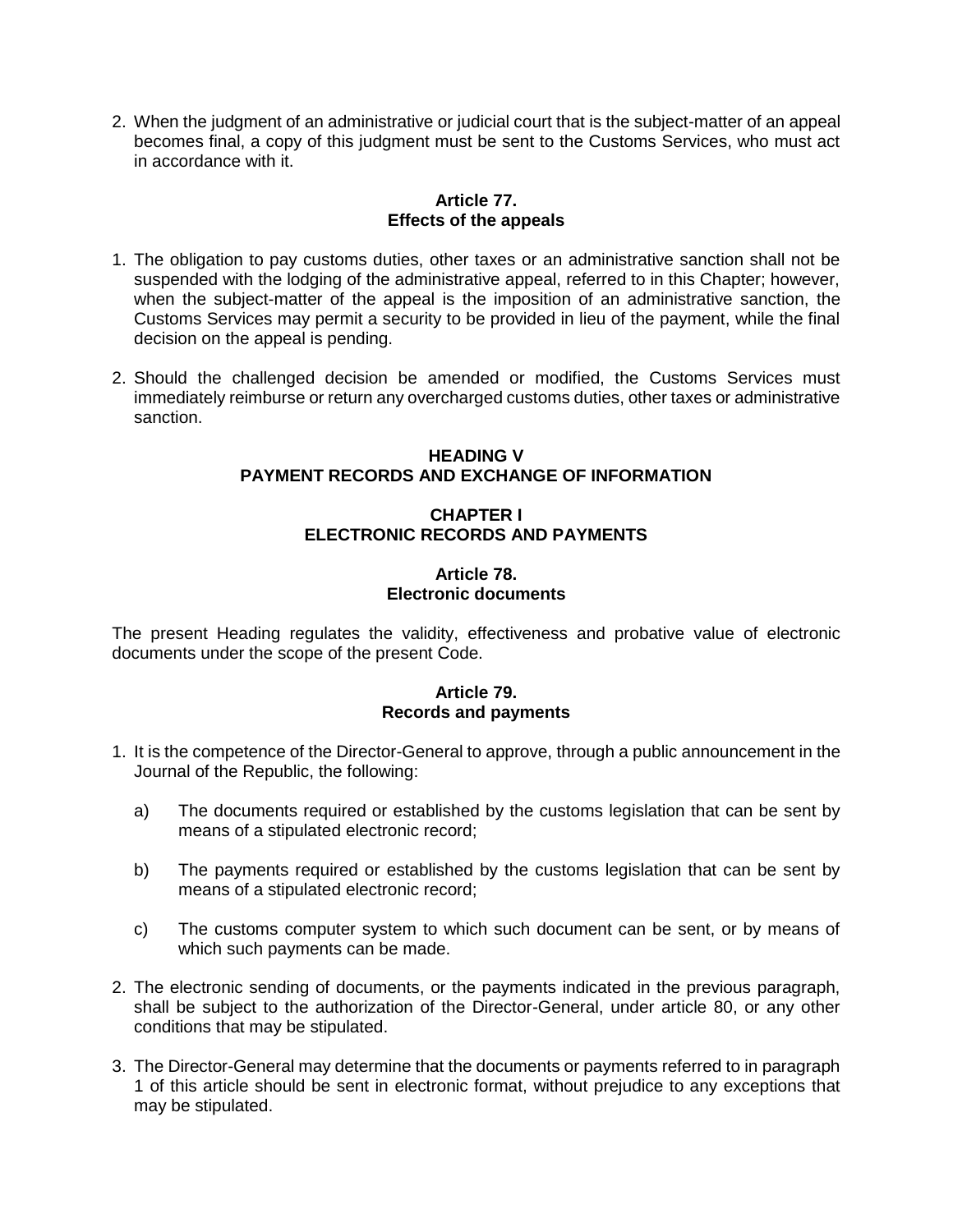2. When the judgment of an administrative or judicial court that is the subject-matter of an appeal becomes final, a copy of this judgment must be sent to the Customs Services, who must act in accordance with it.

#### Article 77.
#### Effects of the appeals

1. The obligation to pay customs duties, other taxes or an administrative sanction shall not be suspended with the lodging of the administrative appeal, referred to in this Chapter; however, when the subject-matter of the appeal is the imposition of an administrative sanction, the Customs Services may permit a security to be provided in lieu of the payment, while the final decision on the appeal is pending.

2. Should the challenged decision be amended or modified, the Customs Services must immediately reimburse or return any overcharged customs duties, other taxes or administrative sanction.

## HEADING V
## PAYMENT RECORDS AND EXCHANGE OF INFORMATION

### CHAPTER I
### ELECTRONIC RECORDS AND PAYMENTS

#### Article 78.
#### Electronic documents

The present Heading regulates the validity, effectiveness and probative value of electronic documents under the scope of the present Code.

#### Article 79.
#### Records and payments

1. It is the competence of the Director-General to approve, through a public announcement in the Journal of the Republic, the following:

   a) The documents required or established by the customs legislation that can be sent by means of a stipulated electronic record;

   b) The payments required or established by the customs legislation that can be sent by means of a stipulated electronic record;

   c) The customs computer system to which such document can be sent, or by means of which such payments can be made.

2. The electronic sending of documents, or the payments indicated in the previous paragraph, shall be subject to the authorization of the Director-General, under article 80, or any other conditions that may be stipulated.

3. The Director-General may determine that the documents or payments referred to in paragraph 1 of this article should be sent in electronic format, without prejudice to any exceptions that may be stipulated.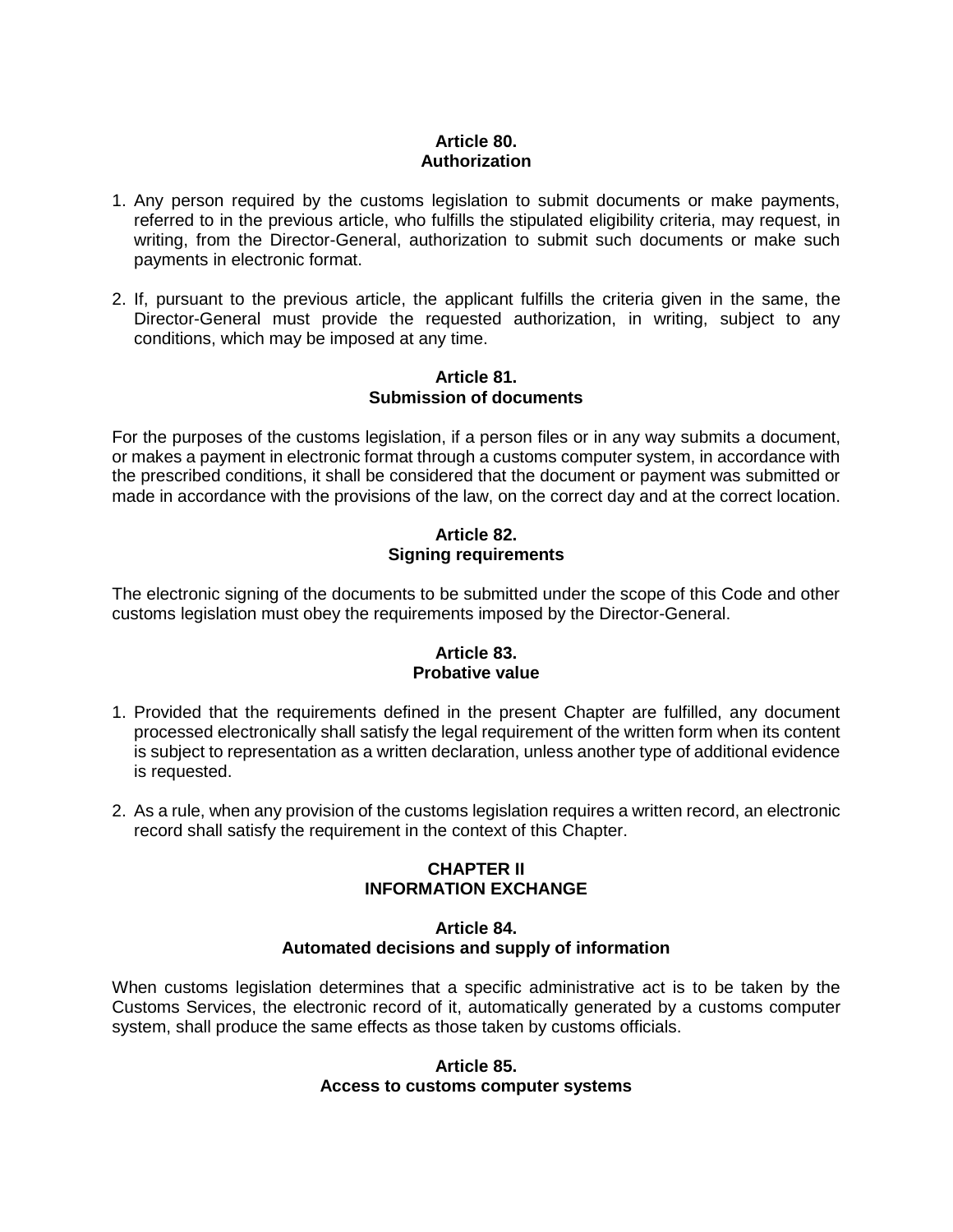### Article 80.
### Authorization

1. Any person required by the customs legislation to submit documents or make payments, referred to in the previous article, who fulfills the stipulated eligibility criteria, may request, in writing, from the Director-General, authorization to submit such documents or make such payments in electronic format.

2. If, pursuant to the previous article, the applicant fulfills the criteria given in the same, the Director-General must provide the requested authorization, in writing, subject to any conditions, which may be imposed at any time.

### Article 81.
### Submission of documents

For the purposes of the customs legislation, if a person files or in any way submits a document, or makes a payment in electronic format through a customs computer system, in accordance with the prescribed conditions, it shall be considered that the document or payment was submitted or made in accordance with the provisions of the law, on the correct day and at the correct location.

### Article 82.
### Signing requirements

The electronic signing of the documents to be submitted under the scope of this Code and other customs legislation must obey the requirements imposed by the Director-General.

### Article 83.
### Probative value

1. Provided that the requirements defined in the present Chapter are fulfilled, any document processed electronically shall satisfy the legal requirement of the written form when its content is subject to representation as a written declaration, unless another type of additional evidence is requested.

2. As a rule, when any provision of the customs legislation requires a written record, an electronic record shall satisfy the requirement in the context of this Chapter.

## CHAPTER II
## INFORMATION EXCHANGE

### Article 84.
### Automated decisions and supply of information

When customs legislation determines that a specific administrative act is to be taken by the Customs Services, the electronic record of it, automatically generated by a customs computer system, shall produce the same effects as those taken by customs officials.

### Article 85.
### Access to customs computer systems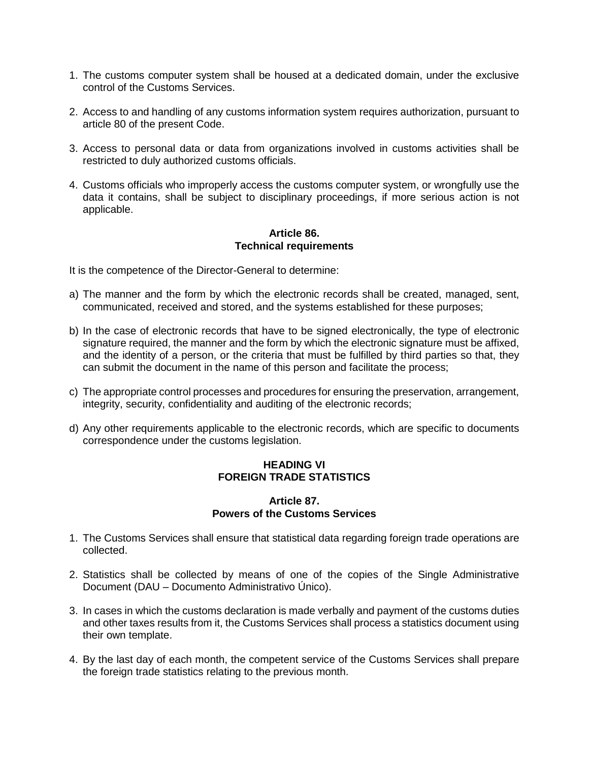1. The customs computer system shall be housed at a dedicated domain, under the exclusive control of the Customs Services.

2. Access to and handling of any customs information system requires authorization, pursuant to article 80 of the present Code.

3. Access to personal data or data from organizations involved in customs activities shall be restricted to duly authorized customs officials.

4. Customs officials who improperly access the customs computer system, or wrongfully use the data it contains, shall be subject to disciplinary proceedings, if more serious action is not applicable.

**Article 86.**
**Technical requirements**

It is the competence of the Director-General to determine:

a) The manner and the form by which the electronic records shall be created, managed, sent, communicated, received and stored, and the systems established for these purposes;

b) In the case of electronic records that have to be signed electronically, the type of electronic signature required, the manner and the form by which the electronic signature must be affixed, and the identity of a person, or the criteria that must be fulfilled by third parties so that, they can submit the document in the name of this person and facilitate the process;

c) The appropriate control processes and procedures for ensuring the preservation, arrangement, integrity, security, confidentiality and auditing of the electronic records;

d) Any other requirements applicable to the electronic records, which are specific to documents correspondence under the customs legislation.

**HEADING VI**
**FOREIGN TRADE STATISTICS**

**Article 87.**
**Powers of the Customs Services**

1. The Customs Services shall ensure that statistical data regarding foreign trade operations are collected.

2. Statistics shall be collected by means of one of the copies of the Single Administrative Document (DAU – Documento Administrativo Único).

3. In cases in which the customs declaration is made verbally and payment of the customs duties and other taxes results from it, the Customs Services shall process a statistics document using their own template.

4. By the last day of each month, the competent service of the Customs Services shall prepare the foreign trade statistics relating to the previous month.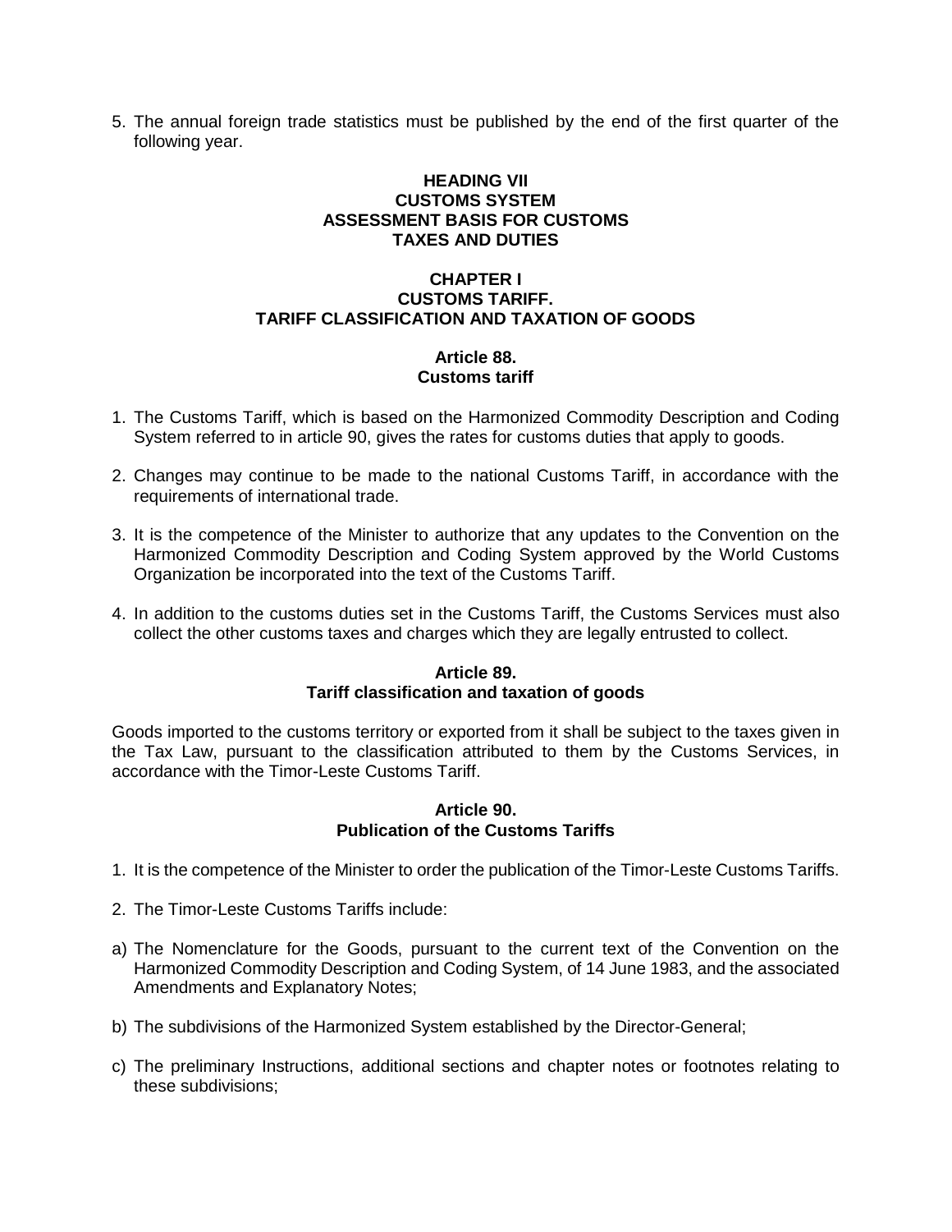5. The annual foreign trade statistics must be published by the end of the first quarter of the following year.

## HEADING VII
## CUSTOMS SYSTEM
## ASSESSMENT BASIS FOR CUSTOMS TAXES AND DUTIES

### CHAPTER I
### CUSTOMS TARIFF.
### TARIFF CLASSIFICATION AND TAXATION OF GOODS

#### Article 88.
#### Customs tariff

1. The Customs Tariff, which is based on the Harmonized Commodity Description and Coding System referred to in article 90, gives the rates for customs duties that apply to goods.

2. Changes may continue to be made to the national Customs Tariff, in accordance with the requirements of international trade.

3. It is the competence of the Minister to authorize that any updates to the Convention on the Harmonized Commodity Description and Coding System approved by the World Customs Organization be incorporated into the text of the Customs Tariff.

4. In addition to the customs duties set in the Customs Tariff, the Customs Services must also collect the other customs taxes and charges which they are legally entrusted to collect.

#### Article 89.
#### Tariff classification and taxation of goods

Goods imported to the customs territory or exported from it shall be subject to the taxes given in the Tax Law, pursuant to the classification attributed to them by the Customs Services, in accordance with the Timor-Leste Customs Tariff.

#### Article 90.
#### Publication of the Customs Tariffs

1. It is the competence of the Minister to order the publication of the Timor-Leste Customs Tariffs.

2. The Timor-Leste Customs Tariffs include:

a) The Nomenclature for the Goods, pursuant to the current text of the Convention on the Harmonized Commodity Description and Coding System, of 14 June 1983, and the associated Amendments and Explanatory Notes;

b) The subdivisions of the Harmonized System established by the Director-General;

c) The preliminary Instructions, additional sections and chapter notes or footnotes relating to these subdivisions;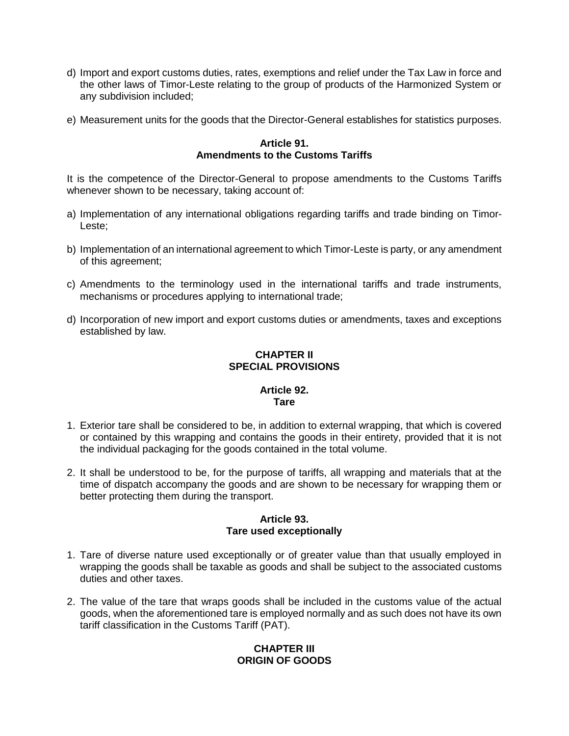d) Import and export customs duties, rates, exemptions and relief under the Tax Law in force and the other laws of Timor-Leste relating to the group of products of the Harmonized System or any subdivision included;

e) Measurement units for the goods that the Director-General establishes for statistics purposes.

**Article 91.**
**Amendments to the Customs Tariffs**

It is the competence of the Director-General to propose amendments to the Customs Tariffs whenever shown to be necessary, taking account of:

a) Implementation of any international obligations regarding tariffs and trade binding on Timor-Leste;

b) Implementation of an international agreement to which Timor-Leste is party, or any amendment of this agreement;

c) Amendments to the terminology used in the international tariffs and trade instruments, mechanisms or procedures applying to international trade;

d) Incorporation of new import and export customs duties or amendments, taxes and exceptions established by law.

## CHAPTER II
## SPECIAL PROVISIONS

**Article 92.**
**Tare**

1. Exterior tare shall be considered to be, in addition to external wrapping, that which is covered or contained by this wrapping and contains the goods in their entirety, provided that it is not the individual packaging for the goods contained in the total volume.

2. It shall be understood to be, for the purpose of tariffs, all wrapping and materials that at the time of dispatch accompany the goods and are shown to be necessary for wrapping them or better protecting them during the transport.

**Article 93.**
**Tare used exceptionally**

1. Tare of diverse nature used exceptionally or of greater value than that usually employed in wrapping the goods shall be taxable as goods and shall be subject to the associated customs duties and other taxes.

2. The value of the tare that wraps goods shall be included in the customs value of the actual goods, when the aforementioned tare is employed normally and as such does not have its own tariff classification in the Customs Tariff (PAT).

## CHAPTER III
## ORIGIN OF GOODS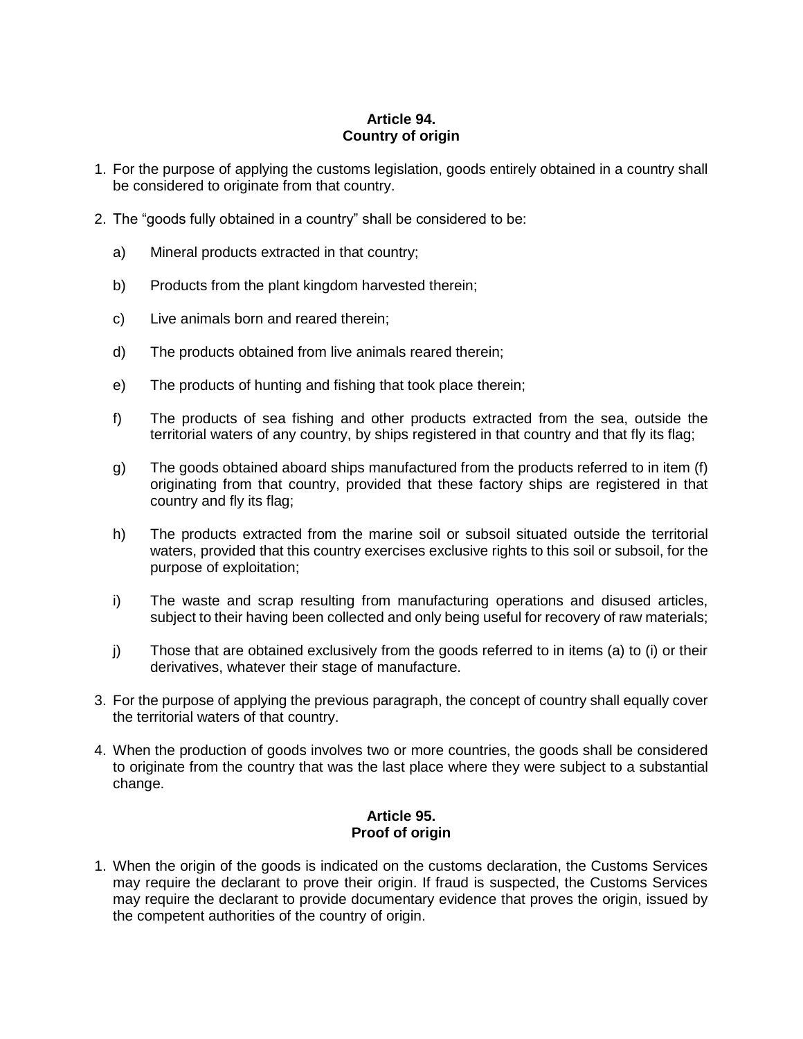### Article 94.
### Country of origin

1. For the purpose of applying the customs legislation, goods entirely obtained in a country shall be considered to originate from that country.

2. The "goods fully obtained in a country" shall be considered to be:

   a) Mineral products extracted in that country;

   b) Products from the plant kingdom harvested therein;

   c) Live animals born and reared therein;

   d) The products obtained from live animals reared therein;

   e) The products of hunting and fishing that took place therein;

   f) The products of sea fishing and other products extracted from the sea, outside the territorial waters of any country, by ships registered in that country and that fly its flag;

   g) The goods obtained aboard ships manufactured from the products referred to in item (f) originating from that country, provided that these factory ships are registered in that country and fly its flag;

   h) The products extracted from the marine soil or subsoil situated outside the territorial waters, provided that this country exercises exclusive rights to this soil or subsoil, for the purpose of exploitation;

   i) The waste and scrap resulting from manufacturing operations and disused articles, subject to their having been collected and only being useful for recovery of raw materials;

   j) Those that are obtained exclusively from the goods referred to in items (a) to (i) or their derivatives, whatever their stage of manufacture.

3. For the purpose of applying the previous paragraph, the concept of country shall equally cover the territorial waters of that country.

4. When the production of goods involves two or more countries, the goods shall be considered to originate from the country that was the last place where they were subject to a substantial change.

### Article 95.
### Proof of origin

1. When the origin of the goods is indicated on the customs declaration, the Customs Services may require the declarant to prove their origin. If fraud is suspected, the Customs Services may require the declarant to provide documentary evidence that proves the origin, issued by the competent authorities of the country of origin.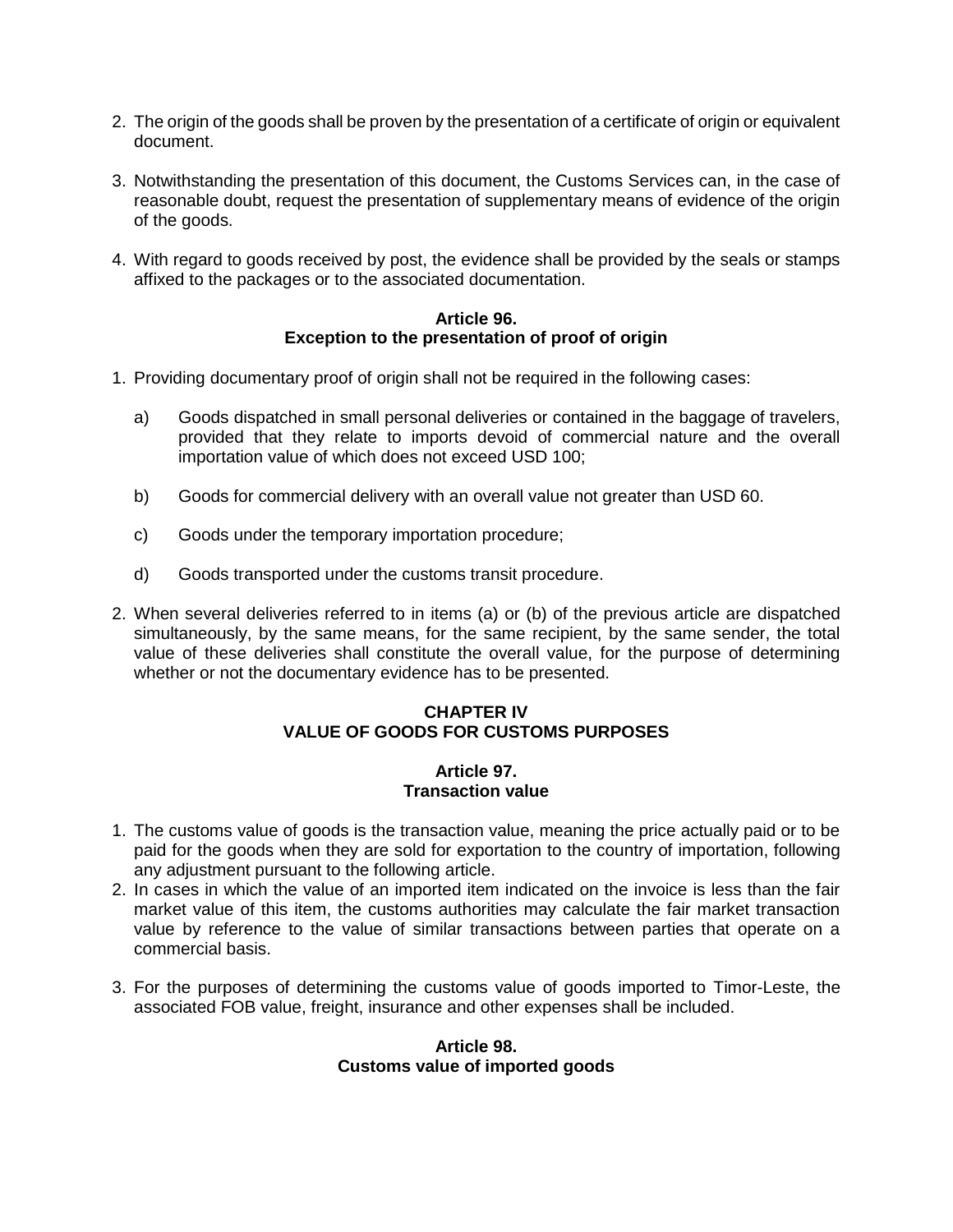2. The origin of the goods shall be proven by the presentation of a certificate of origin or equivalent document.

3. Notwithstanding the presentation of this document, the Customs Services can, in the case of reasonable doubt, request the presentation of supplementary means of evidence of the origin of the goods.

4. With regard to goods received by post, the evidence shall be provided by the seals or stamps affixed to the packages or to the associated documentation.

**Article 96.**
**Exception to the presentation of proof of origin**

1. Providing documentary proof of origin shall not be required in the following cases:

   a) Goods dispatched in small personal deliveries or contained in the baggage of travelers, provided that they relate to imports devoid of commercial nature and the overall importation value of which does not exceed USD 100;

   b) Goods for commercial delivery with an overall value not greater than USD 60.

   c) Goods under the temporary importation procedure;

   d) Goods transported under the customs transit procedure.

2. When several deliveries referred to in items (a) or (b) of the previous article are dispatched simultaneously, by the same means, for the same recipient, by the same sender, the total value of these deliveries shall constitute the overall value, for the purpose of determining whether or not the documentary evidence has to be presented.

## CHAPTER IV
## VALUE OF GOODS FOR CUSTOMS PURPOSES

**Article 97.**
**Transaction value**

1. The customs value of goods is the transaction value, meaning the price actually paid or to be paid for the goods when they are sold for exportation to the country of importation, following any adjustment pursuant to the following article.
2. In cases in which the value of an imported item indicated on the invoice is less than the fair market value of this item, the customs authorities may calculate the fair market transaction value by reference to the value of similar transactions between parties that operate on a commercial basis.

3. For the purposes of determining the customs value of goods imported to Timor-Leste, the associated FOB value, freight, insurance and other expenses shall be included.

**Article 98.**
**Customs value of imported goods**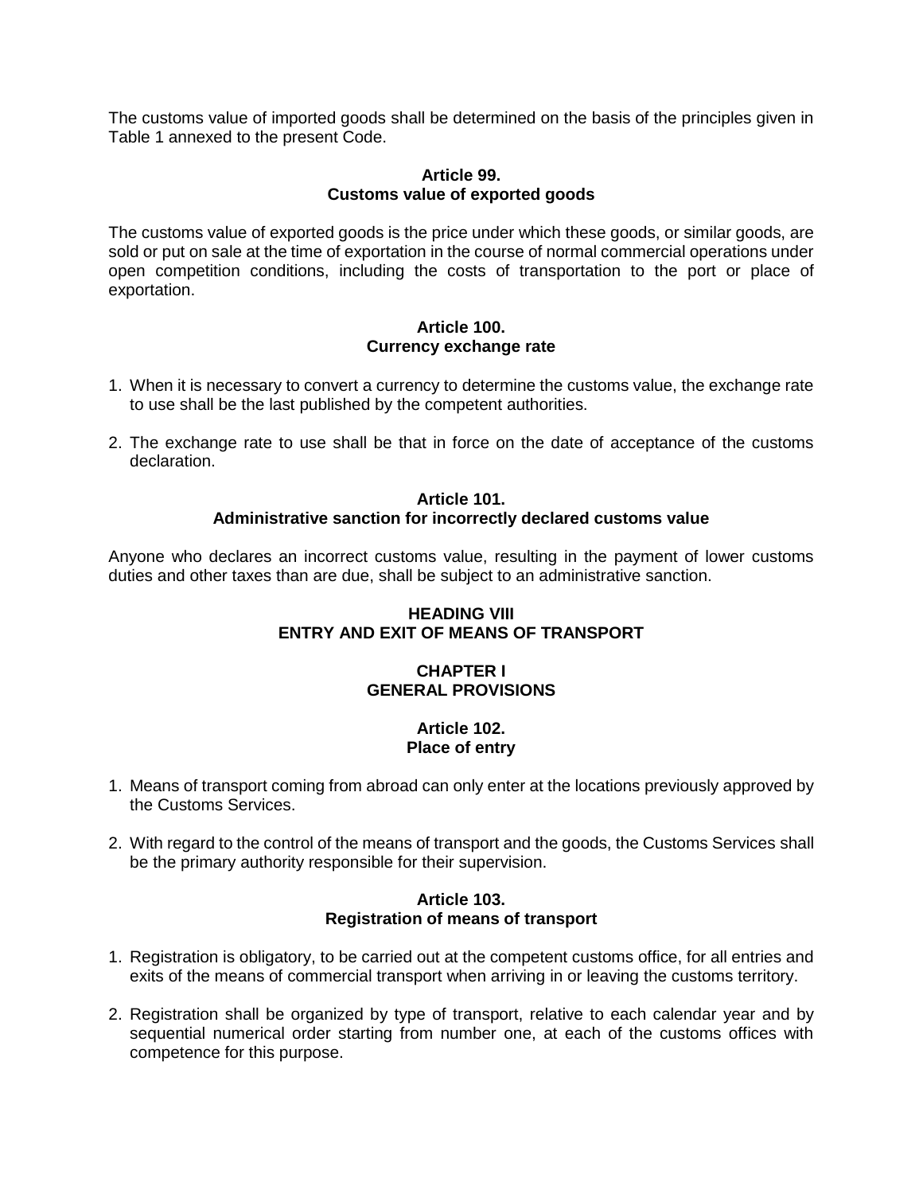The customs value of imported goods shall be determined on the basis of the principles given in Table 1 annexed to the present Code.

### Article 99.
### Customs value of exported goods

The customs value of exported goods is the price under which these goods, or similar goods, are sold or put on sale at the time of exportation in the course of normal commercial operations under open competition conditions, including the costs of transportation to the port or place of exportation.

### Article 100.
### Currency exchange rate

1. When it is necessary to convert a currency to determine the customs value, the exchange rate to use shall be the last published by the competent authorities.

2. The exchange rate to use shall be that in force on the date of acceptance of the customs declaration.

### Article 101.
### Administrative sanction for incorrectly declared customs value

Anyone who declares an incorrect customs value, resulting in the payment of lower customs duties and other taxes than are due, shall be subject to an administrative sanction.

# HEADING VIII
# ENTRY AND EXIT OF MEANS OF TRANSPORT

## CHAPTER I
## GENERAL PROVISIONS

### Article 102.
### Place of entry

1. Means of transport coming from abroad can only enter at the locations previously approved by the Customs Services.

2. With regard to the control of the means of transport and the goods, the Customs Services shall be the primary authority responsible for their supervision.

### Article 103.
### Registration of means of transport

1. Registration is obligatory, to be carried out at the competent customs office, for all entries and exits of the means of commercial transport when arriving in or leaving the customs territory.

2. Registration shall be organized by type of transport, relative to each calendar year and by sequential numerical order starting from number one, at each of the customs offices with competence for this purpose.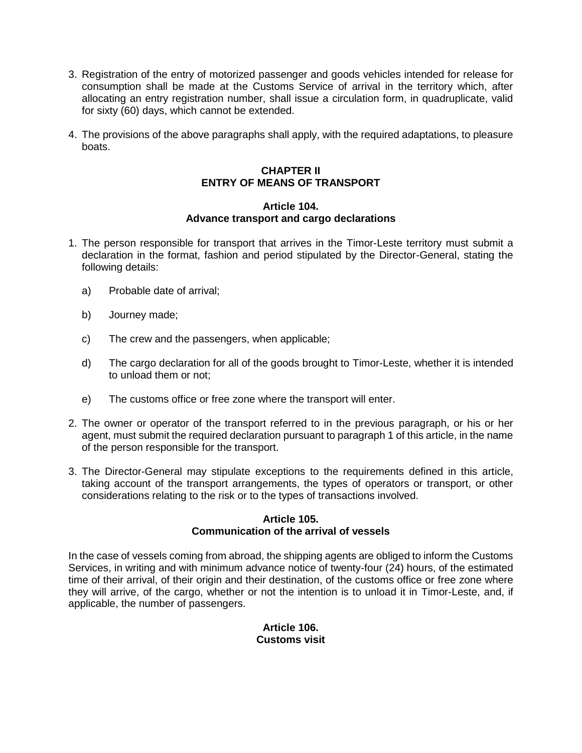3. Registration of the entry of motorized passenger and goods vehicles intended for release for consumption shall be made at the Customs Service of arrival in the territory which, after allocating an entry registration number, shall issue a circulation form, in quadruplicate, valid for sixty (60) days, which cannot be extended.

4. The provisions of the above paragraphs shall apply, with the required adaptations, to pleasure boats.

## CHAPTER II
## ENTRY OF MEANS OF TRANSPORT

### Article 104.
### Advance transport and cargo declarations

1. The person responsible for transport that arrives in the Timor-Leste territory must submit a declaration in the format, fashion and period stipulated by the Director-General, stating the following details:

   a) Probable date of arrival;

   b) Journey made;

   c) The crew and the passengers, when applicable;

   d) The cargo declaration for all of the goods brought to Timor-Leste, whether it is intended to unload them or not;

   e) The customs office or free zone where the transport will enter.

2. The owner or operator of the transport referred to in the previous paragraph, or his or her agent, must submit the required declaration pursuant to paragraph 1 of this article, in the name of the person responsible for the transport.

3. The Director-General may stipulate exceptions to the requirements defined in this article, taking account of the transport arrangements, the types of operators or transport, or other considerations relating to the risk or to the types of transactions involved.

### Article 105.
### Communication of the arrival of vessels

In the case of vessels coming from abroad, the shipping agents are obliged to inform the Customs Services, in writing and with minimum advance notice of twenty-four (24) hours, of the estimated time of their arrival, of their origin and their destination, of the customs office or free zone where they will arrive, of the cargo, whether or not the intention is to unload it in Timor-Leste, and, if applicable, the number of passengers.

### Article 106.
### Customs visit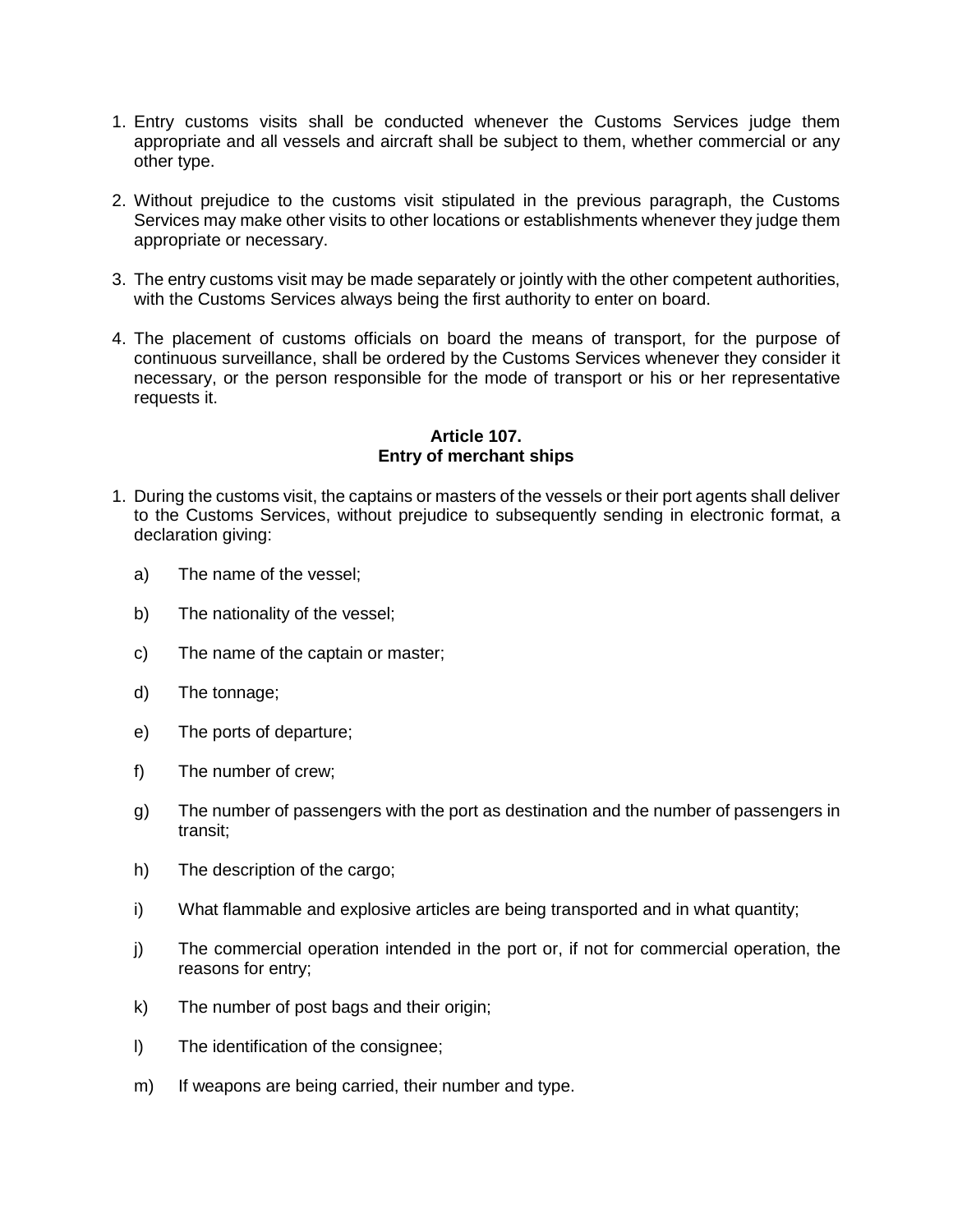1. Entry customs visits shall be conducted whenever the Customs Services judge them appropriate and all vessels and aircraft shall be subject to them, whether commercial or any other type.

2. Without prejudice to the customs visit stipulated in the previous paragraph, the Customs Services may make other visits to other locations or establishments whenever they judge them appropriate or necessary.

3. The entry customs visit may be made separately or jointly with the other competent authorities, with the Customs Services always being the first authority to enter on board.

4. The placement of customs officials on board the means of transport, for the purpose of continuous surveillance, shall be ordered by the Customs Services whenever they consider it necessary, or the person responsible for the mode of transport or his or her representative requests it.

**Article 107.**
**Entry of merchant ships**

1. During the customs visit, the captains or masters of the vessels or their port agents shall deliver to the Customs Services, without prejudice to subsequently sending in electronic format, a declaration giving:

   a) The name of the vessel;

   b) The nationality of the vessel;

   c) The name of the captain or master;

   d) The tonnage;

   e) The ports of departure;

   f) The number of crew;

   g) The number of passengers with the port as destination and the number of passengers in transit;

   h) The description of the cargo;

   i) What flammable and explosive articles are being transported and in what quantity;

   j) The commercial operation intended in the port or, if not for commercial operation, the reasons for entry;

   k) The number of post bags and their origin;

   l) The identification of the consignee;

   m) If weapons are being carried, their number and type.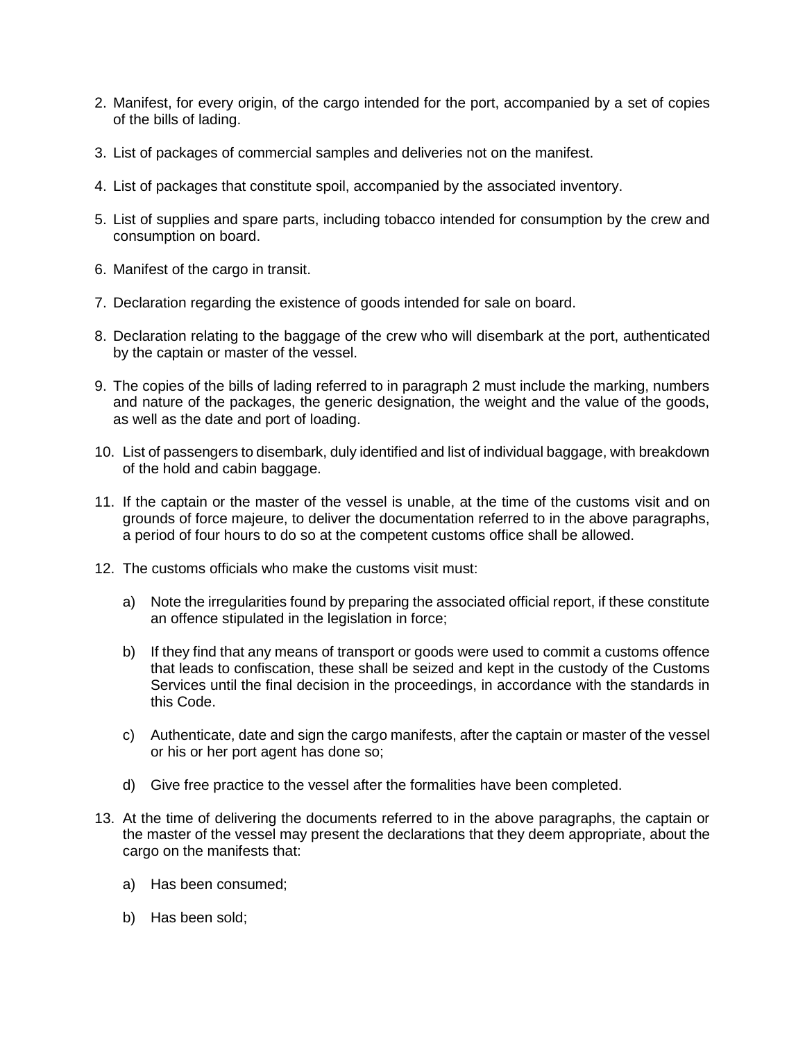2. Manifest, for every origin, of the cargo intended for the port, accompanied by a set of copies of the bills of lading.

3. List of packages of commercial samples and deliveries not on the manifest.

4. List of packages that constitute spoil, accompanied by the associated inventory.

5. List of supplies and spare parts, including tobacco intended for consumption by the crew and consumption on board.

6. Manifest of the cargo in transit.

7. Declaration regarding the existence of goods intended for sale on board.

8. Declaration relating to the baggage of the crew who will disembark at the port, authenticated by the captain or master of the vessel.

9. The copies of the bills of lading referred to in paragraph 2 must include the marking, numbers and nature of the packages, the generic designation, the weight and the value of the goods, as well as the date and port of loading.

10. List of passengers to disembark, duly identified and list of individual baggage, with breakdown of the hold and cabin baggage.

11. If the captain or the master of the vessel is unable, at the time of the customs visit and on grounds of force majeure, to deliver the documentation referred to in the above paragraphs, a period of four hours to do so at the competent customs office shall be allowed.

12. The customs officials who make the customs visit must:

    a) Note the irregularities found by preparing the associated official report, if these constitute an offence stipulated in the legislation in force;

    b) If they find that any means of transport or goods were used to commit a customs offence that leads to confiscation, these shall be seized and kept in the custody of the Customs Services until the final decision in the proceedings, in accordance with the standards in this Code.

    c) Authenticate, date and sign the cargo manifests, after the captain or master of the vessel or his or her port agent has done so;

    d) Give free practice to the vessel after the formalities have been completed.

13. At the time of delivering the documents referred to in the above paragraphs, the captain or the master of the vessel may present the declarations that they deem appropriate, about the cargo on the manifests that:

    a) Has been consumed;

    b) Has been sold;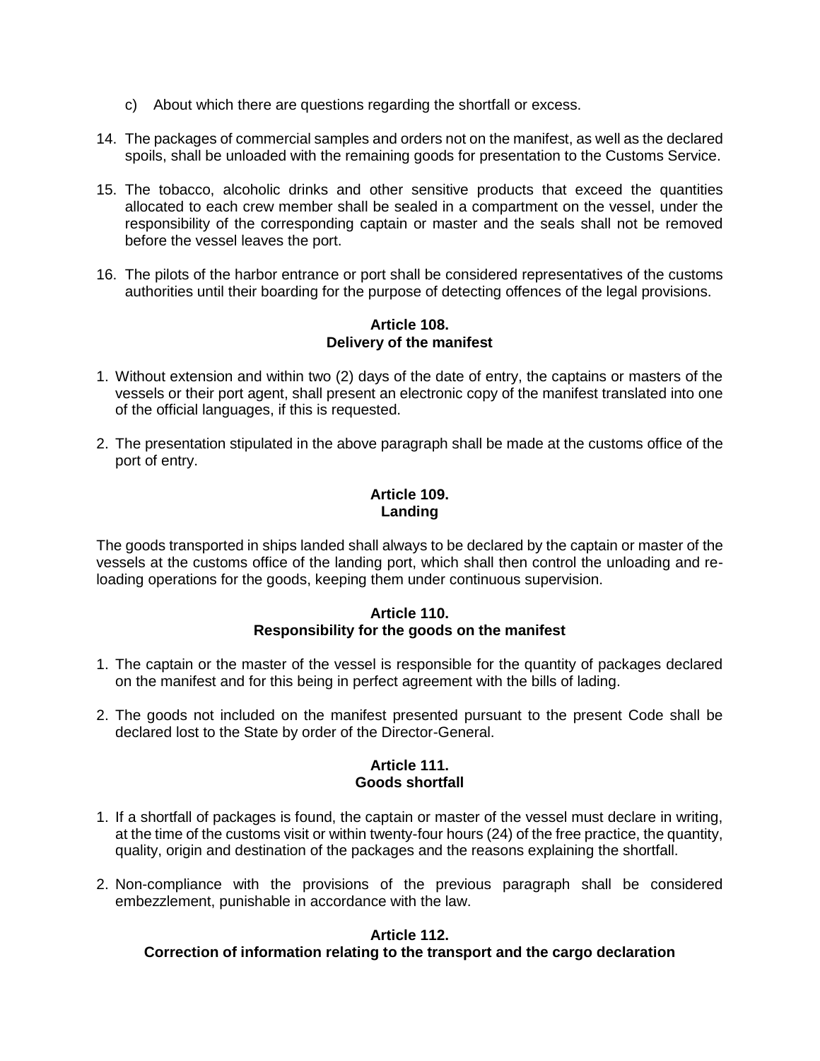c) About which there are questions regarding the shortfall or excess.

14. The packages of commercial samples and orders not on the manifest, as well as the declared spoils, shall be unloaded with the remaining goods for presentation to the Customs Service.

15. The tobacco, alcoholic drinks and other sensitive products that exceed the quantities allocated to each crew member shall be sealed in a compartment on the vessel, under the responsibility of the corresponding captain or master and the seals shall not be removed before the vessel leaves the port.

16. The pilots of the harbor entrance or port shall be considered representatives of the customs authorities until their boarding for the purpose of detecting offences of the legal provisions.

**Article 108.**
**Delivery of the manifest**

1. Without extension and within two (2) days of the date of entry, the captains or masters of the vessels or their port agent, shall present an electronic copy of the manifest translated into one of the official languages, if this is requested.

2. The presentation stipulated in the above paragraph shall be made at the customs office of the port of entry.

**Article 109.**
**Landing**

The goods transported in ships landed shall always to be declared by the captain or master of the vessels at the customs office of the landing port, which shall then control the unloading and re-loading operations for the goods, keeping them under continuous supervision.

**Article 110.**
**Responsibility for the goods on the manifest**

1. The captain or the master of the vessel is responsible for the quantity of packages declared on the manifest and for this being in perfect agreement with the bills of lading.

2. The goods not included on the manifest presented pursuant to the present Code shall be declared lost to the State by order of the Director-General.

**Article 111.**
**Goods shortfall**

1. If a shortfall of packages is found, the captain or master of the vessel must declare in writing, at the time of the customs visit or within twenty-four hours (24) of the free practice, the quantity, quality, origin and destination of the packages and the reasons explaining the shortfall.

2. Non-compliance with the provisions of the previous paragraph shall be considered embezzlement, punishable in accordance with the law.

**Article 112.**
**Correction of information relating to the transport and the cargo declaration**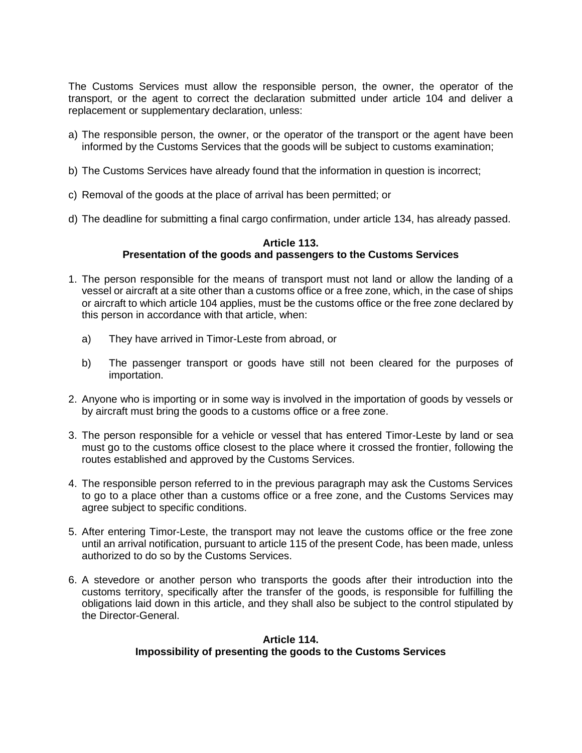The Customs Services must allow the responsible person, the owner, the operator of the transport, or the agent to correct the declaration submitted under article 104 and deliver a replacement or supplementary declaration, unless:

a) The responsible person, the owner, or the operator of the transport or the agent have been informed by the Customs Services that the goods will be subject to customs examination;

b) The Customs Services have already found that the information in question is incorrect;

c) Removal of the goods at the place of arrival has been permitted; or

d) The deadline for submitting a final cargo confirmation, under article 134, has already passed.

**Article 113.**
**Presentation of the goods and passengers to the Customs Services**

1. The person responsible for the means of transport must not land or allow the landing of a vessel or aircraft at a site other than a customs office or a free zone, which, in the case of ships or aircraft to which article 104 applies, must be the customs office or the free zone declared by this person in accordance with that article, when:

   a) They have arrived in Timor-Leste from abroad, or

   b) The passenger transport or goods have still not been cleared for the purposes of importation.

2. Anyone who is importing or in some way is involved in the importation of goods by vessels or by aircraft must bring the goods to a customs office or a free zone.

3. The person responsible for a vehicle or vessel that has entered Timor-Leste by land or sea must go to the customs office closest to the place where it crossed the frontier, following the routes established and approved by the Customs Services.

4. The responsible person referred to in the previous paragraph may ask the Customs Services to go to a place other than a customs office or a free zone, and the Customs Services may agree subject to specific conditions.

5. After entering Timor-Leste, the transport may not leave the customs office or the free zone until an arrival notification, pursuant to article 115 of the present Code, has been made, unless authorized to do so by the Customs Services.

6. A stevedore or another person who transports the goods after their introduction into the customs territory, specifically after the transfer of the goods, is responsible for fulfilling the obligations laid down in this article, and they shall also be subject to the control stipulated by the Director-General.

**Article 114.**
**Impossibility of presenting the goods to the Customs Services**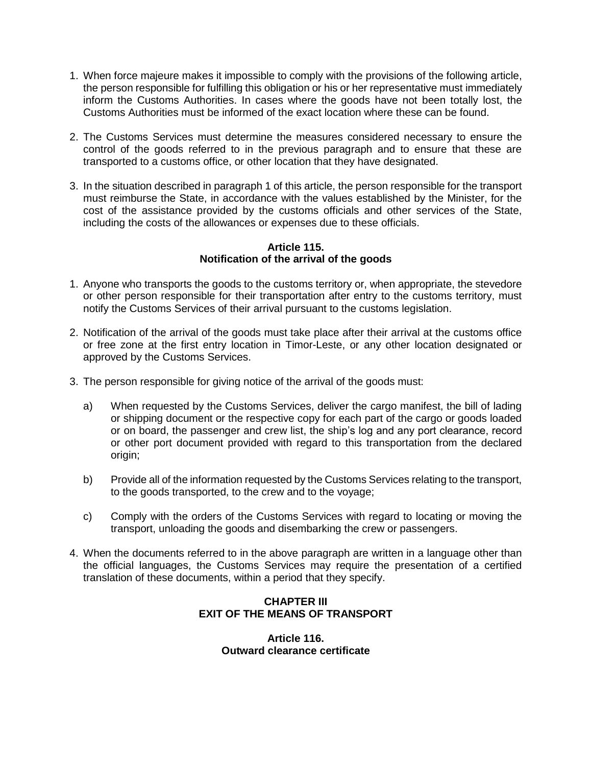1. When force majeure makes it impossible to comply with the provisions of the following article, the person responsible for fulfilling this obligation or his or her representative must immediately inform the Customs Authorities. In cases where the goods have not been totally lost, the Customs Authorities must be informed of the exact location where these can be found.

2. The Customs Services must determine the measures considered necessary to ensure the control of the goods referred to in the previous paragraph and to ensure that these are transported to a customs office, or other location that they have designated.

3. In the situation described in paragraph 1 of this article, the person responsible for the transport must reimburse the State, in accordance with the values established by the Minister, for the cost of the assistance provided by the customs officials and other services of the State, including the costs of the allowances or expenses due to these officials.

### Article 115.
### Notification of the arrival of the goods

1. Anyone who transports the goods to the customs territory or, when appropriate, the stevedore or other person responsible for their transportation after entry to the customs territory, must notify the Customs Services of their arrival pursuant to the customs legislation.

2. Notification of the arrival of the goods must take place after their arrival at the customs office or free zone at the first entry location in Timor-Leste, or any other location designated or approved by the Customs Services.

3. The person responsible for giving notice of the arrival of the goods must:

   a) When requested by the Customs Services, deliver the cargo manifest, the bill of lading or shipping document or the respective copy for each part of the cargo or goods loaded or on board, the passenger and crew list, the ship's log and any port clearance, record or other port document provided with regard to this transportation from the declared origin;

   b) Provide all of the information requested by the Customs Services relating to the transport, to the goods transported, to the crew and to the voyage;

   c) Comply with the orders of the Customs Services with regard to locating or moving the transport, unloading the goods and disembarking the crew or passengers.

4. When the documents referred to in the above paragraph are written in a language other than the official languages, the Customs Services may require the presentation of a certified translation of these documents, within a period that they specify.

## CHAPTER III
## EXIT OF THE MEANS OF TRANSPORT

### Article 116.
### Outward clearance certificate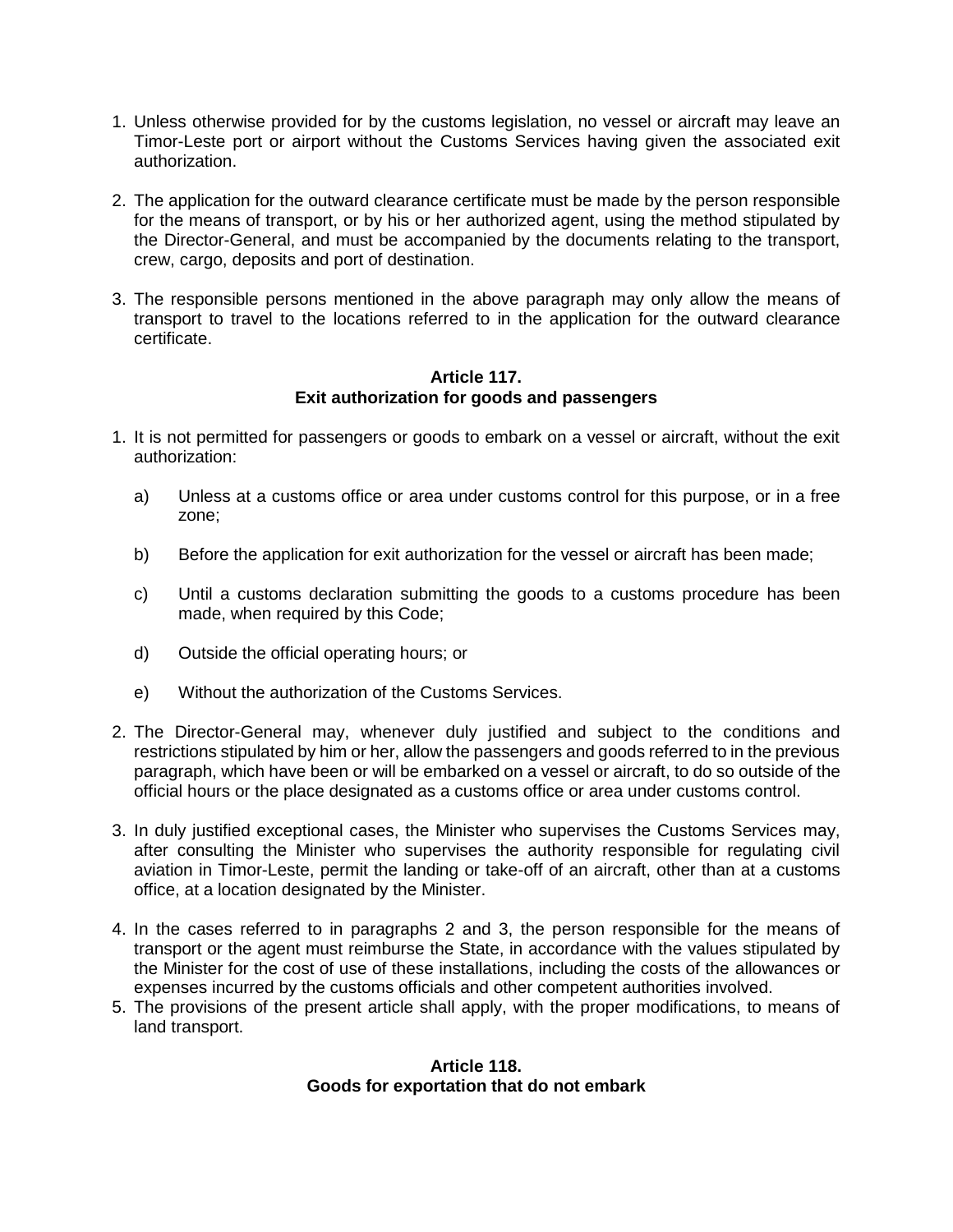1. Unless otherwise provided for by the customs legislation, no vessel or aircraft may leave an Timor-Leste port or airport without the Customs Services having given the associated exit authorization.

2. The application for the outward clearance certificate must be made by the person responsible for the means of transport, or by his or her authorized agent, using the method stipulated by the Director-General, and must be accompanied by the documents relating to the transport, crew, cargo, deposits and port of destination.

3. The responsible persons mentioned in the above paragraph may only allow the means of transport to travel to the locations referred to in the application for the outward clearance certificate.

**Article 117.**
**Exit authorization for goods and passengers**

1. It is not permitted for passengers or goods to embark on a vessel or aircraft, without the exit authorization:

   a) Unless at a customs office or area under customs control for this purpose, or in a free zone;

   b) Before the application for exit authorization for the vessel or aircraft has been made;

   c) Until a customs declaration submitting the goods to a customs procedure has been made, when required by this Code;

   d) Outside the official operating hours; or

   e) Without the authorization of the Customs Services.

2. The Director-General may, whenever duly justified and subject to the conditions and restrictions stipulated by him or her, allow the passengers and goods referred to in the previous paragraph, which have been or will be embarked on a vessel or aircraft, to do so outside of the official hours or the place designated as a customs office or area under customs control.

3. In duly justified exceptional cases, the Minister who supervises the Customs Services may, after consulting the Minister who supervises the authority responsible for regulating civil aviation in Timor-Leste, permit the landing or take-off of an aircraft, other than at a customs office, at a location designated by the Minister.

4. In the cases referred to in paragraphs 2 and 3, the person responsible for the means of transport or the agent must reimburse the State, in accordance with the values stipulated by the Minister for the cost of use of these installations, including the costs of the allowances or expenses incurred by the customs officials and other competent authorities involved.
5. The provisions of the present article shall apply, with the proper modifications, to means of land transport.

**Article 118.**
**Goods for exportation that do not embark**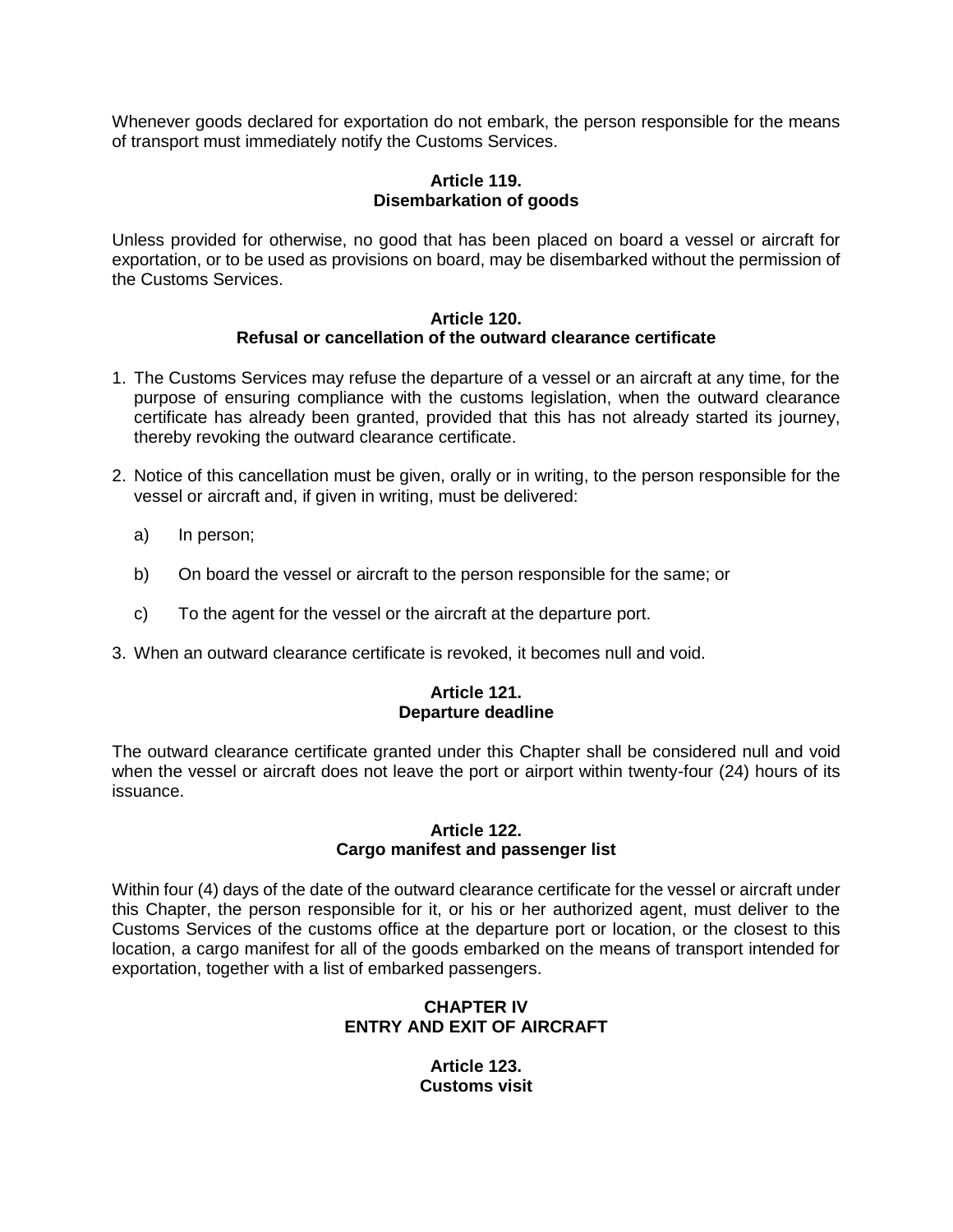Whenever goods declared for exportation do not embark, the person responsible for the means of transport must immediately notify the Customs Services.

**Article 119.**
**Disembarkation of goods**

Unless provided for otherwise, no good that has been placed on board a vessel or aircraft for exportation, or to be used as provisions on board, may be disembarked without the permission of the Customs Services.

**Article 120.**
**Refusal or cancellation of the outward clearance certificate**

1. The Customs Services may refuse the departure of a vessel or an aircraft at any time, for the purpose of ensuring compliance with the customs legislation, when the outward clearance certificate has already been granted, provided that this has not already started its journey, thereby revoking the outward clearance certificate.

2. Notice of this cancellation must be given, orally or in writing, to the person responsible for the vessel or aircraft and, if given in writing, must be delivered:

   a) In person;

   b) On board the vessel or aircraft to the person responsible for the same; or

   c) To the agent for the vessel or the aircraft at the departure port.

3. When an outward clearance certificate is revoked, it becomes null and void.

**Article 121.**
**Departure deadline**

The outward clearance certificate granted under this Chapter shall be considered null and void when the vessel or aircraft does not leave the port or airport within twenty-four (24) hours of its issuance.

**Article 122.**
**Cargo manifest and passenger list**

Within four (4) days of the date of the outward clearance certificate for the vessel or aircraft under this Chapter, the person responsible for it, or his or her authorized agent, must deliver to the Customs Services of the customs office at the departure port or location, or the closest to this location, a cargo manifest for all of the goods embarked on the means of transport intended for exportation, together with a list of embarked passengers.

## CHAPTER IV
## ENTRY AND EXIT OF AIRCRAFT

**Article 123.**
**Customs visit**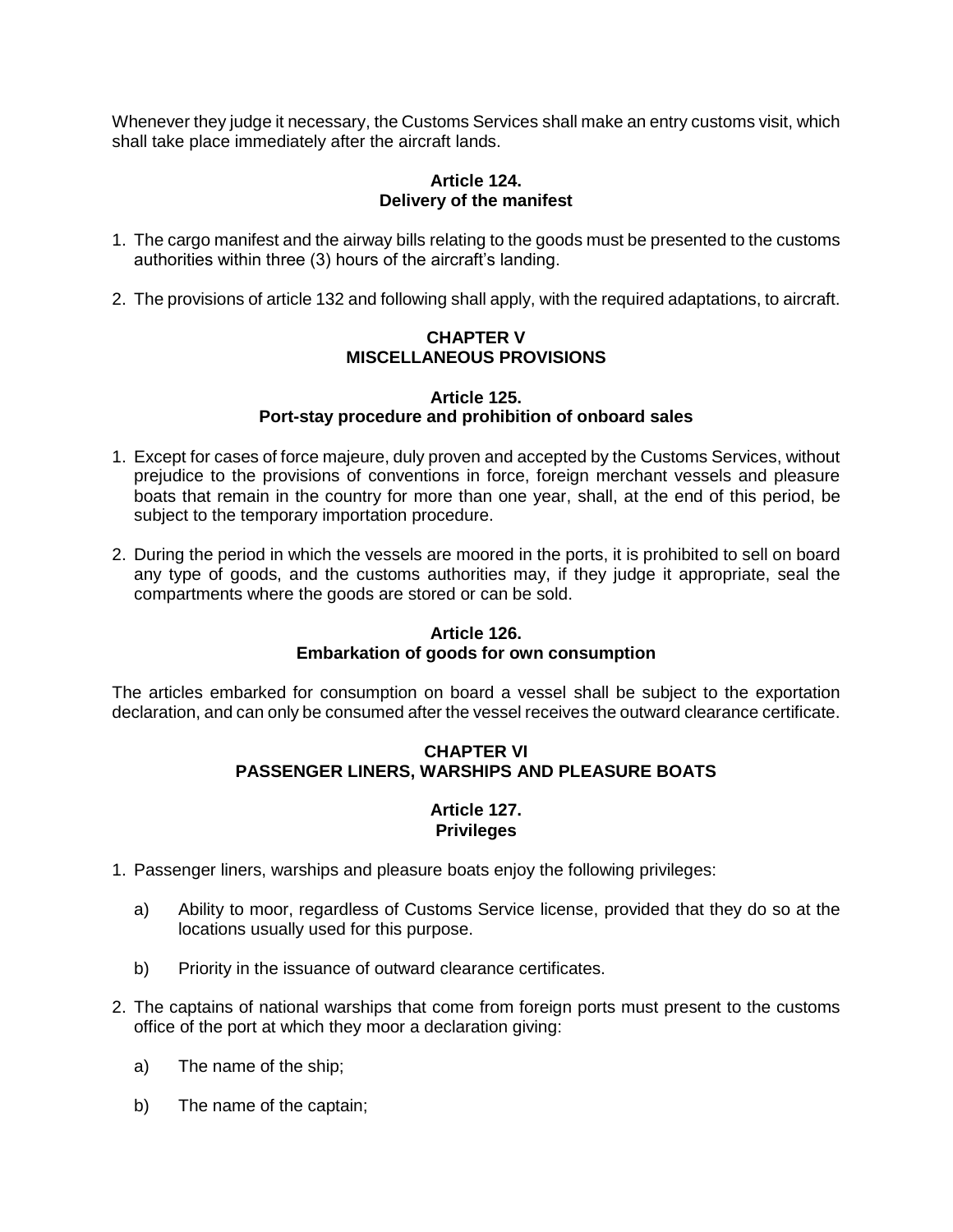Whenever they judge it necessary, the Customs Services shall make an entry customs visit, which shall take place immediately after the aircraft lands.

### Article 124.
### Delivery of the manifest

1. The cargo manifest and the airway bills relating to the goods must be presented to the customs authorities within three (3) hours of the aircraft's landing.

2. The provisions of article 132 and following shall apply, with the required adaptations, to aircraft.

## CHAPTER V
## MISCELLANEOUS PROVISIONS

### Article 125.
### Port-stay procedure and prohibition of onboard sales

1. Except for cases of force majeure, duly proven and accepted by the Customs Services, without prejudice to the provisions of conventions in force, foreign merchant vessels and pleasure boats that remain in the country for more than one year, shall, at the end of this period, be subject to the temporary importation procedure.

2. During the period in which the vessels are moored in the ports, it is prohibited to sell on board any type of goods, and the customs authorities may, if they judge it appropriate, seal the compartments where the goods are stored or can be sold.

### Article 126.
### Embarkation of goods for own consumption

The articles embarked for consumption on board a vessel shall be subject to the exportation declaration, and can only be consumed after the vessel receives the outward clearance certificate.

## CHAPTER VI
## PASSENGER LINERS, WARSHIPS AND PLEASURE BOATS

### Article 127.
### Privileges

1. Passenger liners, warships and pleasure boats enjoy the following privileges:

   a) Ability to moor, regardless of Customs Service license, provided that they do so at the locations usually used for this purpose.

   b) Priority in the issuance of outward clearance certificates.

2. The captains of national warships that come from foreign ports must present to the customs office of the port at which they moor a declaration giving:

   a) The name of the ship;

   b) The name of the captain;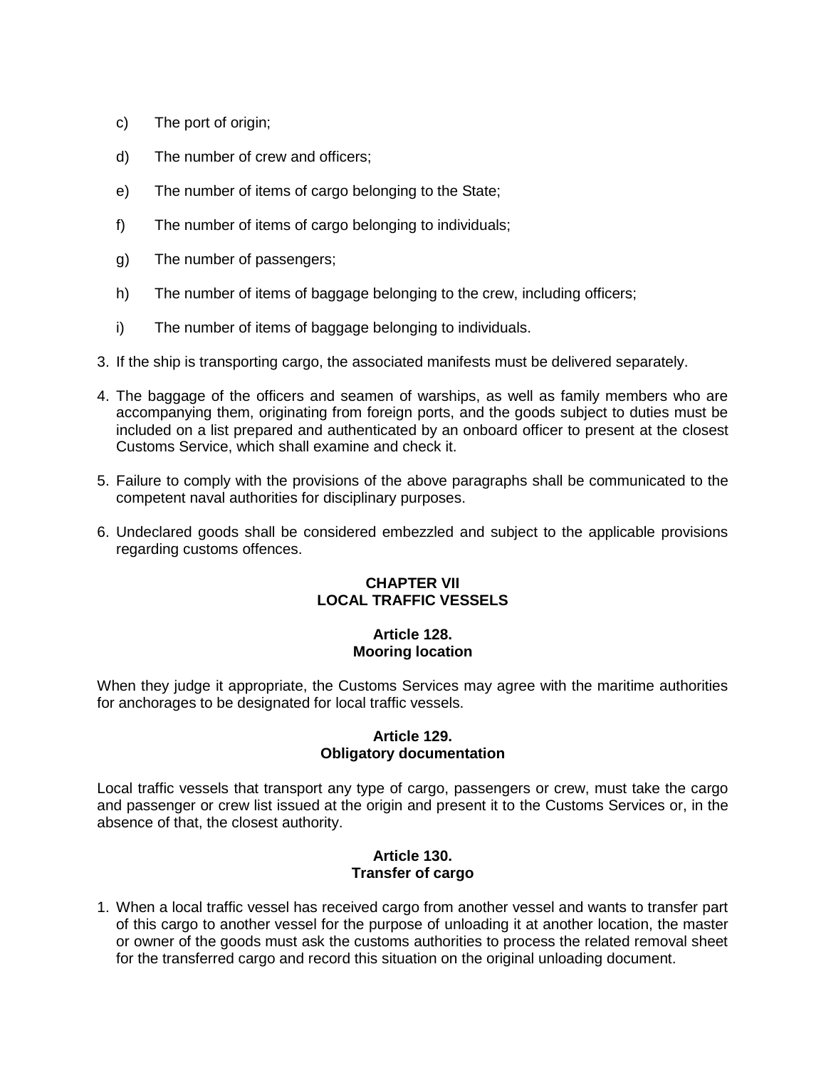c) The port of origin;

d) The number of crew and officers;

e) The number of items of cargo belonging to the State;

f) The number of items of cargo belonging to individuals;

g) The number of passengers;

h) The number of items of baggage belonging to the crew, including officers;

i) The number of items of baggage belonging to individuals.

3. If the ship is transporting cargo, the associated manifests must be delivered separately.

4. The baggage of the officers and seamen of warships, as well as family members who are accompanying them, originating from foreign ports, and the goods subject to duties must be included on a list prepared and authenticated by an onboard officer to present at the closest Customs Service, which shall examine and check it.

5. Failure to comply with the provisions of the above paragraphs shall be communicated to the competent naval authorities for disciplinary purposes.

6. Undeclared goods shall be considered embezzled and subject to the applicable provisions regarding customs offences.

## CHAPTER VII
## LOCAL TRAFFIC VESSELS

### Article 128.
### Mooring location

When they judge it appropriate, the Customs Services may agree with the maritime authorities for anchorages to be designated for local traffic vessels.

### Article 129.
### Obligatory documentation

Local traffic vessels that transport any type of cargo, passengers or crew, must take the cargo and passenger or crew list issued at the origin and present it to the Customs Services or, in the absence of that, the closest authority.

### Article 130.
### Transfer of cargo

1. When a local traffic vessel has received cargo from another vessel and wants to transfer part of this cargo to another vessel for the purpose of unloading it at another location, the master or owner of the goods must ask the customs authorities to process the related removal sheet for the transferred cargo and record this situation on the original unloading document.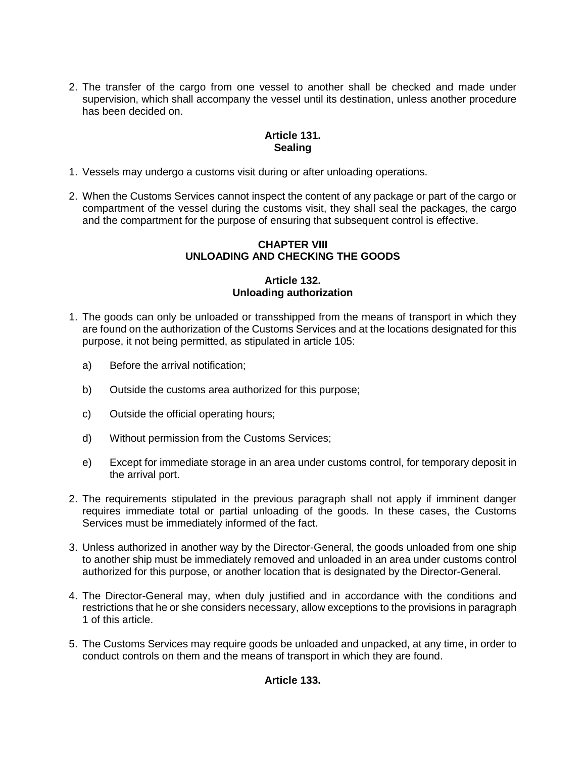2. The transfer of the cargo from one vessel to another shall be checked and made under supervision, which shall accompany the vessel until its destination, unless another procedure has been decided on.

### Article 131.
### Sealing

1. Vessels may undergo a customs visit during or after unloading operations.

2. When the Customs Services cannot inspect the content of any package or part of the cargo or compartment of the vessel during the customs visit, they shall seal the packages, the cargo and the compartment for the purpose of ensuring that subsequent control is effective.

## CHAPTER VIII
## UNLOADING AND CHECKING THE GOODS

### Article 132.
### Unloading authorization

1. The goods can only be unloaded or transshipped from the means of transport in which they are found on the authorization of the Customs Services and at the locations designated for this purpose, it not being permitted, as stipulated in article 105:

   a) Before the arrival notification;

   b) Outside the customs area authorized for this purpose;

   c) Outside the official operating hours;

   d) Without permission from the Customs Services;

   e) Except for immediate storage in an area under customs control, for temporary deposit in the arrival port.

2. The requirements stipulated in the previous paragraph shall not apply if imminent danger requires immediate total or partial unloading of the goods. In these cases, the Customs Services must be immediately informed of the fact.

3. Unless authorized in another way by the Director-General, the goods unloaded from one ship to another ship must be immediately removed and unloaded in an area under customs control authorized for this purpose, or another location that is designated by the Director-General.

4. The Director-General may, when duly justified and in accordance with the conditions and restrictions that he or she considers necessary, allow exceptions to the provisions in paragraph 1 of this article.

5. The Customs Services may require goods be unloaded and unpacked, at any time, in order to conduct controls on them and the means of transport in which they are found.

### Article 133.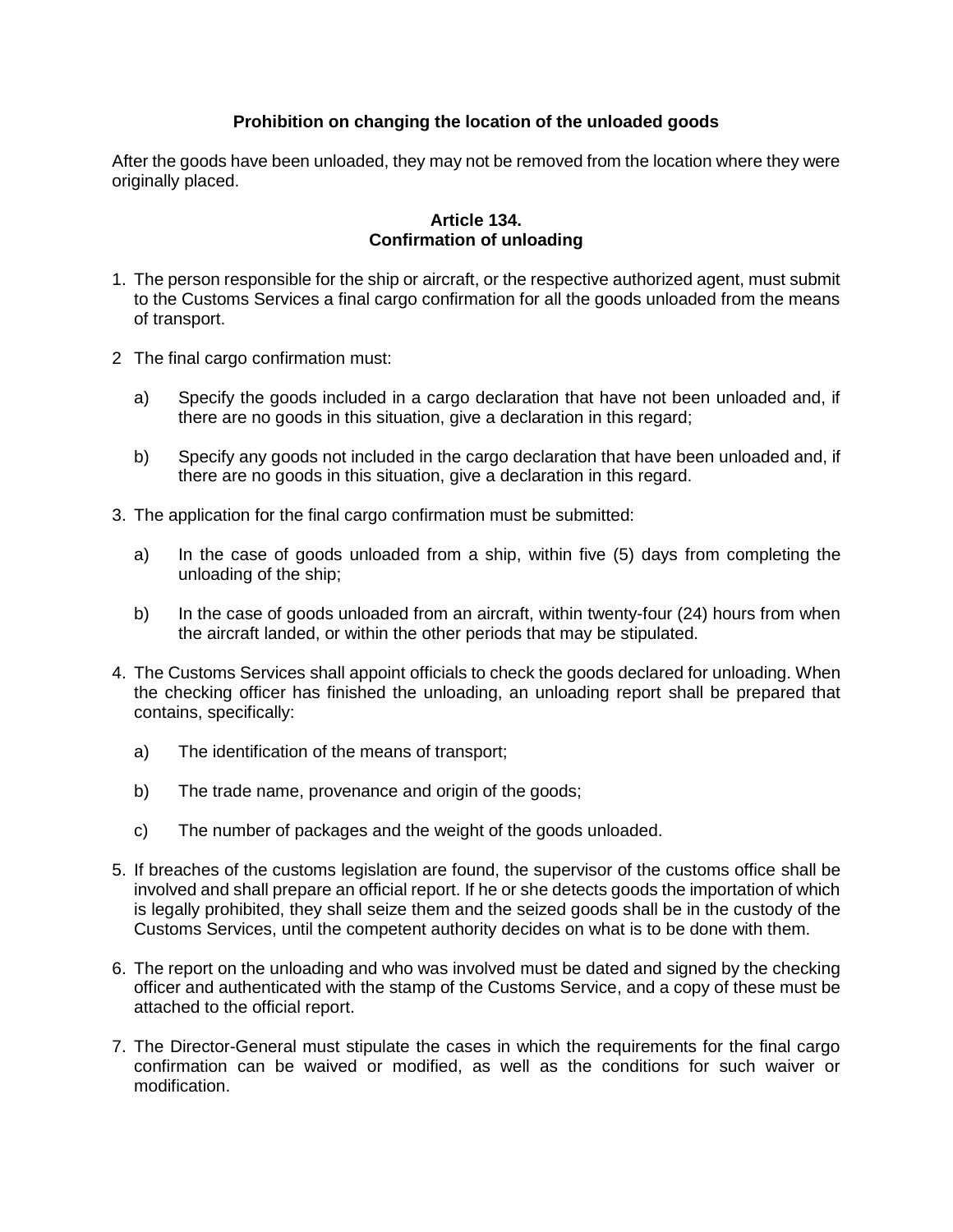**Prohibition on changing the location of the unloaded goods**

After the goods have been unloaded, they may not be removed from the location where they were originally placed.

**Article 134.**
**Confirmation of unloading**

1. The person responsible for the ship or aircraft, or the respective authorized agent, must submit to the Customs Services a final cargo confirmation for all the goods unloaded from the means of transport.

2 The final cargo confirmation must:

   a) Specify the goods included in a cargo declaration that have not been unloaded and, if there are no goods in this situation, give a declaration in this regard;

   b) Specify any goods not included in the cargo declaration that have been unloaded and, if there are no goods in this situation, give a declaration in this regard.

3. The application for the final cargo confirmation must be submitted:

   a) In the case of goods unloaded from a ship, within five (5) days from completing the unloading of the ship;

   b) In the case of goods unloaded from an aircraft, within twenty-four (24) hours from when the aircraft landed, or within the other periods that may be stipulated.

4. The Customs Services shall appoint officials to check the goods declared for unloading. When the checking officer has finished the unloading, an unloading report shall be prepared that contains, specifically:

   a) The identification of the means of transport;

   b) The trade name, provenance and origin of the goods;

   c) The number of packages and the weight of the goods unloaded.

5. If breaches of the customs legislation are found, the supervisor of the customs office shall be involved and shall prepare an official report. If he or she detects goods the importation of which is legally prohibited, they shall seize them and the seized goods shall be in the custody of the Customs Services, until the competent authority decides on what is to be done with them.

6. The report on the unloading and who was involved must be dated and signed by the checking officer and authenticated with the stamp of the Customs Service, and a copy of these must be attached to the official report.

7. The Director-General must stipulate the cases in which the requirements for the final cargo confirmation can be waived or modified, as well as the conditions for such waiver or modification.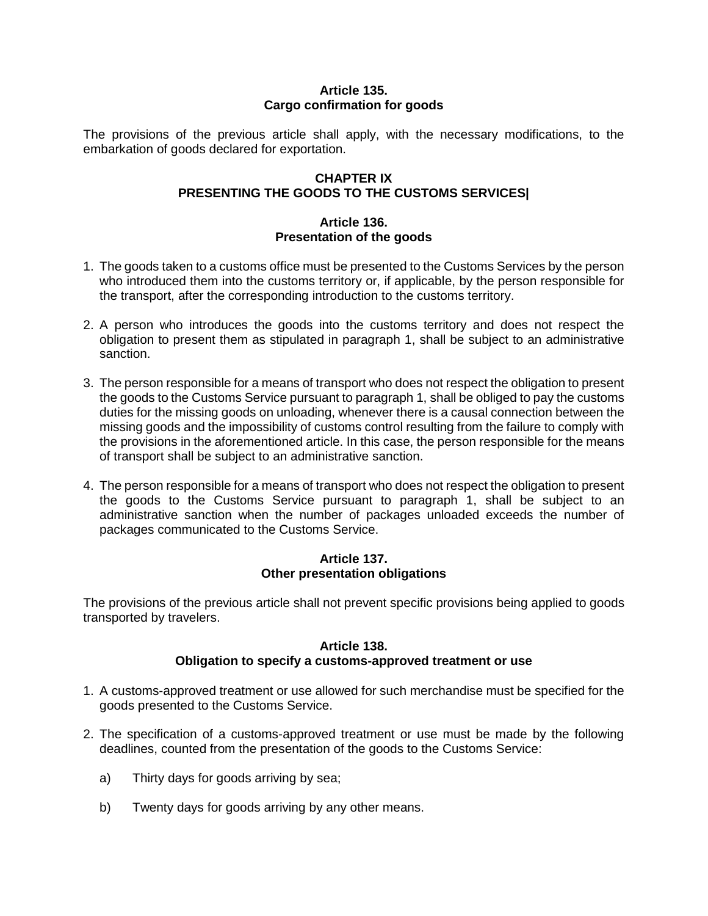### Article 135.
### Cargo confirmation for goods

The provisions of the previous article shall apply, with the necessary modifications, to the embarkation of goods declared for exportation.

## CHAPTER IX
## PRESENTING THE GOODS TO THE CUSTOMS SERVICES|

### Article 136.
### Presentation of the goods

1. The goods taken to a customs office must be presented to the Customs Services by the person who introduced them into the customs territory or, if applicable, by the person responsible for the transport, after the corresponding introduction to the customs territory.

2. A person who introduces the goods into the customs territory and does not respect the obligation to present them as stipulated in paragraph 1, shall be subject to an administrative sanction.

3. The person responsible for a means of transport who does not respect the obligation to present the goods to the Customs Service pursuant to paragraph 1, shall be obliged to pay the customs duties for the missing goods on unloading, whenever there is a causal connection between the missing goods and the impossibility of customs control resulting from the failure to comply with the provisions in the aforementioned article. In this case, the person responsible for the means of transport shall be subject to an administrative sanction.

4. The person responsible for a means of transport who does not respect the obligation to present the goods to the Customs Service pursuant to paragraph 1, shall be subject to an administrative sanction when the number of packages unloaded exceeds the number of packages communicated to the Customs Service.

### Article 137.
### Other presentation obligations

The provisions of the previous article shall not prevent specific provisions being applied to goods transported by travelers.

### Article 138.
### Obligation to specify a customs-approved treatment or use

1. A customs-approved treatment or use allowed for such merchandise must be specified for the goods presented to the Customs Service.

2. The specification of a customs-approved treatment or use must be made by the following deadlines, counted from the presentation of the goods to the Customs Service:

   a) Thirty days for goods arriving by sea;

   b) Twenty days for goods arriving by any other means.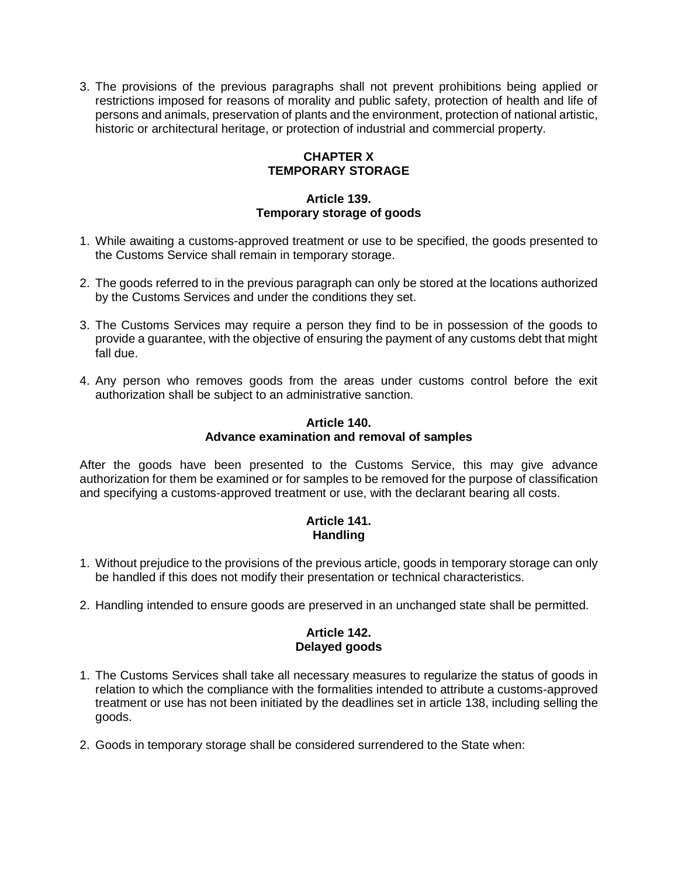3. The provisions of the previous paragraphs shall not prevent prohibitions being applied or restrictions imposed for reasons of morality and public safety, protection of health and life of persons and animals, preservation of plants and the environment, protection of national artistic, historic or architectural heritage, or protection of industrial and commercial property.

## CHAPTER X
## TEMPORARY STORAGE

### Article 139.
### Temporary storage of goods

1. While awaiting a customs-approved treatment or use to be specified, the goods presented to the Customs Service shall remain in temporary storage.

2. The goods referred to in the previous paragraph can only be stored at the locations authorized by the Customs Services and under the conditions they set.

3. The Customs Services may require a person they find to be in possession of the goods to provide a guarantee, with the objective of ensuring the payment of any customs debt that might fall due.

4. Any person who removes goods from the areas under customs control before the exit authorization shall be subject to an administrative sanction.

### Article 140.
### Advance examination and removal of samples

After the goods have been presented to the Customs Service, this may give advance authorization for them be examined or for samples to be removed for the purpose of classification and specifying a customs-approved treatment or use, with the declarant bearing all costs.

### Article 141.
### Handling

1. Without prejudice to the provisions of the previous article, goods in temporary storage can only be handled if this does not modify their presentation or technical characteristics.

2. Handling intended to ensure goods are preserved in an unchanged state shall be permitted.

### Article 142.
### Delayed goods

1. The Customs Services shall take all necessary measures to regularize the status of goods in relation to which the compliance with the formalities intended to attribute a customs-approved treatment or use has not been initiated by the deadlines set in article 138, including selling the goods.

2. Goods in temporary storage shall be considered surrendered to the State when: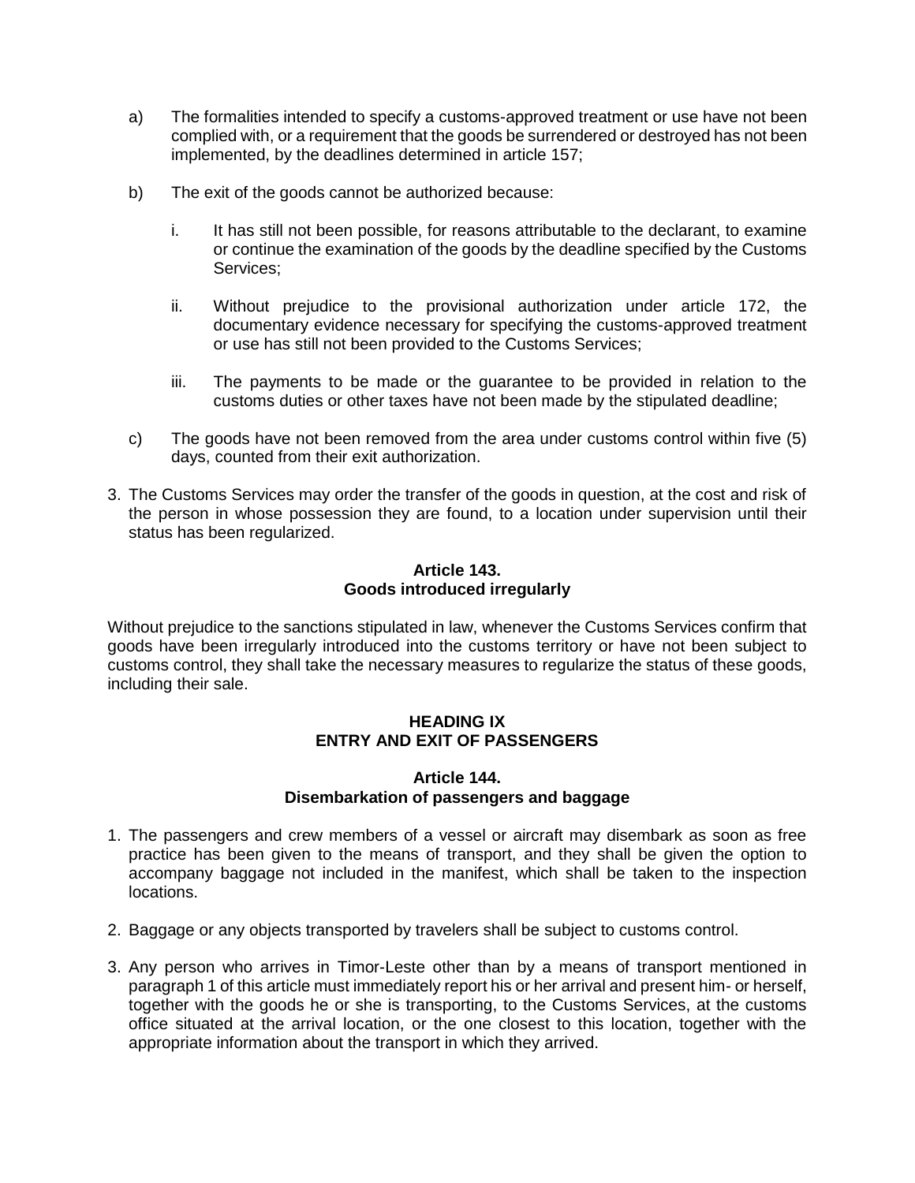a) The formalities intended to specify a customs-approved treatment or use have not been complied with, or a requirement that the goods be surrendered or destroyed has not been implemented, by the deadlines determined in article 157;

b) The exit of the goods cannot be authorized because:

   i. It has still not been possible, for reasons attributable to the declarant, to examine or continue the examination of the goods by the deadline specified by the Customs Services;

   ii. Without prejudice to the provisional authorization under article 172, the documentary evidence necessary for specifying the customs-approved treatment or use has still not been provided to the Customs Services;

   iii. The payments to be made or the guarantee to be provided in relation to the customs duties or other taxes have not been made by the stipulated deadline;

c) The goods have not been removed from the area under customs control within five (5) days, counted from their exit authorization.

3. The Customs Services may order the transfer of the goods in question, at the cost and risk of the person in whose possession they are found, to a location under supervision until their status has been regularized.

**Article 143.**
**Goods introduced irregularly**

Without prejudice to the sanctions stipulated in law, whenever the Customs Services confirm that goods have been irregularly introduced into the customs territory or have not been subject to customs control, they shall take the necessary measures to regularize the status of these goods, including their sale.

## HEADING IX
## ENTRY AND EXIT OF PASSENGERS

**Article 144.**
**Disembarkation of passengers and baggage**

1. The passengers and crew members of a vessel or aircraft may disembark as soon as free practice has been given to the means of transport, and they shall be given the option to accompany baggage not included in the manifest, which shall be taken to the inspection locations.

2. Baggage or any objects transported by travelers shall be subject to customs control.

3. Any person who arrives in Timor-Leste other than by a means of transport mentioned in paragraph 1 of this article must immediately report his or her arrival and present him- or herself, together with the goods he or she is transporting, to the Customs Services, at the customs office situated at the arrival location, or the one closest to this location, together with the appropriate information about the transport in which they arrived.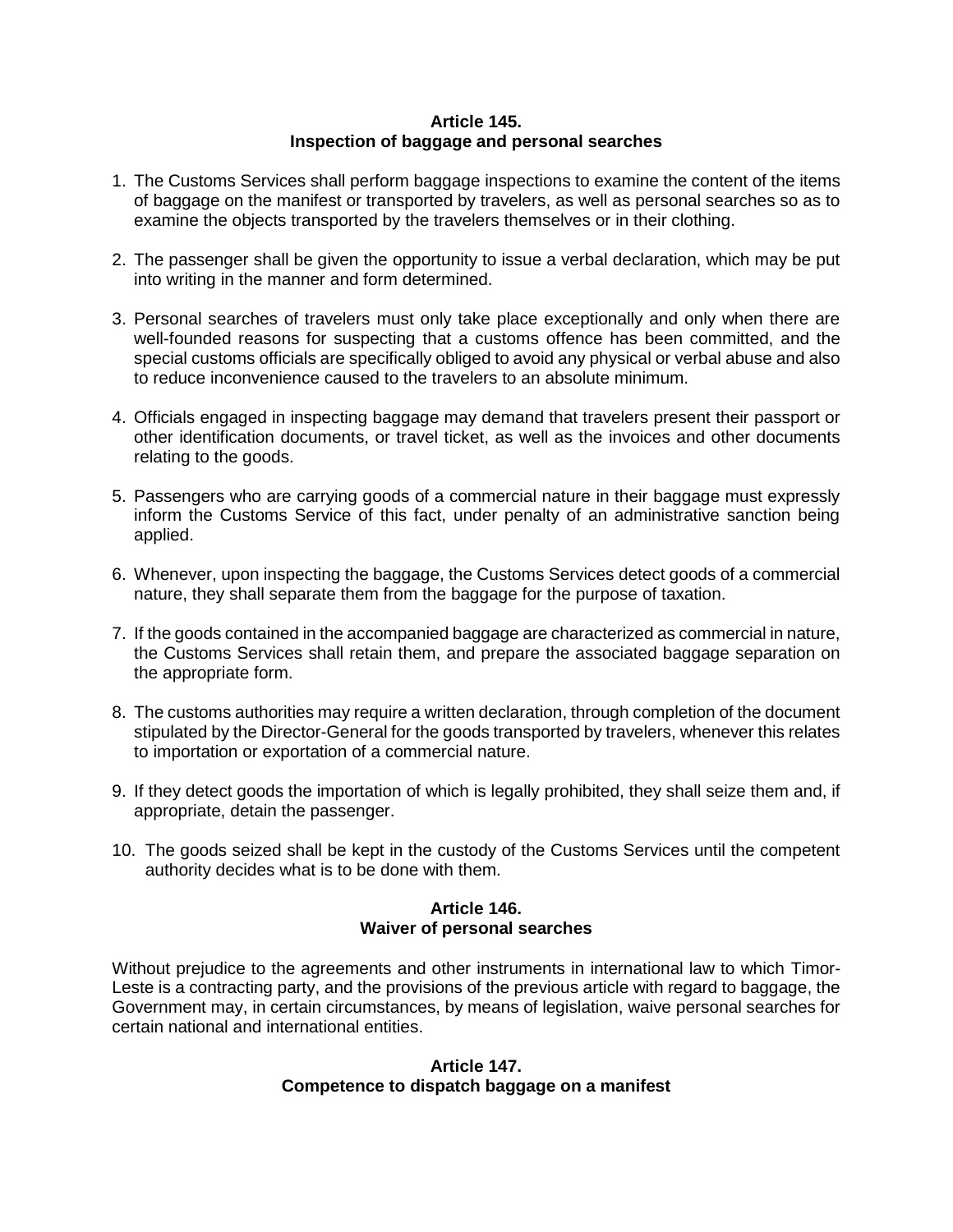### Article 145.
### Inspection of baggage and personal searches

1. The Customs Services shall perform baggage inspections to examine the content of the items of baggage on the manifest or transported by travelers, as well as personal searches so as to examine the objects transported by the travelers themselves or in their clothing.

2. The passenger shall be given the opportunity to issue a verbal declaration, which may be put into writing in the manner and form determined.

3. Personal searches of travelers must only take place exceptionally and only when there are well-founded reasons for suspecting that a customs offence has been committed, and the special customs officials are specifically obliged to avoid any physical or verbal abuse and also to reduce inconvenience caused to the travelers to an absolute minimum.

4. Officials engaged in inspecting baggage may demand that travelers present their passport or other identification documents, or travel ticket, as well as the invoices and other documents relating to the goods.

5. Passengers who are carrying goods of a commercial nature in their baggage must expressly inform the Customs Service of this fact, under penalty of an administrative sanction being applied.

6. Whenever, upon inspecting the baggage, the Customs Services detect goods of a commercial nature, they shall separate them from the baggage for the purpose of taxation.

7. If the goods contained in the accompanied baggage are characterized as commercial in nature, the Customs Services shall retain them, and prepare the associated baggage separation on the appropriate form.

8. The customs authorities may require a written declaration, through completion of the document stipulated by the Director-General for the goods transported by travelers, whenever this relates to importation or exportation of a commercial nature.

9. If they detect goods the importation of which is legally prohibited, they shall seize them and, if appropriate, detain the passenger.

10. The goods seized shall be kept in the custody of the Customs Services until the competent authority decides what is to be done with them.

### Article 146.
### Waiver of personal searches

Without prejudice to the agreements and other instruments in international law to which Timor-Leste is a contracting party, and the provisions of the previous article with regard to baggage, the Government may, in certain circumstances, by means of legislation, waive personal searches for certain national and international entities.

### Article 147.
### Competence to dispatch baggage on a manifest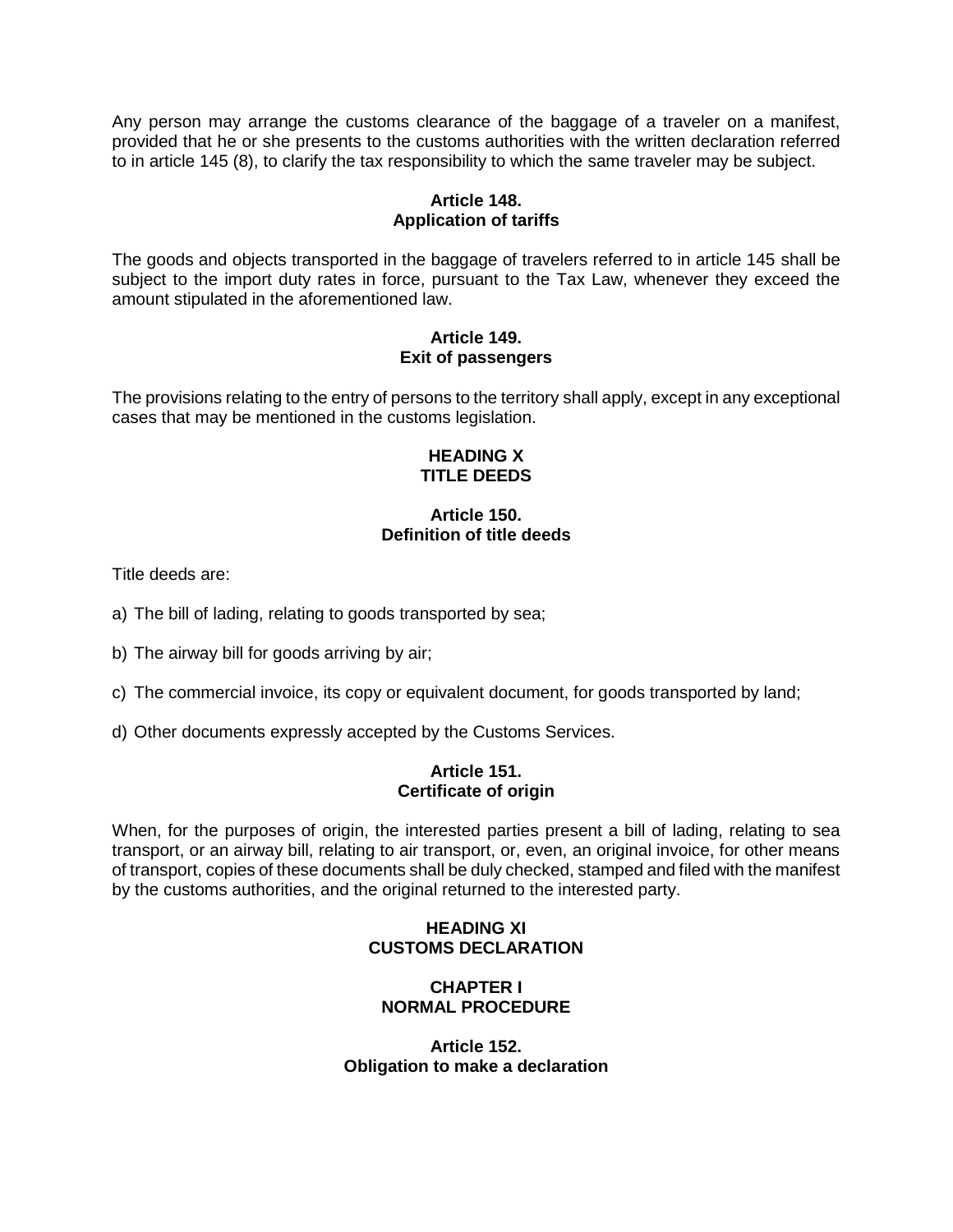Any person may arrange the customs clearance of the baggage of a traveler on a manifest, provided that he or she presents to the customs authorities with the written declaration referred to in article 145 (8), to clarify the tax responsibility to which the same traveler may be subject.

**Article 148.**
**Application of tariffs**

The goods and objects transported in the baggage of travelers referred to in article 145 shall be subject to the import duty rates in force, pursuant to the Tax Law, whenever they exceed the amount stipulated in the aforementioned law.

**Article 149.**
**Exit of passengers**

The provisions relating to the entry of persons to the territory shall apply, except in any exceptional cases that may be mentioned in the customs legislation.

## HEADING X
## TITLE DEEDS

**Article 150.**
**Definition of title deeds**

Title deeds are:

a) The bill of lading, relating to goods transported by sea;

b) The airway bill for goods arriving by air;

c) The commercial invoice, its copy or equivalent document, for goods transported by land;

d) Other documents expressly accepted by the Customs Services.

**Article 151.**
**Certificate of origin**

When, for the purposes of origin, the interested parties present a bill of lading, relating to sea transport, or an airway bill, relating to air transport, or, even, an original invoice, for other means of transport, copies of these documents shall be duly checked, stamped and filed with the manifest by the customs authorities, and the original returned to the interested party.

## HEADING XI
## CUSTOMS DECLARATION

### CHAPTER I
### NORMAL PROCEDURE

**Article 152.**
**Obligation to make a declaration**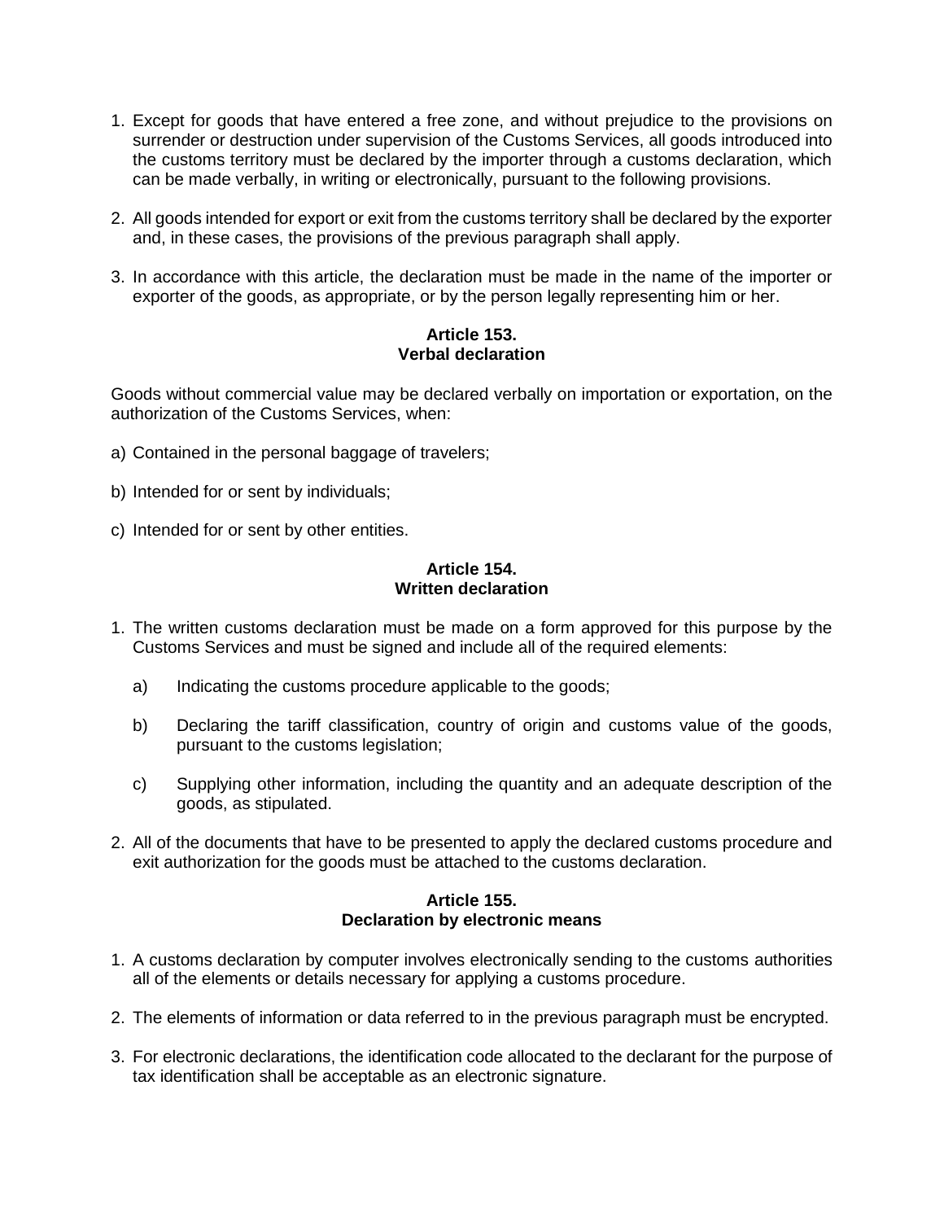1. Except for goods that have entered a free zone, and without prejudice to the provisions on surrender or destruction under supervision of the Customs Services, all goods introduced into the customs territory must be declared by the importer through a customs declaration, which can be made verbally, in writing or electronically, pursuant to the following provisions.

2. All goods intended for export or exit from the customs territory shall be declared by the exporter and, in these cases, the provisions of the previous paragraph shall apply.

3. In accordance with this article, the declaration must be made in the name of the importer or exporter of the goods, as appropriate, or by the person legally representing him or her.

### Article 153.
### Verbal declaration

Goods without commercial value may be declared verbally on importation or exportation, on the authorization of the Customs Services, when:

a) Contained in the personal baggage of travelers;

b) Intended for or sent by individuals;

c) Intended for or sent by other entities.

### Article 154.
### Written declaration

1. The written customs declaration must be made on a form approved for this purpose by the Customs Services and must be signed and include all of the required elements:

   a) Indicating the customs procedure applicable to the goods;

   b) Declaring the tariff classification, country of origin and customs value of the goods, pursuant to the customs legislation;

   c) Supplying other information, including the quantity and an adequate description of the goods, as stipulated.

2. All of the documents that have to be presented to apply the declared customs procedure and exit authorization for the goods must be attached to the customs declaration.

### Article 155.
### Declaration by electronic means

1. A customs declaration by computer involves electronically sending to the customs authorities all of the elements or details necessary for applying a customs procedure.

2. The elements of information or data referred to in the previous paragraph must be encrypted.

3. For electronic declarations, the identification code allocated to the declarant for the purpose of tax identification shall be acceptable as an electronic signature.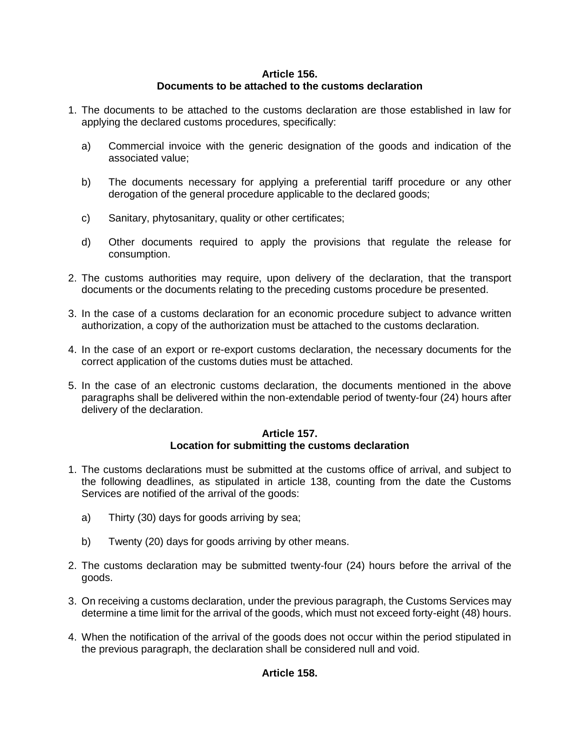**Article 156.**
**Documents to be attached to the customs declaration**

1. The documents to be attached to the customs declaration are those established in law for applying the declared customs procedures, specifically:

   a) Commercial invoice with the generic designation of the goods and indication of the associated value;

   b) The documents necessary for applying a preferential tariff procedure or any other derogation of the general procedure applicable to the declared goods;

   c) Sanitary, phytosanitary, quality or other certificates;

   d) Other documents required to apply the provisions that regulate the release for consumption.

2. The customs authorities may require, upon delivery of the declaration, that the transport documents or the documents relating to the preceding customs procedure be presented.

3. In the case of a customs declaration for an economic procedure subject to advance written authorization, a copy of the authorization must be attached to the customs declaration.

4. In the case of an export or re-export customs declaration, the necessary documents for the correct application of the customs duties must be attached.

5. In the case of an electronic customs declaration, the documents mentioned in the above paragraphs shall be delivered within the non-extendable period of twenty-four (24) hours after delivery of the declaration.

**Article 157.**
**Location for submitting the customs declaration**

1. The customs declarations must be submitted at the customs office of arrival, and subject to the following deadlines, as stipulated in article 138, counting from the date the Customs Services are notified of the arrival of the goods:

   a) Thirty (30) days for goods arriving by sea;

   b) Twenty (20) days for goods arriving by other means.

2. The customs declaration may be submitted twenty-four (24) hours before the arrival of the goods.

3. On receiving a customs declaration, under the previous paragraph, the Customs Services may determine a time limit for the arrival of the goods, which must not exceed forty-eight (48) hours.

4. When the notification of the arrival of the goods does not occur within the period stipulated in the previous paragraph, the declaration shall be considered null and void.

**Article 158.**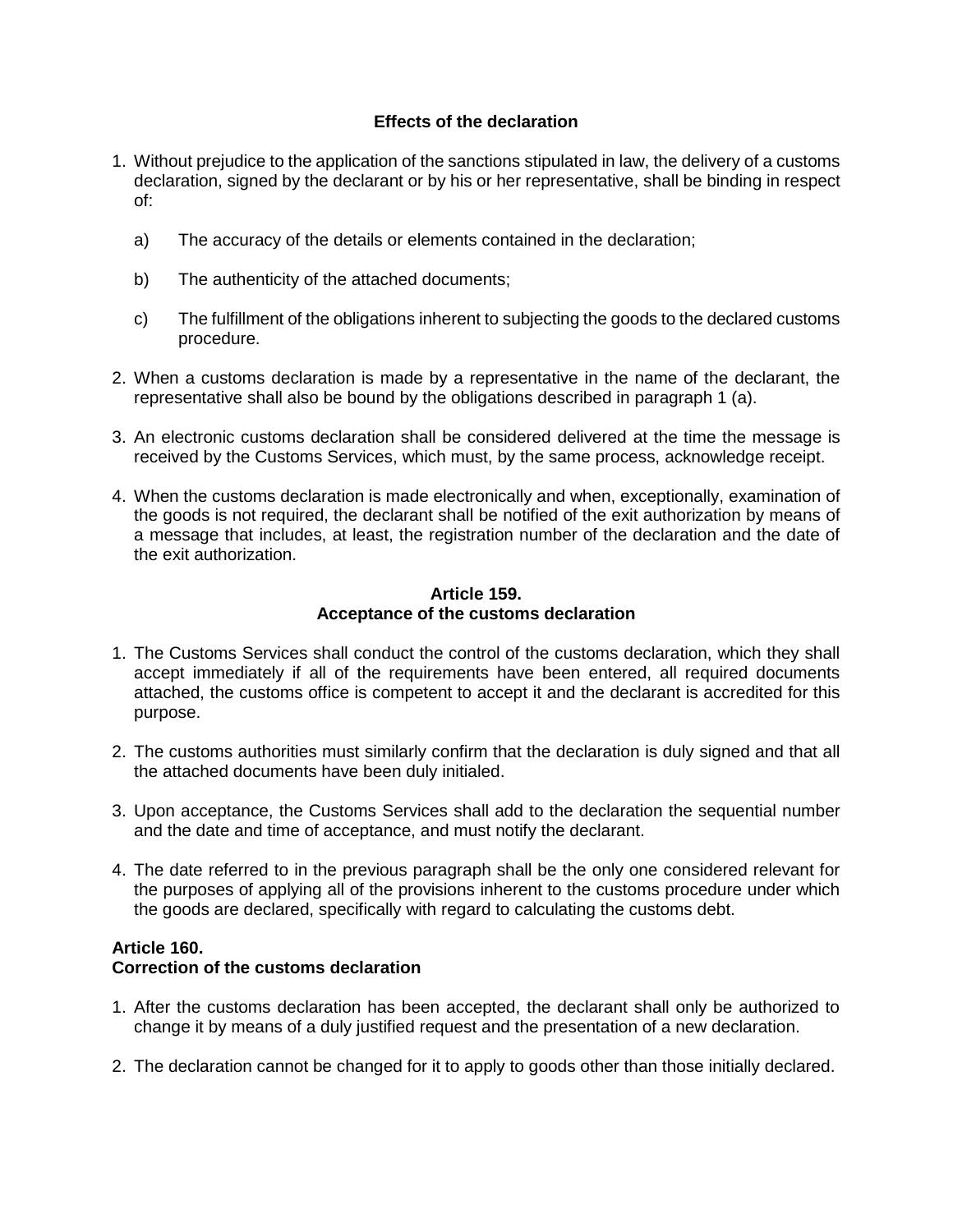**Effects of the declaration**

1. Without prejudice to the application of the sanctions stipulated in law, the delivery of a customs declaration, signed by the declarant or by his or her representative, shall be binding in respect of:

   a) The accuracy of the details or elements contained in the declaration;

   b) The authenticity of the attached documents;

   c) The fulfillment of the obligations inherent to subjecting the goods to the declared customs procedure.

2. When a customs declaration is made by a representative in the name of the declarant, the representative shall also be bound by the obligations described in paragraph 1 (a).

3. An electronic customs declaration shall be considered delivered at the time the message is received by the Customs Services, which must, by the same process, acknowledge receipt.

4. When the customs declaration is made electronically and when, exceptionally, examination of the goods is not required, the declarant shall be notified of the exit authorization by means of a message that includes, at least, the registration number of the declaration and the date of the exit authorization.

**Article 159.**
**Acceptance of the customs declaration**

1. The Customs Services shall conduct the control of the customs declaration, which they shall accept immediately if all of the requirements have been entered, all required documents attached, the customs office is competent to accept it and the declarant is accredited for this purpose.

2. The customs authorities must similarly confirm that the declaration is duly signed and that all the attached documents have been duly initialed.

3. Upon acceptance, the Customs Services shall add to the declaration the sequential number and the date and time of acceptance, and must notify the declarant.

4. The date referred to in the previous paragraph shall be the only one considered relevant for the purposes of applying all of the provisions inherent to the customs procedure under which the goods are declared, specifically with regard to calculating the customs debt.

**Article 160.**
**Correction of the customs declaration**

1. After the customs declaration has been accepted, the declarant shall only be authorized to change it by means of a duly justified request and the presentation of a new declaration.

2. The declaration cannot be changed for it to apply to goods other than those initially declared.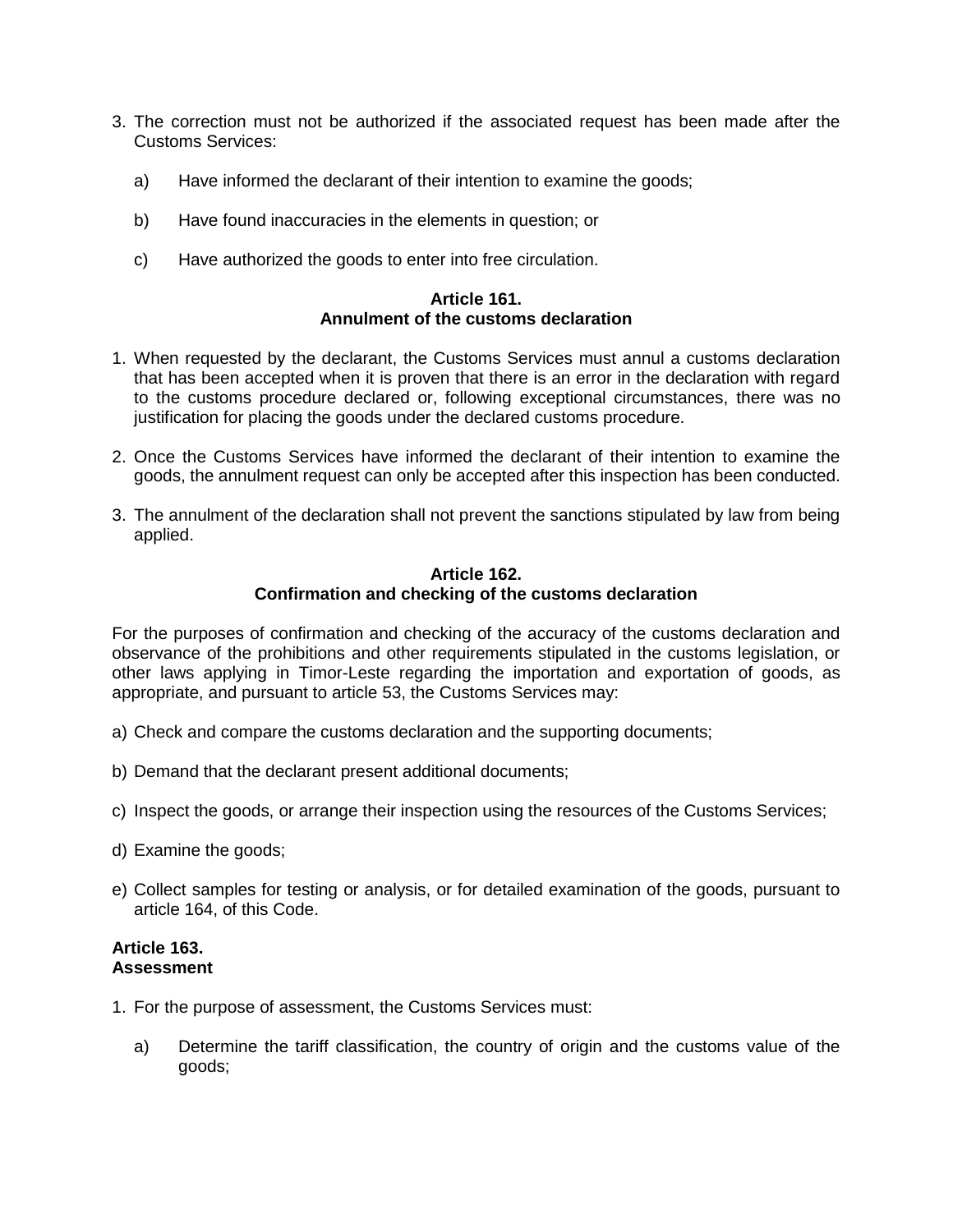3. The correction must not be authorized if the associated request has been made after the Customs Services:

   a) Have informed the declarant of their intention to examine the goods;

   b) Have found inaccuracies in the elements in question; or

   c) Have authorized the goods to enter into free circulation.

**Article 161.**
**Annulment of the customs declaration**

1. When requested by the declarant, the Customs Services must annul a customs declaration that has been accepted when it is proven that there is an error in the declaration with regard to the customs procedure declared or, following exceptional circumstances, there was no justification for placing the goods under the declared customs procedure.

2. Once the Customs Services have informed the declarant of their intention to examine the goods, the annulment request can only be accepted after this inspection has been conducted.

3. The annulment of the declaration shall not prevent the sanctions stipulated by law from being applied.

**Article 162.**
**Confirmation and checking of the customs declaration**

For the purposes of confirmation and checking of the accuracy of the customs declaration and observance of the prohibitions and other requirements stipulated in the customs legislation, or other laws applying in Timor-Leste regarding the importation and exportation of goods, as appropriate, and pursuant to article 53, the Customs Services may:

a) Check and compare the customs declaration and the supporting documents;

b) Demand that the declarant present additional documents;

c) Inspect the goods, or arrange their inspection using the resources of the Customs Services;

d) Examine the goods;

e) Collect samples for testing or analysis, or for detailed examination of the goods, pursuant to article 164, of this Code.

**Article 163.**
**Assessment**

1. For the purpose of assessment, the Customs Services must:

   a) Determine the tariff classification, the country of origin and the customs value of the goods;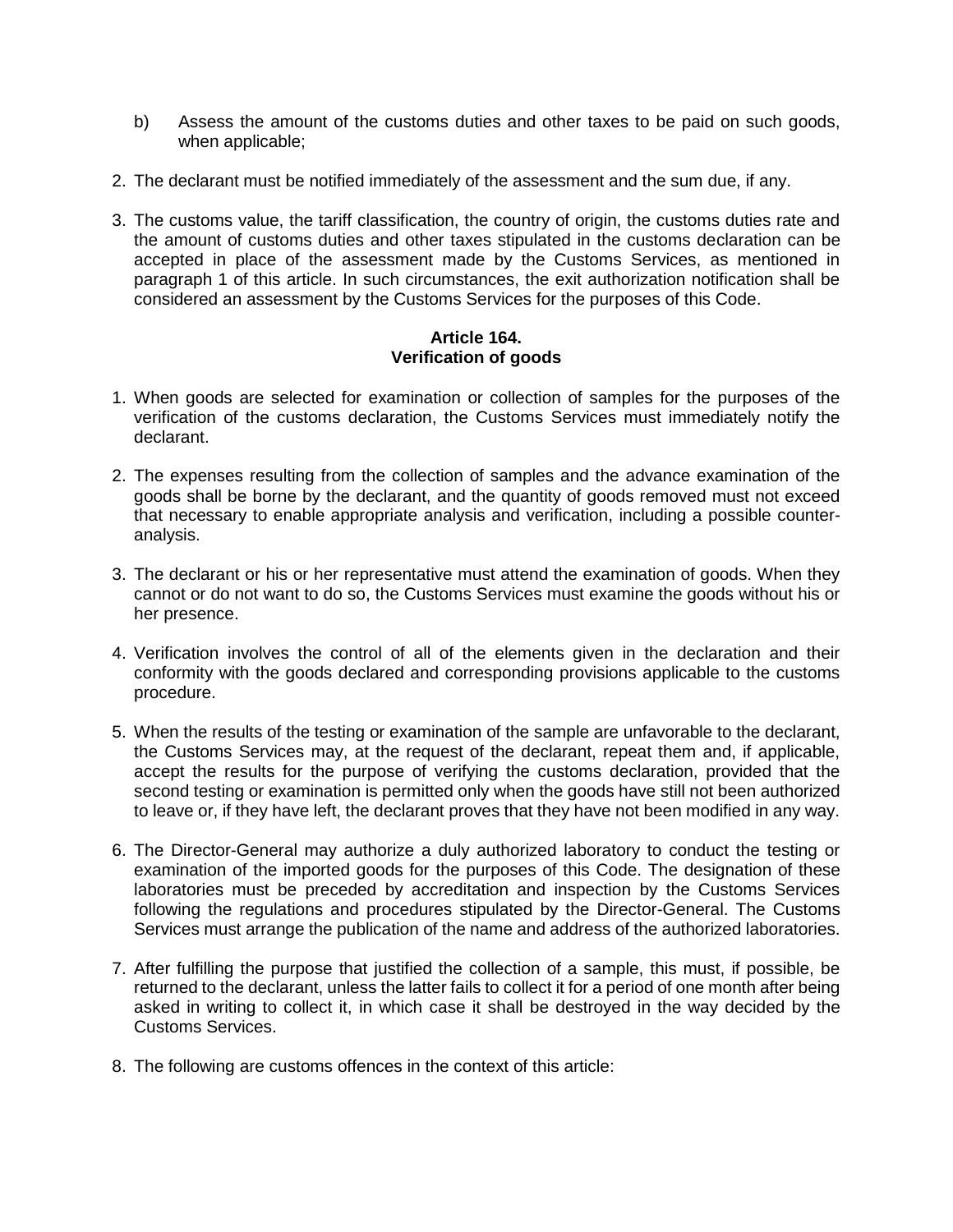b) Assess the amount of the customs duties and other taxes to be paid on such goods, when applicable;

2. The declarant must be notified immediately of the assessment and the sum due, if any.

3. The customs value, the tariff classification, the country of origin, the customs duties rate and the amount of customs duties and other taxes stipulated in the customs declaration can be accepted in place of the assessment made by the Customs Services, as mentioned in paragraph 1 of this article. In such circumstances, the exit authorization notification shall be considered an assessment by the Customs Services for the purposes of this Code.

### Article 164.
### Verification of goods

1. When goods are selected for examination or collection of samples for the purposes of the verification of the customs declaration, the Customs Services must immediately notify the declarant.

2. The expenses resulting from the collection of samples and the advance examination of the goods shall be borne by the declarant, and the quantity of goods removed must not exceed that necessary to enable appropriate analysis and verification, including a possible counter-analysis.

3. The declarant or his or her representative must attend the examination of goods. When they cannot or do not want to do so, the Customs Services must examine the goods without his or her presence.

4. Verification involves the control of all of the elements given in the declaration and their conformity with the goods declared and corresponding provisions applicable to the customs procedure.

5. When the results of the testing or examination of the sample are unfavorable to the declarant, the Customs Services may, at the request of the declarant, repeat them and, if applicable, accept the results for the purpose of verifying the customs declaration, provided that the second testing or examination is permitted only when the goods have still not been authorized to leave or, if they have left, the declarant proves that they have not been modified in any way.

6. The Director-General may authorize a duly authorized laboratory to conduct the testing or examination of the imported goods for the purposes of this Code. The designation of these laboratories must be preceded by accreditation and inspection by the Customs Services following the regulations and procedures stipulated by the Director-General. The Customs Services must arrange the publication of the name and address of the authorized laboratories.

7. After fulfilling the purpose that justified the collection of a sample, this must, if possible, be returned to the declarant, unless the latter fails to collect it for a period of one month after being asked in writing to collect it, in which case it shall be destroyed in the way decided by the Customs Services.

8. The following are customs offences in the context of this article: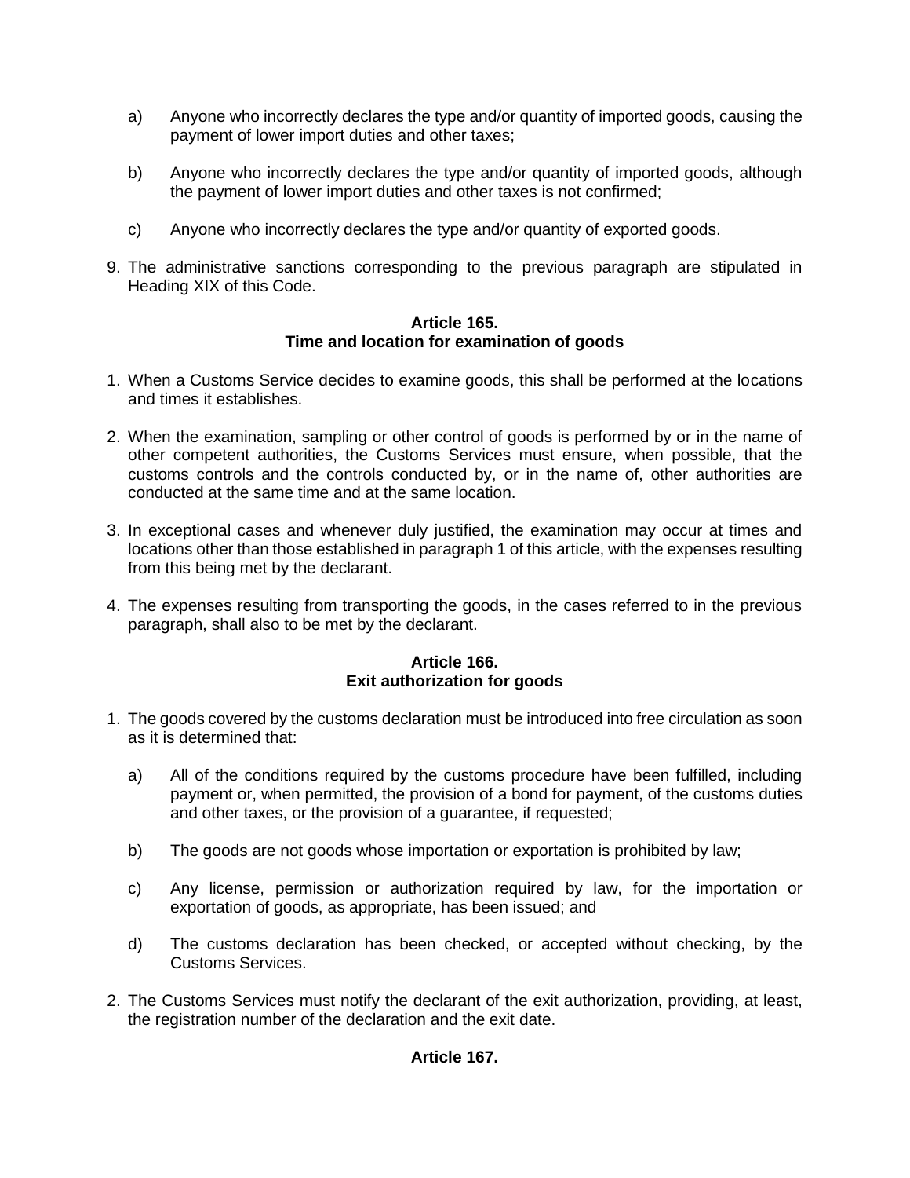a) Anyone who incorrectly declares the type and/or quantity of imported goods, causing the payment of lower import duties and other taxes;

b) Anyone who incorrectly declares the type and/or quantity of imported goods, although the payment of lower import duties and other taxes is not confirmed;

c) Anyone who incorrectly declares the type and/or quantity of exported goods.

9. The administrative sanctions corresponding to the previous paragraph are stipulated in Heading XIX of this Code.

**Article 165.**
**Time and location for examination of goods**

1. When a Customs Service decides to examine goods, this shall be performed at the locations and times it establishes.

2. When the examination, sampling or other control of goods is performed by or in the name of other competent authorities, the Customs Services must ensure, when possible, that the customs controls and the controls conducted by, or in the name of, other authorities are conducted at the same time and at the same location.

3. In exceptional cases and whenever duly justified, the examination may occur at times and locations other than those established in paragraph 1 of this article, with the expenses resulting from this being met by the declarant.

4. The expenses resulting from transporting the goods, in the cases referred to in the previous paragraph, shall also to be met by the declarant.

**Article 166.**
**Exit authorization for goods**

1. The goods covered by the customs declaration must be introduced into free circulation as soon as it is determined that:

   a) All of the conditions required by the customs procedure have been fulfilled, including payment or, when permitted, the provision of a bond for payment, of the customs duties and other taxes, or the provision of a guarantee, if requested;

   b) The goods are not goods whose importation or exportation is prohibited by law;

   c) Any license, permission or authorization required by law, for the importation or exportation of goods, as appropriate, has been issued; and

   d) The customs declaration has been checked, or accepted without checking, by the Customs Services.

2. The Customs Services must notify the declarant of the exit authorization, providing, at least, the registration number of the declaration and the exit date.

**Article 167.**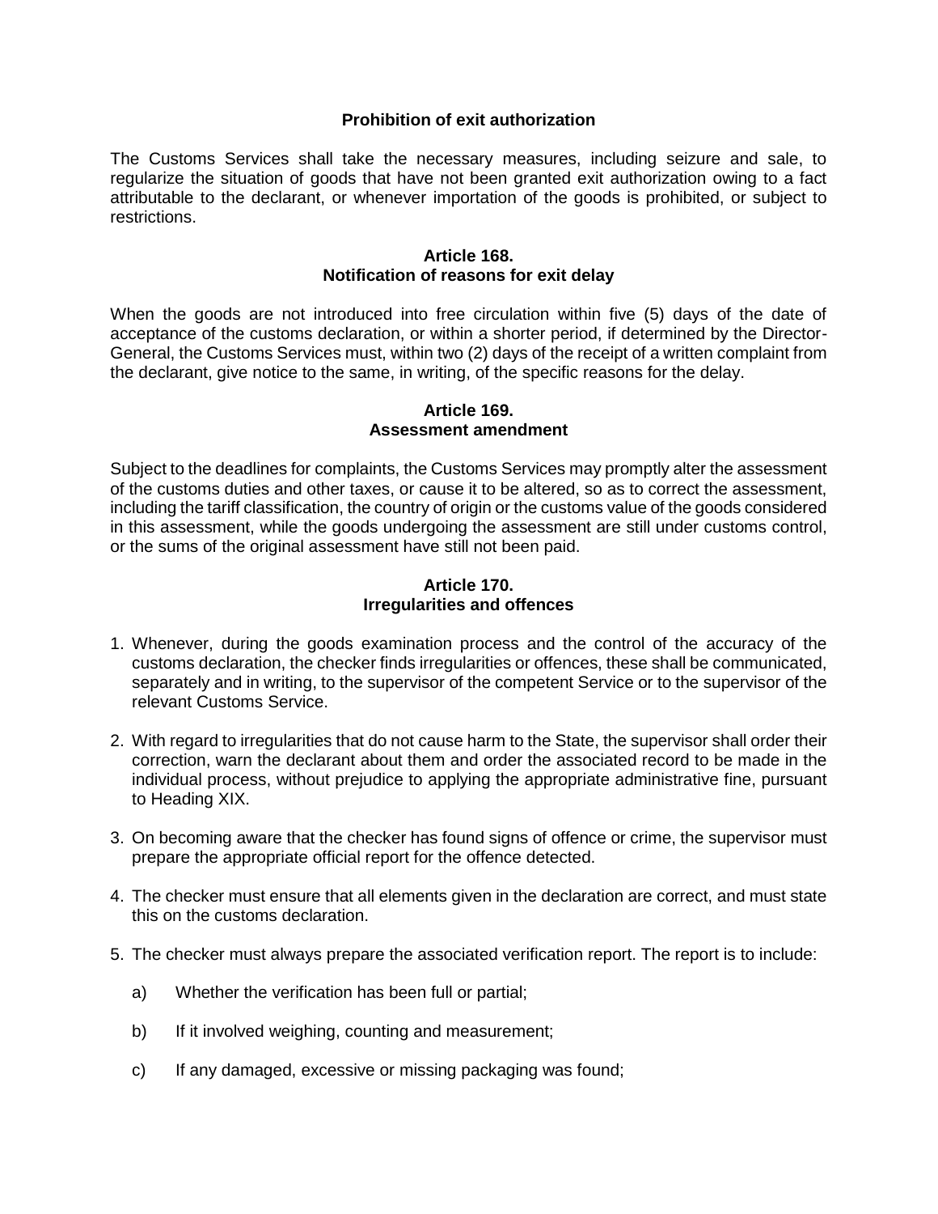### Prohibition of exit authorization

The Customs Services shall take the necessary measures, including seizure and sale, to regularize the situation of goods that have not been granted exit authorization owing to a fact attributable to the declarant, or whenever importation of the goods is prohibited, or subject to restrictions.

### Article 168.
### Notification of reasons for exit delay

When the goods are not introduced into free circulation within five (5) days of the date of acceptance of the customs declaration, or within a shorter period, if determined by the Director-General, the Customs Services must, within two (2) days of the receipt of a written complaint from the declarant, give notice to the same, in writing, of the specific reasons for the delay.

### Article 169.
### Assessment amendment

Subject to the deadlines for complaints, the Customs Services may promptly alter the assessment of the customs duties and other taxes, or cause it to be altered, so as to correct the assessment, including the tariff classification, the country of origin or the customs value of the goods considered in this assessment, while the goods undergoing the assessment are still under customs control, or the sums of the original assessment have still not been paid.

### Article 170.
### Irregularities and offences

1. Whenever, during the goods examination process and the control of the accuracy of the customs declaration, the checker finds irregularities or offences, these shall be communicated, separately and in writing, to the supervisor of the competent Service or to the supervisor of the relevant Customs Service.

2. With regard to irregularities that do not cause harm to the State, the supervisor shall order their correction, warn the declarant about them and order the associated record to be made in the individual process, without prejudice to applying the appropriate administrative fine, pursuant to Heading XIX.

3. On becoming aware that the checker has found signs of offence or crime, the supervisor must prepare the appropriate official report for the offence detected.

4. The checker must ensure that all elements given in the declaration are correct, and must state this on the customs declaration.

5. The checker must always prepare the associated verification report. The report is to include:

   a) Whether the verification has been full or partial;

   b) If it involved weighing, counting and measurement;

   c) If any damaged, excessive or missing packaging was found;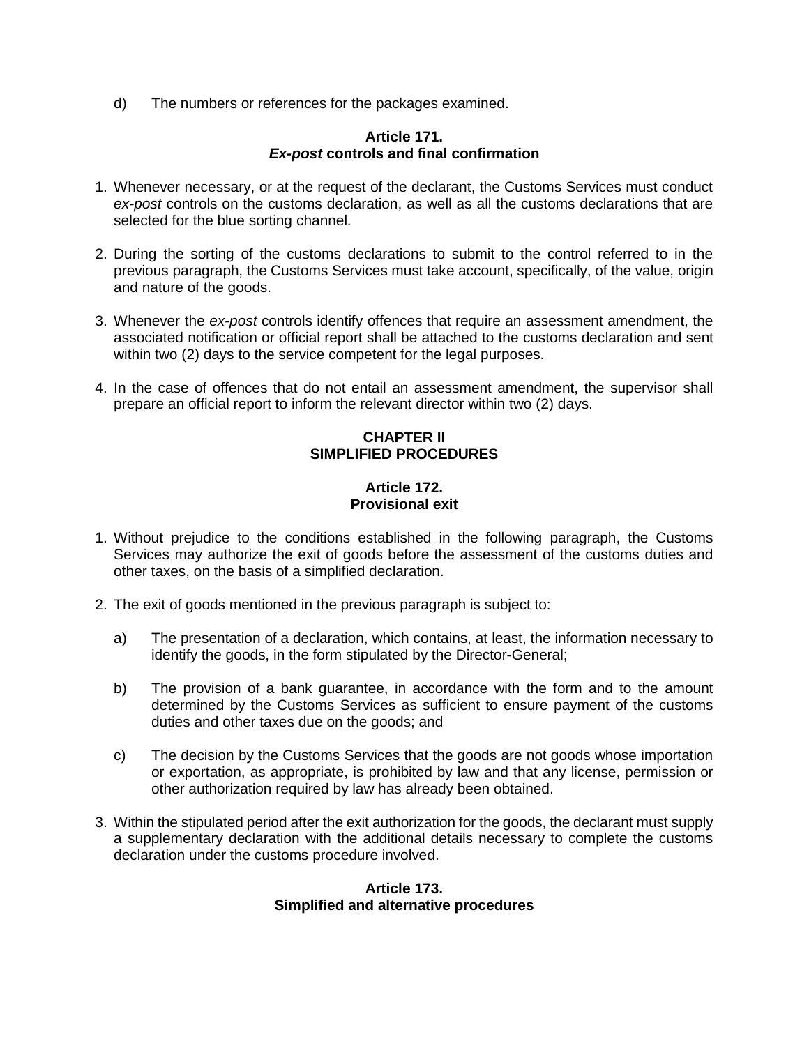d) The numbers or references for the packages examined.

### Article 171.
### *Ex-post* controls and final confirmation

1. Whenever necessary, or at the request of the declarant, the Customs Services must conduct *ex-post* controls on the customs declaration, as well as all the customs declarations that are selected for the blue sorting channel.

2. During the sorting of the customs declarations to submit to the control referred to in the previous paragraph, the Customs Services must take account, specifically, of the value, origin and nature of the goods.

3. Whenever the *ex-post* controls identify offences that require an assessment amendment, the associated notification or official report shall be attached to the customs declaration and sent within two (2) days to the service competent for the legal purposes.

4. In the case of offences that do not entail an assessment amendment, the supervisor shall prepare an official report to inform the relevant director within two (2) days.

## CHAPTER II
## SIMPLIFIED PROCEDURES

### Article 172.
### Provisional exit

1. Without prejudice to the conditions established in the following paragraph, the Customs Services may authorize the exit of goods before the assessment of the customs duties and other taxes, on the basis of a simplified declaration.

2. The exit of goods mentioned in the previous paragraph is subject to:

   a) The presentation of a declaration, which contains, at least, the information necessary to identify the goods, in the form stipulated by the Director-General;

   b) The provision of a bank guarantee, in accordance with the form and to the amount determined by the Customs Services as sufficient to ensure payment of the customs duties and other taxes due on the goods; and

   c) The decision by the Customs Services that the goods are not goods whose importation or exportation, as appropriate, is prohibited by law and that any license, permission or other authorization required by law has already been obtained.

3. Within the stipulated period after the exit authorization for the goods, the declarant must supply a supplementary declaration with the additional details necessary to complete the customs declaration under the customs procedure involved.

### Article 173.
### Simplified and alternative procedures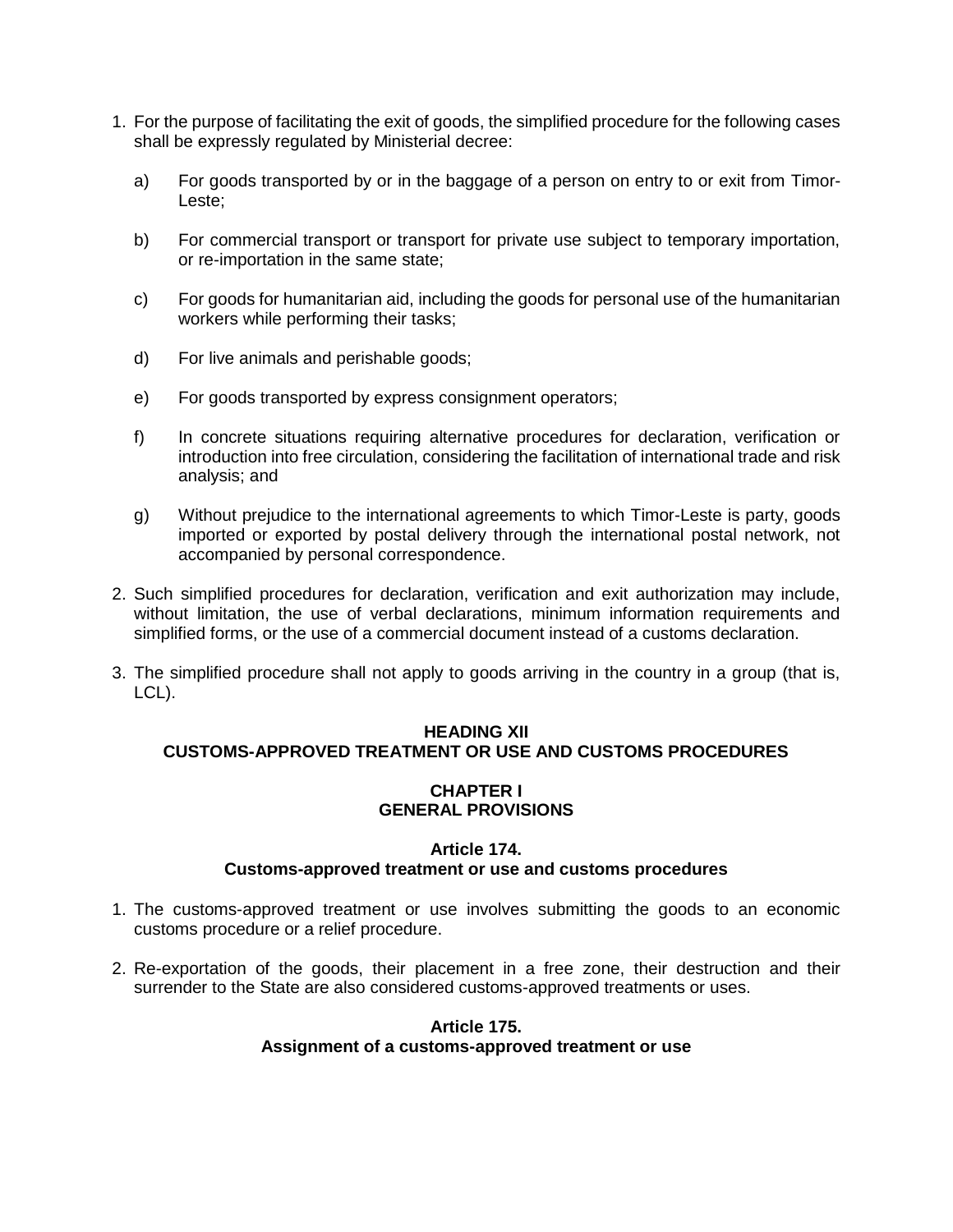1. For the purpose of facilitating the exit of goods, the simplified procedure for the following cases shall be expressly regulated by Ministerial decree:

   a) For goods transported by or in the baggage of a person on entry to or exit from Timor-Leste;

   b) For commercial transport or transport for private use subject to temporary importation, or re-importation in the same state;

   c) For goods for humanitarian aid, including the goods for personal use of the humanitarian workers while performing their tasks;

   d) For live animals and perishable goods;

   e) For goods transported by express consignment operators;

   f) In concrete situations requiring alternative procedures for declaration, verification or introduction into free circulation, considering the facilitation of international trade and risk analysis; and

   g) Without prejudice to the international agreements to which Timor-Leste is party, goods imported or exported by postal delivery through the international postal network, not accompanied by personal correspondence.

2. Such simplified procedures for declaration, verification and exit authorization may include, without limitation, the use of verbal declarations, minimum information requirements and simplified forms, or the use of a commercial document instead of a customs declaration.

3. The simplified procedure shall not apply to goods arriving in the country in a group (that is, LCL).

## HEADING XII
## CUSTOMS-APPROVED TREATMENT OR USE AND CUSTOMS PROCEDURES

### CHAPTER I
### GENERAL PROVISIONS

#### Article 174.
#### Customs-approved treatment or use and customs procedures

1. The customs-approved treatment or use involves submitting the goods to an economic customs procedure or a relief procedure.

2. Re-exportation of the goods, their placement in a free zone, their destruction and their surrender to the State are also considered customs-approved treatments or uses.

#### Article 175.
#### Assignment of a customs-approved treatment or use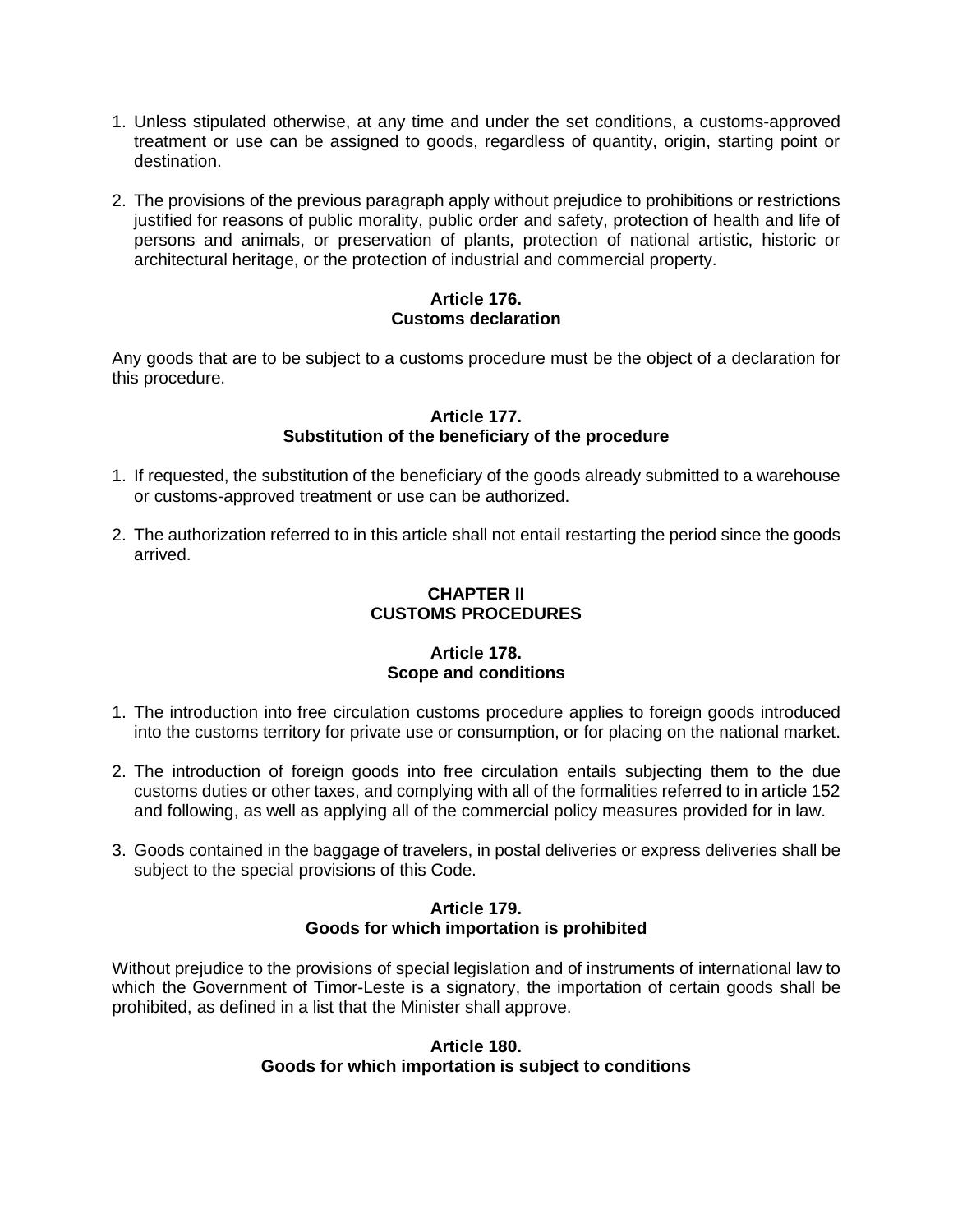1. Unless stipulated otherwise, at any time and under the set conditions, a customs-approved treatment or use can be assigned to goods, regardless of quantity, origin, starting point or destination.

2. The provisions of the previous paragraph apply without prejudice to prohibitions or restrictions justified for reasons of public morality, public order and safety, protection of health and life of persons and animals, or preservation of plants, protection of national artistic, historic or architectural heritage, or the protection of industrial and commercial property.

**Article 176.**
**Customs declaration**

Any goods that are to be subject to a customs procedure must be the object of a declaration for this procedure.

**Article 177.**
**Substitution of the beneficiary of the procedure**

1. If requested, the substitution of the beneficiary of the goods already submitted to a warehouse or customs-approved treatment or use can be authorized.

2. The authorization referred to in this article shall not entail restarting the period since the goods arrived.

## CHAPTER II
## CUSTOMS PROCEDURES

**Article 178.**
**Scope and conditions**

1. The introduction into free circulation customs procedure applies to foreign goods introduced into the customs territory for private use or consumption, or for placing on the national market.

2. The introduction of foreign goods into free circulation entails subjecting them to the due customs duties or other taxes, and complying with all of the formalities referred to in article 152 and following, as well as applying all of the commercial policy measures provided for in law.

3. Goods contained in the baggage of travelers, in postal deliveries or express deliveries shall be subject to the special provisions of this Code.

**Article 179.**
**Goods for which importation is prohibited**

Without prejudice to the provisions of special legislation and of instruments of international law to which the Government of Timor-Leste is a signatory, the importation of certain goods shall be prohibited, as defined in a list that the Minister shall approve.

**Article 180.**
**Goods for which importation is subject to conditions**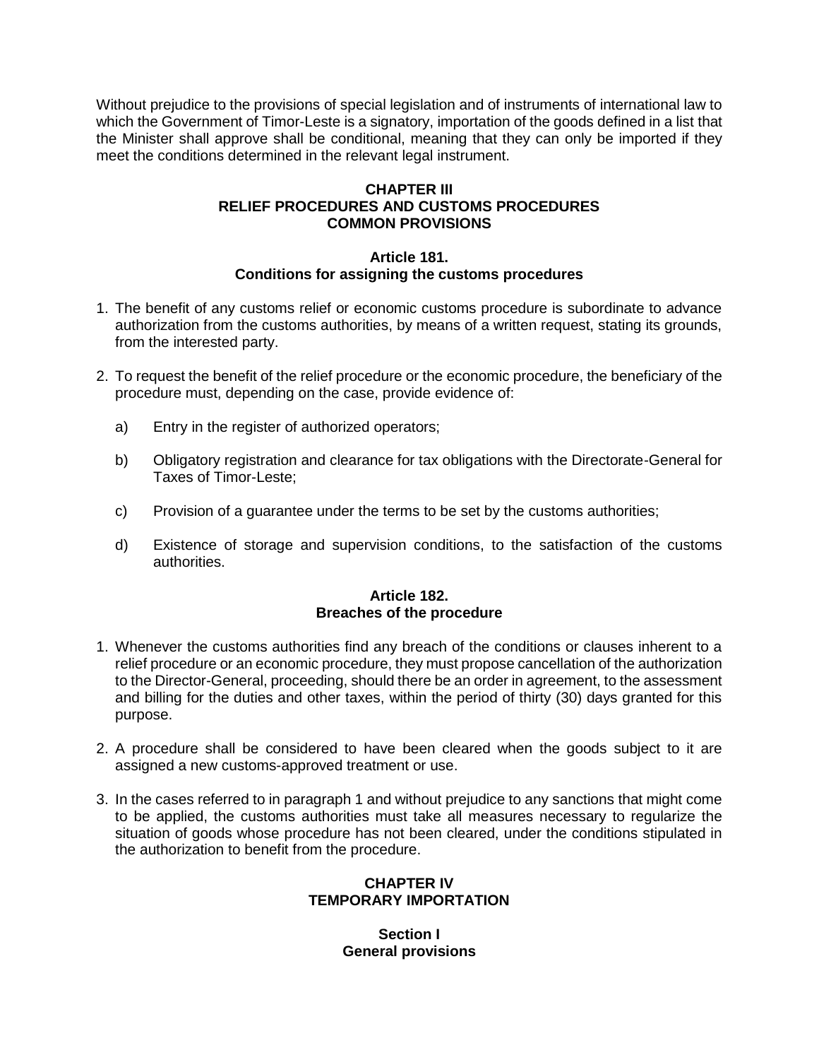Without prejudice to the provisions of special legislation and of instruments of international law to which the Government of Timor-Leste is a signatory, importation of the goods defined in a list that the Minister shall approve shall be conditional, meaning that they can only be imported if they meet the conditions determined in the relevant legal instrument.

## CHAPTER III
## RELIEF PROCEDURES AND CUSTOMS PROCEDURES
## COMMON PROVISIONS

### Article 181.
### Conditions for assigning the customs procedures

1. The benefit of any customs relief or economic customs procedure is subordinate to advance authorization from the customs authorities, by means of a written request, stating its grounds, from the interested party.

2. To request the benefit of the relief procedure or the economic procedure, the beneficiary of the procedure must, depending on the case, provide evidence of:

   a) Entry in the register of authorized operators;

   b) Obligatory registration and clearance for tax obligations with the Directorate-General for Taxes of Timor-Leste;

   c) Provision of a guarantee under the terms to be set by the customs authorities;

   d) Existence of storage and supervision conditions, to the satisfaction of the customs authorities.

### Article 182.
### Breaches of the procedure

1. Whenever the customs authorities find any breach of the conditions or clauses inherent to a relief procedure or an economic procedure, they must propose cancellation of the authorization to the Director-General, proceeding, should there be an order in agreement, to the assessment and billing for the duties and other taxes, within the period of thirty (30) days granted for this purpose.

2. A procedure shall be considered to have been cleared when the goods subject to it are assigned a new customs-approved treatment or use.

3. In the cases referred to in paragraph 1 and without prejudice to any sanctions that might come to be applied, the customs authorities must take all measures necessary to regularize the situation of goods whose procedure has not been cleared, under the conditions stipulated in the authorization to benefit from the procedure.

## CHAPTER IV
## TEMPORARY IMPORTATION

### Section I
### General provisions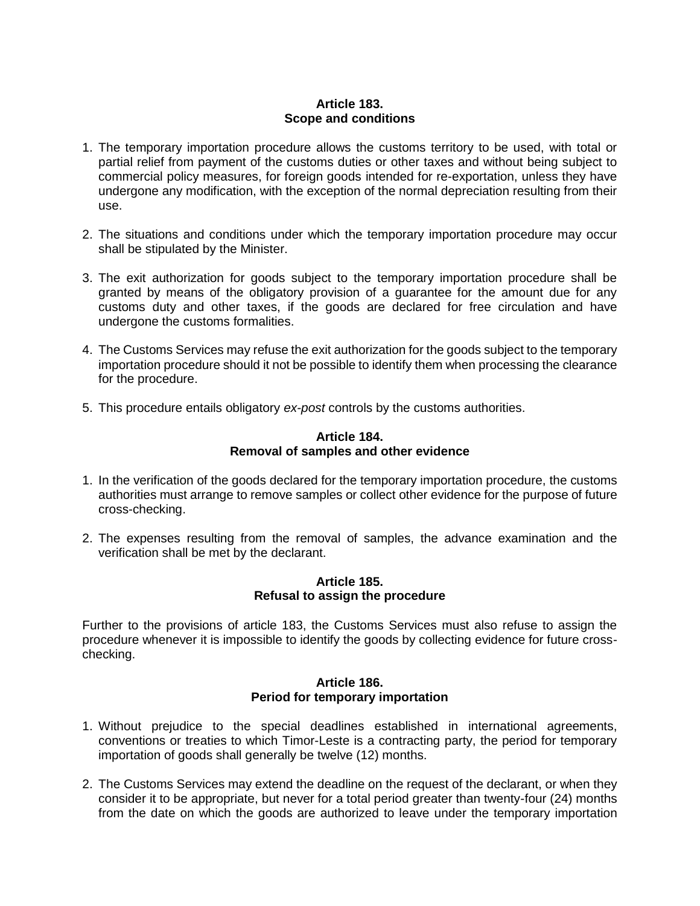### Article 183.
### Scope and conditions

1. The temporary importation procedure allows the customs territory to be used, with total or partial relief from payment of the customs duties or other taxes and without being subject to commercial policy measures, for foreign goods intended for re-exportation, unless they have undergone any modification, with the exception of the normal depreciation resulting from their use.

2. The situations and conditions under which the temporary importation procedure may occur shall be stipulated by the Minister.

3. The exit authorization for goods subject to the temporary importation procedure shall be granted by means of the obligatory provision of a guarantee for the amount due for any customs duty and other taxes, if the goods are declared for free circulation and have undergone the customs formalities.

4. The Customs Services may refuse the exit authorization for the goods subject to the temporary importation procedure should it not be possible to identify them when processing the clearance for the procedure.

5. This procedure entails obligatory *ex-post* controls by the customs authorities.

### Article 184.
### Removal of samples and other evidence

1. In the verification of the goods declared for the temporary importation procedure, the customs authorities must arrange to remove samples or collect other evidence for the purpose of future cross-checking.

2. The expenses resulting from the removal of samples, the advance examination and the verification shall be met by the declarant.

### Article 185.
### Refusal to assign the procedure

Further to the provisions of article 183, the Customs Services must also refuse to assign the procedure whenever it is impossible to identify the goods by collecting evidence for future cross-checking.

### Article 186.
### Period for temporary importation

1. Without prejudice to the special deadlines established in international agreements, conventions or treaties to which Timor-Leste is a contracting party, the period for temporary importation of goods shall generally be twelve (12) months.

2. The Customs Services may extend the deadline on the request of the declarant, or when they consider it to be appropriate, but never for a total period greater than twenty-four (24) months from the date on which the goods are authorized to leave under the temporary importation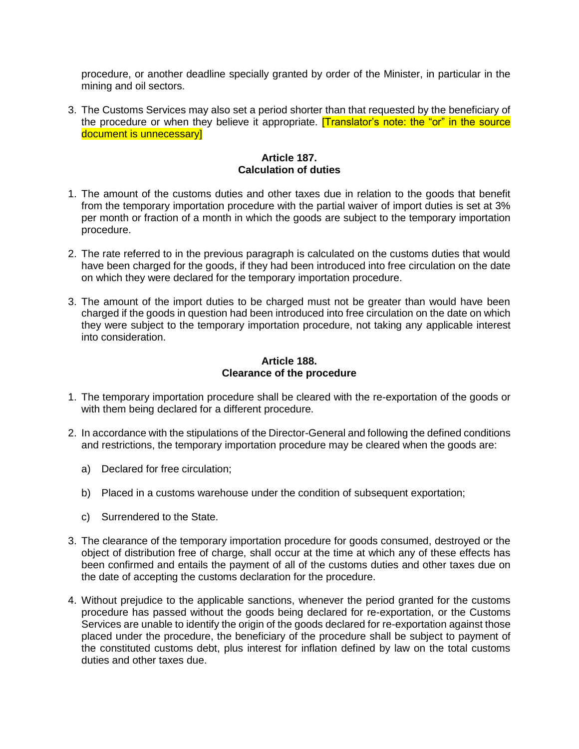procedure, or another deadline specially granted by order of the Minister, in particular in the mining and oil sectors.

3. The Customs Services may also set a period shorter than that requested by the beneficiary of the procedure or when they believe it appropriate. [Translator's note: the "or" in the source document is unnecessary]

**Article 187.**
**Calculation of duties**

1. The amount of the customs duties and other taxes due in relation to the goods that benefit from the temporary importation procedure with the partial waiver of import duties is set at 3% per month or fraction of a month in which the goods are subject to the temporary importation procedure.

2. The rate referred to in the previous paragraph is calculated on the customs duties that would have been charged for the goods, if they had been introduced into free circulation on the date on which they were declared for the temporary importation procedure.

3. The amount of the import duties to be charged must not be greater than would have been charged if the goods in question had been introduced into free circulation on the date on which they were subject to the temporary importation procedure, not taking any applicable interest into consideration.

**Article 188.**
**Clearance of the procedure**

1. The temporary importation procedure shall be cleared with the re-exportation of the goods or with them being declared for a different procedure.

2. In accordance with the stipulations of the Director-General and following the defined conditions and restrictions, the temporary importation procedure may be cleared when the goods are:

   a) Declared for free circulation;

   b) Placed in a customs warehouse under the condition of subsequent exportation;

   c) Surrendered to the State.

3. The clearance of the temporary importation procedure for goods consumed, destroyed or the object of distribution free of charge, shall occur at the time at which any of these effects has been confirmed and entails the payment of all of the customs duties and other taxes due on the date of accepting the customs declaration for the procedure.

4. Without prejudice to the applicable sanctions, whenever the period granted for the customs procedure has passed without the goods being declared for re-exportation, or the Customs Services are unable to identify the origin of the goods declared for re-exportation against those placed under the procedure, the beneficiary of the procedure shall be subject to payment of the constituted customs debt, plus interest for inflation defined by law on the total customs duties and other taxes due.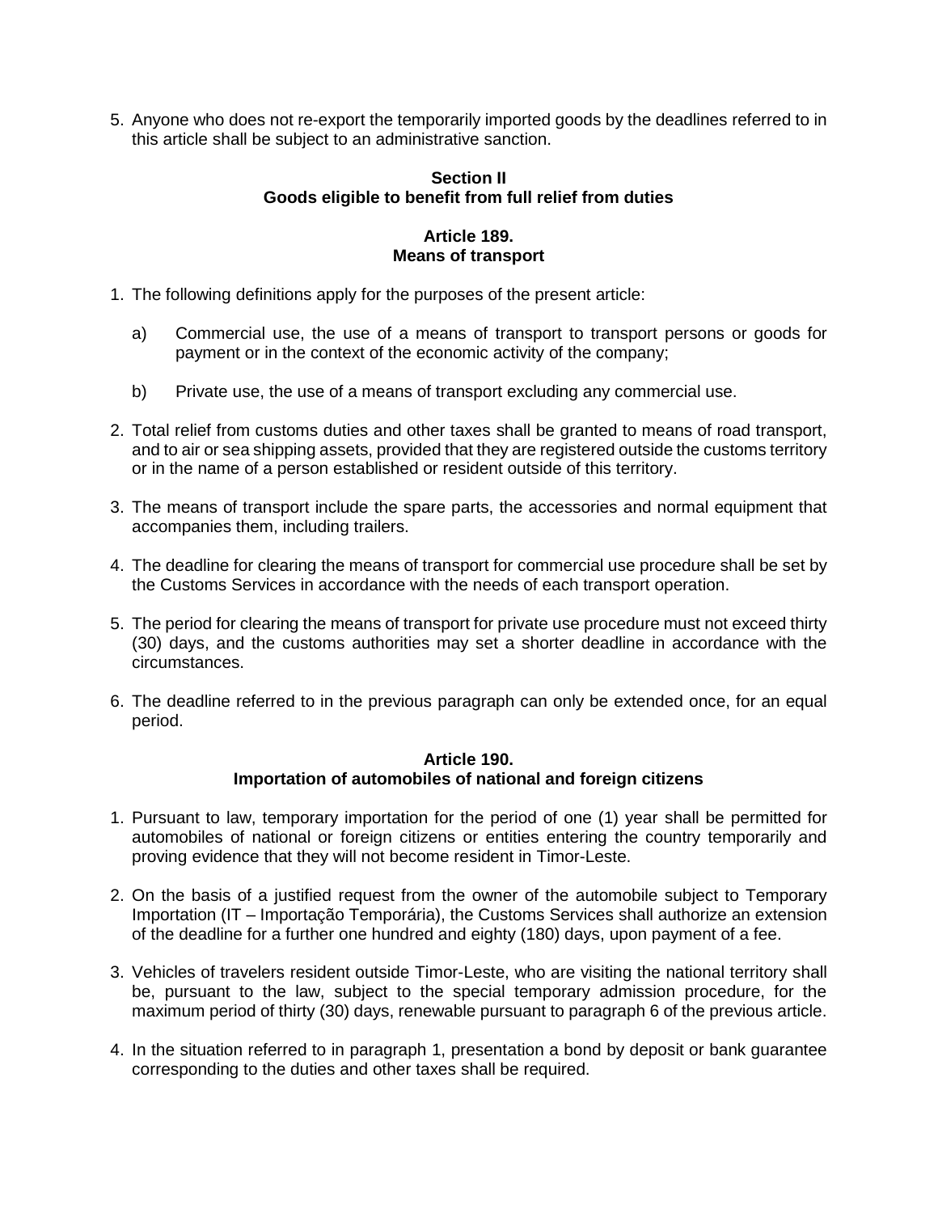5. Anyone who does not re-export the temporarily imported goods by the deadlines referred to in this article shall be subject to an administrative sanction.

## Section II
## Goods eligible to benefit from full relief from duties

### Article 189.
### Means of transport

1. The following definitions apply for the purposes of the present article:

   a) Commercial use, the use of a means of transport to transport persons or goods for payment or in the context of the economic activity of the company;

   b) Private use, the use of a means of transport excluding any commercial use.

2. Total relief from customs duties and other taxes shall be granted to means of road transport, and to air or sea shipping assets, provided that they are registered outside the customs territory or in the name of a person established or resident outside of this territory.

3. The means of transport include the spare parts, the accessories and normal equipment that accompanies them, including trailers.

4. The deadline for clearing the means of transport for commercial use procedure shall be set by the Customs Services in accordance with the needs of each transport operation.

5. The period for clearing the means of transport for private use procedure must not exceed thirty (30) days, and the customs authorities may set a shorter deadline in accordance with the circumstances.

6. The deadline referred to in the previous paragraph can only be extended once, for an equal period.

### Article 190.
### Importation of automobiles of national and foreign citizens

1. Pursuant to law, temporary importation for the period of one (1) year shall be permitted for automobiles of national or foreign citizens or entities entering the country temporarily and proving evidence that they will not become resident in Timor-Leste.

2. On the basis of a justified request from the owner of the automobile subject to Temporary Importation (IT – Importação Temporária), the Customs Services shall authorize an extension of the deadline for a further one hundred and eighty (180) days, upon payment of a fee.

3. Vehicles of travelers resident outside Timor-Leste, who are visiting the national territory shall be, pursuant to the law, subject to the special temporary admission procedure, for the maximum period of thirty (30) days, renewable pursuant to paragraph 6 of the previous article.

4. In the situation referred to in paragraph 1, presentation a bond by deposit or bank guarantee corresponding to the duties and other taxes shall be required.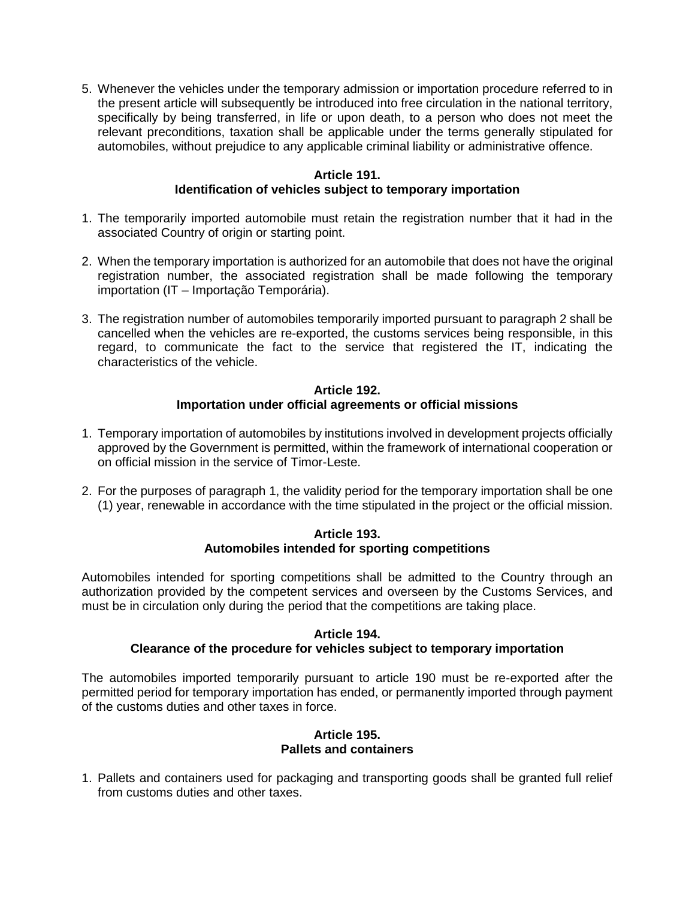5. Whenever the vehicles under the temporary admission or importation procedure referred to in the present article will subsequently be introduced into free circulation in the national territory, specifically by being transferred, in life or upon death, to a person who does not meet the relevant preconditions, taxation shall be applicable under the terms generally stipulated for automobiles, without prejudice to any applicable criminal liability or administrative offence.

**Article 191.**
**Identification of vehicles subject to temporary importation**

1. The temporarily imported automobile must retain the registration number that it had in the associated Country of origin or starting point.

2. When the temporary importation is authorized for an automobile that does not have the original registration number, the associated registration shall be made following the temporary importation (IT – Importação Temporária).

3. The registration number of automobiles temporarily imported pursuant to paragraph 2 shall be cancelled when the vehicles are re-exported, the customs services being responsible, in this regard, to communicate the fact to the service that registered the IT, indicating the characteristics of the vehicle.

**Article 192.**
**Importation under official agreements or official missions**

1. Temporary importation of automobiles by institutions involved in development projects officially approved by the Government is permitted, within the framework of international cooperation or on official mission in the service of Timor-Leste.

2. For the purposes of paragraph 1, the validity period for the temporary importation shall be one (1) year, renewable in accordance with the time stipulated in the project or the official mission.

**Article 193.**
**Automobiles intended for sporting competitions**

Automobiles intended for sporting competitions shall be admitted to the Country through an authorization provided by the competent services and overseen by the Customs Services, and must be in circulation only during the period that the competitions are taking place.

**Article 194.**
**Clearance of the procedure for vehicles subject to temporary importation**

The automobiles imported temporarily pursuant to article 190 must be re-exported after the permitted period for temporary importation has ended, or permanently imported through payment of the customs duties and other taxes in force.

**Article 195.**
**Pallets and containers**

1. Pallets and containers used for packaging and transporting goods shall be granted full relief from customs duties and other taxes.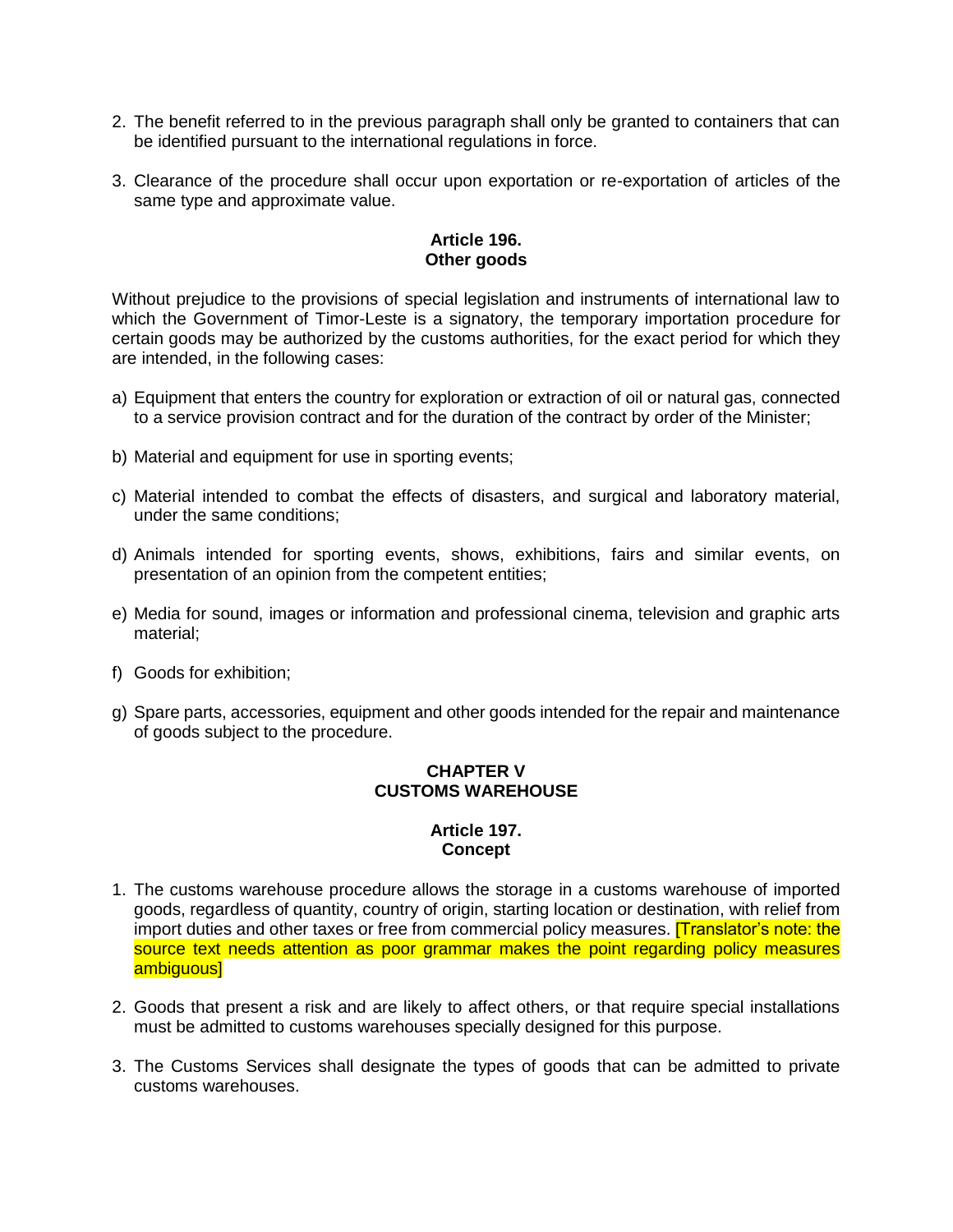2. The benefit referred to in the previous paragraph shall only be granted to containers that can be identified pursuant to the international regulations in force.

3. Clearance of the procedure shall occur upon exportation or re-exportation of articles of the same type and approximate value.

**Article 196.**
**Other goods**

Without prejudice to the provisions of special legislation and instruments of international law to which the Government of Timor-Leste is a signatory, the temporary importation procedure for certain goods may be authorized by the customs authorities, for the exact period for which they are intended, in the following cases:

a) Equipment that enters the country for exploration or extraction of oil or natural gas, connected to a service provision contract and for the duration of the contract by order of the Minister;

b) Material and equipment for use in sporting events;

c) Material intended to combat the effects of disasters, and surgical and laboratory material, under the same conditions;

d) Animals intended for sporting events, shows, exhibitions, fairs and similar events, on presentation of an opinion from the competent entities;

e) Media for sound, images or information and professional cinema, television and graphic arts material;

f) Goods for exhibition;

g) Spare parts, accessories, equipment and other goods intended for the repair and maintenance of goods subject to the procedure.

**CHAPTER V**
**CUSTOMS WAREHOUSE**

**Article 197.**
**Concept**

1. The customs warehouse procedure allows the storage in a customs warehouse of imported goods, regardless of quantity, country of origin, starting location or destination, with relief from import duties and other taxes or free from commercial policy measures. [Translator's note: the source text needs attention as poor grammar makes the point regarding policy measures ambiguous]

2. Goods that present a risk and are likely to affect others, or that require special installations must be admitted to customs warehouses specially designed for this purpose.

3. The Customs Services shall designate the types of goods that can be admitted to private customs warehouses.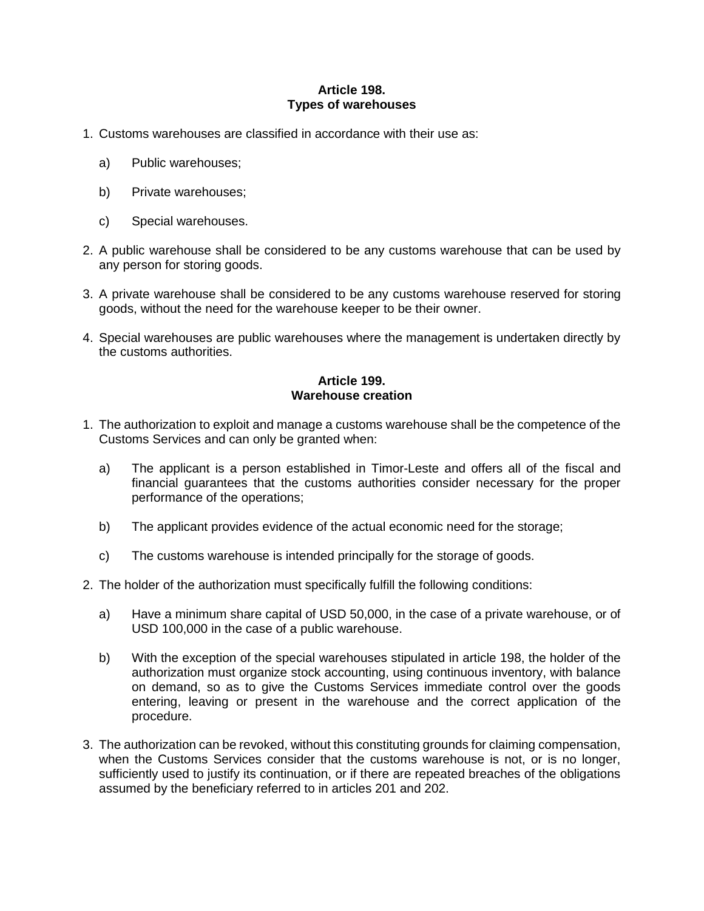**Article 198.**
**Types of warehouses**

1. Customs warehouses are classified in accordance with their use as:

   a) Public warehouses;

   b) Private warehouses;

   c) Special warehouses.

2. A public warehouse shall be considered to be any customs warehouse that can be used by any person for storing goods.

3. A private warehouse shall be considered to be any customs warehouse reserved for storing goods, without the need for the warehouse keeper to be their owner.

4. Special warehouses are public warehouses where the management is undertaken directly by the customs authorities.

**Article 199.**
**Warehouse creation**

1. The authorization to exploit and manage a customs warehouse shall be the competence of the Customs Services and can only be granted when:

   a) The applicant is a person established in Timor-Leste and offers all of the fiscal and financial guarantees that the customs authorities consider necessary for the proper performance of the operations;

   b) The applicant provides evidence of the actual economic need for the storage;

   c) The customs warehouse is intended principally for the storage of goods.

2. The holder of the authorization must specifically fulfill the following conditions:

   a) Have a minimum share capital of USD 50,000, in the case of a private warehouse, or of USD 100,000 in the case of a public warehouse.

   b) With the exception of the special warehouses stipulated in article 198, the holder of the authorization must organize stock accounting, using continuous inventory, with balance on demand, so as to give the Customs Services immediate control over the goods entering, leaving or present in the warehouse and the correct application of the procedure.

3. The authorization can be revoked, without this constituting grounds for claiming compensation, when the Customs Services consider that the customs warehouse is not, or is no longer, sufficiently used to justify its continuation, or if there are repeated breaches of the obligations assumed by the beneficiary referred to in articles 201 and 202.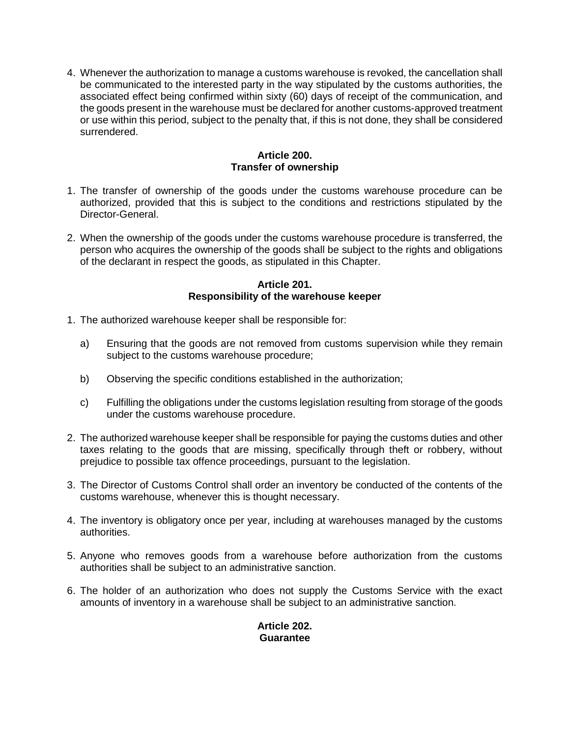4. Whenever the authorization to manage a customs warehouse is revoked, the cancellation shall be communicated to the interested party in the way stipulated by the customs authorities, the associated effect being confirmed within sixty (60) days of receipt of the communication, and the goods present in the warehouse must be declared for another customs-approved treatment or use within this period, subject to the penalty that, if this is not done, they shall be considered surrendered.

**Article 200.**
**Transfer of ownership**

1. The transfer of ownership of the goods under the customs warehouse procedure can be authorized, provided that this is subject to the conditions and restrictions stipulated by the Director-General.

2. When the ownership of the goods under the customs warehouse procedure is transferred, the person who acquires the ownership of the goods shall be subject to the rights and obligations of the declarant in respect the goods, as stipulated in this Chapter.

**Article 201.**
**Responsibility of the warehouse keeper**

1. The authorized warehouse keeper shall be responsible for:

   a) Ensuring that the goods are not removed from customs supervision while they remain subject to the customs warehouse procedure;

   b) Observing the specific conditions established in the authorization;

   c) Fulfilling the obligations under the customs legislation resulting from storage of the goods under the customs warehouse procedure.

2. The authorized warehouse keeper shall be responsible for paying the customs duties and other taxes relating to the goods that are missing, specifically through theft or robbery, without prejudice to possible tax offence proceedings, pursuant to the legislation.

3. The Director of Customs Control shall order an inventory be conducted of the contents of the customs warehouse, whenever this is thought necessary.

4. The inventory is obligatory once per year, including at warehouses managed by the customs authorities.

5. Anyone who removes goods from a warehouse before authorization from the customs authorities shall be subject to an administrative sanction.

6. The holder of an authorization who does not supply the Customs Service with the exact amounts of inventory in a warehouse shall be subject to an administrative sanction.

**Article 202.**
**Guarantee**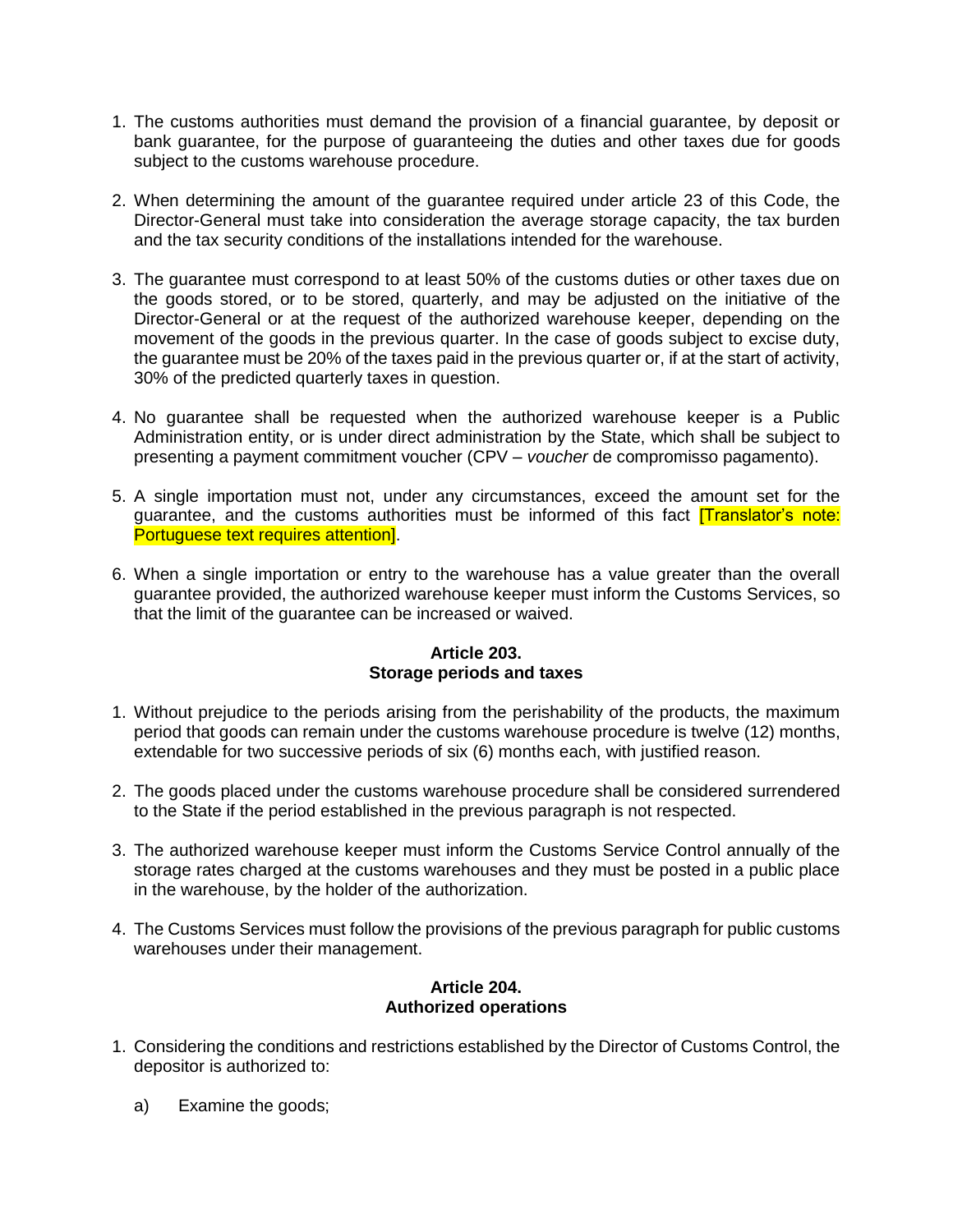1. The customs authorities must demand the provision of a financial guarantee, by deposit or bank guarantee, for the purpose of guaranteeing the duties and other taxes due for goods subject to the customs warehouse procedure.

2. When determining the amount of the guarantee required under article 23 of this Code, the Director-General must take into consideration the average storage capacity, the tax burden and the tax security conditions of the installations intended for the warehouse.

3. The guarantee must correspond to at least 50% of the customs duties or other taxes due on the goods stored, or to be stored, quarterly, and may be adjusted on the initiative of the Director-General or at the request of the authorized warehouse keeper, depending on the movement of the goods in the previous quarter. In the case of goods subject to excise duty, the guarantee must be 20% of the taxes paid in the previous quarter or, if at the start of activity, 30% of the predicted quarterly taxes in question.

4. No guarantee shall be requested when the authorized warehouse keeper is a Public Administration entity, or is under direct administration by the State, which shall be subject to presenting a payment commitment voucher (CPV – *voucher* de compromisso pagamento).

5. A single importation must not, under any circumstances, exceed the amount set for the guarantee, and the customs authorities must be informed of this fact [Translator's note: Portuguese text requires attention].

6. When a single importation or entry to the warehouse has a value greater than the overall guarantee provided, the authorized warehouse keeper must inform the Customs Services, so that the limit of the guarantee can be increased or waived.

### Article 203.
### Storage periods and taxes

1. Without prejudice to the periods arising from the perishability of the products, the maximum period that goods can remain under the customs warehouse procedure is twelve (12) months, extendable for two successive periods of six (6) months each, with justified reason.

2. The goods placed under the customs warehouse procedure shall be considered surrendered to the State if the period established in the previous paragraph is not respected.

3. The authorized warehouse keeper must inform the Customs Service Control annually of the storage rates charged at the customs warehouses and they must be posted in a public place in the warehouse, by the holder of the authorization.

4. The Customs Services must follow the provisions of the previous paragraph for public customs warehouses under their management.

### Article 204.
### Authorized operations

1. Considering the conditions and restrictions established by the Director of Customs Control, the depositor is authorized to:

   a) Examine the goods;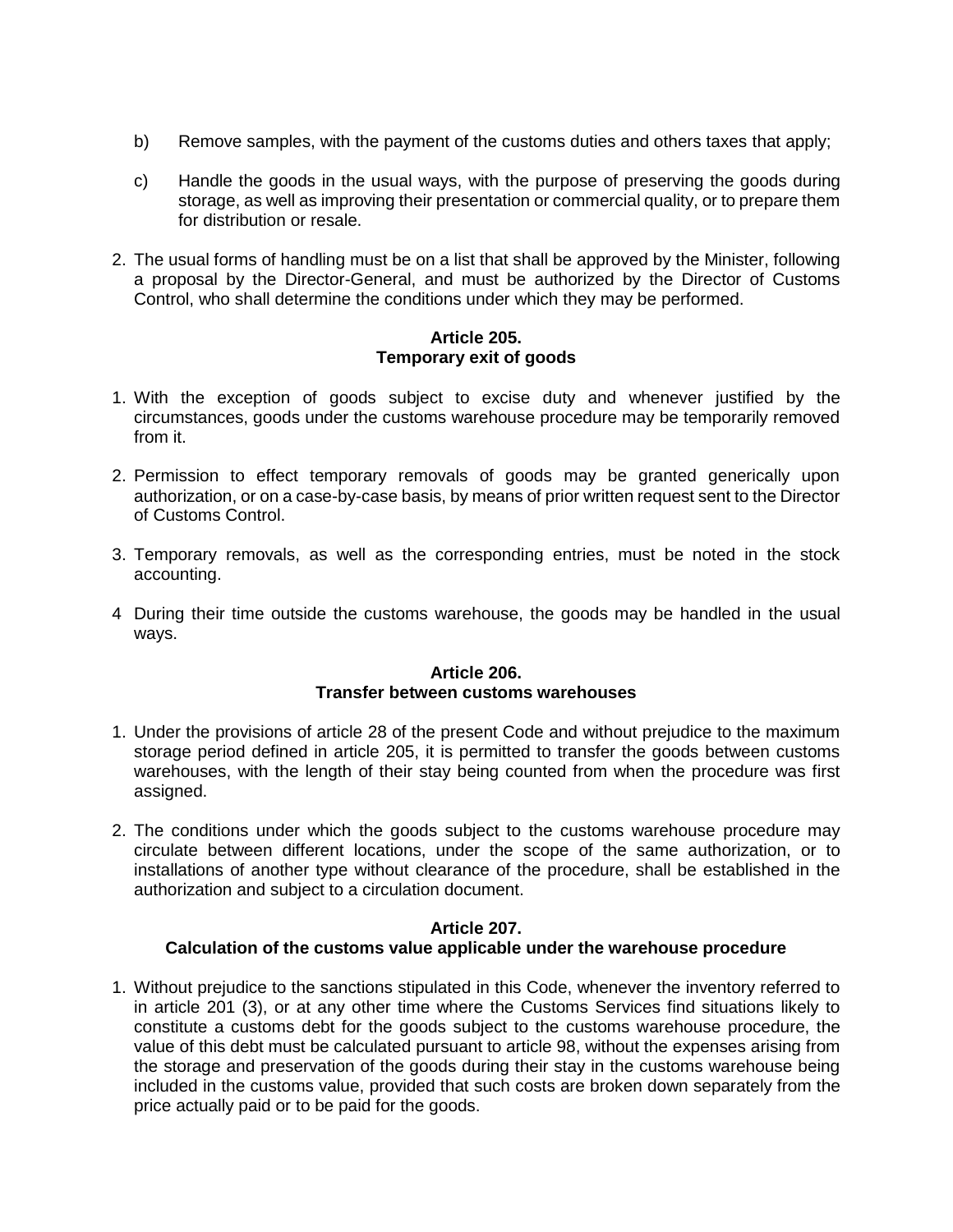b) Remove samples, with the payment of the customs duties and others taxes that apply;

c) Handle the goods in the usual ways, with the purpose of preserving the goods during storage, as well as improving their presentation or commercial quality, or to prepare them for distribution or resale.

2. The usual forms of handling must be on a list that shall be approved by the Minister, following a proposal by the Director-General, and must be authorized by the Director of Customs Control, who shall determine the conditions under which they may be performed.

**Article 205.**
**Temporary exit of goods**

1. With the exception of goods subject to excise duty and whenever justified by the circumstances, goods under the customs warehouse procedure may be temporarily removed from it.

2. Permission to effect temporary removals of goods may be granted generically upon authorization, or on a case-by-case basis, by means of prior written request sent to the Director of Customs Control.

3. Temporary removals, as well as the corresponding entries, must be noted in the stock accounting.

4 During their time outside the customs warehouse, the goods may be handled in the usual ways.

**Article 206.**
**Transfer between customs warehouses**

1. Under the provisions of article 28 of the present Code and without prejudice to the maximum storage period defined in article 205, it is permitted to transfer the goods between customs warehouses, with the length of their stay being counted from when the procedure was first assigned.

2. The conditions under which the goods subject to the customs warehouse procedure may circulate between different locations, under the scope of the same authorization, or to installations of another type without clearance of the procedure, shall be established in the authorization and subject to a circulation document.

**Article 207.**
**Calculation of the customs value applicable under the warehouse procedure**

1. Without prejudice to the sanctions stipulated in this Code, whenever the inventory referred to in article 201 (3), or at any other time where the Customs Services find situations likely to constitute a customs debt for the goods subject to the customs warehouse procedure, the value of this debt must be calculated pursuant to article 98, without the expenses arising from the storage and preservation of the goods during their stay in the customs warehouse being included in the customs value, provided that such costs are broken down separately from the price actually paid or to be paid for the goods.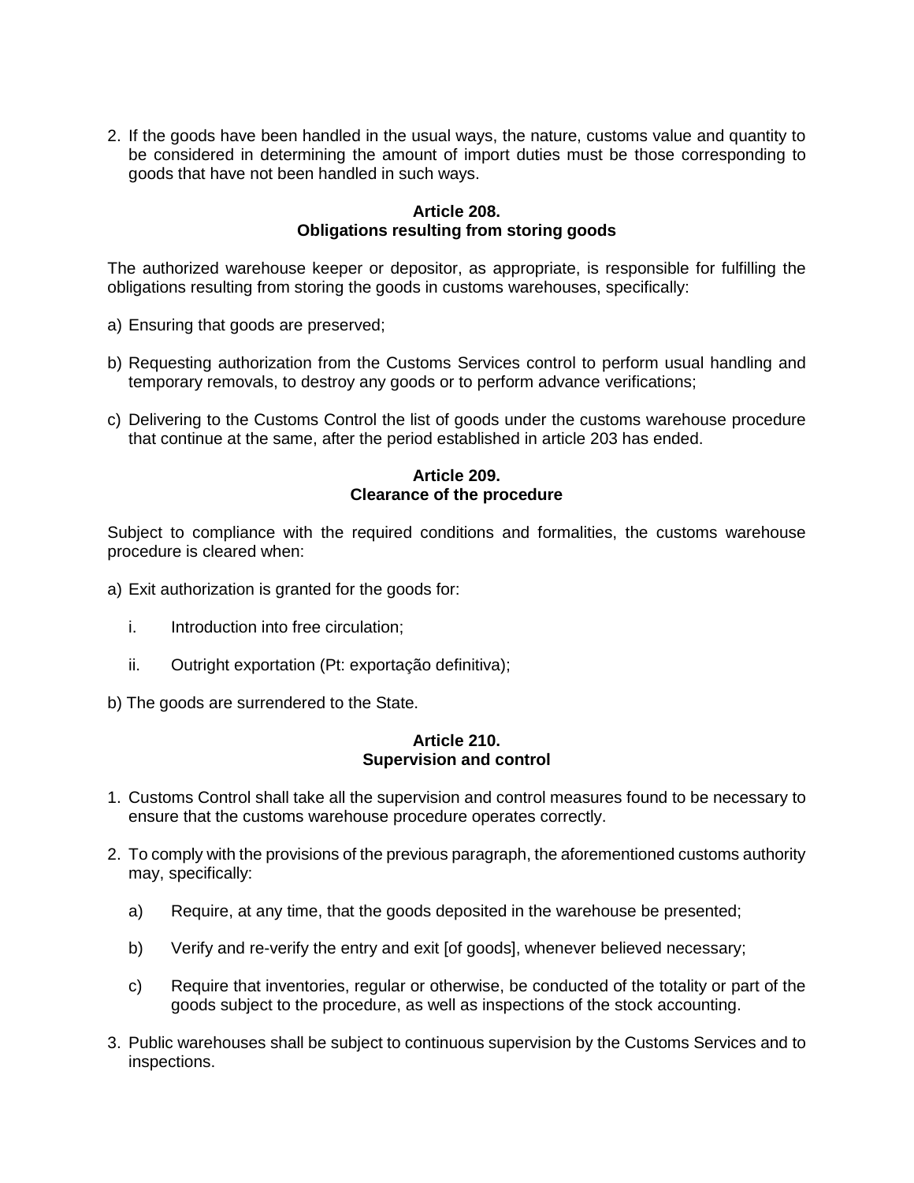2. If the goods have been handled in the usual ways, the nature, customs value and quantity to be considered in determining the amount of import duties must be those corresponding to goods that have not been handled in such ways.

**Article 208.**
**Obligations resulting from storing goods**

The authorized warehouse keeper or depositor, as appropriate, is responsible for fulfilling the obligations resulting from storing the goods in customs warehouses, specifically:

a) Ensuring that goods are preserved;

b) Requesting authorization from the Customs Services control to perform usual handling and temporary removals, to destroy any goods or to perform advance verifications;

c) Delivering to the Customs Control the list of goods under the customs warehouse procedure that continue at the same, after the period established in article 203 has ended.

**Article 209.**
**Clearance of the procedure**

Subject to compliance with the required conditions and formalities, the customs warehouse procedure is cleared when:

a) Exit authorization is granted for the goods for:

   i. Introduction into free circulation;

   ii. Outright exportation (Pt: exportação definitiva);

b) The goods are surrendered to the State.

**Article 210.**
**Supervision and control**

1. Customs Control shall take all the supervision and control measures found to be necessary to ensure that the customs warehouse procedure operates correctly.

2. To comply with the provisions of the previous paragraph, the aforementioned customs authority may, specifically:

   a) Require, at any time, that the goods deposited in the warehouse be presented;

   b) Verify and re-verify the entry and exit [of goods], whenever believed necessary;

   c) Require that inventories, regular or otherwise, be conducted of the totality or part of the goods subject to the procedure, as well as inspections of the stock accounting.

3. Public warehouses shall be subject to continuous supervision by the Customs Services and to inspections.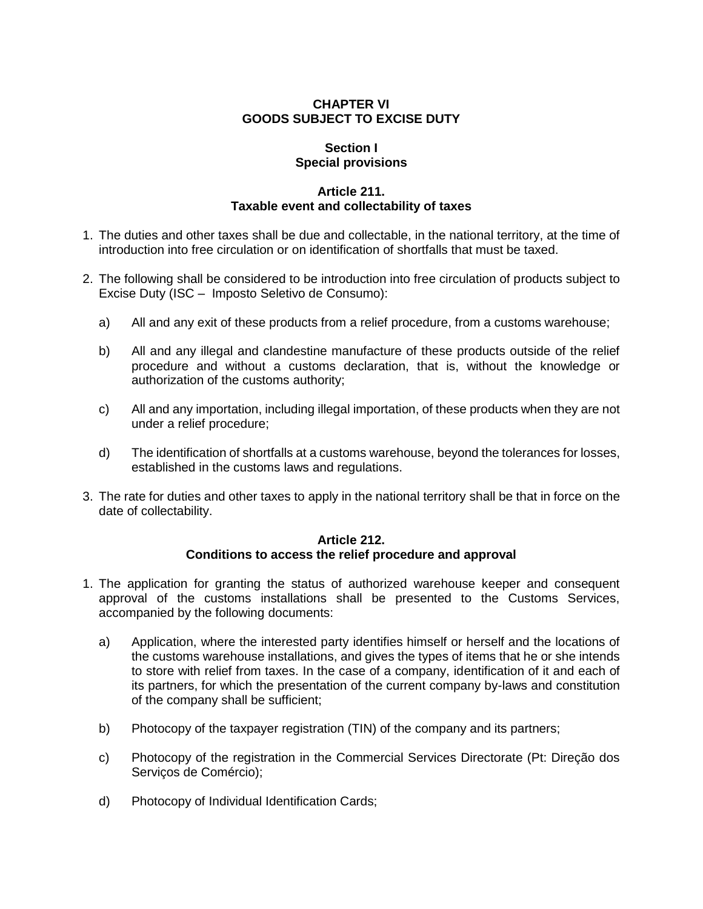# CHAPTER VI
# GOODS SUBJECT TO EXCISE DUTY

## Section I
## Special provisions

### Article 211.
### Taxable event and collectability of taxes

1. The duties and other taxes shall be due and collectable, in the national territory, at the time of introduction into free circulation or on identification of shortfalls that must be taxed.

2. The following shall be considered to be introduction into free circulation of products subject to Excise Duty (ISC – Imposto Seletivo de Consumo):

   a) All and any exit of these products from a relief procedure, from a customs warehouse;

   b) All and any illegal and clandestine manufacture of these products outside of the relief procedure and without a customs declaration, that is, without the knowledge or authorization of the customs authority;

   c) All and any importation, including illegal importation, of these products when they are not under a relief procedure;

   d) The identification of shortfalls at a customs warehouse, beyond the tolerances for losses, established in the customs laws and regulations.

3. The rate for duties and other taxes to apply in the national territory shall be that in force on the date of collectability.

### Article 212.
### Conditions to access the relief procedure and approval

1. The application for granting the status of authorized warehouse keeper and consequent approval of the customs installations shall be presented to the Customs Services, accompanied by the following documents:

   a) Application, where the interested party identifies himself or herself and the locations of the customs warehouse installations, and gives the types of items that he or she intends to store with relief from taxes. In the case of a company, identification of it and each of its partners, for which the presentation of the current company by-laws and constitution of the company shall be sufficient;

   b) Photocopy of the taxpayer registration (TIN) of the company and its partners;

   c) Photocopy of the registration in the Commercial Services Directorate (Pt: Direção dos Serviços de Comércio);

   d) Photocopy of Individual Identification Cards;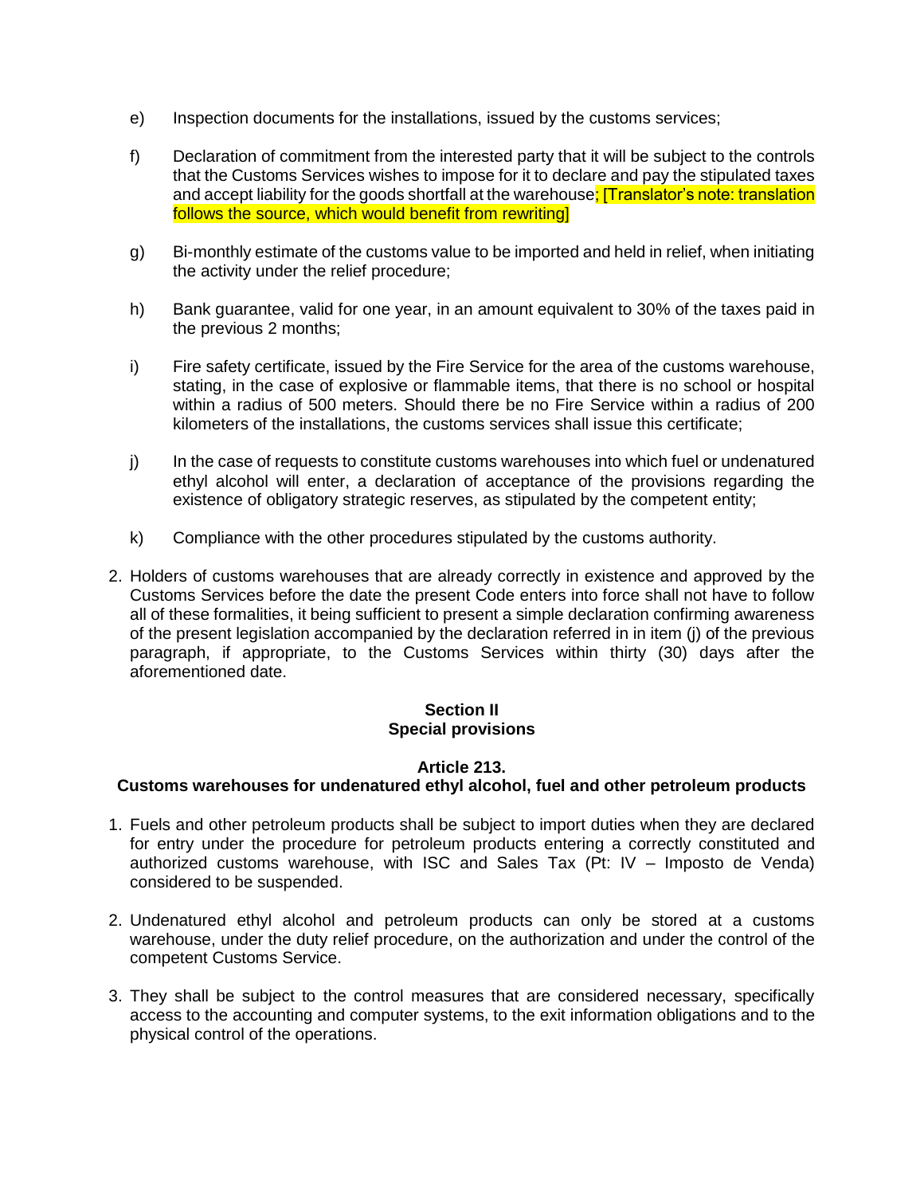e) Inspection documents for the installations, issued by the customs services;

f) Declaration of commitment from the interested party that it will be subject to the controls that the Customs Services wishes to impose for it to declare and pay the stipulated taxes and accept liability for the goods shortfall at the warehouse; [Translator's note: translation follows the source, which would benefit from rewriting]

g) Bi-monthly estimate of the customs value to be imported and held in relief, when initiating the activity under the relief procedure;

h) Bank guarantee, valid for one year, in an amount equivalent to 30% of the taxes paid in the previous 2 months;

i) Fire safety certificate, issued by the Fire Service for the area of the customs warehouse, stating, in the case of explosive or flammable items, that there is no school or hospital within a radius of 500 meters. Should there be no Fire Service within a radius of 200 kilometers of the installations, the customs services shall issue this certificate;

j) In the case of requests to constitute customs warehouses into which fuel or undenatured ethyl alcohol will enter, a declaration of acceptance of the provisions regarding the existence of obligatory strategic reserves, as stipulated by the competent entity;

k) Compliance with the other procedures stipulated by the customs authority.

2. Holders of customs warehouses that are already correctly in existence and approved by the Customs Services before the date the present Code enters into force shall not have to follow all of these formalities, it being sufficient to present a simple declaration confirming awareness of the present legislation accompanied by the declaration referred in in item (j) of the previous paragraph, if appropriate, to the Customs Services within thirty (30) days after the aforementioned date.

**Section II**
**Special provisions**

**Article 213.**
**Customs warehouses for undenatured ethyl alcohol, fuel and other petroleum products**

1. Fuels and other petroleum products shall be subject to import duties when they are declared for entry under the procedure for petroleum products entering a correctly constituted and authorized customs warehouse, with ISC and Sales Tax (Pt: IV – Imposto de Venda) considered to be suspended.

2. Undenatured ethyl alcohol and petroleum products can only be stored at a customs warehouse, under the duty relief procedure, on the authorization and under the control of the competent Customs Service.

3. They shall be subject to the control measures that are considered necessary, specifically access to the accounting and computer systems, to the exit information obligations and to the physical control of the operations.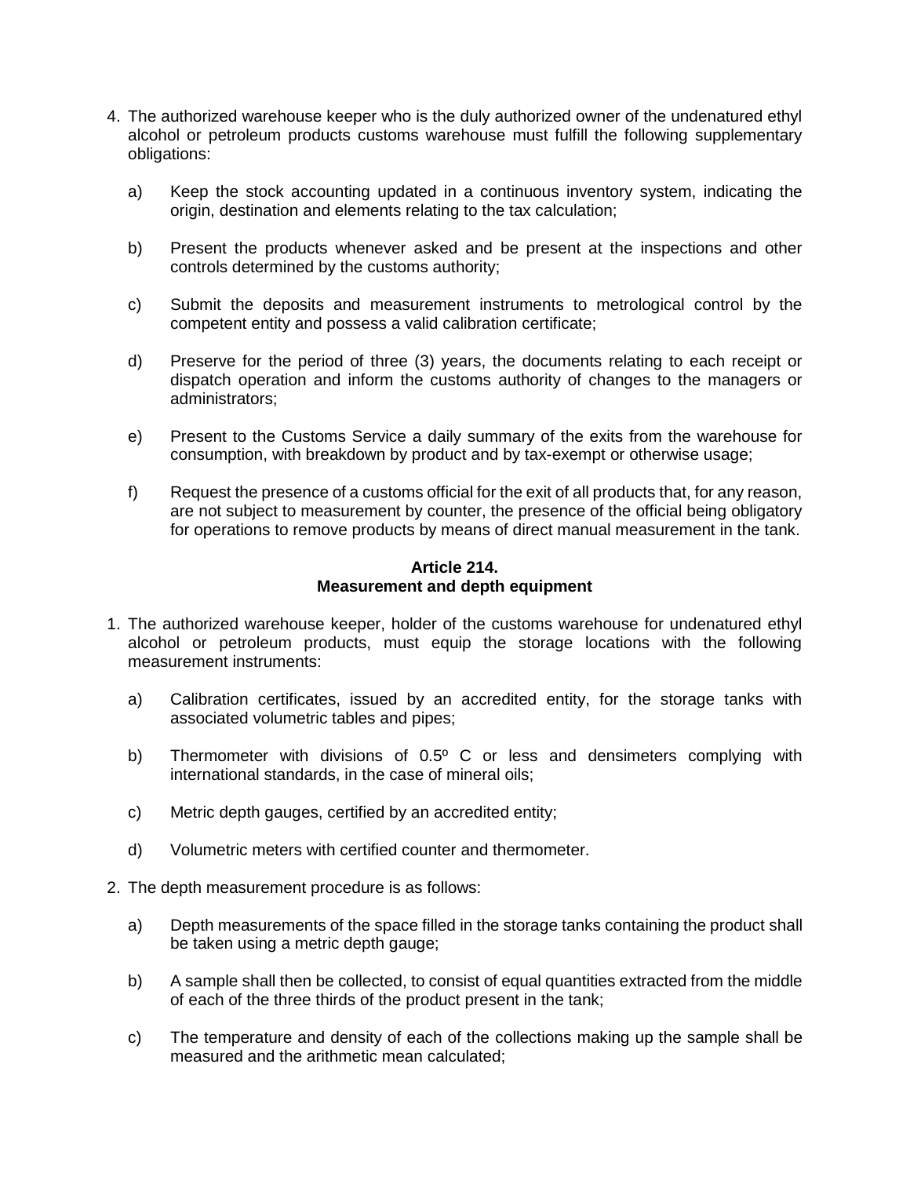4. The authorized warehouse keeper who is the duly authorized owner of the undenatured ethyl alcohol or petroleum products customs warehouse must fulfill the following supplementary obligations:

   a) Keep the stock accounting updated in a continuous inventory system, indicating the origin, destination and elements relating to the tax calculation;

   b) Present the products whenever asked and be present at the inspections and other controls determined by the customs authority;

   c) Submit the deposits and measurement instruments to metrological control by the competent entity and possess a valid calibration certificate;

   d) Preserve for the period of three (3) years, the documents relating to each receipt or dispatch operation and inform the customs authority of changes to the managers or administrators;

   e) Present to the Customs Service a daily summary of the exits from the warehouse for consumption, with breakdown by product and by tax-exempt or otherwise usage;

   f) Request the presence of a customs official for the exit of all products that, for any reason, are not subject to measurement by counter, the presence of the official being obligatory for operations to remove products by means of direct manual measurement in the tank.

**Article 214.**
**Measurement and depth equipment**

1. The authorized warehouse keeper, holder of the customs warehouse for undenatured ethyl alcohol or petroleum products, must equip the storage locations with the following measurement instruments:

   a) Calibration certificates, issued by an accredited entity, for the storage tanks with associated volumetric tables and pipes;

   b) Thermometer with divisions of 0.5º C or less and densimeters complying with international standards, in the case of mineral oils;

   c) Metric depth gauges, certified by an accredited entity;

   d) Volumetric meters with certified counter and thermometer.

2. The depth measurement procedure is as follows:

   a) Depth measurements of the space filled in the storage tanks containing the product shall be taken using a metric depth gauge;

   b) A sample shall then be collected, to consist of equal quantities extracted from the middle of each of the three thirds of the product present in the tank;

   c) The temperature and density of each of the collections making up the sample shall be measured and the arithmetic mean calculated;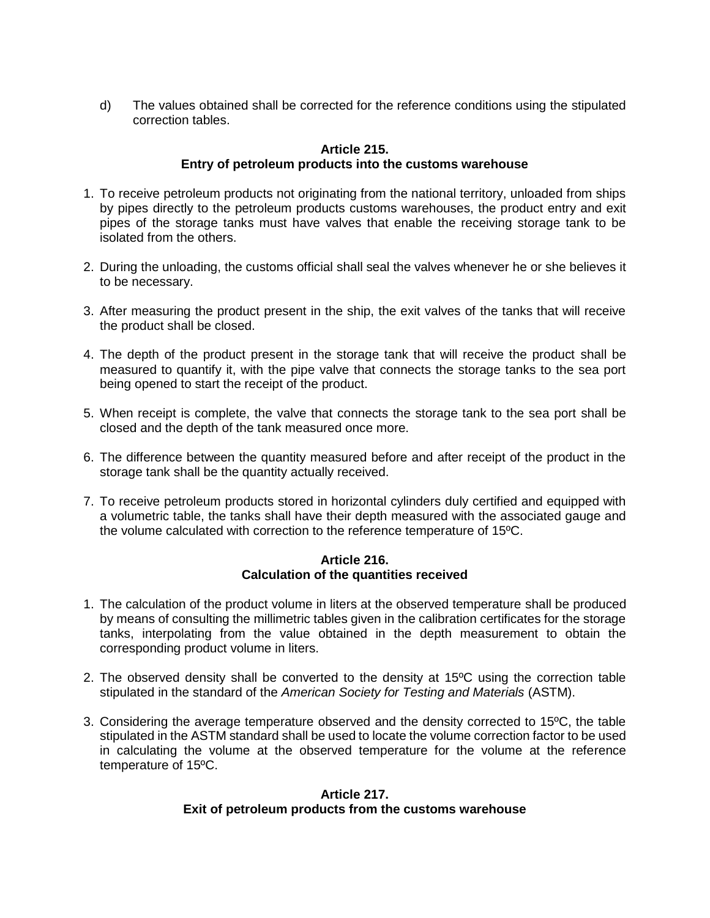d) The values obtained shall be corrected for the reference conditions using the stipulated correction tables.

### Article 215.
### Entry of petroleum products into the customs warehouse

1. To receive petroleum products not originating from the national territory, unloaded from ships by pipes directly to the petroleum products customs warehouses, the product entry and exit pipes of the storage tanks must have valves that enable the receiving storage tank to be isolated from the others.

2. During the unloading, the customs official shall seal the valves whenever he or she believes it to be necessary.

3. After measuring the product present in the ship, the exit valves of the tanks that will receive the product shall be closed.

4. The depth of the product present in the storage tank that will receive the product shall be measured to quantify it, with the pipe valve that connects the storage tanks to the sea port being opened to start the receipt of the product.

5. When receipt is complete, the valve that connects the storage tank to the sea port shall be closed and the depth of the tank measured once more.

6. The difference between the quantity measured before and after receipt of the product in the storage tank shall be the quantity actually received.

7. To receive petroleum products stored in horizontal cylinders duly certified and equipped with a volumetric table, the tanks shall have their depth measured with the associated gauge and the volume calculated with correction to the reference temperature of 15ºC.

### Article 216.
### Calculation of the quantities received

1. The calculation of the product volume in liters at the observed temperature shall be produced by means of consulting the millimetric tables given in the calibration certificates for the storage tanks, interpolating from the value obtained in the depth measurement to obtain the corresponding product volume in liters.

2. The observed density shall be converted to the density at 15ºC using the correction table stipulated in the standard of the *American Society for Testing and Materials* (ASTM).

3. Considering the average temperature observed and the density corrected to 15ºC, the table stipulated in the ASTM standard shall be used to locate the volume correction factor to be used in calculating the volume at the observed temperature for the volume at the reference temperature of 15ºC.

### Article 217.
### Exit of petroleum products from the customs warehouse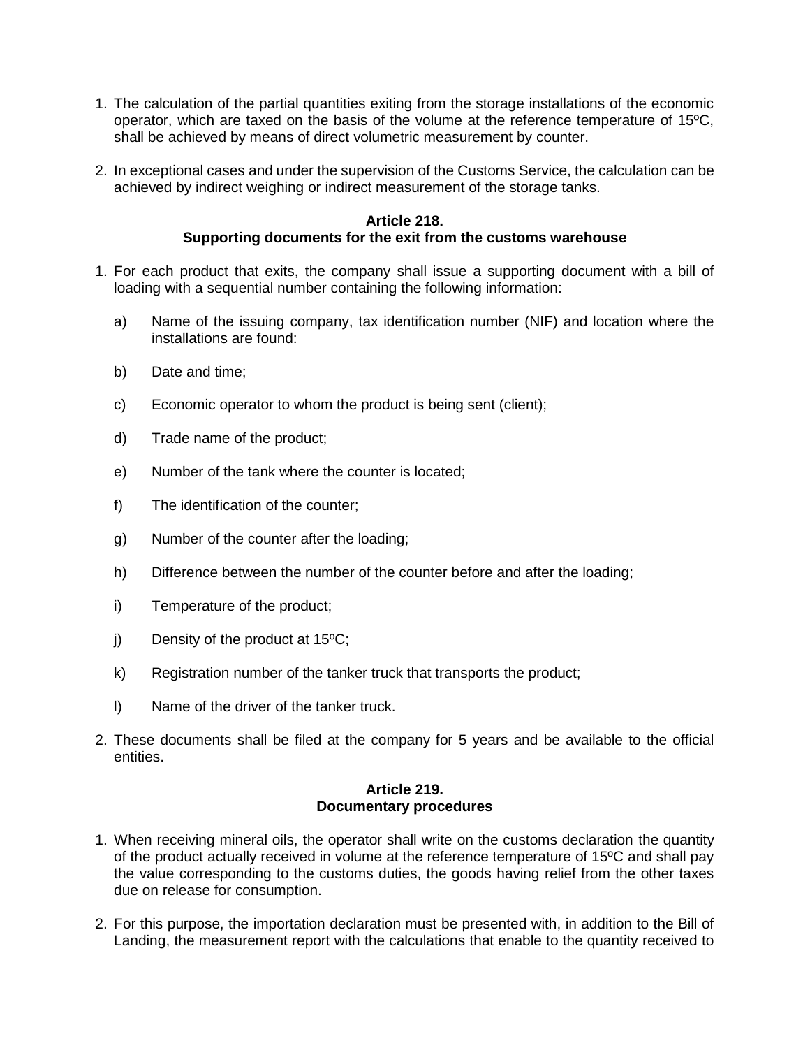1. The calculation of the partial quantities exiting from the storage installations of the economic operator, which are taxed on the basis of the volume at the reference temperature of 15ºC, shall be achieved by means of direct volumetric measurement by counter.

2. In exceptional cases and under the supervision of the Customs Service, the calculation can be achieved by indirect weighing or indirect measurement of the storage tanks.

### Article 218.
### Supporting documents for the exit from the customs warehouse

1. For each product that exits, the company shall issue a supporting document with a bill of loading with a sequential number containing the following information:

   a) Name of the issuing company, tax identification number (NIF) and location where the installations are found:

   b) Date and time;

   c) Economic operator to whom the product is being sent (client);

   d) Trade name of the product;

   e) Number of the tank where the counter is located;

   f) The identification of the counter;

   g) Number of the counter after the loading;

   h) Difference between the number of the counter before and after the loading;

   i) Temperature of the product;

   j) Density of the product at 15ºC;

   k) Registration number of the tanker truck that transports the product;

   l) Name of the driver of the tanker truck.

2. These documents shall be filed at the company for 5 years and be available to the official entities.

### Article 219.
### Documentary procedures

1. When receiving mineral oils, the operator shall write on the customs declaration the quantity of the product actually received in volume at the reference temperature of 15ºC and shall pay the value corresponding to the customs duties, the goods having relief from the other taxes due on release for consumption.

2. For this purpose, the importation declaration must be presented with, in addition to the Bill of Landing, the measurement report with the calculations that enable to the quantity received to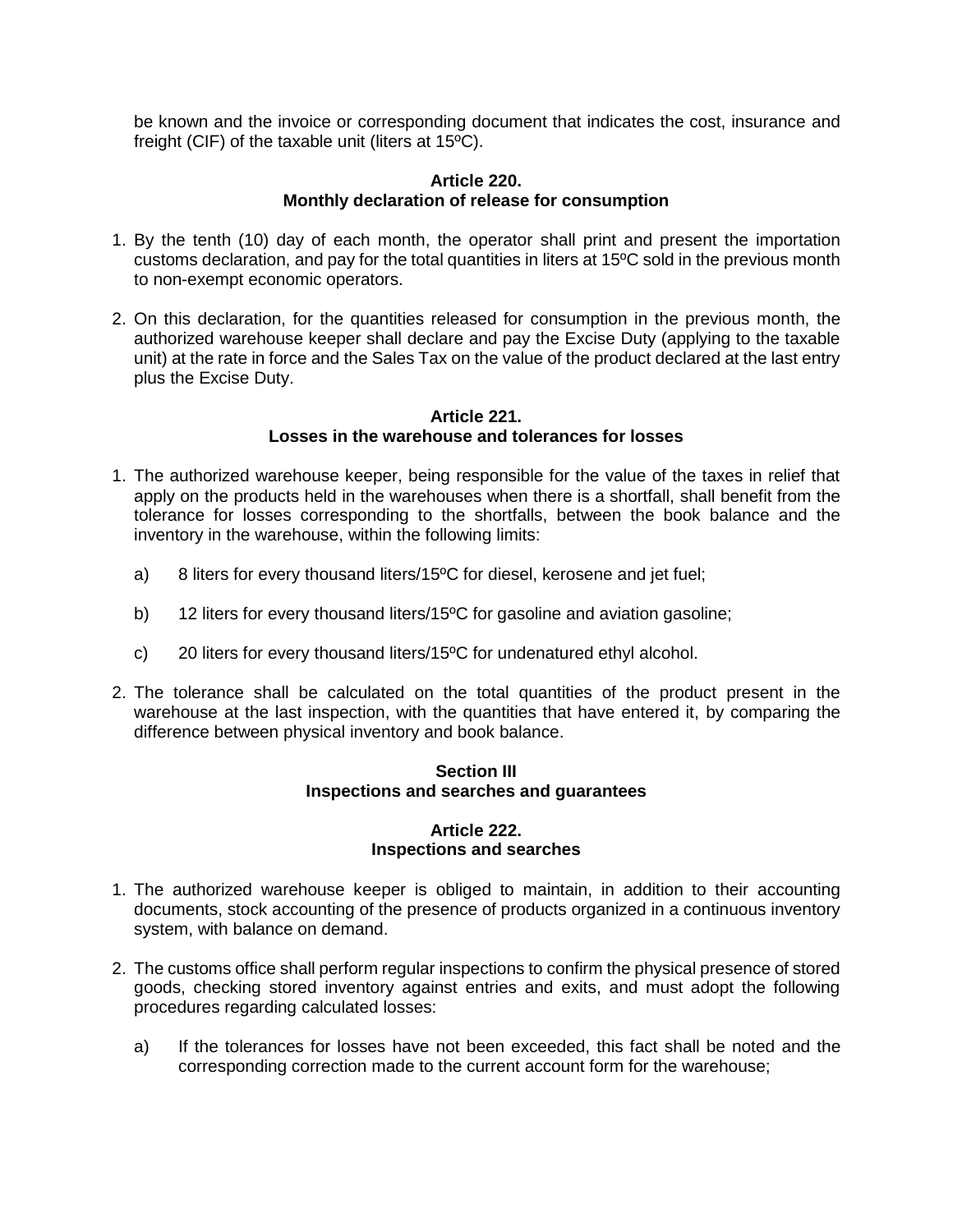be known and the invoice or corresponding document that indicates the cost, insurance and freight (CIF) of the taxable unit (liters at 15ºC).

### Article 220.
### Monthly declaration of release for consumption

1. By the tenth (10) day of each month, the operator shall print and present the importation customs declaration, and pay for the total quantities in liters at 15ºC sold in the previous month to non-exempt economic operators.

2. On this declaration, for the quantities released for consumption in the previous month, the authorized warehouse keeper shall declare and pay the Excise Duty (applying to the taxable unit) at the rate in force and the Sales Tax on the value of the product declared at the last entry plus the Excise Duty.

### Article 221.
### Losses in the warehouse and tolerances for losses

1. The authorized warehouse keeper, being responsible for the value of the taxes in relief that apply on the products held in the warehouses when there is a shortfall, shall benefit from the tolerance for losses corresponding to the shortfalls, between the book balance and the inventory in the warehouse, within the following limits:

   a) 8 liters for every thousand liters/15ºC for diesel, kerosene and jet fuel;

   b) 12 liters for every thousand liters/15ºC for gasoline and aviation gasoline;

   c) 20 liters for every thousand liters/15ºC for undenatured ethyl alcohol.

2. The tolerance shall be calculated on the total quantities of the product present in the warehouse at the last inspection, with the quantities that have entered it, by comparing the difference between physical inventory and book balance.

## Section III
## Inspections and searches and guarantees

### Article 222.
### Inspections and searches

1. The authorized warehouse keeper is obliged to maintain, in addition to their accounting documents, stock accounting of the presence of products organized in a continuous inventory system, with balance on demand.

2. The customs office shall perform regular inspections to confirm the physical presence of stored goods, checking stored inventory against entries and exits, and must adopt the following procedures regarding calculated losses:

   a) If the tolerances for losses have not been exceeded, this fact shall be noted and the corresponding correction made to the current account form for the warehouse;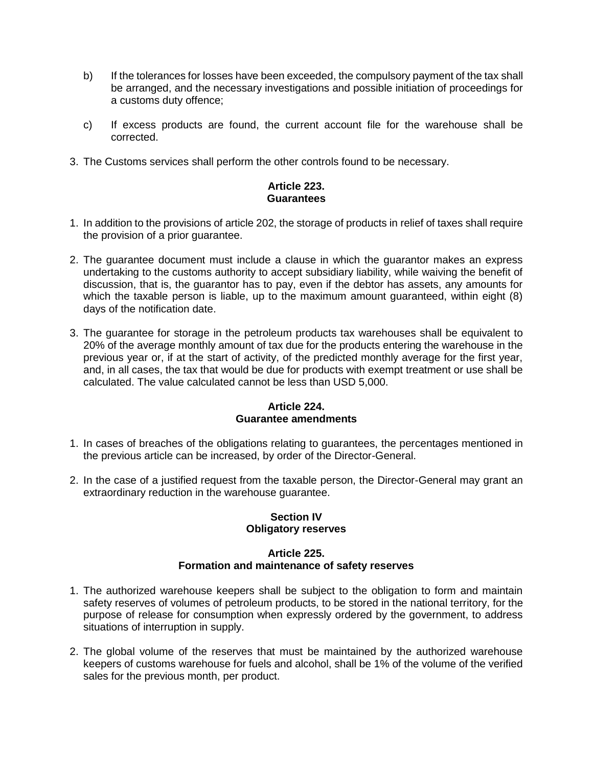b) If the tolerances for losses have been exceeded, the compulsory payment of the tax shall be arranged, and the necessary investigations and possible initiation of proceedings for a customs duty offence;

c) If excess products are found, the current account file for the warehouse shall be corrected.

3. The Customs services shall perform the other controls found to be necessary.

**Article 223.**
**Guarantees**

1. In addition to the provisions of article 202, the storage of products in relief of taxes shall require the provision of a prior guarantee.

2. The guarantee document must include a clause in which the guarantor makes an express undertaking to the customs authority to accept subsidiary liability, while waiving the benefit of discussion, that is, the guarantor has to pay, even if the debtor has assets, any amounts for which the taxable person is liable, up to the maximum amount guaranteed, within eight (8) days of the notification date.

3. The guarantee for storage in the petroleum products tax warehouses shall be equivalent to 20% of the average monthly amount of tax due for the products entering the warehouse in the previous year or, if at the start of activity, of the predicted monthly average for the first year, and, in all cases, the tax that would be due for products with exempt treatment or use shall be calculated. The value calculated cannot be less than USD 5,000.

**Article 224.**
**Guarantee amendments**

1. In cases of breaches of the obligations relating to guarantees, the percentages mentioned in the previous article can be increased, by order of the Director-General.

2. In the case of a justified request from the taxable person, the Director-General may grant an extraordinary reduction in the warehouse guarantee.

**Section IV**
**Obligatory reserves**

**Article 225.**
**Formation and maintenance of safety reserves**

1. The authorized warehouse keepers shall be subject to the obligation to form and maintain safety reserves of volumes of petroleum products, to be stored in the national territory, for the purpose of release for consumption when expressly ordered by the government, to address situations of interruption in supply.

2. The global volume of the reserves that must be maintained by the authorized warehouse keepers of customs warehouse for fuels and alcohol, shall be 1% of the volume of the verified sales for the previous month, per product.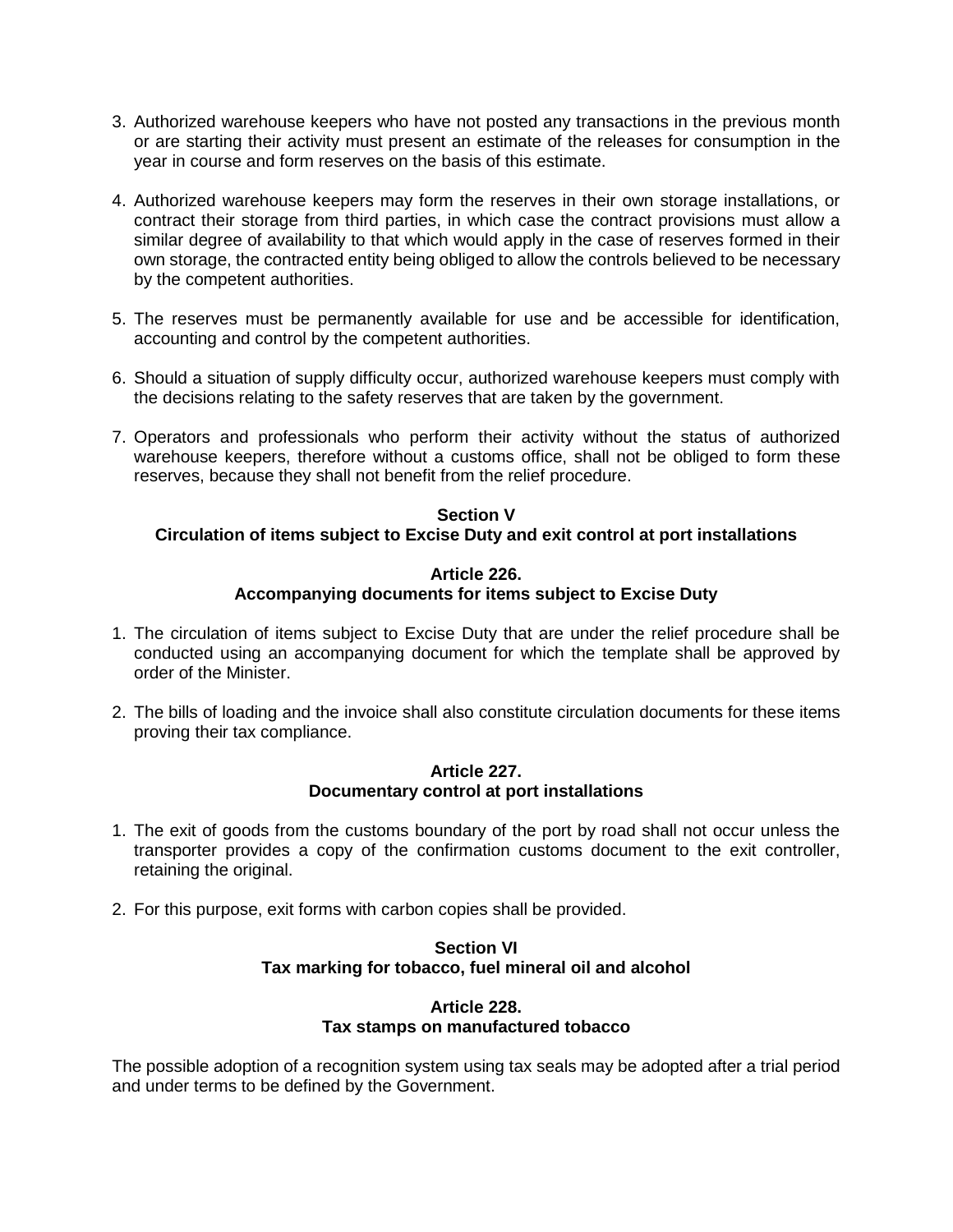3. Authorized warehouse keepers who have not posted any transactions in the previous month or are starting their activity must present an estimate of the releases for consumption in the year in course and form reserves on the basis of this estimate.

4. Authorized warehouse keepers may form the reserves in their own storage installations, or contract their storage from third parties, in which case the contract provisions must allow a similar degree of availability to that which would apply in the case of reserves formed in their own storage, the contracted entity being obliged to allow the controls believed to be necessary by the competent authorities.

5. The reserves must be permanently available for use and be accessible for identification, accounting and control by the competent authorities.

6. Should a situation of supply difficulty occur, authorized warehouse keepers must comply with the decisions relating to the safety reserves that are taken by the government.

7. Operators and professionals who perform their activity without the status of authorized warehouse keepers, therefore without a customs office, shall not be obliged to form these reserves, because they shall not benefit from the relief procedure.

### Section V
### Circulation of items subject to Excise Duty and exit control at port installations

#### Article 226.
#### Accompanying documents for items subject to Excise Duty

1. The circulation of items subject to Excise Duty that are under the relief procedure shall be conducted using an accompanying document for which the template shall be approved by order of the Minister.

2. The bills of loading and the invoice shall also constitute circulation documents for these items proving their tax compliance.

#### Article 227.
#### Documentary control at port installations

1. The exit of goods from the customs boundary of the port by road shall not occur unless the transporter provides a copy of the confirmation customs document to the exit controller, retaining the original.

2. For this purpose, exit forms with carbon copies shall be provided.

### Section VI
### Tax marking for tobacco, fuel mineral oil and alcohol

#### Article 228.
#### Tax stamps on manufactured tobacco

The possible adoption of a recognition system using tax seals may be adopted after a trial period and under terms to be defined by the Government.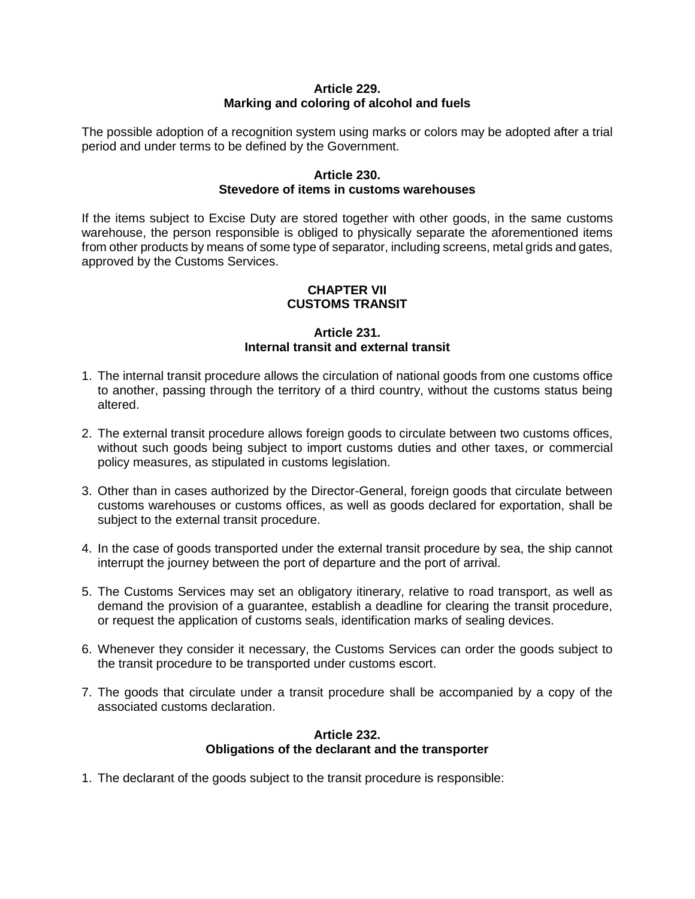### Article 229.
### Marking and coloring of alcohol and fuels

The possible adoption of a recognition system using marks or colors may be adopted after a trial period and under terms to be defined by the Government.

### Article 230.
### Stevedore of items in customs warehouses

If the items subject to Excise Duty are stored together with other goods, in the same customs warehouse, the person responsible is obliged to physically separate the aforementioned items from other products by means of some type of separator, including screens, metal grids and gates, approved by the Customs Services.

## CHAPTER VII
## CUSTOMS TRANSIT

### Article 231.
### Internal transit and external transit

1. The internal transit procedure allows the circulation of national goods from one customs office to another, passing through the territory of a third country, without the customs status being altered.

2. The external transit procedure allows foreign goods to circulate between two customs offices, without such goods being subject to import customs duties and other taxes, or commercial policy measures, as stipulated in customs legislation.

3. Other than in cases authorized by the Director-General, foreign goods that circulate between customs warehouses or customs offices, as well as goods declared for exportation, shall be subject to the external transit procedure.

4. In the case of goods transported under the external transit procedure by sea, the ship cannot interrupt the journey between the port of departure and the port of arrival.

5. The Customs Services may set an obligatory itinerary, relative to road transport, as well as demand the provision of a guarantee, establish a deadline for clearing the transit procedure, or request the application of customs seals, identification marks of sealing devices.

6. Whenever they consider it necessary, the Customs Services can order the goods subject to the transit procedure to be transported under customs escort.

7. The goods that circulate under a transit procedure shall be accompanied by a copy of the associated customs declaration.

### Article 232.
### Obligations of the declarant and the transporter

1. The declarant of the goods subject to the transit procedure is responsible: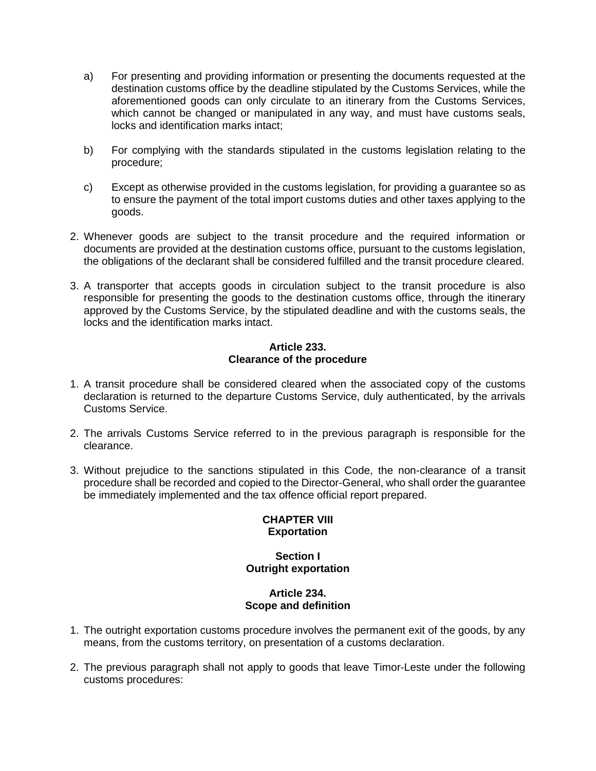a) For presenting and providing information or presenting the documents requested at the destination customs office by the deadline stipulated by the Customs Services, while the aforementioned goods can only circulate to an itinerary from the Customs Services, which cannot be changed or manipulated in any way, and must have customs seals, locks and identification marks intact;

b) For complying with the standards stipulated in the customs legislation relating to the procedure;

c) Except as otherwise provided in the customs legislation, for providing a guarantee so as to ensure the payment of the total import customs duties and other taxes applying to the goods.

2. Whenever goods are subject to the transit procedure and the required information or documents are provided at the destination customs office, pursuant to the customs legislation, the obligations of the declarant shall be considered fulfilled and the transit procedure cleared.

3. A transporter that accepts goods in circulation subject to the transit procedure is also responsible for presenting the goods to the destination customs office, through the itinerary approved by the Customs Service, by the stipulated deadline and with the customs seals, the locks and the identification marks intact.

**Article 233.**
**Clearance of the procedure**

1. A transit procedure shall be considered cleared when the associated copy of the customs declaration is returned to the departure Customs Service, duly authenticated, by the arrivals Customs Service.

2. The arrivals Customs Service referred to in the previous paragraph is responsible for the clearance.

3. Without prejudice to the sanctions stipulated in this Code, the non-clearance of a transit procedure shall be recorded and copied to the Director-General, who shall order the guarantee be immediately implemented and the tax offence official report prepared.

## CHAPTER VIII
## Exportation

### Section I
### Outright exportation

**Article 234.**
**Scope and definition**

1. The outright exportation customs procedure involves the permanent exit of the goods, by any means, from the customs territory, on presentation of a customs declaration.

2. The previous paragraph shall not apply to goods that leave Timor-Leste under the following customs procedures: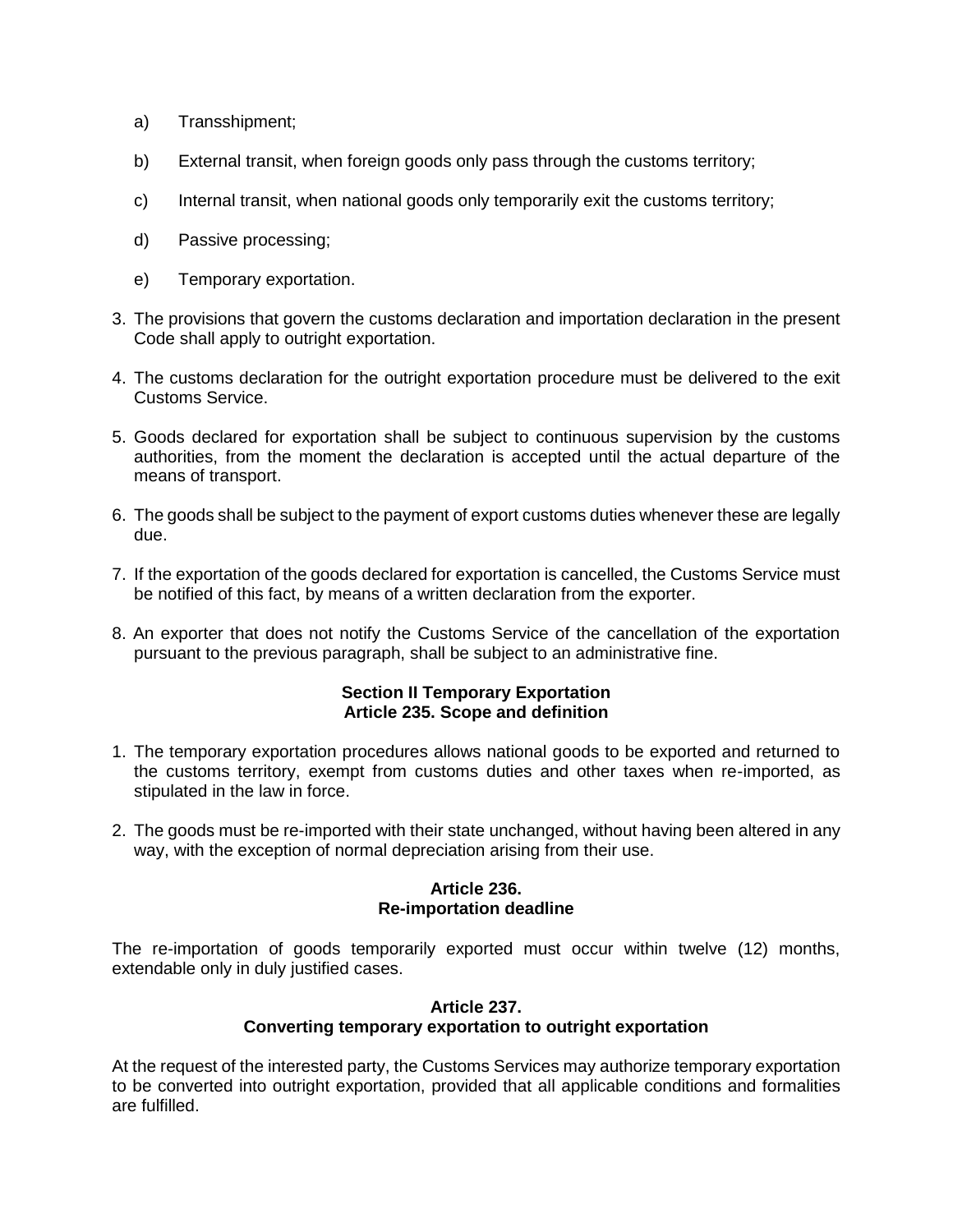a) Transshipment;

b) External transit, when foreign goods only pass through the customs territory;

c) Internal transit, when national goods only temporarily exit the customs territory;

d) Passive processing;

e) Temporary exportation.

3. The provisions that govern the customs declaration and importation declaration in the present Code shall apply to outright exportation.

4. The customs declaration for the outright exportation procedure must be delivered to the exit Customs Service.

5. Goods declared for exportation shall be subject to continuous supervision by the customs authorities, from the moment the declaration is accepted until the actual departure of the means of transport.

6. The goods shall be subject to the payment of export customs duties whenever these are legally due.

7. If the exportation of the goods declared for exportation is cancelled, the Customs Service must be notified of this fact, by means of a written declaration from the exporter.

8. An exporter that does not notify the Customs Service of the cancellation of the exportation pursuant to the previous paragraph, shall be subject to an administrative fine.

### Section II Temporary Exportation
### Article 235. Scope and definition

1. The temporary exportation procedures allows national goods to be exported and returned to the customs territory, exempt from customs duties and other taxes when re-imported, as stipulated in the law in force.

2. The goods must be re-imported with their state unchanged, without having been altered in any way, with the exception of normal depreciation arising from their use.

### Article 236.
### Re-importation deadline

The re-importation of goods temporarily exported must occur within twelve (12) months, extendable only in duly justified cases.

### Article 237.
### Converting temporary exportation to outright exportation

At the request of the interested party, the Customs Services may authorize temporary exportation to be converted into outright exportation, provided that all applicable conditions and formalities are fulfilled.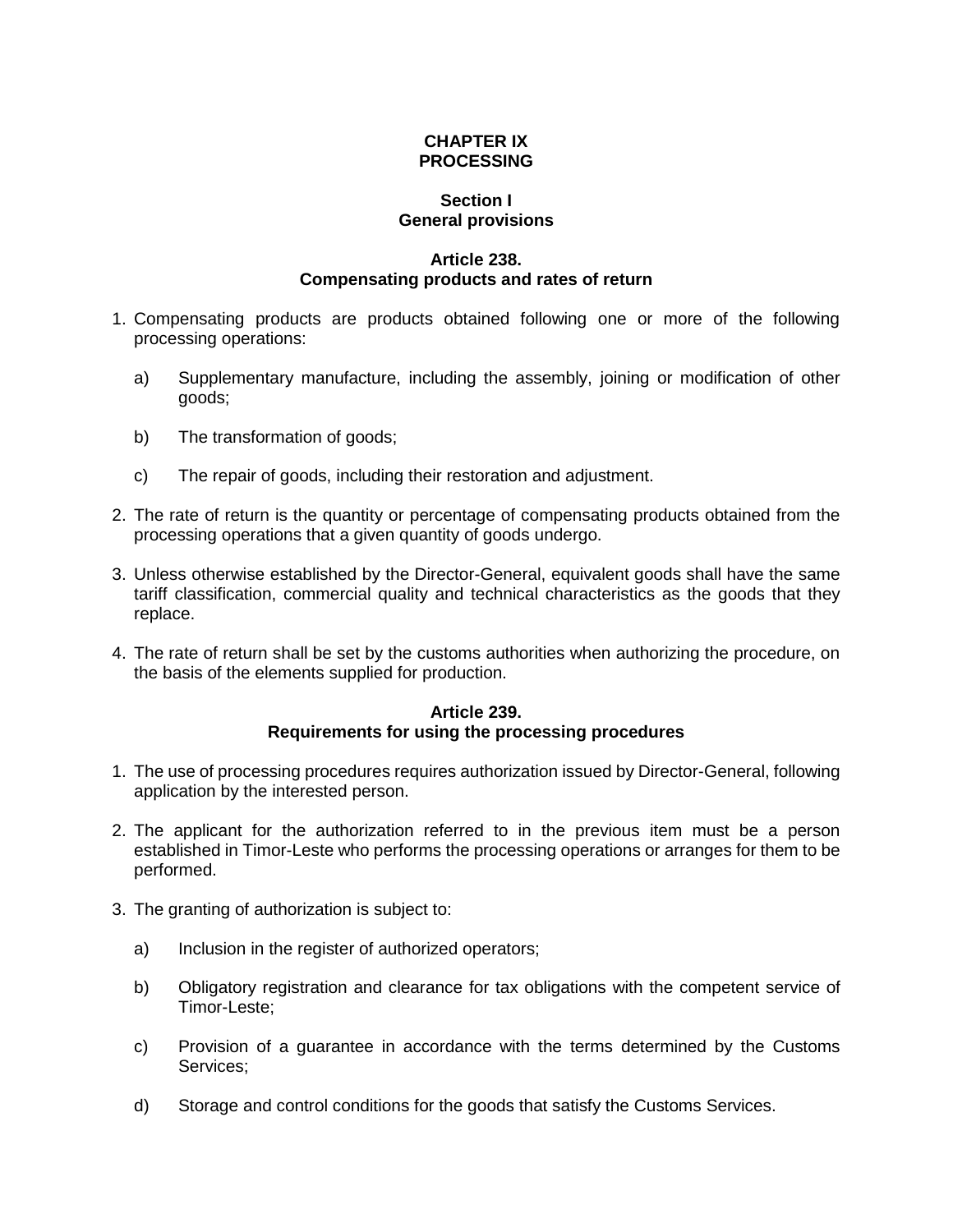# CHAPTER IX
# PROCESSING

## Section I
## General provisions

### Article 238.
### Compensating products and rates of return

1. Compensating products are products obtained following one or more of the following processing operations:

    a) Supplementary manufacture, including the assembly, joining or modification of other goods;

    b) The transformation of goods;

    c) The repair of goods, including their restoration and adjustment.

2. The rate of return is the quantity or percentage of compensating products obtained from the processing operations that a given quantity of goods undergo.

3. Unless otherwise established by the Director-General, equivalent goods shall have the same tariff classification, commercial quality and technical characteristics as the goods that they replace.

4. The rate of return shall be set by the customs authorities when authorizing the procedure, on the basis of the elements supplied for production.

### Article 239.
### Requirements for using the processing procedures

1. The use of processing procedures requires authorization issued by Director-General, following application by the interested person.

2. The applicant for the authorization referred to in the previous item must be a person established in Timor-Leste who performs the processing operations or arranges for them to be performed.

3. The granting of authorization is subject to:

    a) Inclusion in the register of authorized operators;

    b) Obligatory registration and clearance for tax obligations with the competent service of Timor-Leste;

    c) Provision of a guarantee in accordance with the terms determined by the Customs Services;

    d) Storage and control conditions for the goods that satisfy the Customs Services.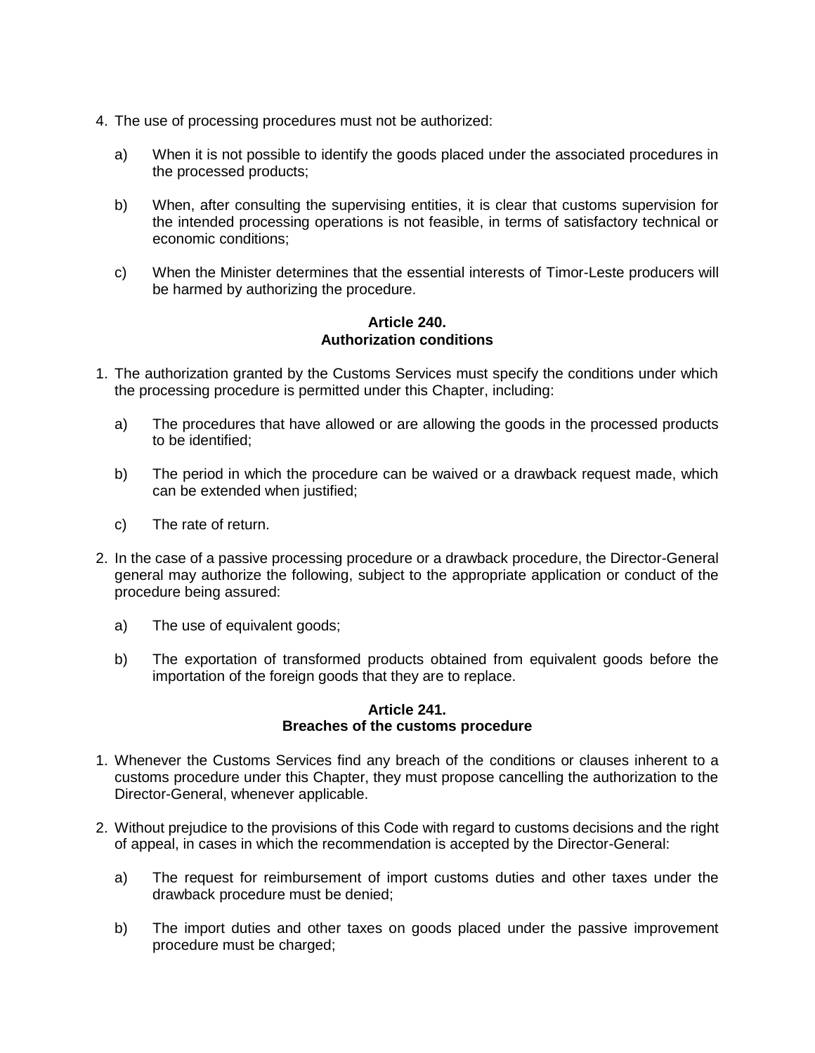4. The use of processing procedures must not be authorized:

   a) When it is not possible to identify the goods placed under the associated procedures in the processed products;

   b) When, after consulting the supervising entities, it is clear that customs supervision for the intended processing operations is not feasible, in terms of satisfactory technical or economic conditions;

   c) When the Minister determines that the essential interests of Timor-Leste producers will be harmed by authorizing the procedure.

**Article 240.**
**Authorization conditions**

1. The authorization granted by the Customs Services must specify the conditions under which the processing procedure is permitted under this Chapter, including:

   a) The procedures that have allowed or are allowing the goods in the processed products to be identified;

   b) The period in which the procedure can be waived or a drawback request made, which can be extended when justified;

   c) The rate of return.

2. In the case of a passive processing procedure or a drawback procedure, the Director-General general may authorize the following, subject to the appropriate application or conduct of the procedure being assured:

   a) The use of equivalent goods;

   b) The exportation of transformed products obtained from equivalent goods before the importation of the foreign goods that they are to replace.

**Article 241.**
**Breaches of the customs procedure**

1. Whenever the Customs Services find any breach of the conditions or clauses inherent to a customs procedure under this Chapter, they must propose cancelling the authorization to the Director-General, whenever applicable.

2. Without prejudice to the provisions of this Code with regard to customs decisions and the right of appeal, in cases in which the recommendation is accepted by the Director-General:

   a) The request for reimbursement of import customs duties and other taxes under the drawback procedure must be denied;

   b) The import duties and other taxes on goods placed under the passive improvement procedure must be charged;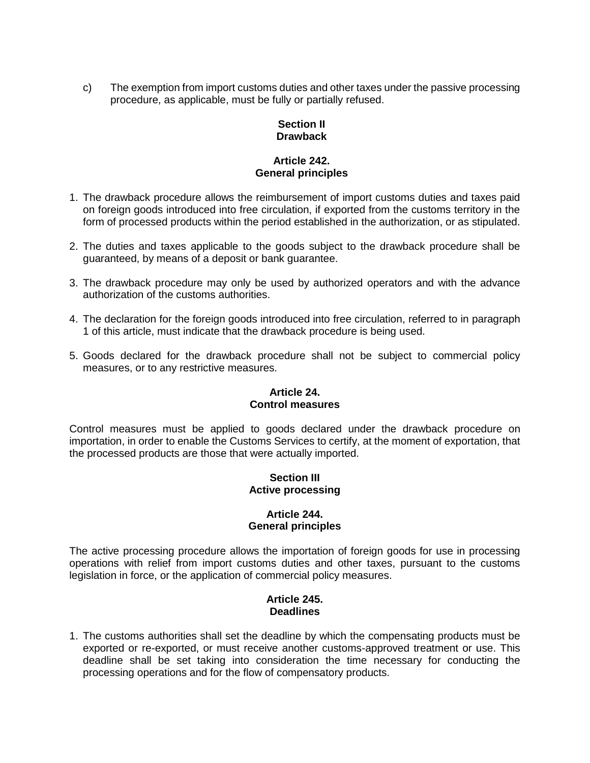c) The exemption from import customs duties and other taxes under the passive processing procedure, as applicable, must be fully or partially refused.

## Section II
## Drawback

### Article 242.
### General principles

1. The drawback procedure allows the reimbursement of import customs duties and taxes paid on foreign goods introduced into free circulation, if exported from the customs territory in the form of processed products within the period established in the authorization, or as stipulated.

2. The duties and taxes applicable to the goods subject to the drawback procedure shall be guaranteed, by means of a deposit or bank guarantee.

3. The drawback procedure may only be used by authorized operators and with the advance authorization of the customs authorities.

4. The declaration for the foreign goods introduced into free circulation, referred to in paragraph 1 of this article, must indicate that the drawback procedure is being used.

5. Goods declared for the drawback procedure shall not be subject to commercial policy measures, or to any restrictive measures.

### Article 24.
### Control measures

Control measures must be applied to goods declared under the drawback procedure on importation, in order to enable the Customs Services to certify, at the moment of exportation, that the processed products are those that were actually imported.

## Section III
## Active processing

### Article 244.
### General principles

The active processing procedure allows the importation of foreign goods for use in processing operations with relief from import customs duties and other taxes, pursuant to the customs legislation in force, or the application of commercial policy measures.

### Article 245.
### Deadlines

1. The customs authorities shall set the deadline by which the compensating products must be exported or re-exported, or must receive another customs-approved treatment or use. This deadline shall be set taking into consideration the time necessary for conducting the processing operations and for the flow of compensatory products.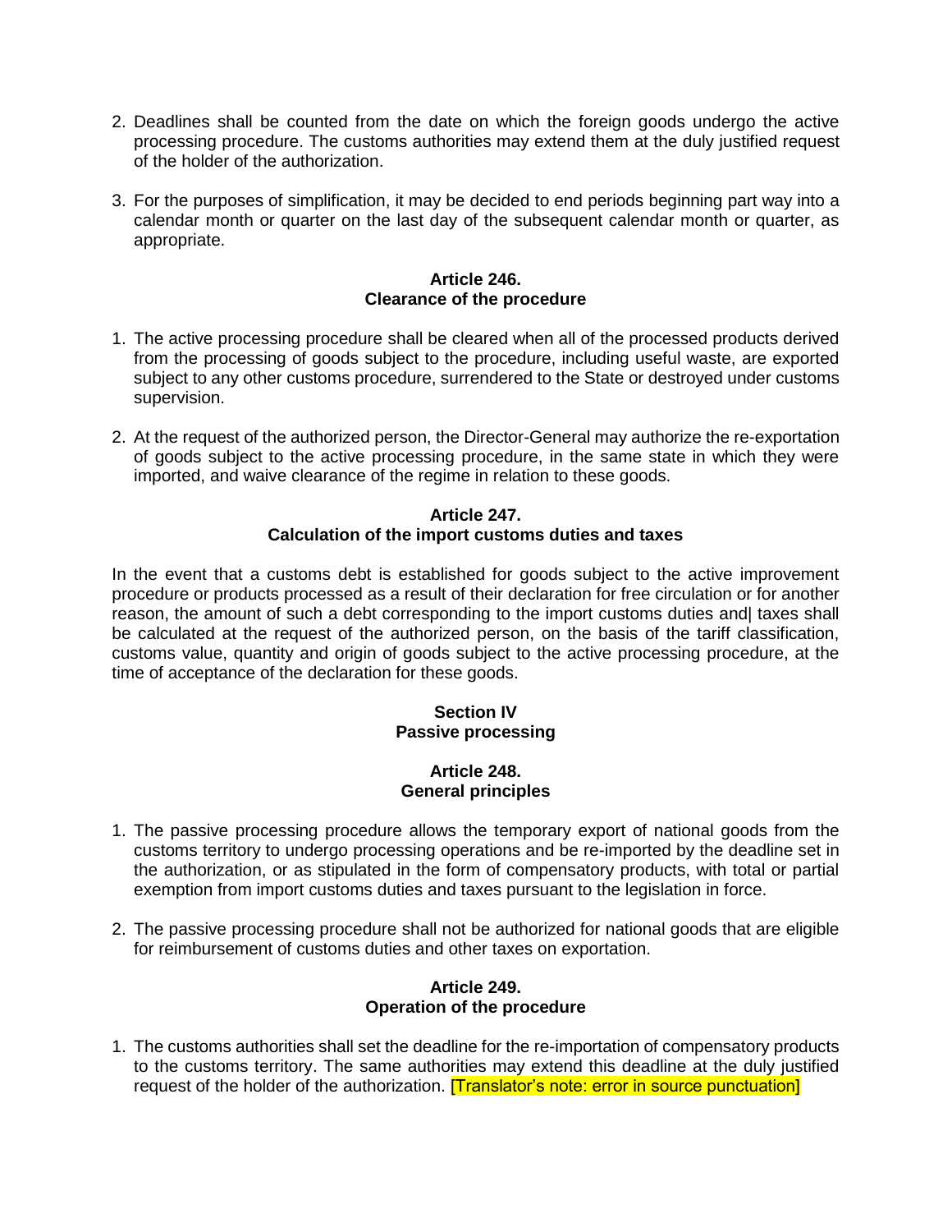2. Deadlines shall be counted from the date on which the foreign goods undergo the active processing procedure. The customs authorities may extend them at the duly justified request of the holder of the authorization.

3. For the purposes of simplification, it may be decided to end periods beginning part way into a calendar month or quarter on the last day of the subsequent calendar month or quarter, as appropriate.

**Article 246.**
**Clearance of the procedure**

1. The active processing procedure shall be cleared when all of the processed products derived from the processing of goods subject to the procedure, including useful waste, are exported subject to any other customs procedure, surrendered to the State or destroyed under customs supervision.

2. At the request of the authorized person, the Director-General may authorize the re-exportation of goods subject to the active processing procedure, in the same state in which they were imported, and waive clearance of the regime in relation to these goods.

**Article 247.**
**Calculation of the import customs duties and taxes**

In the event that a customs debt is established for goods subject to the active improvement procedure or products processed as a result of their declaration for free circulation or for another reason, the amount of such a debt corresponding to the import customs duties and| taxes shall be calculated at the request of the authorized person, on the basis of the tariff classification, customs value, quantity and origin of goods subject to the active processing procedure, at the time of acceptance of the declaration for these goods.

**Section IV**
**Passive processing**

**Article 248.**
**General principles**

1. The passive processing procedure allows the temporary export of national goods from the customs territory to undergo processing operations and be re-imported by the deadline set in the authorization, or as stipulated in the form of compensatory products, with total or partial exemption from import customs duties and taxes pursuant to the legislation in force.

2. The passive processing procedure shall not be authorized for national goods that are eligible for reimbursement of customs duties and other taxes on exportation.

**Article 249.**
**Operation of the procedure**

1. The customs authorities shall set the deadline for the re-importation of compensatory products to the customs territory. The same authorities may extend this deadline at the duly justified request of the holder of the authorization. [Translator's note: error in source punctuation]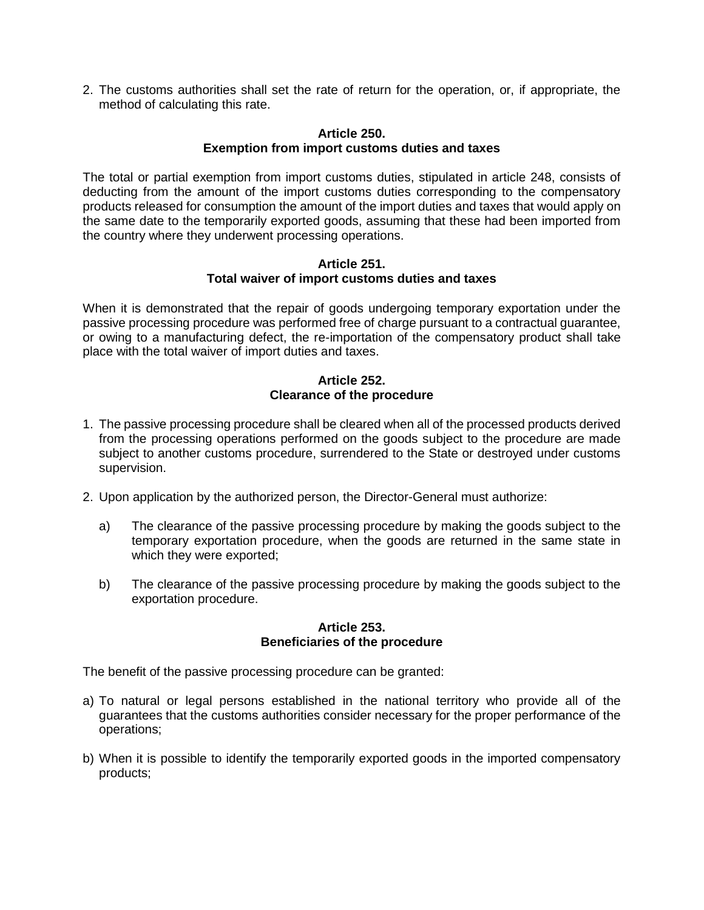2. The customs authorities shall set the rate of return for the operation, or, if appropriate, the method of calculating this rate.

**Article 250.**
**Exemption from import customs duties and taxes**

The total or partial exemption from import customs duties, stipulated in article 248, consists of deducting from the amount of the import customs duties corresponding to the compensatory products released for consumption the amount of the import duties and taxes that would apply on the same date to the temporarily exported goods, assuming that these had been imported from the country where they underwent processing operations.

**Article 251.**
**Total waiver of import customs duties and taxes**

When it is demonstrated that the repair of goods undergoing temporary exportation under the passive processing procedure was performed free of charge pursuant to a contractual guarantee, or owing to a manufacturing defect, the re-importation of the compensatory product shall take place with the total waiver of import duties and taxes.

**Article 252.**
**Clearance of the procedure**

1. The passive processing procedure shall be cleared when all of the processed products derived from the processing operations performed on the goods subject to the procedure are made subject to another customs procedure, surrendered to the State or destroyed under customs supervision.

2. Upon application by the authorized person, the Director-General must authorize:

   a) The clearance of the passive processing procedure by making the goods subject to the temporary exportation procedure, when the goods are returned in the same state in which they were exported;

   b) The clearance of the passive processing procedure by making the goods subject to the exportation procedure.

**Article 253.**
**Beneficiaries of the procedure**

The benefit of the passive processing procedure can be granted:

a) To natural or legal persons established in the national territory who provide all of the guarantees that the customs authorities consider necessary for the proper performance of the operations;

b) When it is possible to identify the temporarily exported goods in the imported compensatory products;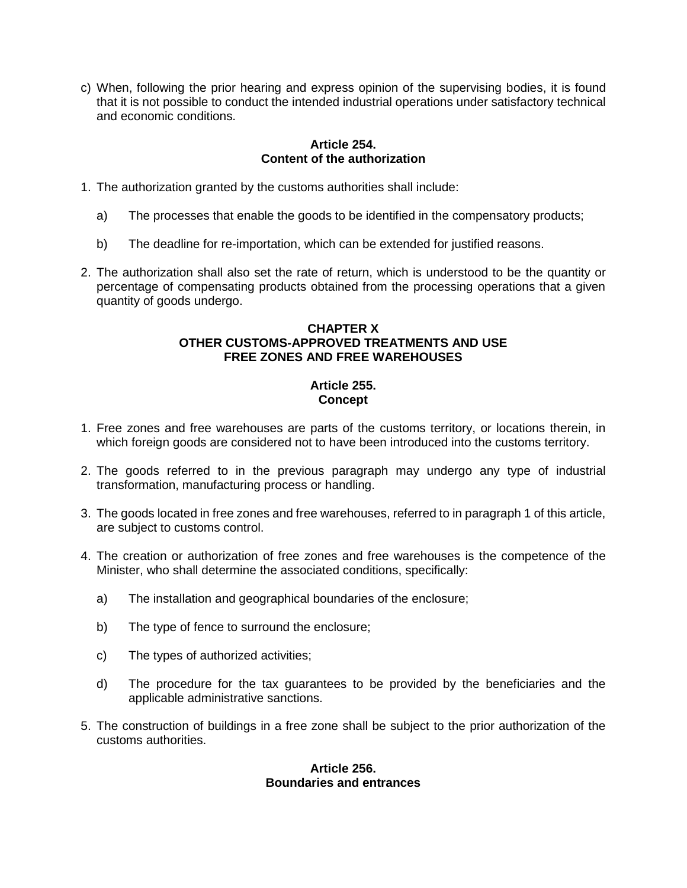c) When, following the prior hearing and express opinion of the supervising bodies, it is found that it is not possible to conduct the intended industrial operations under satisfactory technical and economic conditions.

**Article 254.**
**Content of the authorization**

1. The authorization granted by the customs authorities shall include:

   a) The processes that enable the goods to be identified in the compensatory products;

   b) The deadline for re-importation, which can be extended for justified reasons.

2. The authorization shall also set the rate of return, which is understood to be the quantity or percentage of compensating products obtained from the processing operations that a given quantity of goods undergo.

**CHAPTER X**
**OTHER CUSTOMS-APPROVED TREATMENTS AND USE**
**FREE ZONES AND FREE WAREHOUSES**

**Article 255.**
**Concept**

1. Free zones and free warehouses are parts of the customs territory, or locations therein, in which foreign goods are considered not to have been introduced into the customs territory.

2. The goods referred to in the previous paragraph may undergo any type of industrial transformation, manufacturing process or handling.

3. The goods located in free zones and free warehouses, referred to in paragraph 1 of this article, are subject to customs control.

4. The creation or authorization of free zones and free warehouses is the competence of the Minister, who shall determine the associated conditions, specifically:

   a) The installation and geographical boundaries of the enclosure;

   b) The type of fence to surround the enclosure;

   c) The types of authorized activities;

   d) The procedure for the tax guarantees to be provided by the beneficiaries and the applicable administrative sanctions.

5. The construction of buildings in a free zone shall be subject to the prior authorization of the customs authorities.

**Article 256.**
**Boundaries and entrances**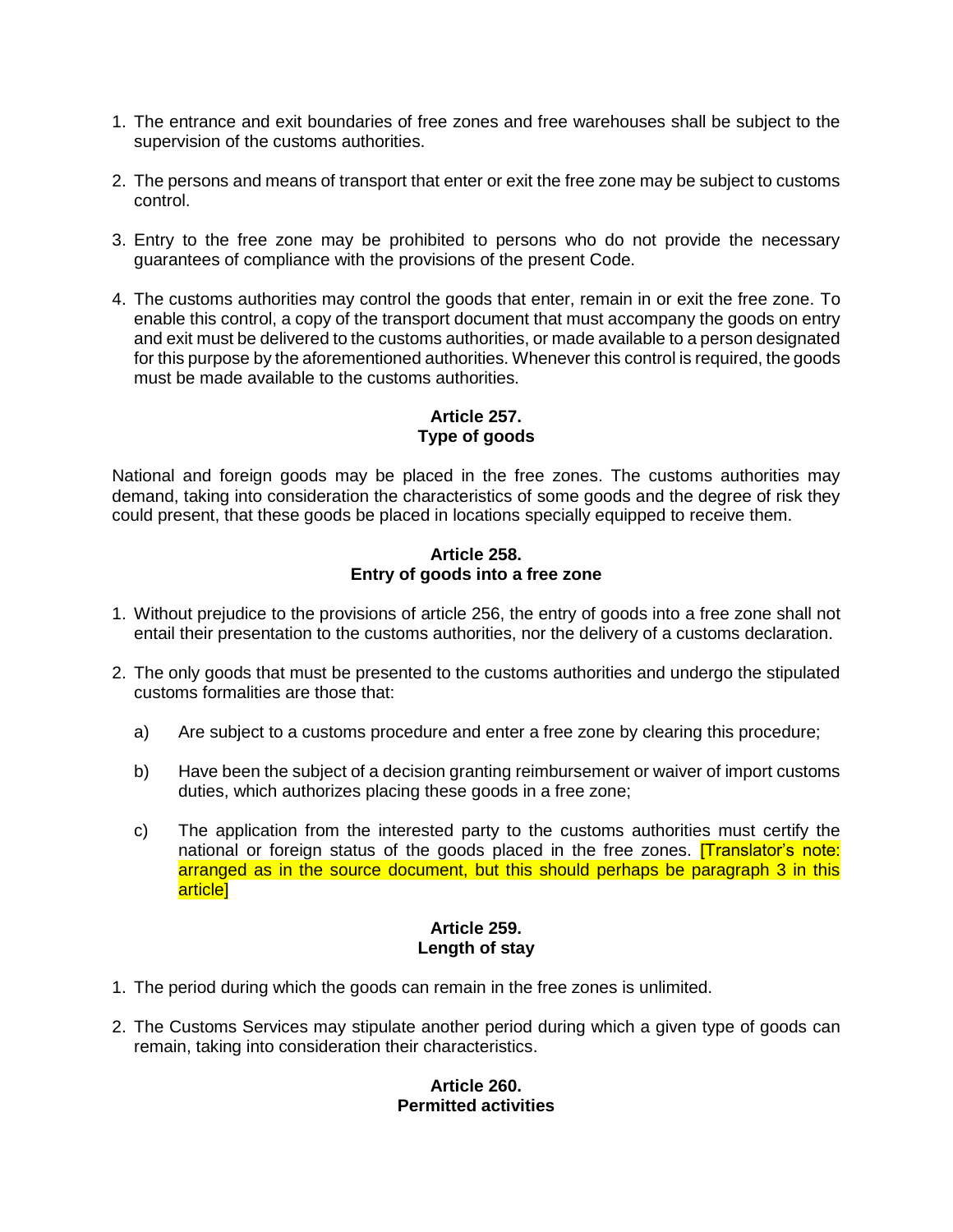1. The entrance and exit boundaries of free zones and free warehouses shall be subject to the supervision of the customs authorities.

2. The persons and means of transport that enter or exit the free zone may be subject to customs control.

3. Entry to the free zone may be prohibited to persons who do not provide the necessary guarantees of compliance with the provisions of the present Code.

4. The customs authorities may control the goods that enter, remain in or exit the free zone. To enable this control, a copy of the transport document that must accompany the goods on entry and exit must be delivered to the customs authorities, or made available to a person designated for this purpose by the aforementioned authorities. Whenever this control is required, the goods must be made available to the customs authorities.

**Article 257.**
**Type of goods**

National and foreign goods may be placed in the free zones. The customs authorities may demand, taking into consideration the characteristics of some goods and the degree of risk they could present, that these goods be placed in locations specially equipped to receive them.

**Article 258.**
**Entry of goods into a free zone**

1. Without prejudice to the provisions of article 256, the entry of goods into a free zone shall not entail their presentation to the customs authorities, nor the delivery of a customs declaration.

2. The only goods that must be presented to the customs authorities and undergo the stipulated customs formalities are those that:

   a) Are subject to a customs procedure and enter a free zone by clearing this procedure;

   b) Have been the subject of a decision granting reimbursement or waiver of import customs duties, which authorizes placing these goods in a free zone;

   c) The application from the interested party to the customs authorities must certify the national or foreign status of the goods placed in the free zones. [Translator's note: arranged as in the source document, but this should perhaps be paragraph 3 in this article]

**Article 259.**
**Length of stay**

1. The period during which the goods can remain in the free zones is unlimited.

2. The Customs Services may stipulate another period during which a given type of goods can remain, taking into consideration their characteristics.

**Article 260.**
**Permitted activities**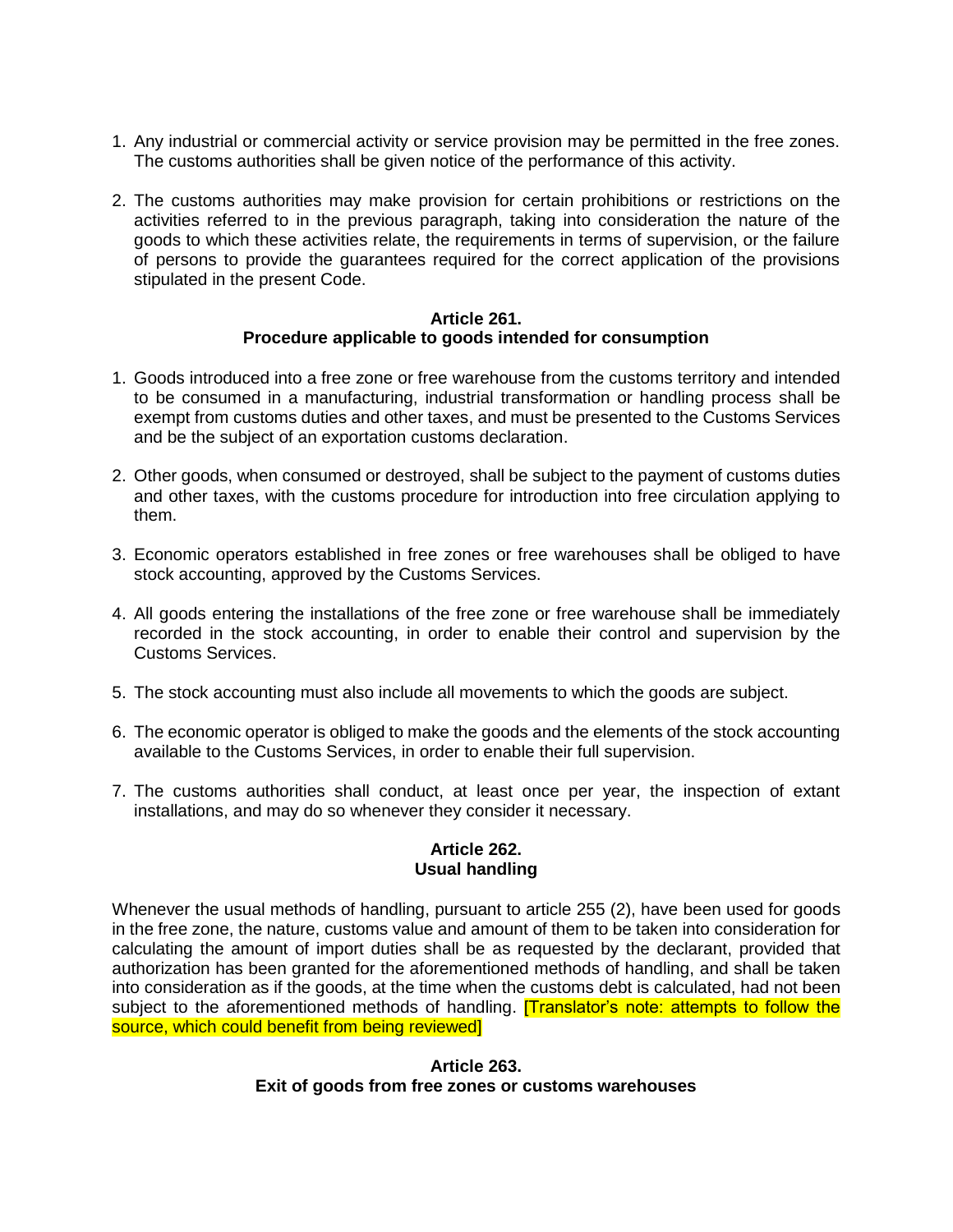1. Any industrial or commercial activity or service provision may be permitted in the free zones. The customs authorities shall be given notice of the performance of this activity.

2. The customs authorities may make provision for certain prohibitions or restrictions on the activities referred to in the previous paragraph, taking into consideration the nature of the goods to which these activities relate, the requirements in terms of supervision, or the failure of persons to provide the guarantees required for the correct application of the provisions stipulated in the present Code.

**Article 261.**
**Procedure applicable to goods intended for consumption**

1. Goods introduced into a free zone or free warehouse from the customs territory and intended to be consumed in a manufacturing, industrial transformation or handling process shall be exempt from customs duties and other taxes, and must be presented to the Customs Services and be the subject of an exportation customs declaration.

2. Other goods, when consumed or destroyed, shall be subject to the payment of customs duties and other taxes, with the customs procedure for introduction into free circulation applying to them.

3. Economic operators established in free zones or free warehouses shall be obliged to have stock accounting, approved by the Customs Services.

4. All goods entering the installations of the free zone or free warehouse shall be immediately recorded in the stock accounting, in order to enable their control and supervision by the Customs Services.

5. The stock accounting must also include all movements to which the goods are subject.

6. The economic operator is obliged to make the goods and the elements of the stock accounting available to the Customs Services, in order to enable their full supervision.

7. The customs authorities shall conduct, at least once per year, the inspection of extant installations, and may do so whenever they consider it necessary.

**Article 262.**
**Usual handling**

Whenever the usual methods of handling, pursuant to article 255 (2), have been used for goods in the free zone, the nature, customs value and amount of them to be taken into consideration for calculating the amount of import duties shall be as requested by the declarant, provided that authorization has been granted for the aforementioned methods of handling, and shall be taken into consideration as if the goods, at the time when the customs debt is calculated, had not been subject to the aforementioned methods of handling. [Translator's note: attempts to follow the source, which could benefit from being reviewed]

**Article 263.**
**Exit of goods from free zones or customs warehouses**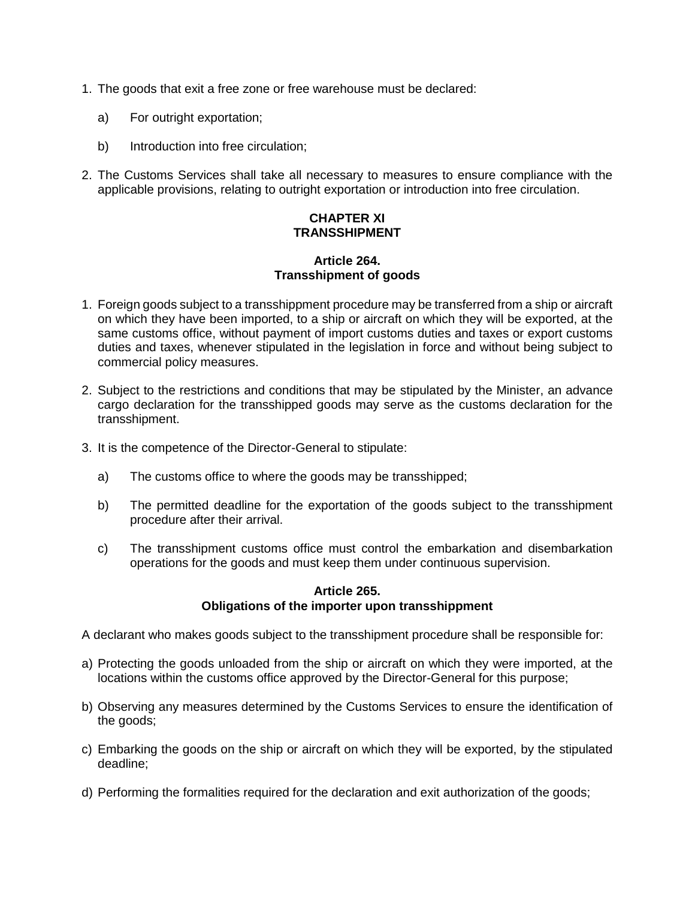1. The goods that exit a free zone or free warehouse must be declared:

   a) For outright exportation;

   b) Introduction into free circulation;

2. The Customs Services shall take all necessary to measures to ensure compliance with the applicable provisions, relating to outright exportation or introduction into free circulation.

## CHAPTER XI
## TRANSSHIPMENT

### Article 264.
### Transshipment of goods

1. Foreign goods subject to a transshippment procedure may be transferred from a ship or aircraft on which they have been imported, to a ship or aircraft on which they will be exported, at the same customs office, without payment of import customs duties and taxes or export customs duties and taxes, whenever stipulated in the legislation in force and without being subject to commercial policy measures.

2. Subject to the restrictions and conditions that may be stipulated by the Minister, an advance cargo declaration for the transshipped goods may serve as the customs declaration for the transshipment.

3. It is the competence of the Director-General to stipulate:

   a) The customs office to where the goods may be transshipped;

   b) The permitted deadline for the exportation of the goods subject to the transshipment procedure after their arrival.

   c) The transshipment customs office must control the embarkation and disembarkation operations for the goods and must keep them under continuous supervision.

### Article 265.
### Obligations of the importer upon transshippment

A declarant who makes goods subject to the transshipment procedure shall be responsible for:

a) Protecting the goods unloaded from the ship or aircraft on which they were imported, at the locations within the customs office approved by the Director-General for this purpose;

b) Observing any measures determined by the Customs Services to ensure the identification of the goods;

c) Embarking the goods on the ship or aircraft on which they will be exported, by the stipulated deadline;

d) Performing the formalities required for the declaration and exit authorization of the goods;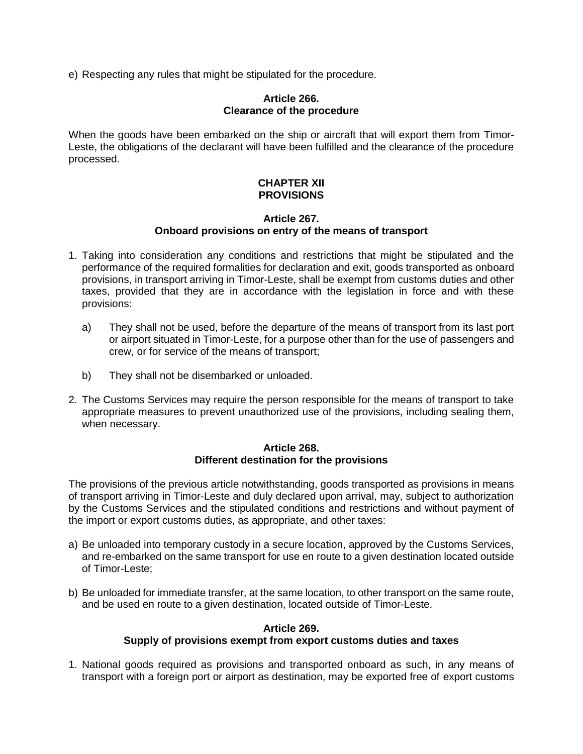e) Respecting any rules that might be stipulated for the procedure.

**Article 266.**
**Clearance of the procedure**

When the goods have been embarked on the ship or aircraft that will export them from Timor-Leste, the obligations of the declarant will have been fulfilled and the clearance of the procedure processed.

## CHAPTER XII
## PROVISIONS

**Article 267.**
**Onboard provisions on entry of the means of transport**

1. Taking into consideration any conditions and restrictions that might be stipulated and the performance of the required formalities for declaration and exit, goods transported as onboard provisions, in transport arriving in Timor-Leste, shall be exempt from customs duties and other taxes, provided that they are in accordance with the legislation in force and with these provisions:

   a) They shall not be used, before the departure of the means of transport from its last port or airport situated in Timor-Leste, for a purpose other than for the use of passengers and crew, or for service of the means of transport;

   b) They shall not be disembarked or unloaded.

2. The Customs Services may require the person responsible for the means of transport to take appropriate measures to prevent unauthorized use of the provisions, including sealing them, when necessary.

**Article 268.**
**Different destination for the provisions**

The provisions of the previous article notwithstanding, goods transported as provisions in means of transport arriving in Timor-Leste and duly declared upon arrival, may, subject to authorization by the Customs Services and the stipulated conditions and restrictions and without payment of the import or export customs duties, as appropriate, and other taxes:

a) Be unloaded into temporary custody in a secure location, approved by the Customs Services, and re-embarked on the same transport for use en route to a given destination located outside of Timor-Leste;

b) Be unloaded for immediate transfer, at the same location, to other transport on the same route, and be used en route to a given destination, located outside of Timor-Leste.

**Article 269.**
**Supply of provisions exempt from export customs duties and taxes**

1. National goods required as provisions and transported onboard as such, in any means of transport with a foreign port or airport as destination, may be exported free of export customs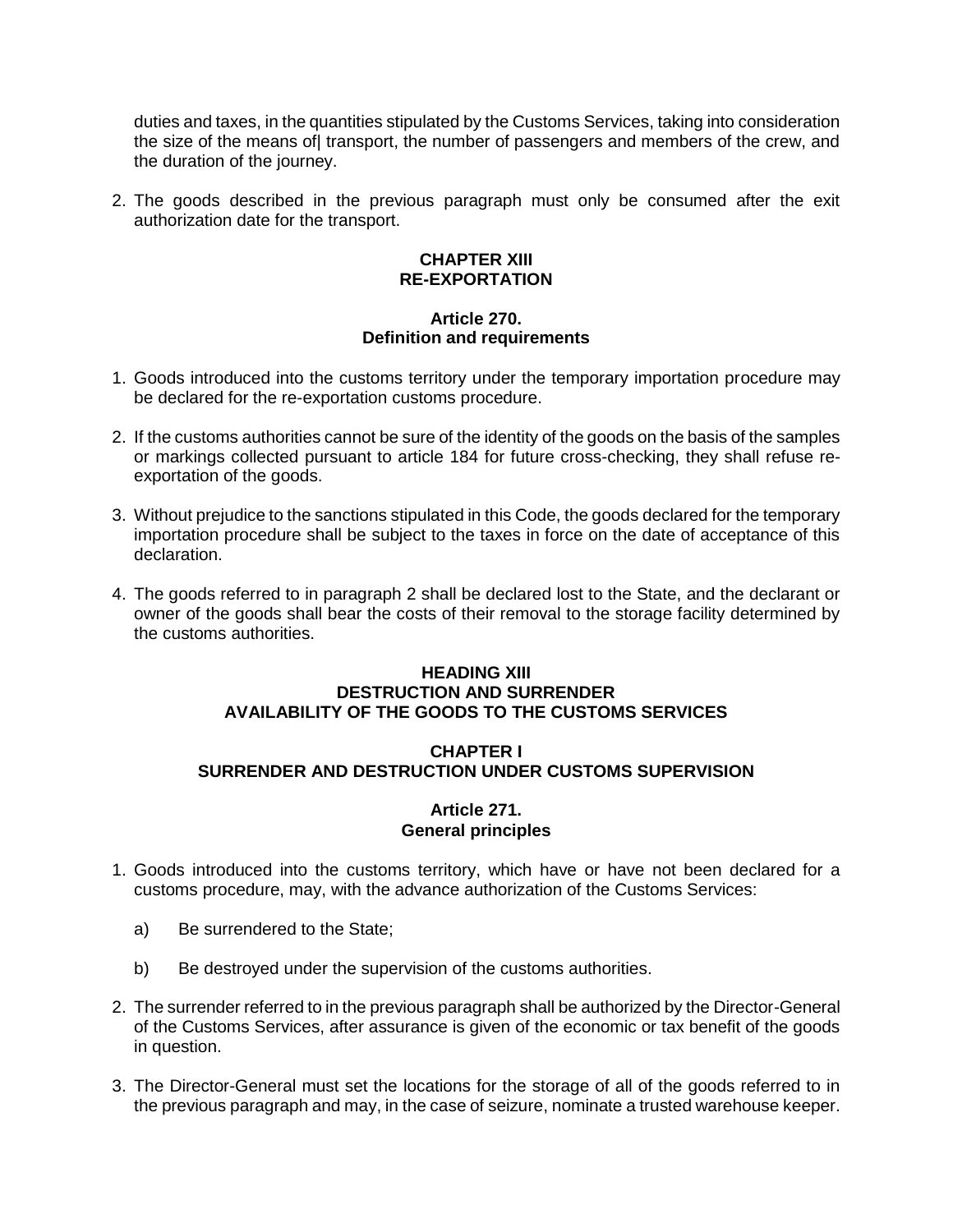duties and taxes, in the quantities stipulated by the Customs Services, taking into consideration the size of the means of| transport, the number of passengers and members of the crew, and the duration of the journey.

2. The goods described in the previous paragraph must only be consumed after the exit authorization date for the transport.

## CHAPTER XIII
## RE-EXPORTATION

### Article 270.
### Definition and requirements

1. Goods introduced into the customs territory under the temporary importation procedure may be declared for the re-exportation customs procedure.

2. If the customs authorities cannot be sure of the identity of the goods on the basis of the samples or markings collected pursuant to article 184 for future cross-checking, they shall refuse re-exportation of the goods.

3. Without prejudice to the sanctions stipulated in this Code, the goods declared for the temporary importation procedure shall be subject to the taxes in force on the date of acceptance of this declaration.

4. The goods referred to in paragraph 2 shall be declared lost to the State, and the declarant or owner of the goods shall bear the costs of their removal to the storage facility determined by the customs authorities.

# HEADING XIII
# DESTRUCTION AND SURRENDER
# AVAILABILITY OF THE GOODS TO THE CUSTOMS SERVICES

## CHAPTER I
## SURRENDER AND DESTRUCTION UNDER CUSTOMS SUPERVISION

### Article 271.
### General principles

1. Goods introduced into the customs territory, which have or have not been declared for a customs procedure, may, with the advance authorization of the Customs Services:

   a) Be surrendered to the State;

   b) Be destroyed under the supervision of the customs authorities.

2. The surrender referred to in the previous paragraph shall be authorized by the Director-General of the Customs Services, after assurance is given of the economic or tax benefit of the goods in question.

3. The Director-General must set the locations for the storage of all of the goods referred to in the previous paragraph and may, in the case of seizure, nominate a trusted warehouse keeper.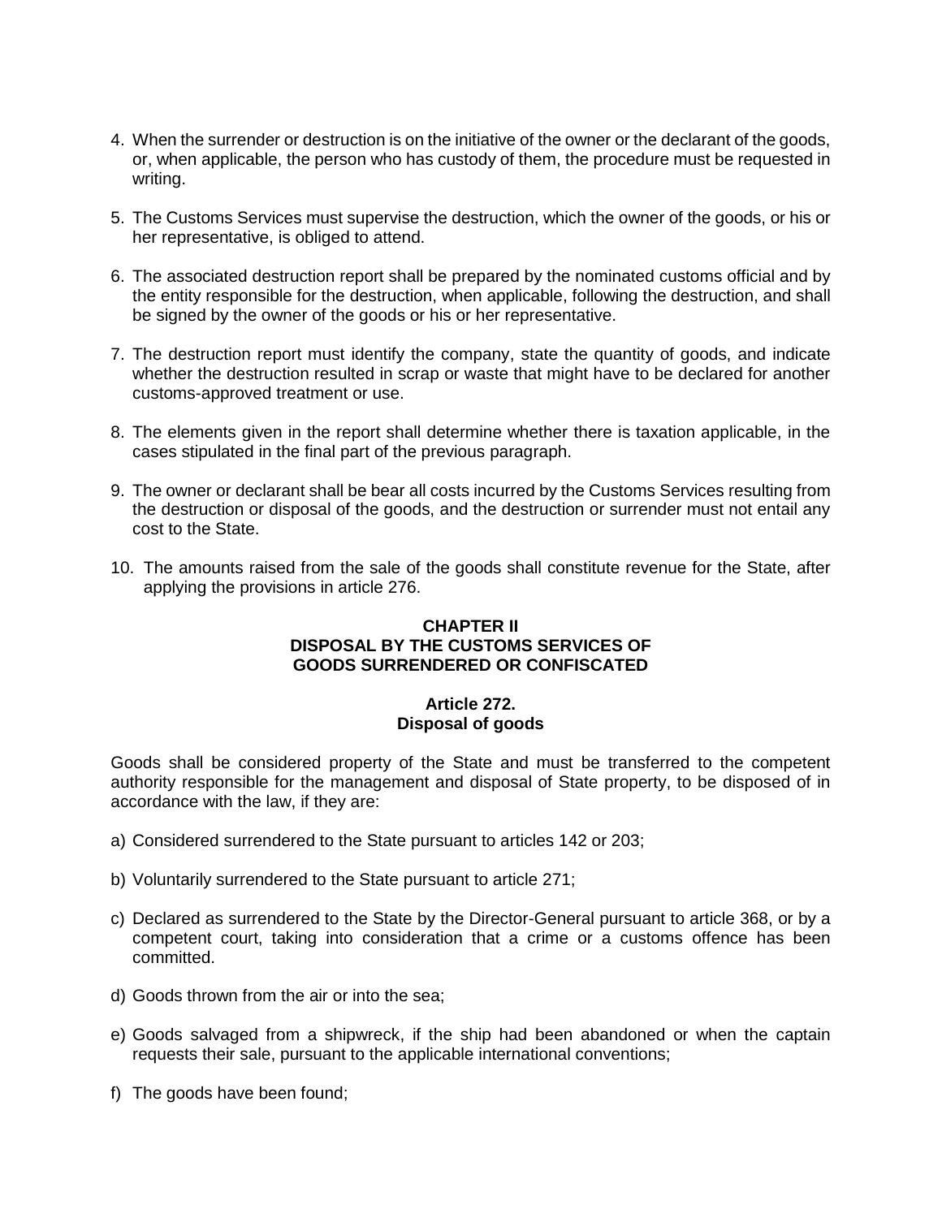4. When the surrender or destruction is on the initiative of the owner or the declarant of the goods, or, when applicable, the person who has custody of them, the procedure must be requested in writing.

5. The Customs Services must supervise the destruction, which the owner of the goods, or his or her representative, is obliged to attend.

6. The associated destruction report shall be prepared by the nominated customs official and by the entity responsible for the destruction, when applicable, following the destruction, and shall be signed by the owner of the goods or his or her representative.

7. The destruction report must identify the company, state the quantity of goods, and indicate whether the destruction resulted in scrap or waste that might have to be declared for another customs-approved treatment or use.

8. The elements given in the report shall determine whether there is taxation applicable, in the cases stipulated in the final part of the previous paragraph.

9. The owner or declarant shall be bear all costs incurred by the Customs Services resulting from the destruction or disposal of the goods, and the destruction or surrender must not entail any cost to the State.

10. The amounts raised from the sale of the goods shall constitute revenue for the State, after applying the provisions in article 276.

## CHAPTER II
## DISPOSAL BY THE CUSTOMS SERVICES OF GOODS SURRENDERED OR CONFISCATED

### Article 272.
### Disposal of goods

Goods shall be considered property of the State and must be transferred to the competent authority responsible for the management and disposal of State property, to be disposed of in accordance with the law, if they are:

a) Considered surrendered to the State pursuant to articles 142 or 203;

b) Voluntarily surrendered to the State pursuant to article 271;

c) Declared as surrendered to the State by the Director-General pursuant to article 368, or by a competent court, taking into consideration that a crime or a customs offence has been committed.

d) Goods thrown from the air or into the sea;

e) Goods salvaged from a shipwreck, if the ship had been abandoned or when the captain requests their sale, pursuant to the applicable international conventions;

f) The goods have been found;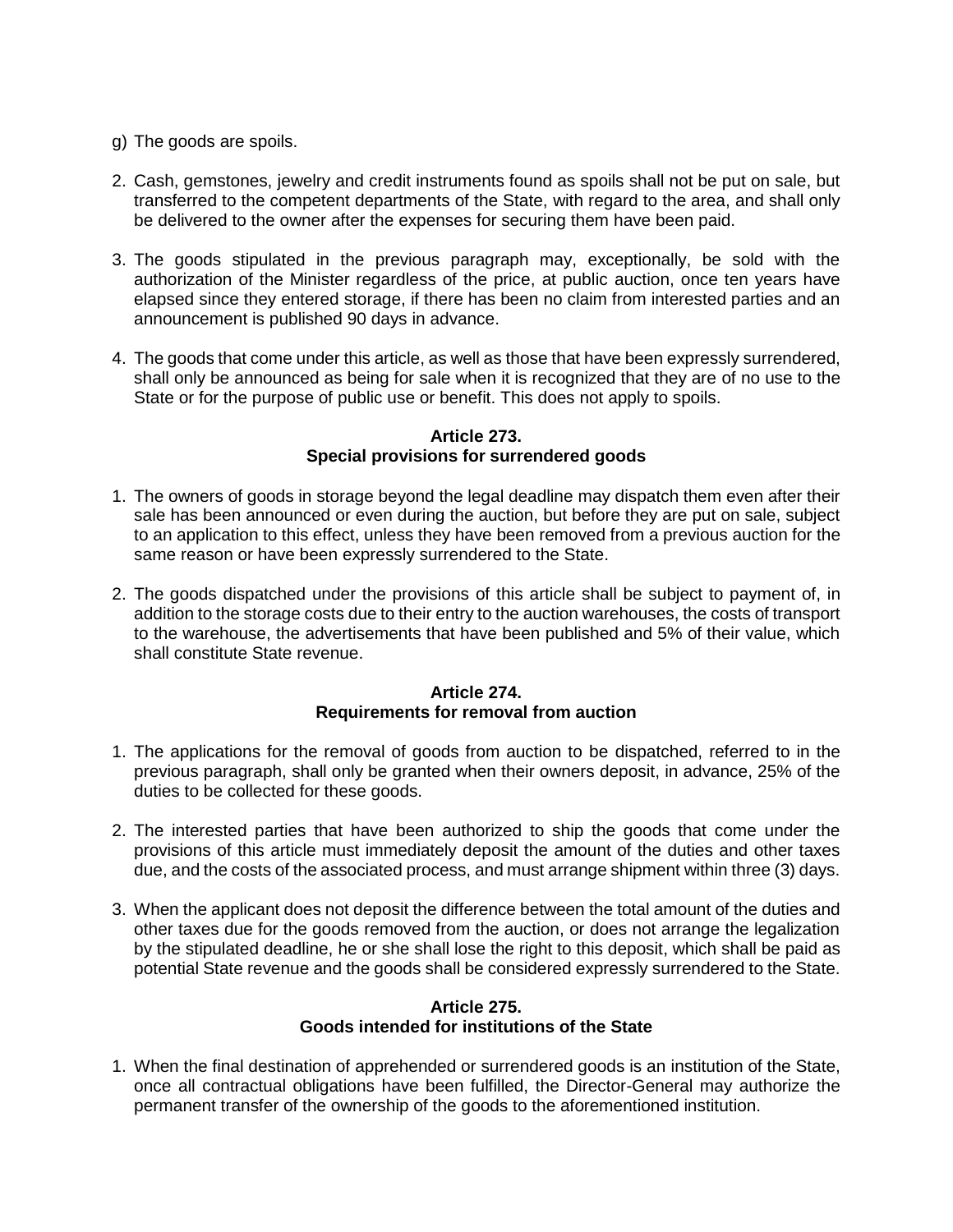g) The goods are spoils.

2. Cash, gemstones, jewelry and credit instruments found as spoils shall not be put on sale, but transferred to the competent departments of the State, with regard to the area, and shall only be delivered to the owner after the expenses for securing them have been paid.

3. The goods stipulated in the previous paragraph may, exceptionally, be sold with the authorization of the Minister regardless of the price, at public auction, once ten years have elapsed since they entered storage, if there has been no claim from interested parties and an announcement is published 90 days in advance.

4. The goods that come under this article, as well as those that have been expressly surrendered, shall only be announced as being for sale when it is recognized that they are of no use to the State or for the purpose of public use or benefit. This does not apply to spoils.

#### Article 273.
#### Special provisions for surrendered goods

1. The owners of goods in storage beyond the legal deadline may dispatch them even after their sale has been announced or even during the auction, but before they are put on sale, subject to an application to this effect, unless they have been removed from a previous auction for the same reason or have been expressly surrendered to the State.

2. The goods dispatched under the provisions of this article shall be subject to payment of, in addition to the storage costs due to their entry to the auction warehouses, the costs of transport to the warehouse, the advertisements that have been published and 5% of their value, which shall constitute State revenue.

#### Article 274.
#### Requirements for removal from auction

1. The applications for the removal of goods from auction to be dispatched, referred to in the previous paragraph, shall only be granted when their owners deposit, in advance, 25% of the duties to be collected for these goods.

2. The interested parties that have been authorized to ship the goods that come under the provisions of this article must immediately deposit the amount of the duties and other taxes due, and the costs of the associated process, and must arrange shipment within three (3) days.

3. When the applicant does not deposit the difference between the total amount of the duties and other taxes due for the goods removed from the auction, or does not arrange the legalization by the stipulated deadline, he or she shall lose the right to this deposit, which shall be paid as potential State revenue and the goods shall be considered expressly surrendered to the State.

#### Article 275.
#### Goods intended for institutions of the State

1. When the final destination of apprehended or surrendered goods is an institution of the State, once all contractual obligations have been fulfilled, the Director-General may authorize the permanent transfer of the ownership of the goods to the aforementioned institution.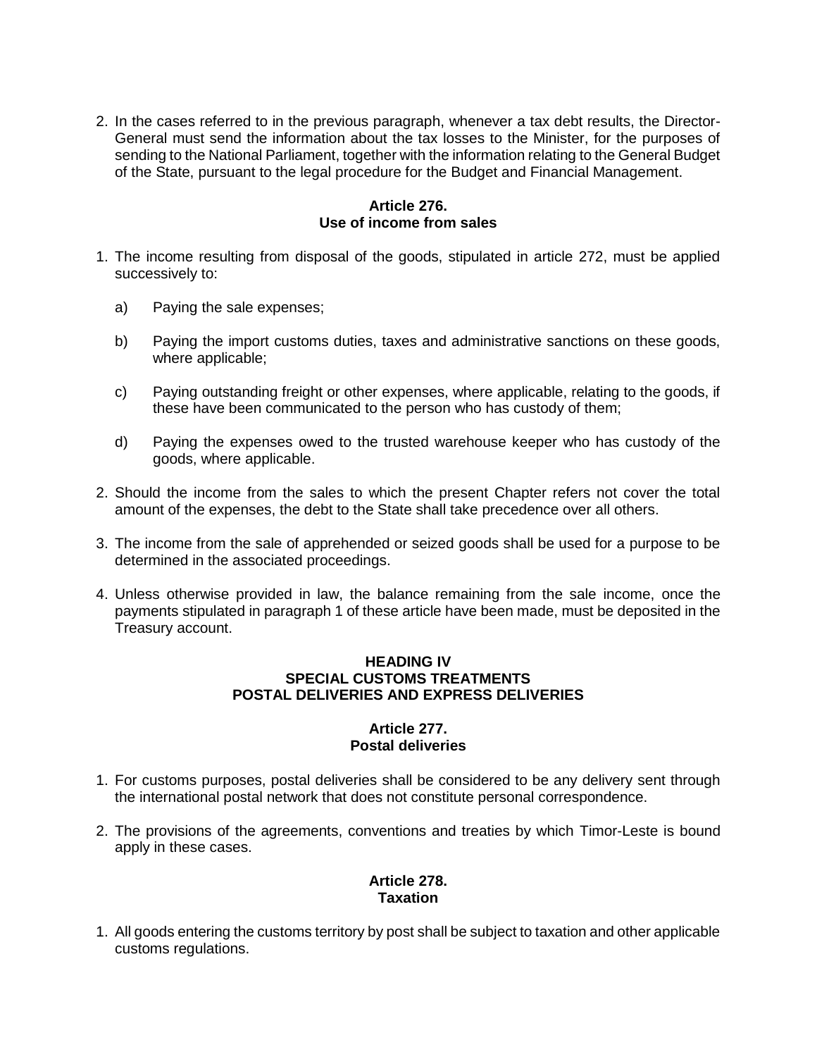2. In the cases referred to in the previous paragraph, whenever a tax debt results, the Director-General must send the information about the tax losses to the Minister, for the purposes of sending to the National Parliament, together with the information relating to the General Budget of the State, pursuant to the legal procedure for the Budget and Financial Management.

**Article 276.**
**Use of income from sales**

1. The income resulting from disposal of the goods, stipulated in article 272, must be applied successively to:

   a) Paying the sale expenses;

   b) Paying the import customs duties, taxes and administrative sanctions on these goods, where applicable;

   c) Paying outstanding freight or other expenses, where applicable, relating to the goods, if these have been communicated to the person who has custody of them;

   d) Paying the expenses owed to the trusted warehouse keeper who has custody of the goods, where applicable.

2. Should the income from the sales to which the present Chapter refers not cover the total amount of the expenses, the debt to the State shall take precedence over all others.

3. The income from the sale of apprehended or seized goods shall be used for a purpose to be determined in the associated proceedings.

4. Unless otherwise provided in law, the balance remaining from the sale income, once the payments stipulated in paragraph 1 of these article have been made, must be deposited in the Treasury account.

**HEADING IV**
**SPECIAL CUSTOMS TREATMENTS**
**POSTAL DELIVERIES AND EXPRESS DELIVERIES**

**Article 277.**
**Postal deliveries**

1. For customs purposes, postal deliveries shall be considered to be any delivery sent through the international postal network that does not constitute personal correspondence.

2. The provisions of the agreements, conventions and treaties by which Timor-Leste is bound apply in these cases.

**Article 278.**
**Taxation**

1. All goods entering the customs territory by post shall be subject to taxation and other applicable customs regulations.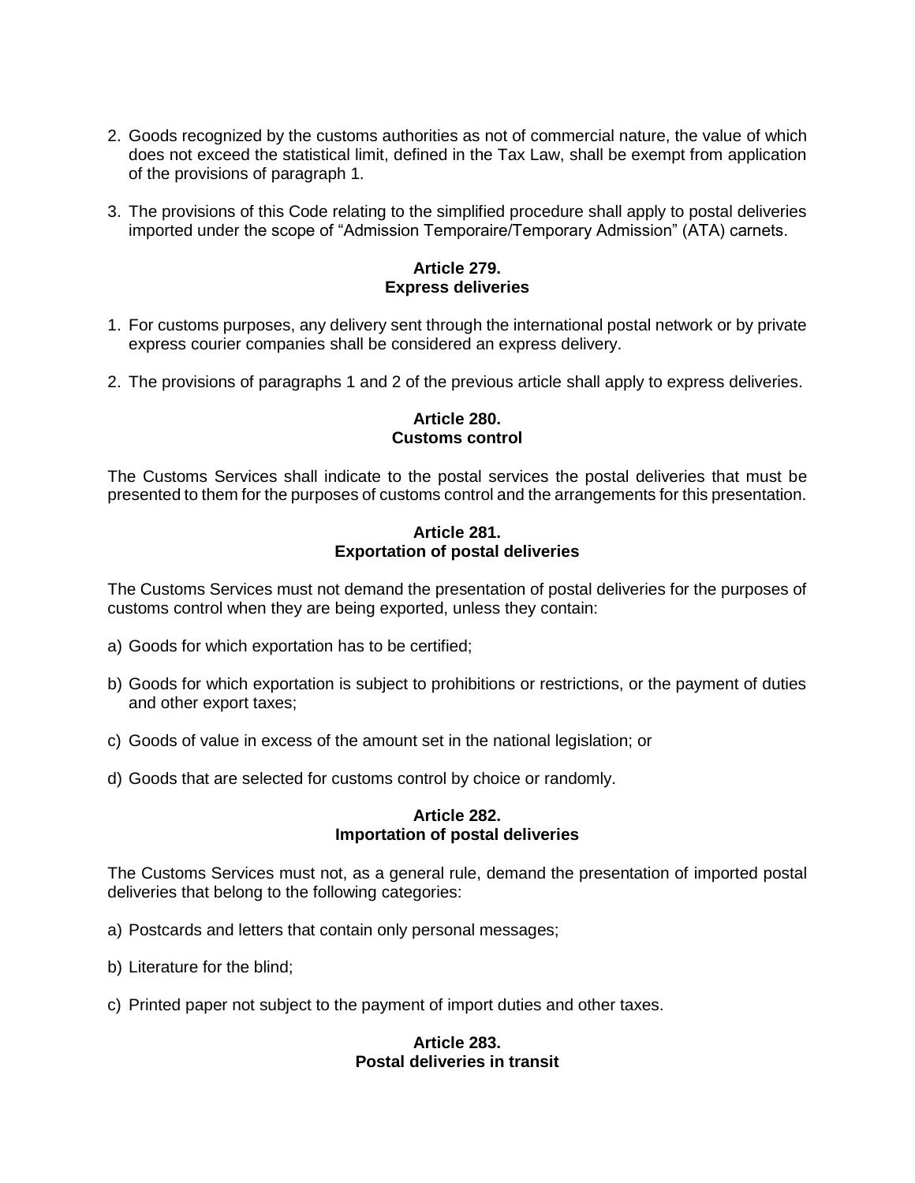2. Goods recognized by the customs authorities as not of commercial nature, the value of which does not exceed the statistical limit, defined in the Tax Law, shall be exempt from application of the provisions of paragraph 1.

3. The provisions of this Code relating to the simplified procedure shall apply to postal deliveries imported under the scope of "Admission Temporaire/Temporary Admission" (ATA) carnets.

### Article 279.
### Express deliveries

1. For customs purposes, any delivery sent through the international postal network or by private express courier companies shall be considered an express delivery.

2. The provisions of paragraphs 1 and 2 of the previous article shall apply to express deliveries.

### Article 280.
### Customs control

The Customs Services shall indicate to the postal services the postal deliveries that must be presented to them for the purposes of customs control and the arrangements for this presentation.

### Article 281.
### Exportation of postal deliveries

The Customs Services must not demand the presentation of postal deliveries for the purposes of customs control when they are being exported, unless they contain:

a) Goods for which exportation has to be certified;

b) Goods for which exportation is subject to prohibitions or restrictions, or the payment of duties and other export taxes;

c) Goods of value in excess of the amount set in the national legislation; or

d) Goods that are selected for customs control by choice or randomly.

### Article 282.
### Importation of postal deliveries

The Customs Services must not, as a general rule, demand the presentation of imported postal deliveries that belong to the following categories:

a) Postcards and letters that contain only personal messages;

b) Literature for the blind;

c) Printed paper not subject to the payment of import duties and other taxes.

### Article 283.
### Postal deliveries in transit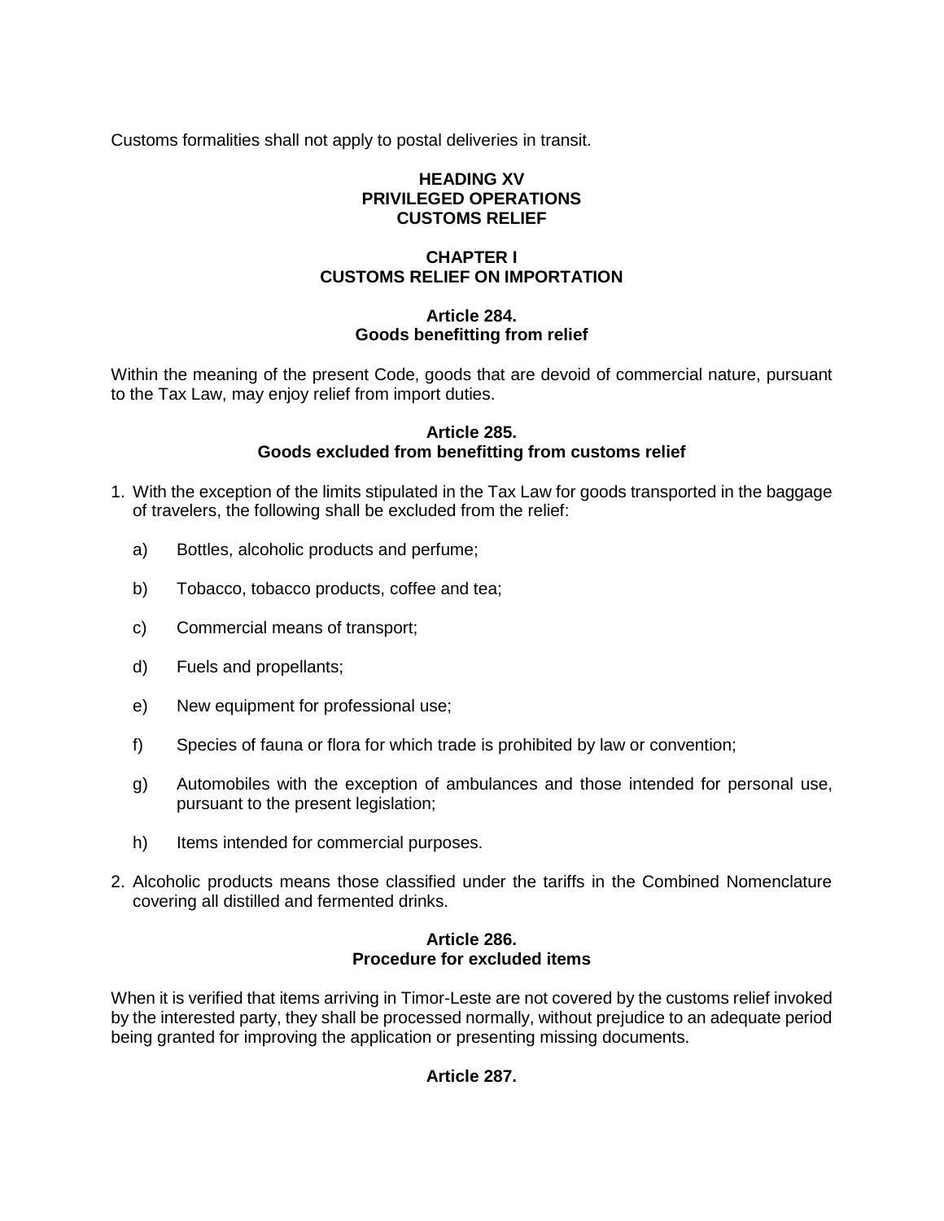Customs formalities shall not apply to postal deliveries in transit.

# HEADING XV
# PRIVILEGED OPERATIONS
# CUSTOMS RELIEF

## CHAPTER I
## CUSTOMS RELIEF ON IMPORTATION

### Article 284.
### Goods benefitting from relief

Within the meaning of the present Code, goods that are devoid of commercial nature, pursuant to the Tax Law, may enjoy relief from import duties.

### Article 285.
### Goods excluded from benefitting from customs relief

1. With the exception of the limits stipulated in the Tax Law for goods transported in the baggage of travelers, the following shall be excluded from the relief:

   a) Bottles, alcoholic products and perfume;

   b) Tobacco, tobacco products, coffee and tea;

   c) Commercial means of transport;

   d) Fuels and propellants;

   e) New equipment for professional use;

   f) Species of fauna or flora for which trade is prohibited by law or convention;

   g) Automobiles with the exception of ambulances and those intended for personal use, pursuant to the present legislation;

   h) Items intended for commercial purposes.

2. Alcoholic products means those classified under the tariffs in the Combined Nomenclature covering all distilled and fermented drinks.

### Article 286.
### Procedure for excluded items

When it is verified that items arriving in Timor-Leste are not covered by the customs relief invoked by the interested party, they shall be processed normally, without prejudice to an adequate period being granted for improving the application or presenting missing documents.

### Article 287.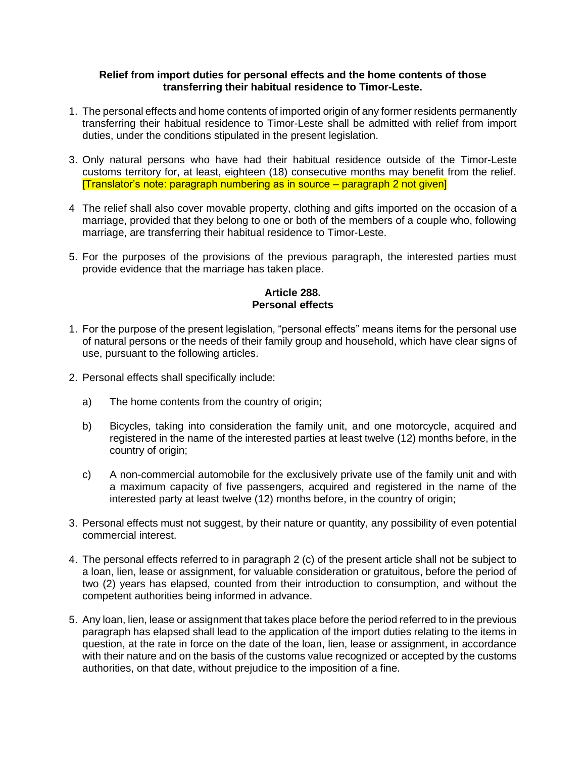**Relief from import duties for personal effects and the home contents of those transferring their habitual residence to Timor-Leste.**

1. The personal effects and home contents of imported origin of any former residents permanently transferring their habitual residence to Timor-Leste shall be admitted with relief from import duties, under the conditions stipulated in the present legislation.

3. Only natural persons who have had their habitual residence outside of the Timor-Leste customs territory for, at least, eighteen (18) consecutive months may benefit from the relief. [Translator's note: paragraph numbering as in source – paragraph 2 not given]

4 The relief shall also cover movable property, clothing and gifts imported on the occasion of a marriage, provided that they belong to one or both of the members of a couple who, following marriage, are transferring their habitual residence to Timor-Leste.

5. For the purposes of the provisions of the previous paragraph, the interested parties must provide evidence that the marriage has taken place.

**Article 288.**
**Personal effects**

1. For the purpose of the present legislation, "personal effects" means items for the personal use of natural persons or the needs of their family group and household, which have clear signs of use, pursuant to the following articles.

2. Personal effects shall specifically include:

   a) The home contents from the country of origin;

   b) Bicycles, taking into consideration the family unit, and one motorcycle, acquired and registered in the name of the interested parties at least twelve (12) months before, in the country of origin;

   c) A non-commercial automobile for the exclusively private use of the family unit and with a maximum capacity of five passengers, acquired and registered in the name of the interested party at least twelve (12) months before, in the country of origin;

3. Personal effects must not suggest, by their nature or quantity, any possibility of even potential commercial interest.

4. The personal effects referred to in paragraph 2 (c) of the present article shall not be subject to a loan, lien, lease or assignment, for valuable consideration or gratuitous, before the period of two (2) years has elapsed, counted from their introduction to consumption, and without the competent authorities being informed in advance.

5. Any loan, lien, lease or assignment that takes place before the period referred to in the previous paragraph has elapsed shall lead to the application of the import duties relating to the items in question, at the rate in force on the date of the loan, lien, lease or assignment, in accordance with their nature and on the basis of the customs value recognized or accepted by the customs authorities, on that date, without prejudice to the imposition of a fine.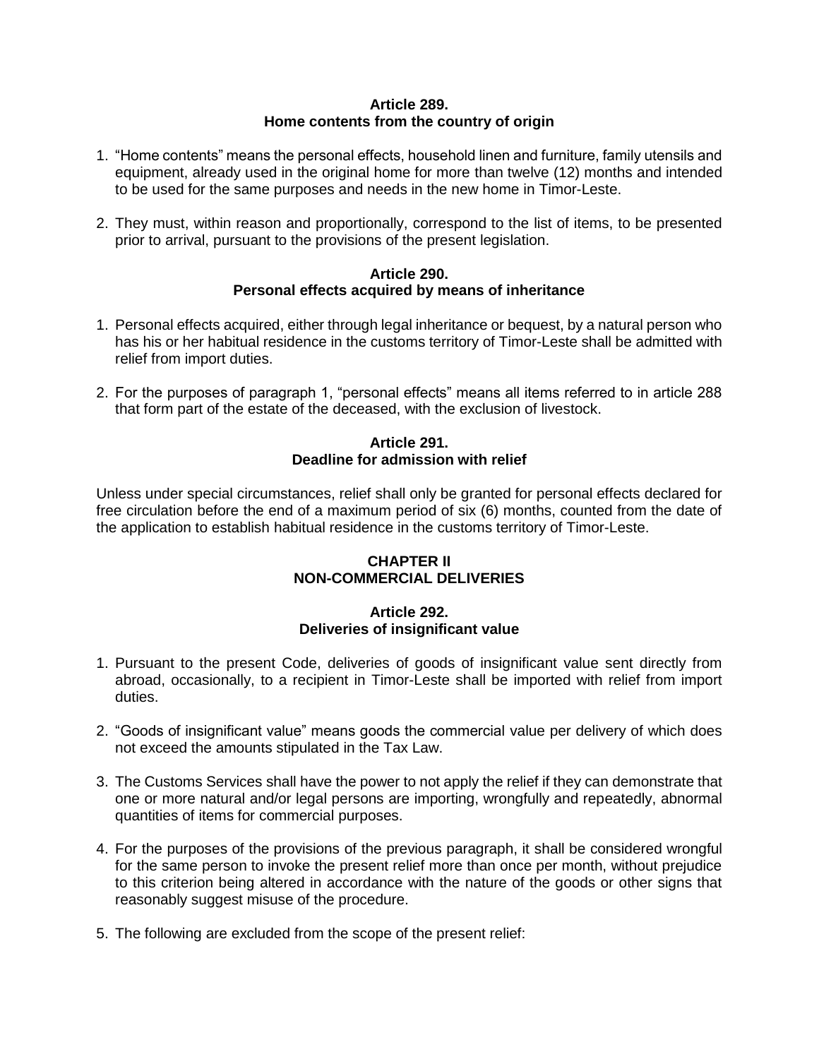### Article 289.
### Home contents from the country of origin

1. "Home contents" means the personal effects, household linen and furniture, family utensils and equipment, already used in the original home for more than twelve (12) months and intended to be used for the same purposes and needs in the new home in Timor-Leste.

2. They must, within reason and proportionally, correspond to the list of items, to be presented prior to arrival, pursuant to the provisions of the present legislation.

### Article 290.
### Personal effects acquired by means of inheritance

1. Personal effects acquired, either through legal inheritance or bequest, by a natural person who has his or her habitual residence in the customs territory of Timor-Leste shall be admitted with relief from import duties.

2. For the purposes of paragraph 1, "personal effects" means all items referred to in article 288 that form part of the estate of the deceased, with the exclusion of livestock.

### Article 291.
### Deadline for admission with relief

Unless under special circumstances, relief shall only be granted for personal effects declared for free circulation before the end of a maximum period of six (6) months, counted from the date of the application to establish habitual residence in the customs territory of Timor-Leste.

## CHAPTER II
## NON-COMMERCIAL DELIVERIES

### Article 292.
### Deliveries of insignificant value

1. Pursuant to the present Code, deliveries of goods of insignificant value sent directly from abroad, occasionally, to a recipient in Timor-Leste shall be imported with relief from import duties.

2. "Goods of insignificant value" means goods the commercial value per delivery of which does not exceed the amounts stipulated in the Tax Law.

3. The Customs Services shall have the power to not apply the relief if they can demonstrate that one or more natural and/or legal persons are importing, wrongfully and repeatedly, abnormal quantities of items for commercial purposes.

4. For the purposes of the provisions of the previous paragraph, it shall be considered wrongful for the same person to invoke the present relief more than once per month, without prejudice to this criterion being altered in accordance with the nature of the goods or other signs that reasonably suggest misuse of the procedure.

5. The following are excluded from the scope of the present relief: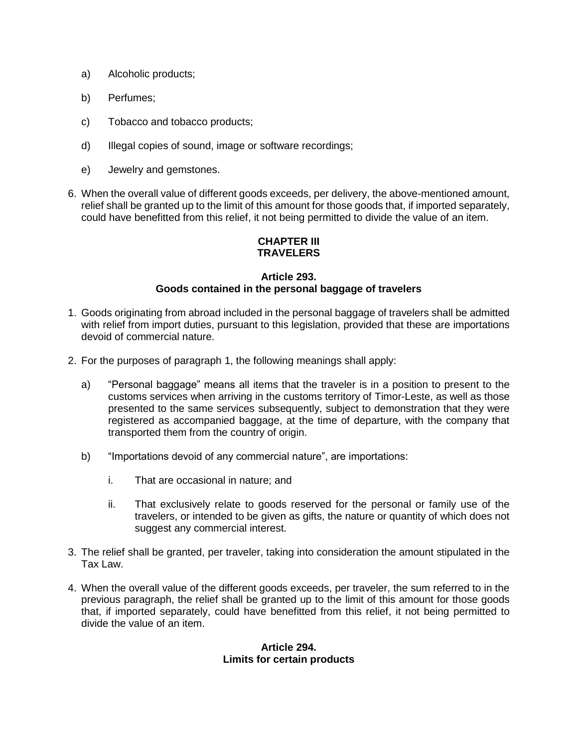a) Alcoholic products;

b) Perfumes;

c) Tobacco and tobacco products;

d) Illegal copies of sound, image or software recordings;

e) Jewelry and gemstones.

6. When the overall value of different goods exceeds, per delivery, the above-mentioned amount, relief shall be granted up to the limit of this amount for those goods that, if imported separately, could have benefitted from this relief, it not being permitted to divide the value of an item.

## CHAPTER III
## TRAVELERS

### Article 293.
### Goods contained in the personal baggage of travelers

1. Goods originating from abroad included in the personal baggage of travelers shall be admitted with relief from import duties, pursuant to this legislation, provided that these are importations devoid of commercial nature.

2. For the purposes of paragraph 1, the following meanings shall apply:

   a) "Personal baggage" means all items that the traveler is in a position to present to the customs services when arriving in the customs territory of Timor-Leste, as well as those presented to the same services subsequently, subject to demonstration that they were registered as accompanied baggage, at the time of departure, with the company that transported them from the country of origin.

   b) "Importations devoid of any commercial nature", are importations:

      i. That are occasional in nature; and

      ii. That exclusively relate to goods reserved for the personal or family use of the travelers, or intended to be given as gifts, the nature or quantity of which does not suggest any commercial interest.

3. The relief shall be granted, per traveler, taking into consideration the amount stipulated in the Tax Law.

4. When the overall value of the different goods exceeds, per traveler, the sum referred to in the previous paragraph, the relief shall be granted up to the limit of this amount for those goods that, if imported separately, could have benefitted from this relief, it not being permitted to divide the value of an item.

### Article 294.
### Limits for certain products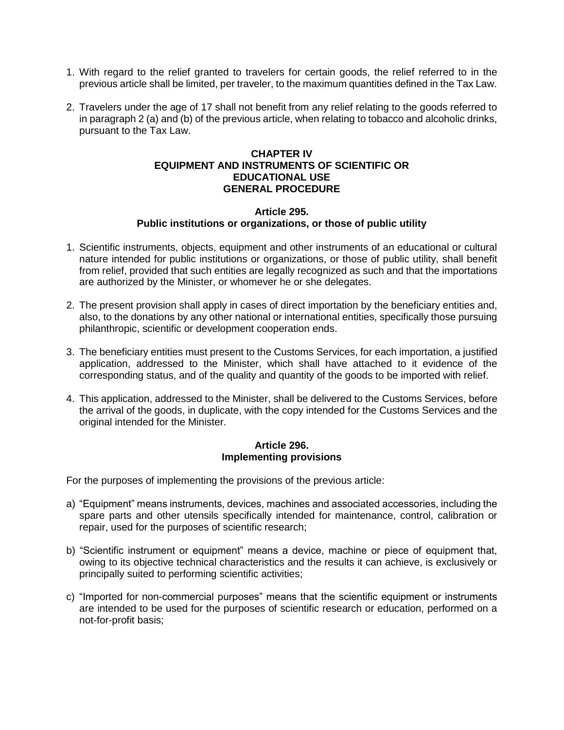1. With regard to the relief granted to travelers for certain goods, the relief referred to in the previous article shall be limited, per traveler, to the maximum quantities defined in the Tax Law.

2. Travelers under the age of 17 shall not benefit from any relief relating to the goods referred to in paragraph 2 (a) and (b) of the previous article, when relating to tobacco and alcoholic drinks, pursuant to the Tax Law.

## CHAPTER IV
## EQUIPMENT AND INSTRUMENTS OF SCIENTIFIC OR EDUCATIONAL USE
## GENERAL PROCEDURE

### Article 295.
### Public institutions or organizations, or those of public utility

1. Scientific instruments, objects, equipment and other instruments of an educational or cultural nature intended for public institutions or organizations, or those of public utility, shall benefit from relief, provided that such entities are legally recognized as such and that the importations are authorized by the Minister, or whomever he or she delegates.

2. The present provision shall apply in cases of direct importation by the beneficiary entities and, also, to the donations by any other national or international entities, specifically those pursuing philanthropic, scientific or development cooperation ends.

3. The beneficiary entities must present to the Customs Services, for each importation, a justified application, addressed to the Minister, which shall have attached to it evidence of the corresponding status, and of the quality and quantity of the goods to be imported with relief.

4. This application, addressed to the Minister, shall be delivered to the Customs Services, before the arrival of the goods, in duplicate, with the copy intended for the Customs Services and the original intended for the Minister.

### Article 296.
### Implementing provisions

For the purposes of implementing the provisions of the previous article:

a) "Equipment" means instruments, devices, machines and associated accessories, including the spare parts and other utensils specifically intended for maintenance, control, calibration or repair, used for the purposes of scientific research;

b) "Scientific instrument or equipment" means a device, machine or piece of equipment that, owing to its objective technical characteristics and the results it can achieve, is exclusively or principally suited to performing scientific activities;

c) "Imported for non-commercial purposes" means that the scientific equipment or instruments are intended to be used for the purposes of scientific research or education, performed on a not-for-profit basis;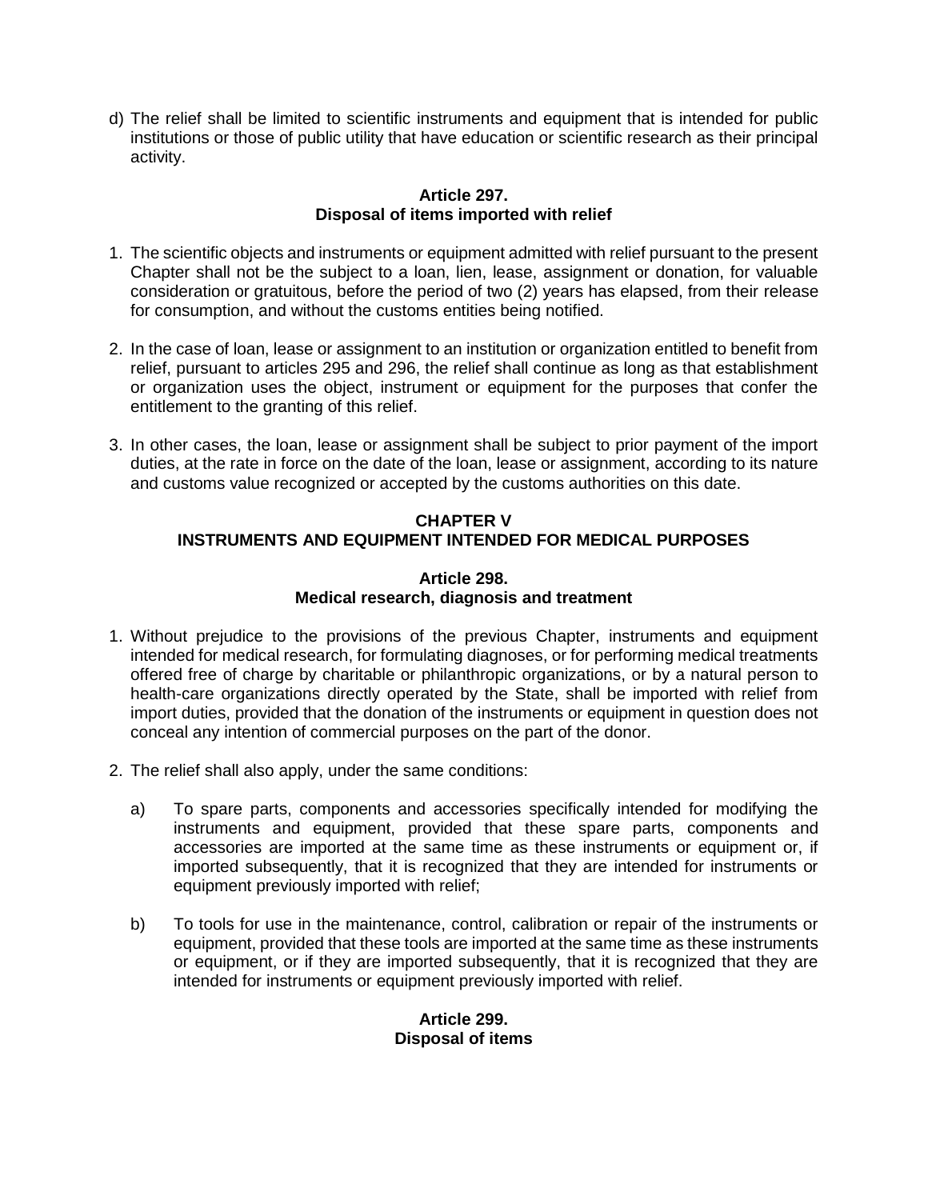d) The relief shall be limited to scientific instruments and equipment that is intended for public institutions or those of public utility that have education or scientific research as their principal activity.

**Article 297.**
**Disposal of items imported with relief**

1. The scientific objects and instruments or equipment admitted with relief pursuant to the present Chapter shall not be the subject to a loan, lien, lease, assignment or donation, for valuable consideration or gratuitous, before the period of two (2) years has elapsed, from their release for consumption, and without the customs entities being notified.

2. In the case of loan, lease or assignment to an institution or organization entitled to benefit from relief, pursuant to articles 295 and 296, the relief shall continue as long as that establishment or organization uses the object, instrument or equipment for the purposes that confer the entitlement to the granting of this relief.

3. In other cases, the loan, lease or assignment shall be subject to prior payment of the import duties, at the rate in force on the date of the loan, lease or assignment, according to its nature and customs value recognized or accepted by the customs authorities on this date.

## CHAPTER V
## INSTRUMENTS AND EQUIPMENT INTENDED FOR MEDICAL PURPOSES

**Article 298.**
**Medical research, diagnosis and treatment**

1. Without prejudice to the provisions of the previous Chapter, instruments and equipment intended for medical research, for formulating diagnoses, or for performing medical treatments offered free of charge by charitable or philanthropic organizations, or by a natural person to health-care organizations directly operated by the State, shall be imported with relief from import duties, provided that the donation of the instruments or equipment in question does not conceal any intention of commercial purposes on the part of the donor.

2. The relief shall also apply, under the same conditions:

   a) To spare parts, components and accessories specifically intended for modifying the instruments and equipment, provided that these spare parts, components and accessories are imported at the same time as these instruments or equipment or, if imported subsequently, that it is recognized that they are intended for instruments or equipment previously imported with relief;

   b) To tools for use in the maintenance, control, calibration or repair of the instruments or equipment, provided that these tools are imported at the same time as these instruments or equipment, or if they are imported subsequently, that it is recognized that they are intended for instruments or equipment previously imported with relief.

**Article 299.**
**Disposal of items**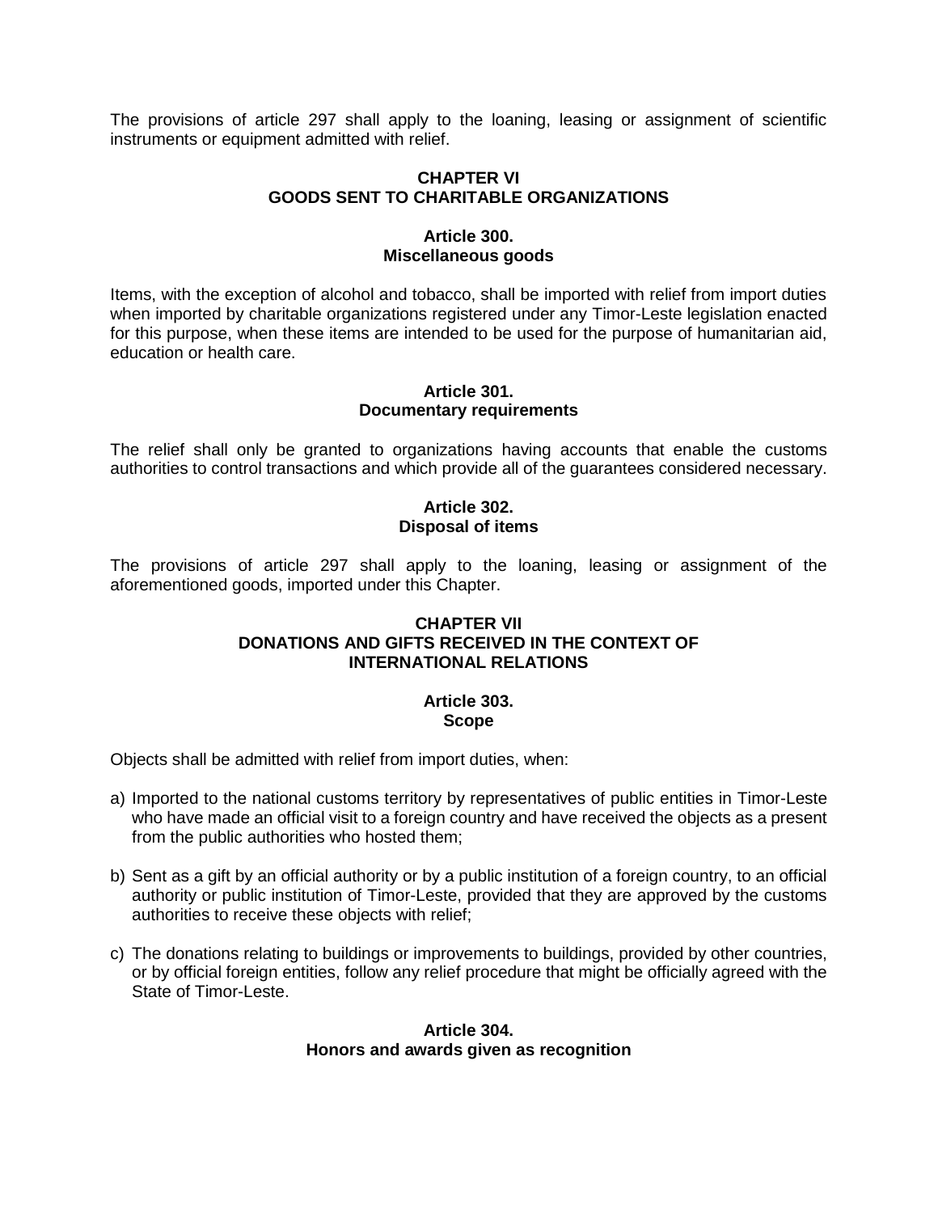The provisions of article 297 shall apply to the loaning, leasing or assignment of scientific instruments or equipment admitted with relief.

## CHAPTER VI
## GOODS SENT TO CHARITABLE ORGANIZATIONS

### Article 300.
### Miscellaneous goods

Items, with the exception of alcohol and tobacco, shall be imported with relief from import duties when imported by charitable organizations registered under any Timor-Leste legislation enacted for this purpose, when these items are intended to be used for the purpose of humanitarian aid, education or health care.

### Article 301.
### Documentary requirements

The relief shall only be granted to organizations having accounts that enable the customs authorities to control transactions and which provide all of the guarantees considered necessary.

### Article 302.
### Disposal of items

The provisions of article 297 shall apply to the loaning, leasing or assignment of the aforementioned goods, imported under this Chapter.

## CHAPTER VII
## DONATIONS AND GIFTS RECEIVED IN THE CONTEXT OF INTERNATIONAL RELATIONS

### Article 303.
### Scope

Objects shall be admitted with relief from import duties, when:

a) Imported to the national customs territory by representatives of public entities in Timor-Leste who have made an official visit to a foreign country and have received the objects as a present from the public authorities who hosted them;

b) Sent as a gift by an official authority or by a public institution of a foreign country, to an official authority or public institution of Timor-Leste, provided that they are approved by the customs authorities to receive these objects with relief;

c) The donations relating to buildings or improvements to buildings, provided by other countries, or by official foreign entities, follow any relief procedure that might be officially agreed with the State of Timor-Leste.

### Article 304.
### Honors and awards given as recognition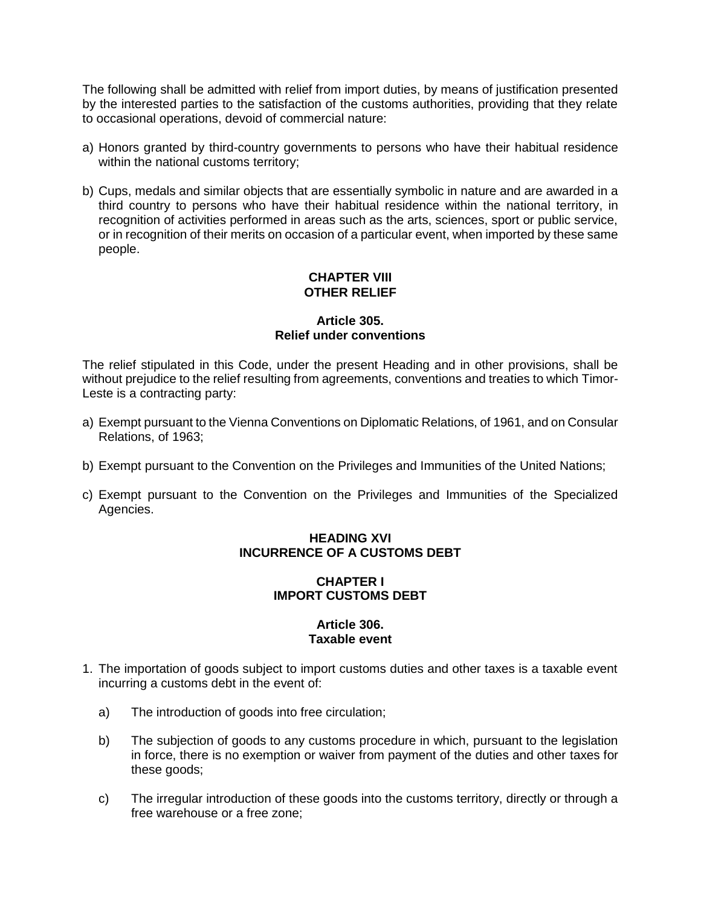The following shall be admitted with relief from import duties, by means of justification presented by the interested parties to the satisfaction of the customs authorities, providing that they relate to occasional operations, devoid of commercial nature:

a) Honors granted by third-country governments to persons who have their habitual residence within the national customs territory;

b) Cups, medals and similar objects that are essentially symbolic in nature and are awarded in a third country to persons who have their habitual residence within the national territory, in recognition of activities performed in areas such as the arts, sciences, sport or public service, or in recognition of their merits on occasion of a particular event, when imported by these same people.

**CHAPTER VIII**
**OTHER RELIEF**

**Article 305.**
**Relief under conventions**

The relief stipulated in this Code, under the present Heading and in other provisions, shall be without prejudice to the relief resulting from agreements, conventions and treaties to which Timor-Leste is a contracting party:

a) Exempt pursuant to the Vienna Conventions on Diplomatic Relations, of 1961, and on Consular Relations, of 1963;

b) Exempt pursuant to the Convention on the Privileges and Immunities of the United Nations;

c) Exempt pursuant to the Convention on the Privileges and Immunities of the Specialized Agencies.

**HEADING XVI**
**INCURRENCE OF A CUSTOMS DEBT**

**CHAPTER I**
**IMPORT CUSTOMS DEBT**

**Article 306.**
**Taxable event**

1. The importation of goods subject to import customs duties and other taxes is a taxable event incurring a customs debt in the event of:

   a) The introduction of goods into free circulation;

   b) The subjection of goods to any customs procedure in which, pursuant to the legislation in force, there is no exemption or waiver from payment of the duties and other taxes for these goods;

   c) The irregular introduction of these goods into the customs territory, directly or through a free warehouse or a free zone;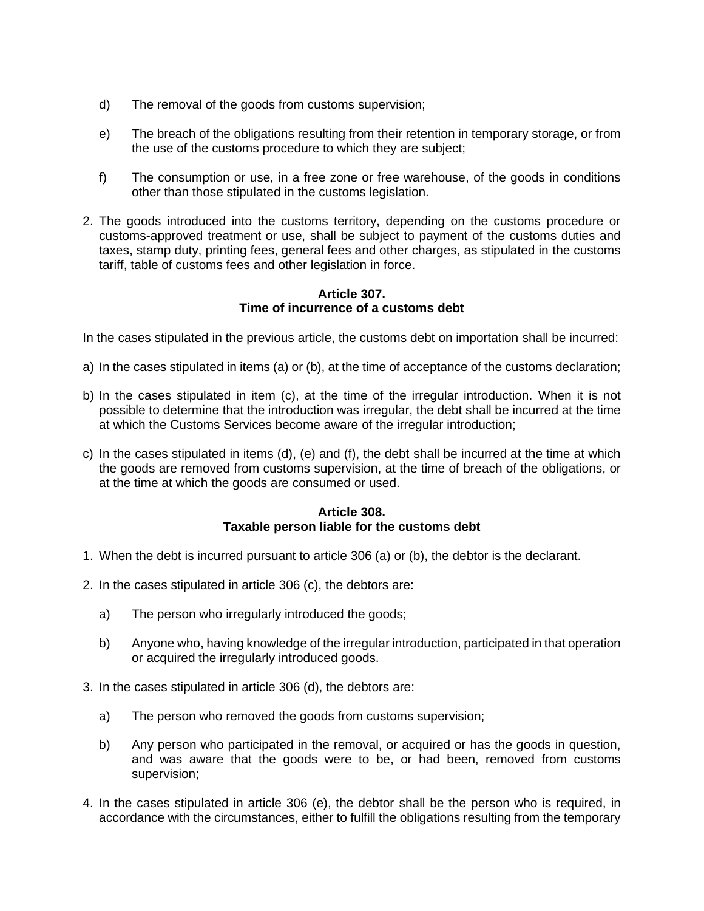d) The removal of the goods from customs supervision;

e) The breach of the obligations resulting from their retention in temporary storage, or from the use of the customs procedure to which they are subject;

f) The consumption or use, in a free zone or free warehouse, of the goods in conditions other than those stipulated in the customs legislation.

2. The goods introduced into the customs territory, depending on the customs procedure or customs-approved treatment or use, shall be subject to payment of the customs duties and taxes, stamp duty, printing fees, general fees and other charges, as stipulated in the customs tariff, table of customs fees and other legislation in force.

**Article 307.**
**Time of incurrence of a customs debt**

In the cases stipulated in the previous article, the customs debt on importation shall be incurred:

a) In the cases stipulated in items (a) or (b), at the time of acceptance of the customs declaration;

b) In the cases stipulated in item (c), at the time of the irregular introduction. When it is not possible to determine that the introduction was irregular, the debt shall be incurred at the time at which the Customs Services become aware of the irregular introduction;

c) In the cases stipulated in items (d), (e) and (f), the debt shall be incurred at the time at which the goods are removed from customs supervision, at the time of breach of the obligations, or at the time at which the goods are consumed or used.

**Article 308.**
**Taxable person liable for the customs debt**

1. When the debt is incurred pursuant to article 306 (a) or (b), the debtor is the declarant.

2. In the cases stipulated in article 306 (c), the debtors are:

   a) The person who irregularly introduced the goods;

   b) Anyone who, having knowledge of the irregular introduction, participated in that operation or acquired the irregularly introduced goods.

3. In the cases stipulated in article 306 (d), the debtors are:

   a) The person who removed the goods from customs supervision;

   b) Any person who participated in the removal, or acquired or has the goods in question, and was aware that the goods were to be, or had been, removed from customs supervision;

4. In the cases stipulated in article 306 (e), the debtor shall be the person who is required, in accordance with the circumstances, either to fulfill the obligations resulting from the temporary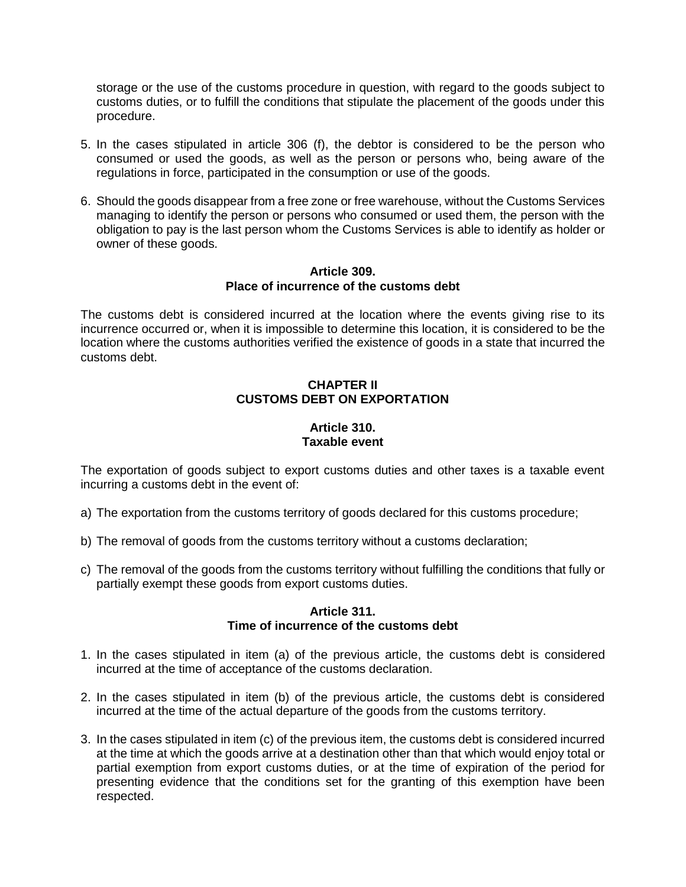storage or the use of the customs procedure in question, with regard to the goods subject to customs duties, or to fulfill the conditions that stipulate the placement of the goods under this procedure.

5. In the cases stipulated in article 306 (f), the debtor is considered to be the person who consumed or used the goods, as well as the person or persons who, being aware of the regulations in force, participated in the consumption or use of the goods.

6. Should the goods disappear from a free zone or free warehouse, without the Customs Services managing to identify the person or persons who consumed or used them, the person with the obligation to pay is the last person whom the Customs Services is able to identify as holder or owner of these goods.

**Article 309.**
**Place of incurrence of the customs debt**

The customs debt is considered incurred at the location where the events giving rise to its incurrence occurred or, when it is impossible to determine this location, it is considered to be the location where the customs authorities verified the existence of goods in a state that incurred the customs debt.

## CHAPTER II
## CUSTOMS DEBT ON EXPORTATION

**Article 310.**
**Taxable event**

The exportation of goods subject to export customs duties and other taxes is a taxable event incurring a customs debt in the event of:

a) The exportation from the customs territory of goods declared for this customs procedure;

b) The removal of goods from the customs territory without a customs declaration;

c) The removal of the goods from the customs territory without fulfilling the conditions that fully or partially exempt these goods from export customs duties.

**Article 311.**
**Time of incurrence of the customs debt**

1. In the cases stipulated in item (a) of the previous article, the customs debt is considered incurred at the time of acceptance of the customs declaration.

2. In the cases stipulated in item (b) of the previous article, the customs debt is considered incurred at the time of the actual departure of the goods from the customs territory.

3. In the cases stipulated in item (c) of the previous item, the customs debt is considered incurred at the time at which the goods arrive at a destination other than that which would enjoy total or partial exemption from export customs duties, or at the time of expiration of the period for presenting evidence that the conditions set for the granting of this exemption have been respected.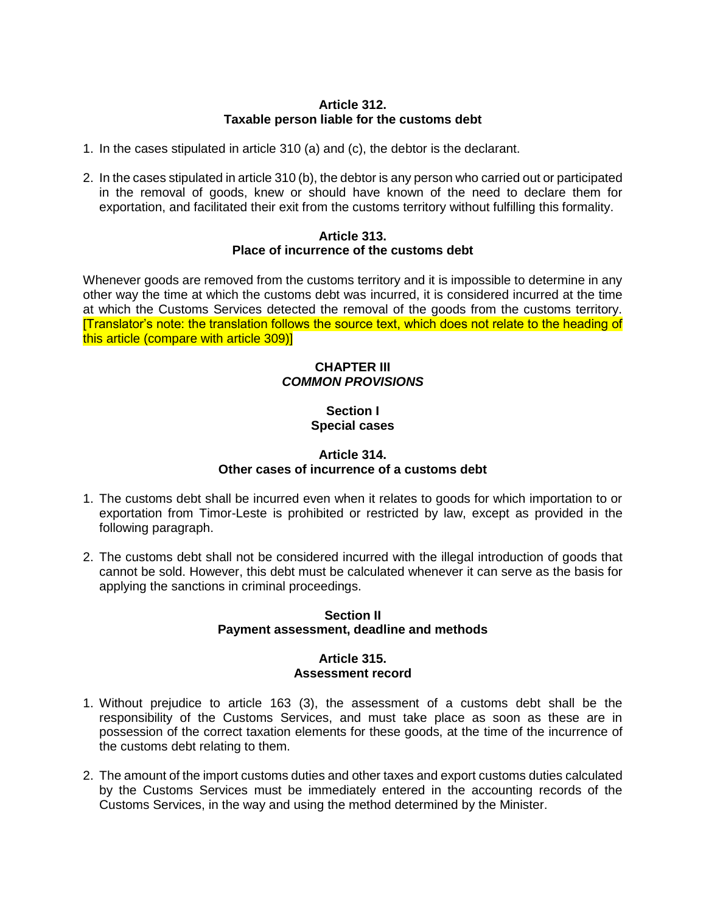**Article 312.**
**Taxable person liable for the customs debt**

1. In the cases stipulated in article 310 (a) and (c), the debtor is the declarant.

2. In the cases stipulated in article 310 (b), the debtor is any person who carried out or participated in the removal of goods, knew or should have known of the need to declare them for exportation, and facilitated their exit from the customs territory without fulfilling this formality.

**Article 313.**
**Place of incurrence of the customs debt**

Whenever goods are removed from the customs territory and it is impossible to determine in any other way the time at which the customs debt was incurred, it is considered incurred at the time at which the Customs Services detected the removal of the goods from the customs territory. [Translator's note: the translation follows the source text, which does not relate to the heading of this article (compare with article 309)]

## CHAPTER III
## *COMMON PROVISIONS*

### Section I
### Special cases

**Article 314.**
**Other cases of incurrence of a customs debt**

1. The customs debt shall be incurred even when it relates to goods for which importation to or exportation from Timor-Leste is prohibited or restricted by law, except as provided in the following paragraph.

2. The customs debt shall not be considered incurred with the illegal introduction of goods that cannot be sold. However, this debt must be calculated whenever it can serve as the basis for applying the sanctions in criminal proceedings.

### Section II
### Payment assessment, deadline and methods

**Article 315.**
**Assessment record**

1. Without prejudice to article 163 (3), the assessment of a customs debt shall be the responsibility of the Customs Services, and must take place as soon as these are in possession of the correct taxation elements for these goods, at the time of the incurrence of the customs debt relating to them.

2. The amount of the import customs duties and other taxes and export customs duties calculated by the Customs Services must be immediately entered in the accounting records of the Customs Services, in the way and using the method determined by the Minister.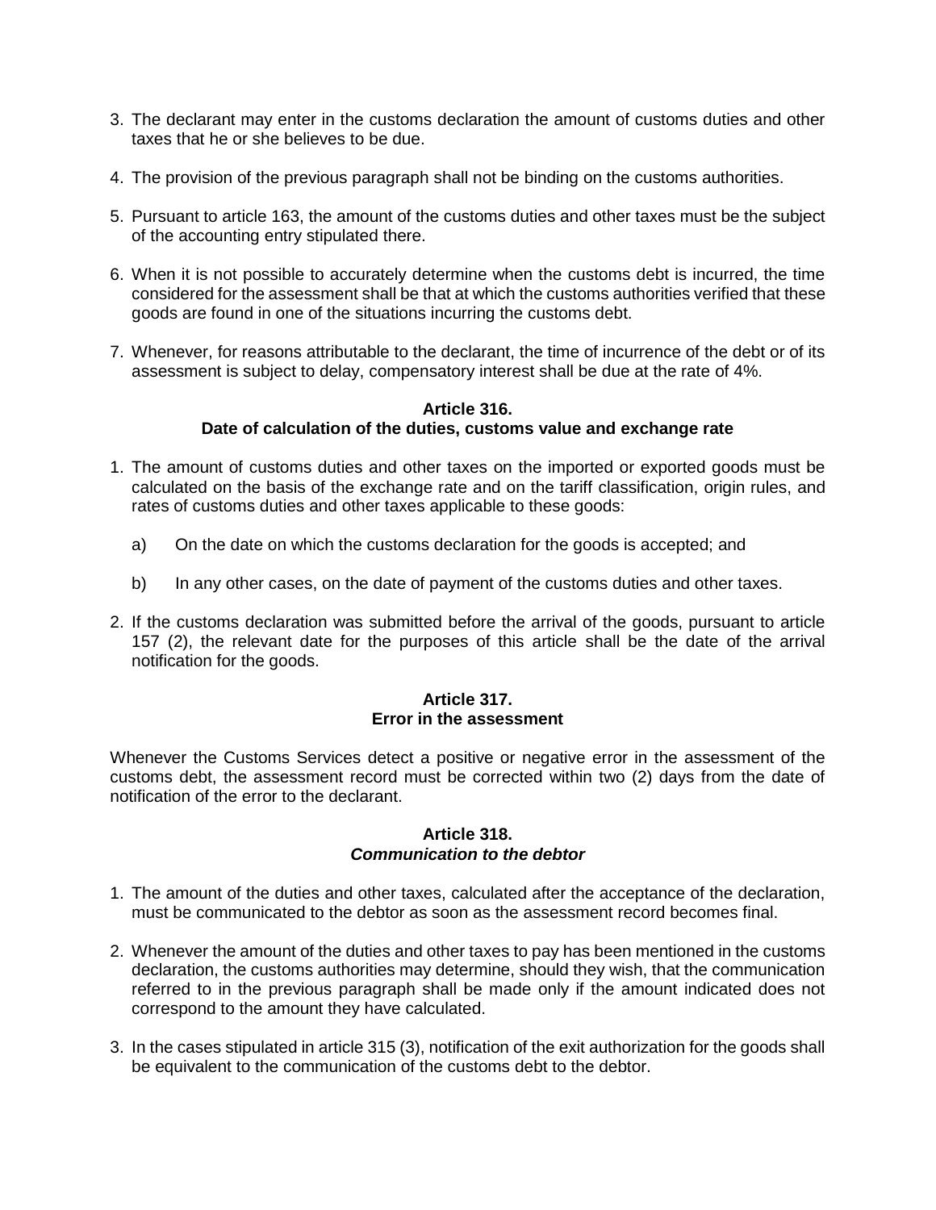3. The declarant may enter in the customs declaration the amount of customs duties and other taxes that he or she believes to be due.

4. The provision of the previous paragraph shall not be binding on the customs authorities.

5. Pursuant to article 163, the amount of the customs duties and other taxes must be the subject of the accounting entry stipulated there.

6. When it is not possible to accurately determine when the customs debt is incurred, the time considered for the assessment shall be that at which the customs authorities verified that these goods are found in one of the situations incurring the customs debt.

7. Whenever, for reasons attributable to the declarant, the time of incurrence of the debt or of its assessment is subject to delay, compensatory interest shall be due at the rate of 4%.

**Article 316.**
**Date of calculation of the duties, customs value and exchange rate**

1. The amount of customs duties and other taxes on the imported or exported goods must be calculated on the basis of the exchange rate and on the tariff classification, origin rules, and rates of customs duties and other taxes applicable to these goods:

   a) On the date on which the customs declaration for the goods is accepted; and

   b) In any other cases, on the date of payment of the customs duties and other taxes.

2. If the customs declaration was submitted before the arrival of the goods, pursuant to article 157 (2), the relevant date for the purposes of this article shall be the date of the arrival notification for the goods.

**Article 317.**
**Error in the assessment**

Whenever the Customs Services detect a positive or negative error in the assessment of the customs debt, the assessment record must be corrected within two (2) days from the date of notification of the error to the declarant.

**Article 318.**
***Communication to the debtor***

1. The amount of the duties and other taxes, calculated after the acceptance of the declaration, must be communicated to the debtor as soon as the assessment record becomes final.

2. Whenever the amount of the duties and other taxes to pay has been mentioned in the customs declaration, the customs authorities may determine, should they wish, that the communication referred to in the previous paragraph shall be made only if the amount indicated does not correspond to the amount they have calculated.

3. In the cases stipulated in article 315 (3), notification of the exit authorization for the goods shall be equivalent to the communication of the customs debt to the debtor.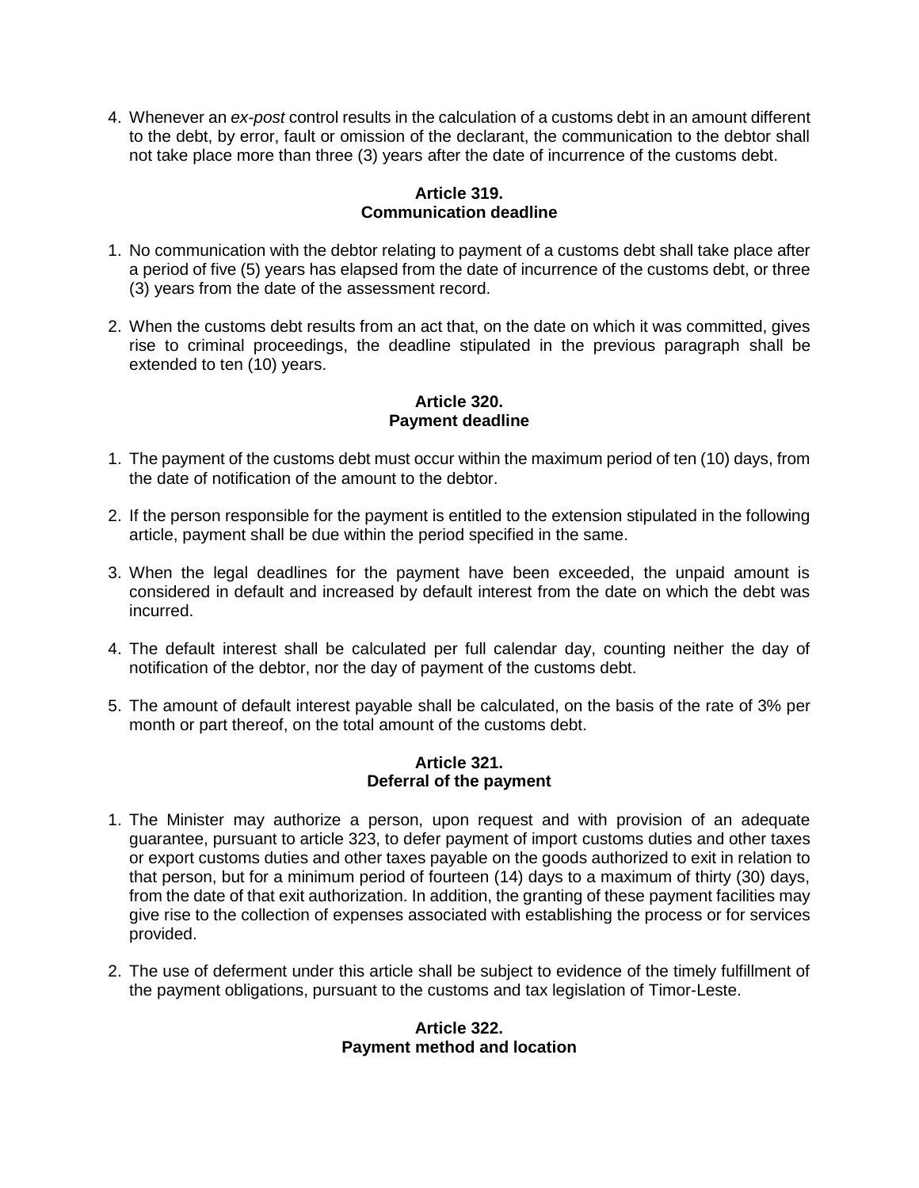4. Whenever an *ex-post* control results in the calculation of a customs debt in an amount different to the debt, by error, fault or omission of the declarant, the communication to the debtor shall not take place more than three (3) years after the date of incurrence of the customs debt.

**Article 319.**
**Communication deadline**

1. No communication with the debtor relating to payment of a customs debt shall take place after a period of five (5) years has elapsed from the date of incurrence of the customs debt, or three (3) years from the date of the assessment record.

2. When the customs debt results from an act that, on the date on which it was committed, gives rise to criminal proceedings, the deadline stipulated in the previous paragraph shall be extended to ten (10) years.

**Article 320.**
**Payment deadline**

1. The payment of the customs debt must occur within the maximum period of ten (10) days, from the date of notification of the amount to the debtor.

2. If the person responsible for the payment is entitled to the extension stipulated in the following article, payment shall be due within the period specified in the same.

3. When the legal deadlines for the payment have been exceeded, the unpaid amount is considered in default and increased by default interest from the date on which the debt was incurred.

4. The default interest shall be calculated per full calendar day, counting neither the day of notification of the debtor, nor the day of payment of the customs debt.

5. The amount of default interest payable shall be calculated, on the basis of the rate of 3% per month or part thereof, on the total amount of the customs debt.

**Article 321.**
**Deferral of the payment**

1. The Minister may authorize a person, upon request and with provision of an adequate guarantee, pursuant to article 323, to defer payment of import customs duties and other taxes or export customs duties and other taxes payable on the goods authorized to exit in relation to that person, but for a minimum period of fourteen (14) days to a maximum of thirty (30) days, from the date of that exit authorization. In addition, the granting of these payment facilities may give rise to the collection of expenses associated with establishing the process or for services provided.

2. The use of deferment under this article shall be subject to evidence of the timely fulfillment of the payment obligations, pursuant to the customs and tax legislation of Timor-Leste.

**Article 322.**
**Payment method and location**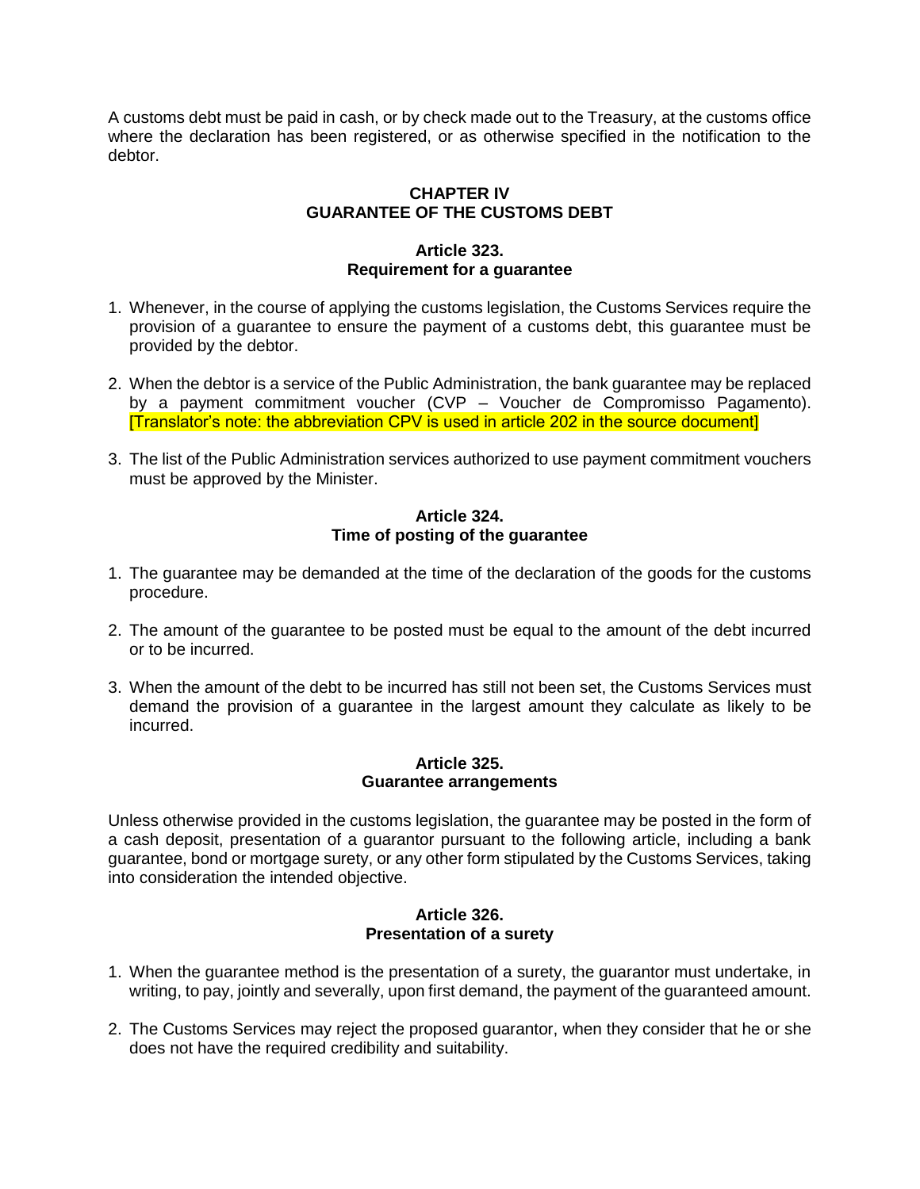A customs debt must be paid in cash, or by check made out to the Treasury, at the customs office where the declaration has been registered, or as otherwise specified in the notification to the debtor.

## CHAPTER IV
## GUARANTEE OF THE CUSTOMS DEBT

### Article 323.
### Requirement for a guarantee

1. Whenever, in the course of applying the customs legislation, the Customs Services require the provision of a guarantee to ensure the payment of a customs debt, this guarantee must be provided by the debtor.

2. When the debtor is a service of the Public Administration, the bank guarantee may be replaced by a payment commitment voucher (CVP – Voucher de Compromisso Pagamento). [Translator's note: the abbreviation CPV is used in article 202 in the source document]

3. The list of the Public Administration services authorized to use payment commitment vouchers must be approved by the Minister.

### Article 324.
### Time of posting of the guarantee

1. The guarantee may be demanded at the time of the declaration of the goods for the customs procedure.

2. The amount of the guarantee to be posted must be equal to the amount of the debt incurred or to be incurred.

3. When the amount of the debt to be incurred has still not been set, the Customs Services must demand the provision of a guarantee in the largest amount they calculate as likely to be incurred.

### Article 325.
### Guarantee arrangements

Unless otherwise provided in the customs legislation, the guarantee may be posted in the form of a cash deposit, presentation of a guarantor pursuant to the following article, including a bank guarantee, bond or mortgage surety, or any other form stipulated by the Customs Services, taking into consideration the intended objective.

### Article 326.
### Presentation of a surety

1. When the guarantee method is the presentation of a surety, the guarantor must undertake, in writing, to pay, jointly and severally, upon first demand, the payment of the guaranteed amount.

2. The Customs Services may reject the proposed guarantor, when they consider that he or she does not have the required credibility and suitability.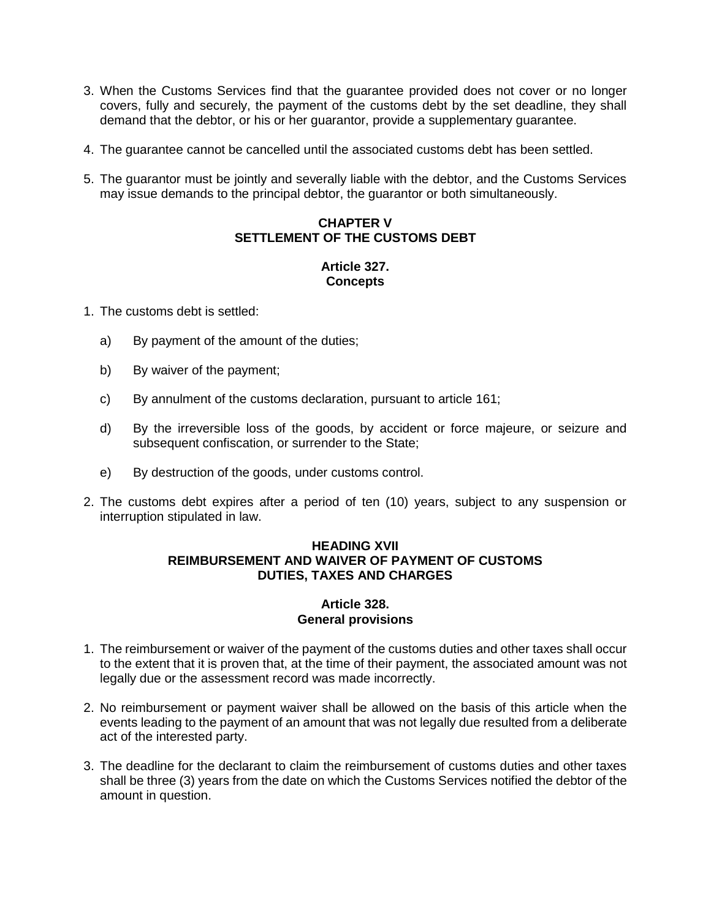3. When the Customs Services find that the guarantee provided does not cover or no longer covers, fully and securely, the payment of the customs debt by the set deadline, they shall demand that the debtor, or his or her guarantor, provide a supplementary guarantee.

4. The guarantee cannot be cancelled until the associated customs debt has been settled.

5. The guarantor must be jointly and severally liable with the debtor, and the Customs Services may issue demands to the principal debtor, the guarantor or both simultaneously.

## CHAPTER V
## SETTLEMENT OF THE CUSTOMS DEBT

### Article 327.
### Concepts

1. The customs debt is settled:

   a) By payment of the amount of the duties;

   b) By waiver of the payment;

   c) By annulment of the customs declaration, pursuant to article 161;

   d) By the irreversible loss of the goods, by accident or force majeure, or seizure and subsequent confiscation, or surrender to the State;

   e) By destruction of the goods, under customs control.

2. The customs debt expires after a period of ten (10) years, subject to any suspension or interruption stipulated in law.

## HEADING XVII
## REIMBURSEMENT AND WAIVER OF PAYMENT OF CUSTOMS DUTIES, TAXES AND CHARGES

### Article 328.
### General provisions

1. The reimbursement or waiver of the payment of the customs duties and other taxes shall occur to the extent that it is proven that, at the time of their payment, the associated amount was not legally due or the assessment record was made incorrectly.

2. No reimbursement or payment waiver shall be allowed on the basis of this article when the events leading to the payment of an amount that was not legally due resulted from a deliberate act of the interested party.

3. The deadline for the declarant to claim the reimbursement of customs duties and other taxes shall be three (3) years from the date on which the Customs Services notified the debtor of the amount in question.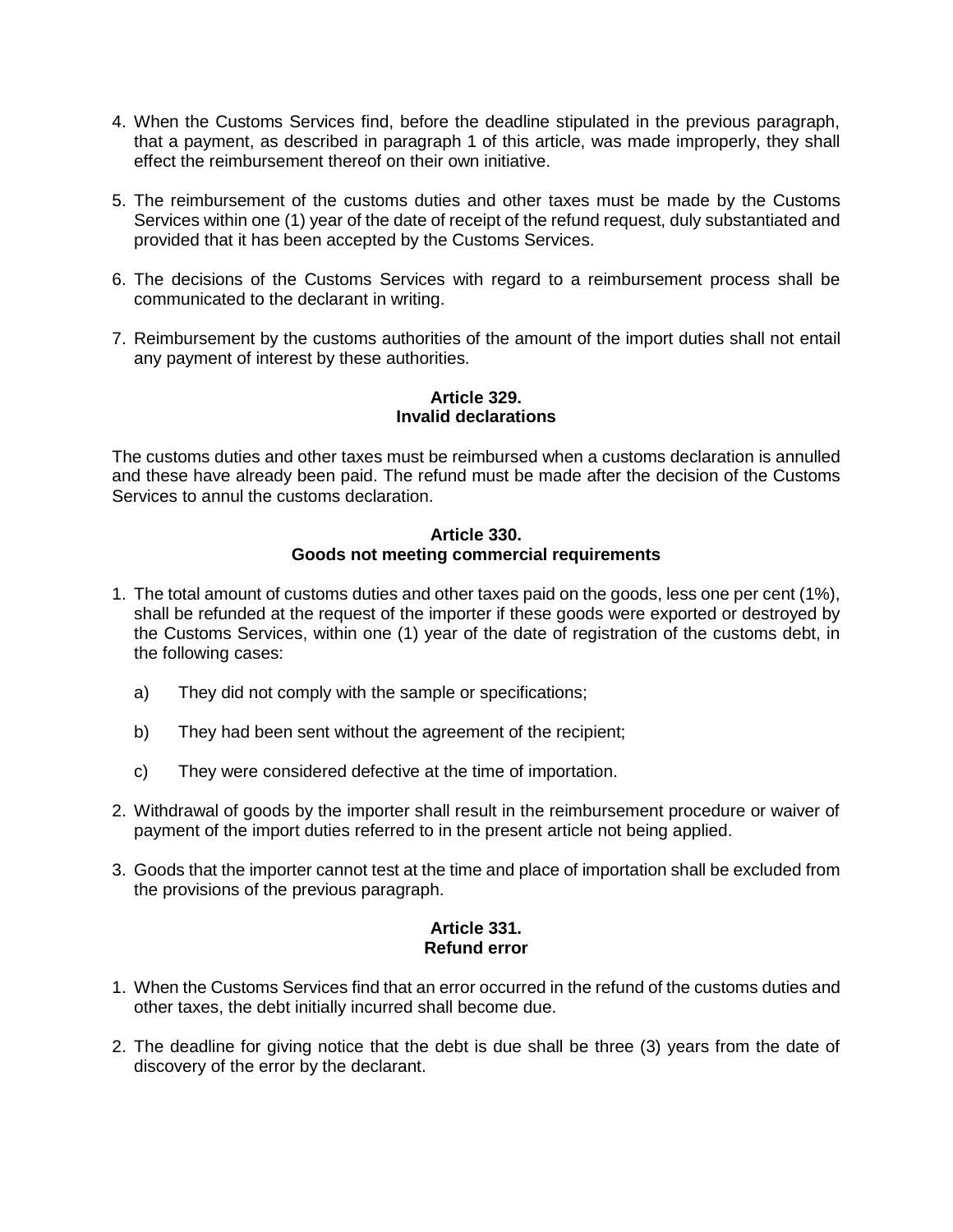4. When the Customs Services find, before the deadline stipulated in the previous paragraph, that a payment, as described in paragraph 1 of this article, was made improperly, they shall effect the reimbursement thereof on their own initiative.

5. The reimbursement of the customs duties and other taxes must be made by the Customs Services within one (1) year of the date of receipt of the refund request, duly substantiated and provided that it has been accepted by the Customs Services.

6. The decisions of the Customs Services with regard to a reimbursement process shall be communicated to the declarant in writing.

7. Reimbursement by the customs authorities of the amount of the import duties shall not entail any payment of interest by these authorities.

### Article 329.
### Invalid declarations

The customs duties and other taxes must be reimbursed when a customs declaration is annulled and these have already been paid. The refund must be made after the decision of the Customs Services to annul the customs declaration.

### Article 330.
### Goods not meeting commercial requirements

1. The total amount of customs duties and other taxes paid on the goods, less one per cent (1%), shall be refunded at the request of the importer if these goods were exported or destroyed by the Customs Services, within one (1) year of the date of registration of the customs debt, in the following cases:

   a) They did not comply with the sample or specifications;

   b) They had been sent without the agreement of the recipient;

   c) They were considered defective at the time of importation.

2. Withdrawal of goods by the importer shall result in the reimbursement procedure or waiver of payment of the import duties referred to in the present article not being applied.

3. Goods that the importer cannot test at the time and place of importation shall be excluded from the provisions of the previous paragraph.

### Article 331.
### Refund error

1. When the Customs Services find that an error occurred in the refund of the customs duties and other taxes, the debt initially incurred shall become due.

2. The deadline for giving notice that the debt is due shall be three (3) years from the date of discovery of the error by the declarant.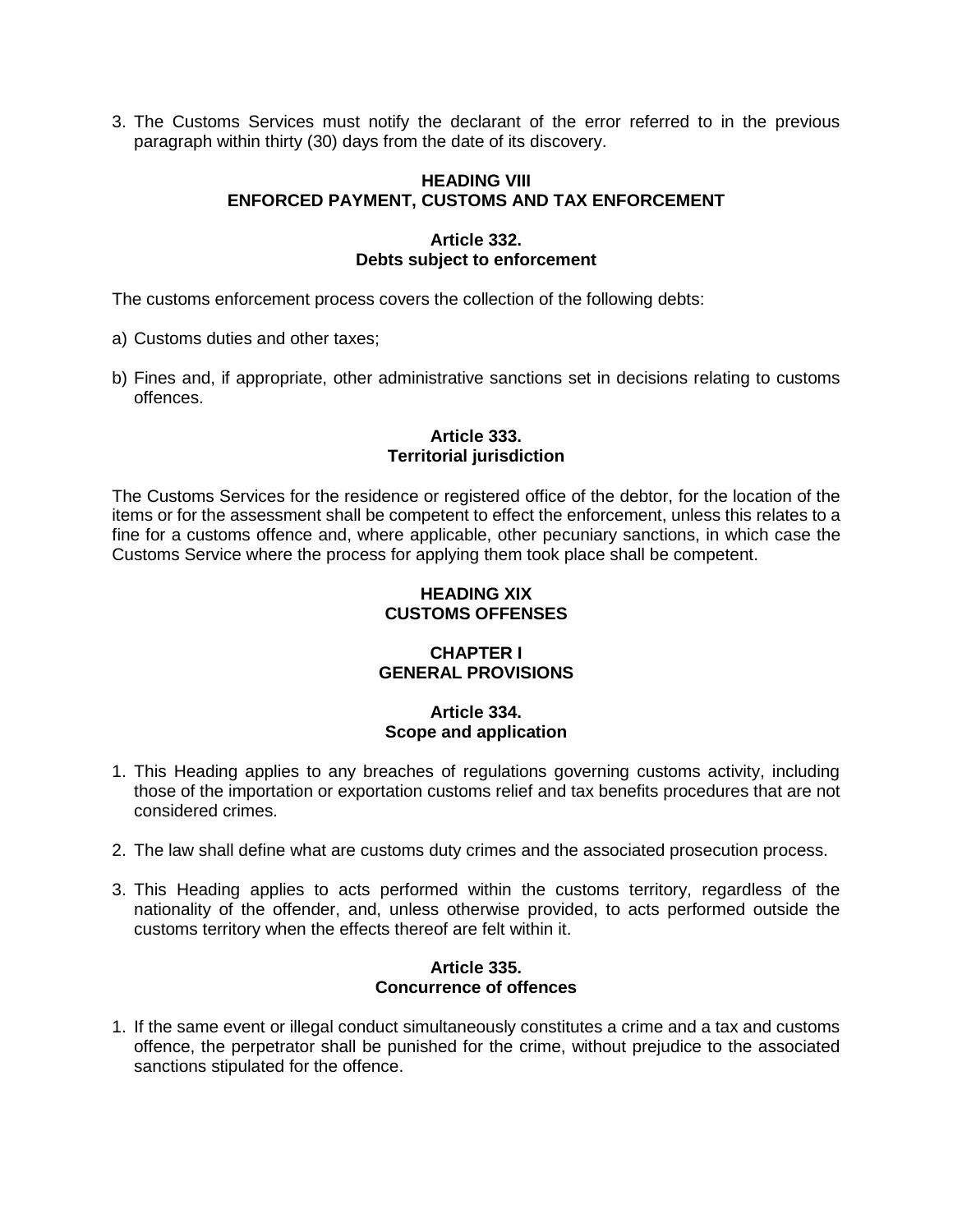3. The Customs Services must notify the declarant of the error referred to in the previous paragraph within thirty (30) days from the date of its discovery.

## HEADING VIII
## ENFORCED PAYMENT, CUSTOMS AND TAX ENFORCEMENT

### Article 332.
### Debts subject to enforcement

The customs enforcement process covers the collection of the following debts:

a) Customs duties and other taxes;

b) Fines and, if appropriate, other administrative sanctions set in decisions relating to customs offences.

### Article 333.
### Territorial jurisdiction

The Customs Services for the residence or registered office of the debtor, for the location of the items or for the assessment shall be competent to effect the enforcement, unless this relates to a fine for a customs offence and, where applicable, other pecuniary sanctions, in which case the Customs Service where the process for applying them took place shall be competent.

## HEADING XIX
## CUSTOMS OFFENSES

## CHAPTER I
## GENERAL PROVISIONS

### Article 334.
### Scope and application

1. This Heading applies to any breaches of regulations governing customs activity, including those of the importation or exportation customs relief and tax benefits procedures that are not considered crimes.

2. The law shall define what are customs duty crimes and the associated prosecution process.

3. This Heading applies to acts performed within the customs territory, regardless of the nationality of the offender, and, unless otherwise provided, to acts performed outside the customs territory when the effects thereof are felt within it.

### Article 335.
### Concurrence of offences

1. If the same event or illegal conduct simultaneously constitutes a crime and a tax and customs offence, the perpetrator shall be punished for the crime, without prejudice to the associated sanctions stipulated for the offence.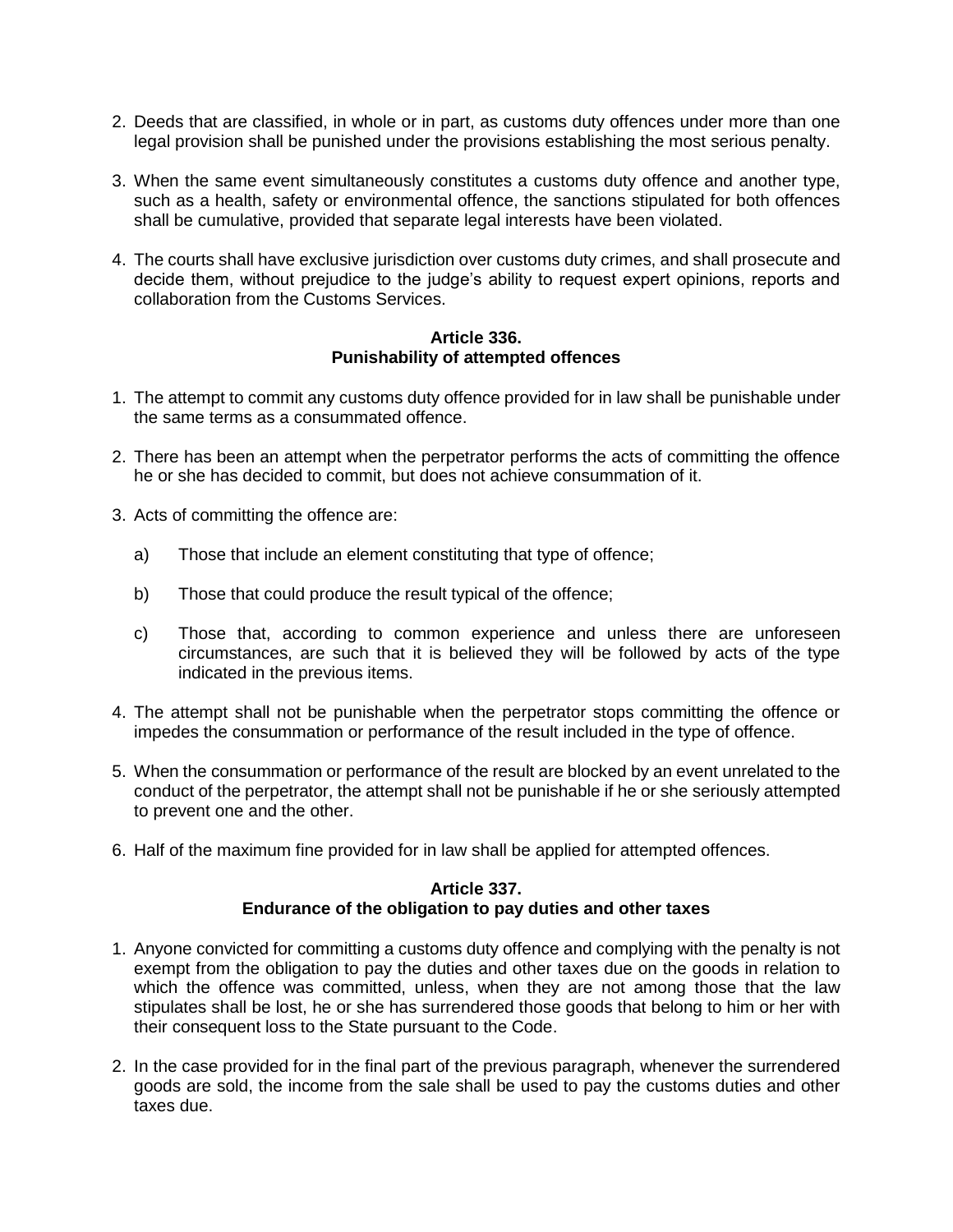2. Deeds that are classified, in whole or in part, as customs duty offences under more than one legal provision shall be punished under the provisions establishing the most serious penalty.

3. When the same event simultaneously constitutes a customs duty offence and another type, such as a health, safety or environmental offence, the sanctions stipulated for both offences shall be cumulative, provided that separate legal interests have been violated.

4. The courts shall have exclusive jurisdiction over customs duty crimes, and shall prosecute and decide them, without prejudice to the judge's ability to request expert opinions, reports and collaboration from the Customs Services.

**Article 336.**
**Punishability of attempted offences**

1. The attempt to commit any customs duty offence provided for in law shall be punishable under the same terms as a consummated offence.

2. There has been an attempt when the perpetrator performs the acts of committing the offence he or she has decided to commit, but does not achieve consummation of it.

3. Acts of committing the offence are:

   a) Those that include an element constituting that type of offence;

   b) Those that could produce the result typical of the offence;

   c) Those that, according to common experience and unless there are unforeseen circumstances, are such that it is believed they will be followed by acts of the type indicated in the previous items.

4. The attempt shall not be punishable when the perpetrator stops committing the offence or impedes the consummation or performance of the result included in the type of offence.

5. When the consummation or performance of the result are blocked by an event unrelated to the conduct of the perpetrator, the attempt shall not be punishable if he or she seriously attempted to prevent one and the other.

6. Half of the maximum fine provided for in law shall be applied for attempted offences.

**Article 337.**
**Endurance of the obligation to pay duties and other taxes**

1. Anyone convicted for committing a customs duty offence and complying with the penalty is not exempt from the obligation to pay the duties and other taxes due on the goods in relation to which the offence was committed, unless, when they are not among those that the law stipulates shall be lost, he or she has surrendered those goods that belong to him or her with their consequent loss to the State pursuant to the Code.

2. In the case provided for in the final part of the previous paragraph, whenever the surrendered goods are sold, the income from the sale shall be used to pay the customs duties and other taxes due.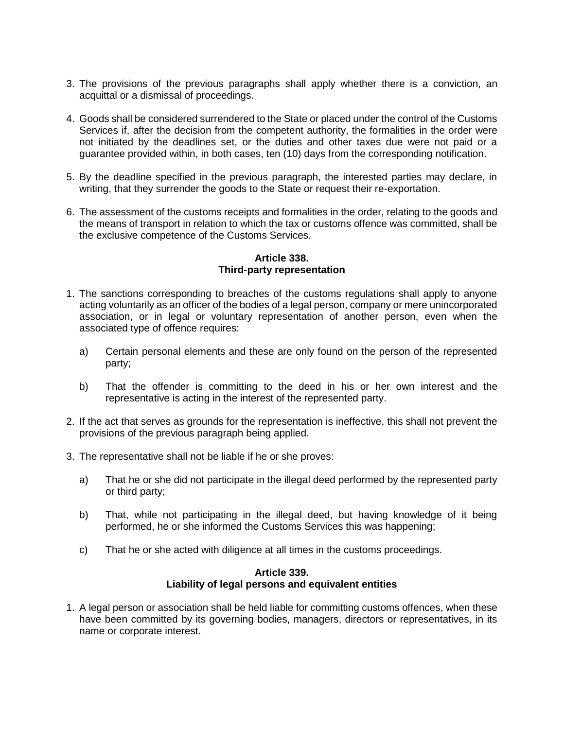3. The provisions of the previous paragraphs shall apply whether there is a conviction, an acquittal or a dismissal of proceedings.

4. Goods shall be considered surrendered to the State or placed under the control of the Customs Services if, after the decision from the competent authority, the formalities in the order were not initiated by the deadlines set, or the duties and other taxes due were not paid or a guarantee provided within, in both cases, ten (10) days from the corresponding notification.

5. By the deadline specified in the previous paragraph, the interested parties may declare, in writing, that they surrender the goods to the State or request their re-exportation.

6. The assessment of the customs receipts and formalities in the order, relating to the goods and the means of transport in relation to which the tax or customs offence was committed, shall be the exclusive competence of the Customs Services.

**Article 338.**
**Third-party representation**

1. The sanctions corresponding to breaches of the customs regulations shall apply to anyone acting voluntarily as an officer of the bodies of a legal person, company or mere unincorporated association, or in legal or voluntary representation of another person, even when the associated type of offence requires:

    a) Certain personal elements and these are only found on the person of the represented party;

    b) That the offender is committing to the deed in his or her own interest and the representative is acting in the interest of the represented party.

2. If the act that serves as grounds for the representation is ineffective, this shall not prevent the provisions of the previous paragraph being applied.

3. The representative shall not be liable if he or she proves:

    a) That he or she did not participate in the illegal deed performed by the represented party or third party;

    b) That, while not participating in the illegal deed, but having knowledge of it being performed, he or she informed the Customs Services this was happening;

    c) That he or she acted with diligence at all times in the customs proceedings.

**Article 339.**
**Liability of legal persons and equivalent entities**

1. A legal person or association shall be held liable for committing customs offences, when these have been committed by its governing bodies, managers, directors or representatives, in its name or corporate interest.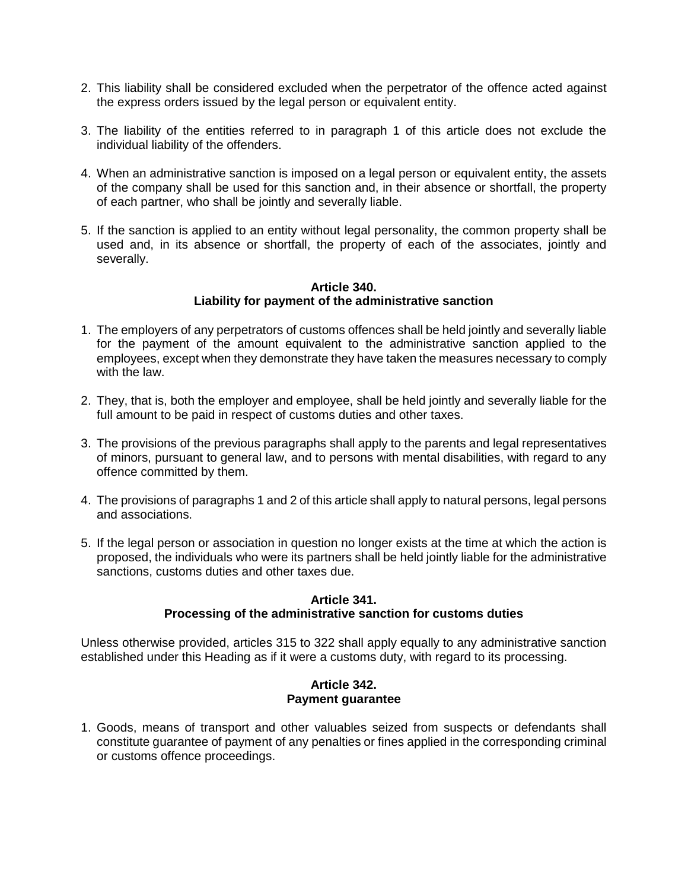2. This liability shall be considered excluded when the perpetrator of the offence acted against the express orders issued by the legal person or equivalent entity.

3. The liability of the entities referred to in paragraph 1 of this article does not exclude the individual liability of the offenders.

4. When an administrative sanction is imposed on a legal person or equivalent entity, the assets of the company shall be used for this sanction and, in their absence or shortfall, the property of each partner, who shall be jointly and severally liable.

5. If the sanction is applied to an entity without legal personality, the common property shall be used and, in its absence or shortfall, the property of each of the associates, jointly and severally.

**Article 340.**
**Liability for payment of the administrative sanction**

1. The employers of any perpetrators of customs offences shall be held jointly and severally liable for the payment of the amount equivalent to the administrative sanction applied to the employees, except when they demonstrate they have taken the measures necessary to comply with the law.

2. They, that is, both the employer and employee, shall be held jointly and severally liable for the full amount to be paid in respect of customs duties and other taxes.

3. The provisions of the previous paragraphs shall apply to the parents and legal representatives of minors, pursuant to general law, and to persons with mental disabilities, with regard to any offence committed by them.

4. The provisions of paragraphs 1 and 2 of this article shall apply to natural persons, legal persons and associations.

5. If the legal person or association in question no longer exists at the time at which the action is proposed, the individuals who were its partners shall be held jointly liable for the administrative sanctions, customs duties and other taxes due.

**Article 341.**
**Processing of the administrative sanction for customs duties**

Unless otherwise provided, articles 315 to 322 shall apply equally to any administrative sanction established under this Heading as if it were a customs duty, with regard to its processing.

**Article 342.**
**Payment guarantee**

1. Goods, means of transport and other valuables seized from suspects or defendants shall constitute guarantee of payment of any penalties or fines applied in the corresponding criminal or customs offence proceedings.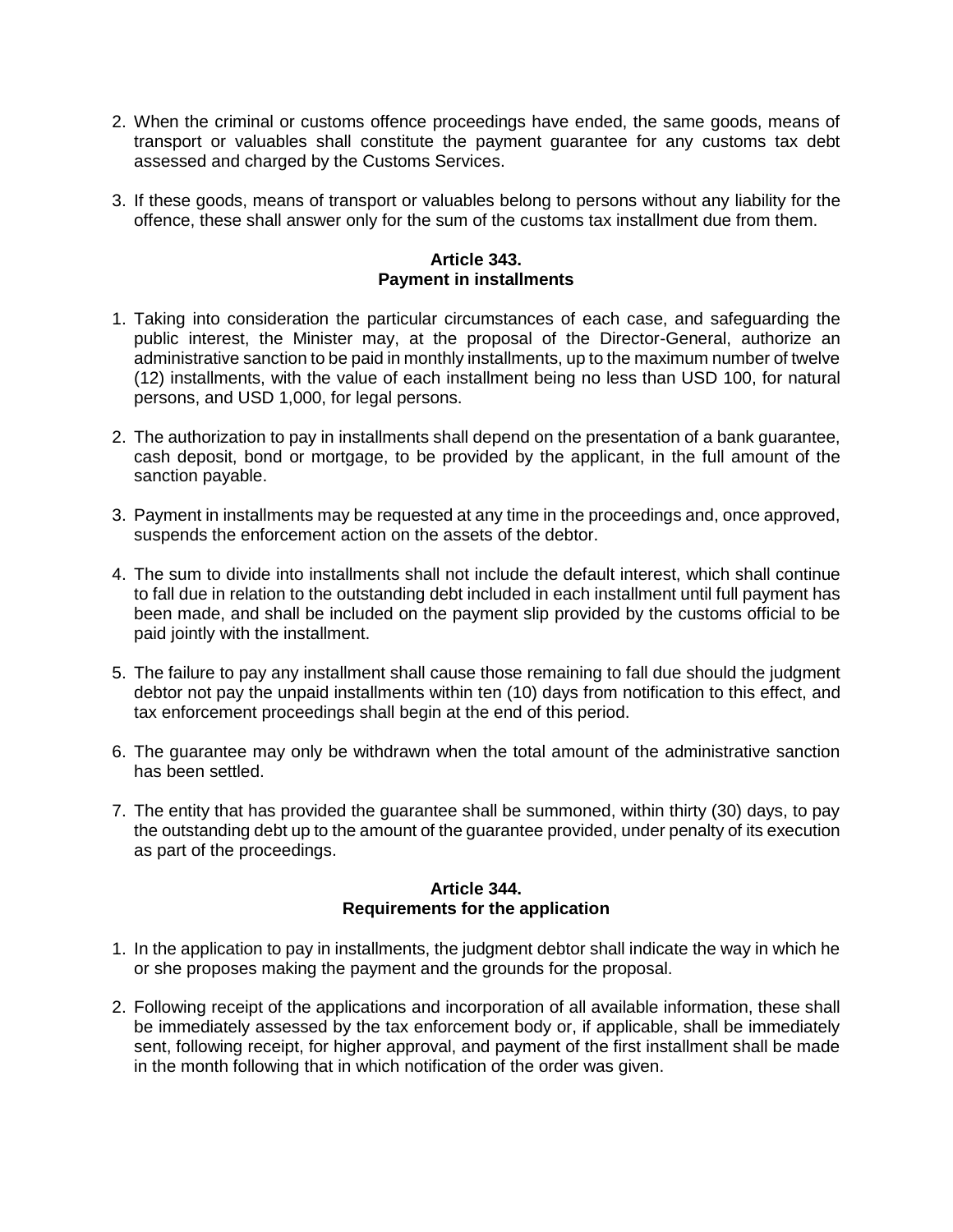2. When the criminal or customs offence proceedings have ended, the same goods, means of transport or valuables shall constitute the payment guarantee for any customs tax debt assessed and charged by the Customs Services.

3. If these goods, means of transport or valuables belong to persons without any liability for the offence, these shall answer only for the sum of the customs tax installment due from them.

### Article 343.
### Payment in installments

1. Taking into consideration the particular circumstances of each case, and safeguarding the public interest, the Minister may, at the proposal of the Director-General, authorize an administrative sanction to be paid in monthly installments, up to the maximum number of twelve (12) installments, with the value of each installment being no less than USD 100, for natural persons, and USD 1,000, for legal persons.

2. The authorization to pay in installments shall depend on the presentation of a bank guarantee, cash deposit, bond or mortgage, to be provided by the applicant, in the full amount of the sanction payable.

3. Payment in installments may be requested at any time in the proceedings and, once approved, suspends the enforcement action on the assets of the debtor.

4. The sum to divide into installments shall not include the default interest, which shall continue to fall due in relation to the outstanding debt included in each installment until full payment has been made, and shall be included on the payment slip provided by the customs official to be paid jointly with the installment.

5. The failure to pay any installment shall cause those remaining to fall due should the judgment debtor not pay the unpaid installments within ten (10) days from notification to this effect, and tax enforcement proceedings shall begin at the end of this period.

6. The guarantee may only be withdrawn when the total amount of the administrative sanction has been settled.

7. The entity that has provided the guarantee shall be summoned, within thirty (30) days, to pay the outstanding debt up to the amount of the guarantee provided, under penalty of its execution as part of the proceedings.

### Article 344.
### Requirements for the application

1. In the application to pay in installments, the judgment debtor shall indicate the way in which he or she proposes making the payment and the grounds for the proposal.

2. Following receipt of the applications and incorporation of all available information, these shall be immediately assessed by the tax enforcement body or, if applicable, shall be immediately sent, following receipt, for higher approval, and payment of the first installment shall be made in the month following that in which notification of the order was given.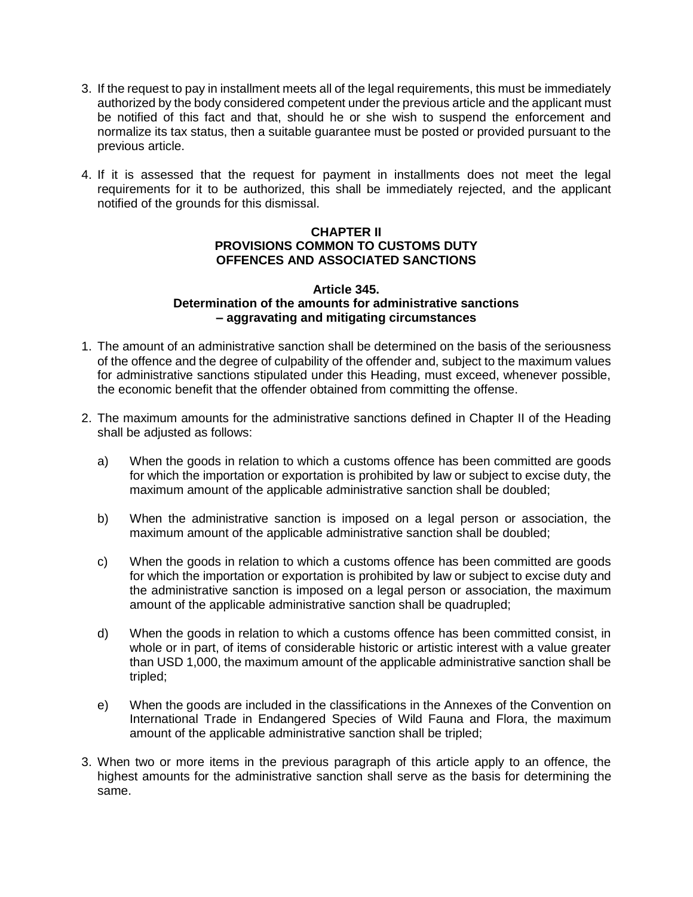3. If the request to pay in installment meets all of the legal requirements, this must be immediately authorized by the body considered competent under the previous article and the applicant must be notified of this fact and that, should he or she wish to suspend the enforcement and normalize its tax status, then a suitable guarantee must be posted or provided pursuant to the previous article.

4. If it is assessed that the request for payment in installments does not meet the legal requirements for it to be authorized, this shall be immediately rejected, and the applicant notified of the grounds for this dismissal.

## CHAPTER II
## PROVISIONS COMMON TO CUSTOMS DUTY OFFENCES AND ASSOCIATED SANCTIONS

### Article 345.
### Determination of the amounts for administrative sanctions – aggravating and mitigating circumstances

1. The amount of an administrative sanction shall be determined on the basis of the seriousness of the offence and the degree of culpability of the offender and, subject to the maximum values for administrative sanctions stipulated under this Heading, must exceed, whenever possible, the economic benefit that the offender obtained from committing the offense.

2. The maximum amounts for the administrative sanctions defined in Chapter II of the Heading shall be adjusted as follows:

   a) When the goods in relation to which a customs offence has been committed are goods for which the importation or exportation is prohibited by law or subject to excise duty, the maximum amount of the applicable administrative sanction shall be doubled;

   b) When the administrative sanction is imposed on a legal person or association, the maximum amount of the applicable administrative sanction shall be doubled;

   c) When the goods in relation to which a customs offence has been committed are goods for which the importation or exportation is prohibited by law or subject to excise duty and the administrative sanction is imposed on a legal person or association, the maximum amount of the applicable administrative sanction shall be quadrupled;

   d) When the goods in relation to which a customs offence has been committed consist, in whole or in part, of items of considerable historic or artistic interest with a value greater than USD 1,000, the maximum amount of the applicable administrative sanction shall be tripled;

   e) When the goods are included in the classifications in the Annexes of the Convention on International Trade in Endangered Species of Wild Fauna and Flora, the maximum amount of the applicable administrative sanction shall be tripled;

3. When two or more items in the previous paragraph of this article apply to an offence, the highest amounts for the administrative sanction shall serve as the basis for determining the same.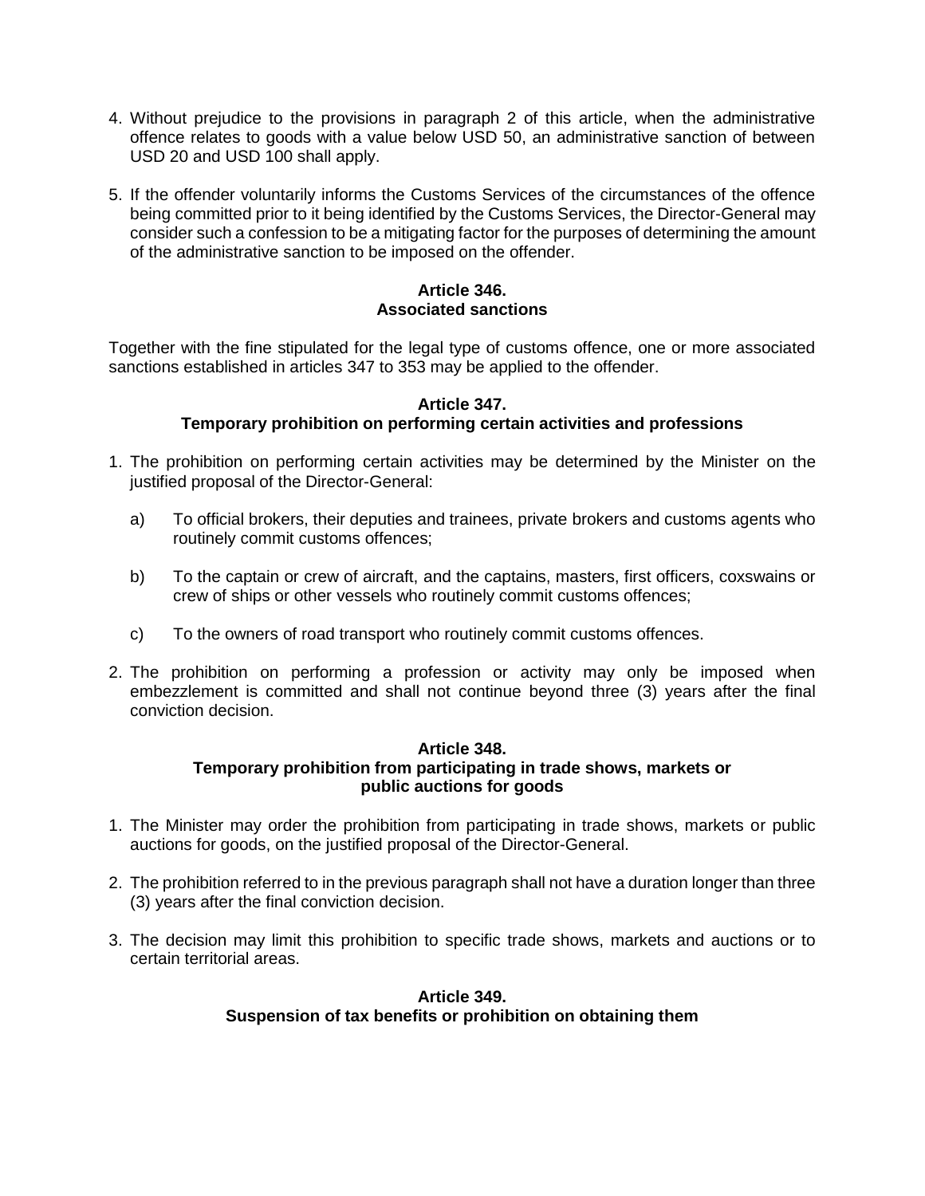4. Without prejudice to the provisions in paragraph 2 of this article, when the administrative offence relates to goods with a value below USD 50, an administrative sanction of between USD 20 and USD 100 shall apply.

5. If the offender voluntarily informs the Customs Services of the circumstances of the offence being committed prior to it being identified by the Customs Services, the Director-General may consider such a confession to be a mitigating factor for the purposes of determining the amount of the administrative sanction to be imposed on the offender.

### Article 346. Associated sanctions

Together with the fine stipulated for the legal type of customs offence, one or more associated sanctions established in articles 347 to 353 may be applied to the offender.

### Article 347. Temporary prohibition on performing certain activities and professions

1. The prohibition on performing certain activities may be determined by the Minister on the justified proposal of the Director-General:

   a) To official brokers, their deputies and trainees, private brokers and customs agents who routinely commit customs offences;

   b) To the captain or crew of aircraft, and the captains, masters, first officers, coxswains or crew of ships or other vessels who routinely commit customs offences;

   c) To the owners of road transport who routinely commit customs offences.

2. The prohibition on performing a profession or activity may only be imposed when embezzlement is committed and shall not continue beyond three (3) years after the final conviction decision.

### Article 348. Temporary prohibition from participating in trade shows, markets or public auctions for goods

1. The Minister may order the prohibition from participating in trade shows, markets or public auctions for goods, on the justified proposal of the Director-General.

2. The prohibition referred to in the previous paragraph shall not have a duration longer than three (3) years after the final conviction decision.

3. The decision may limit this prohibition to specific trade shows, markets and auctions or to certain territorial areas.

### Article 349. Suspension of tax benefits or prohibition on obtaining them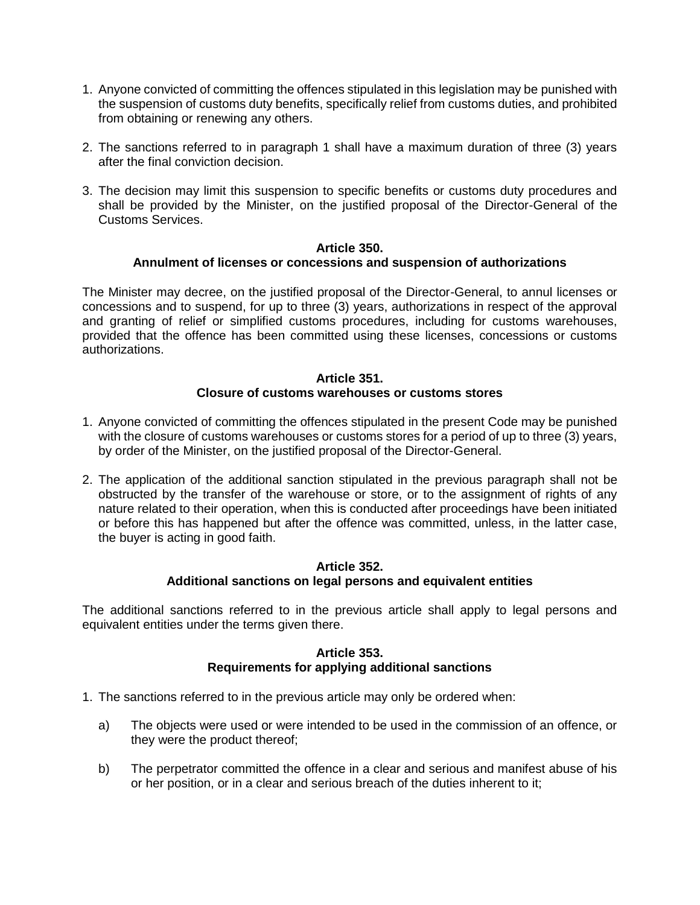1. Anyone convicted of committing the offences stipulated in this legislation may be punished with the suspension of customs duty benefits, specifically relief from customs duties, and prohibited from obtaining or renewing any others.

2. The sanctions referred to in paragraph 1 shall have a maximum duration of three (3) years after the final conviction decision.

3. The decision may limit this suspension to specific benefits or customs duty procedures and shall be provided by the Minister, on the justified proposal of the Director-General of the Customs Services.

**Article 350.**
**Annulment of licenses or concessions and suspension of authorizations**

The Minister may decree, on the justified proposal of the Director-General, to annul licenses or concessions and to suspend, for up to three (3) years, authorizations in respect of the approval and granting of relief or simplified customs procedures, including for customs warehouses, provided that the offence has been committed using these licenses, concessions or customs authorizations.

**Article 351.**
**Closure of customs warehouses or customs stores**

1. Anyone convicted of committing the offences stipulated in the present Code may be punished with the closure of customs warehouses or customs stores for a period of up to three (3) years, by order of the Minister, on the justified proposal of the Director-General.

2. The application of the additional sanction stipulated in the previous paragraph shall not be obstructed by the transfer of the warehouse or store, or to the assignment of rights of any nature related to their operation, when this is conducted after proceedings have been initiated or before this has happened but after the offence was committed, unless, in the latter case, the buyer is acting in good faith.

**Article 352.**
**Additional sanctions on legal persons and equivalent entities**

The additional sanctions referred to in the previous article shall apply to legal persons and equivalent entities under the terms given there.

**Article 353.**
**Requirements for applying additional sanctions**

1. The sanctions referred to in the previous article may only be ordered when:

   a) The objects were used or were intended to be used in the commission of an offence, or they were the product thereof;

   b) The perpetrator committed the offence in a clear and serious and manifest abuse of his or her position, or in a clear and serious breach of the duties inherent to it;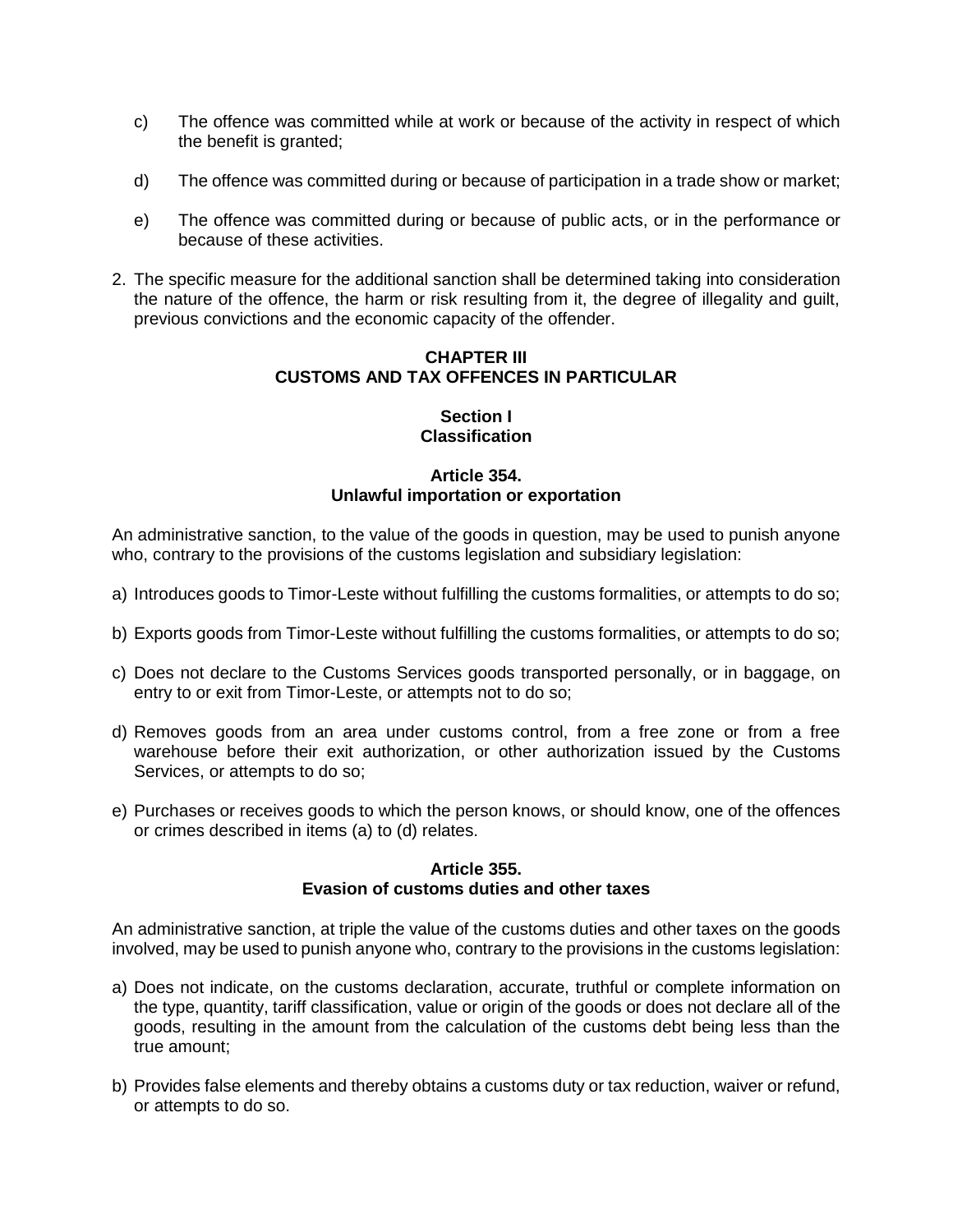c) The offence was committed while at work or because of the activity in respect of which the benefit is granted;

d) The offence was committed during or because of participation in a trade show or market;

e) The offence was committed during or because of public acts, or in the performance or because of these activities.

2. The specific measure for the additional sanction shall be determined taking into consideration the nature of the offence, the harm or risk resulting from it, the degree of illegality and guilt, previous convictions and the economic capacity of the offender.

## CHAPTER III
## CUSTOMS AND TAX OFFENCES IN PARTICULAR

### Section I
### Classification

#### Article 354.
#### Unlawful importation or exportation

An administrative sanction, to the value of the goods in question, may be used to punish anyone who, contrary to the provisions of the customs legislation and subsidiary legislation:

a) Introduces goods to Timor-Leste without fulfilling the customs formalities, or attempts to do so;

b) Exports goods from Timor-Leste without fulfilling the customs formalities, or attempts to do so;

c) Does not declare to the Customs Services goods transported personally, or in baggage, on entry to or exit from Timor-Leste, or attempts not to do so;

d) Removes goods from an area under customs control, from a free zone or from a free warehouse before their exit authorization, or other authorization issued by the Customs Services, or attempts to do so;

e) Purchases or receives goods to which the person knows, or should know, one of the offences or crimes described in items (a) to (d) relates.

#### Article 355.
#### Evasion of customs duties and other taxes

An administrative sanction, at triple the value of the customs duties and other taxes on the goods involved, may be used to punish anyone who, contrary to the provisions in the customs legislation:

a) Does not indicate, on the customs declaration, accurate, truthful or complete information on the type, quantity, tariff classification, value or origin of the goods or does not declare all of the goods, resulting in the amount from the calculation of the customs debt being less than the true amount;

b) Provides false elements and thereby obtains a customs duty or tax reduction, waiver or refund, or attempts to do so.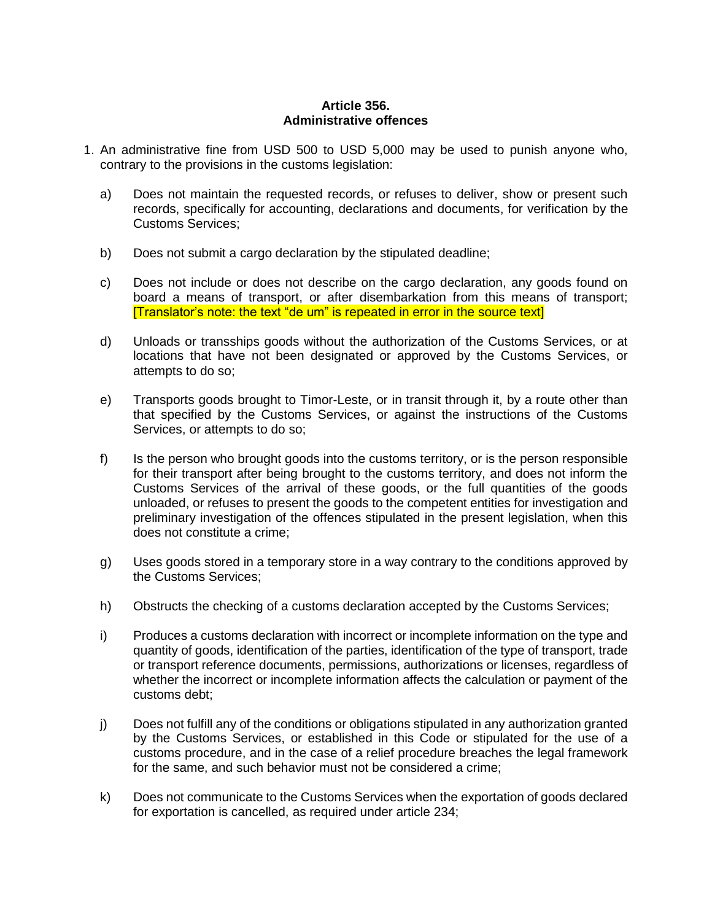**Article 356.**
**Administrative offences**

1. An administrative fine from USD 500 to USD 5,000 may be used to punish anyone who, contrary to the provisions in the customs legislation:

   a) Does not maintain the requested records, or refuses to deliver, show or present such records, specifically for accounting, declarations and documents, for verification by the Customs Services;

   b) Does not submit a cargo declaration by the stipulated deadline;

   c) Does not include or does not describe on the cargo declaration, any goods found on board a means of transport, or after disembarkation from this means of transport; [Translator's note: the text "de um" is repeated in error in the source text]

   d) Unloads or transships goods without the authorization of the Customs Services, or at locations that have not been designated or approved by the Customs Services, or attempts to do so;

   e) Transports goods brought to Timor-Leste, or in transit through it, by a route other than that specified by the Customs Services, or against the instructions of the Customs Services, or attempts to do so;

   f) Is the person who brought goods into the customs territory, or is the person responsible for their transport after being brought to the customs territory, and does not inform the Customs Services of the arrival of these goods, or the full quantities of the goods unloaded, or refuses to present the goods to the competent entities for investigation and preliminary investigation of the offences stipulated in the present legislation, when this does not constitute a crime;

   g) Uses goods stored in a temporary store in a way contrary to the conditions approved by the Customs Services;

   h) Obstructs the checking of a customs declaration accepted by the Customs Services;

   i) Produces a customs declaration with incorrect or incomplete information on the type and quantity of goods, identification of the parties, identification of the type of transport, trade or transport reference documents, permissions, authorizations or licenses, regardless of whether the incorrect or incomplete information affects the calculation or payment of the customs debt;

   j) Does not fulfill any of the conditions or obligations stipulated in any authorization granted by the Customs Services, or established in this Code or stipulated for the use of a customs procedure, and in the case of a relief procedure breaches the legal framework for the same, and such behavior must not be considered a crime;

   k) Does not communicate to the Customs Services when the exportation of goods declared for exportation is cancelled, as required under article 234;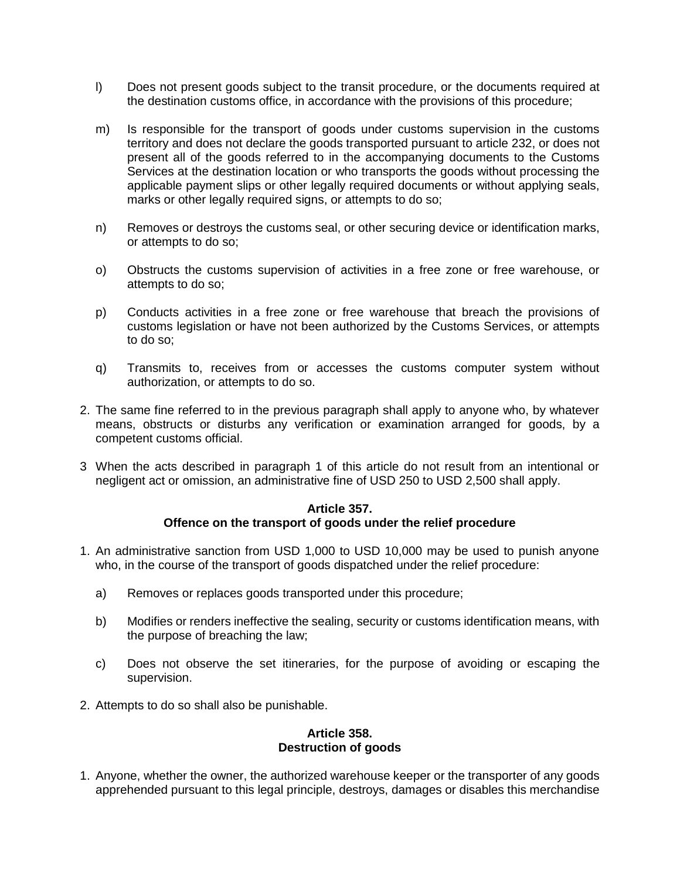l) Does not present goods subject to the transit procedure, or the documents required at the destination customs office, in accordance with the provisions of this procedure;

m) Is responsible for the transport of goods under customs supervision in the customs territory and does not declare the goods transported pursuant to article 232, or does not present all of the goods referred to in the accompanying documents to the Customs Services at the destination location or who transports the goods without processing the applicable payment slips or other legally required documents or without applying seals, marks or other legally required signs, or attempts to do so;

n) Removes or destroys the customs seal, or other securing device or identification marks, or attempts to do so;

o) Obstructs the customs supervision of activities in a free zone or free warehouse, or attempts to do so;

p) Conducts activities in a free zone or free warehouse that breach the provisions of customs legislation or have not been authorized by the Customs Services, or attempts to do so;

q) Transmits to, receives from or accesses the customs computer system without authorization, or attempts to do so.

2. The same fine referred to in the previous paragraph shall apply to anyone who, by whatever means, obstructs or disturbs any verification or examination arranged for goods, by a competent customs official.

3 When the acts described in paragraph 1 of this article do not result from an intentional or negligent act or omission, an administrative fine of USD 250 to USD 2,500 shall apply.

**Article 357.**
**Offence on the transport of goods under the relief procedure**

1. An administrative sanction from USD 1,000 to USD 10,000 may be used to punish anyone who, in the course of the transport of goods dispatched under the relief procedure:

   a) Removes or replaces goods transported under this procedure;

   b) Modifies or renders ineffective the sealing, security or customs identification means, with the purpose of breaching the law;

   c) Does not observe the set itineraries, for the purpose of avoiding or escaping the supervision.

2. Attempts to do so shall also be punishable.

**Article 358.**
**Destruction of goods**

1. Anyone, whether the owner, the authorized warehouse keeper or the transporter of any goods apprehended pursuant to this legal principle, destroys, damages or disables this merchandise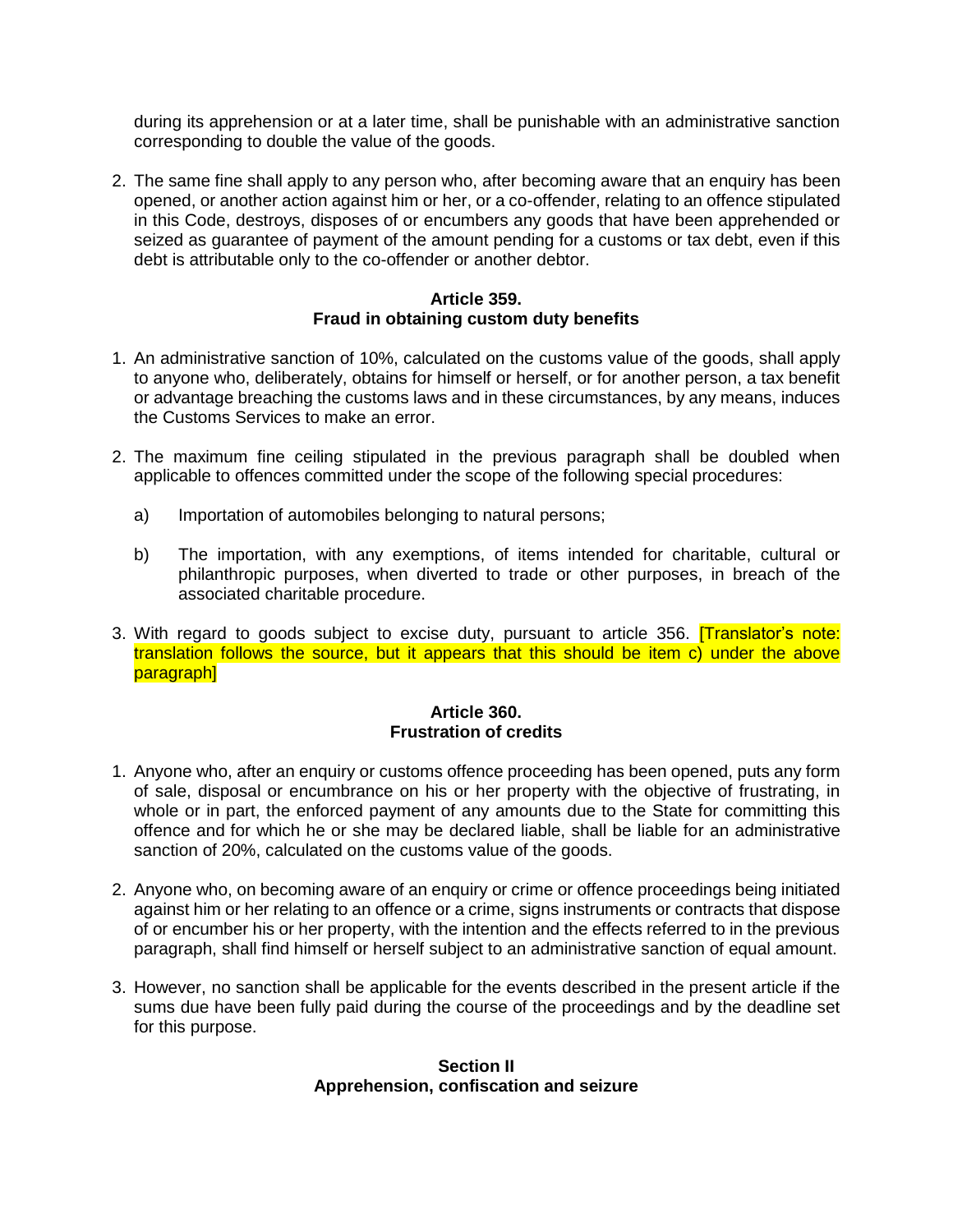during its apprehension or at a later time, shall be punishable with an administrative sanction corresponding to double the value of the goods.

2. The same fine shall apply to any person who, after becoming aware that an enquiry has been opened, or another action against him or her, or a co-offender, relating to an offence stipulated in this Code, destroys, disposes of or encumbers any goods that have been apprehended or seized as guarantee of payment of the amount pending for a customs or tax debt, even if this debt is attributable only to the co-offender or another debtor.

**Article 359.**
**Fraud in obtaining custom duty benefits**

1. An administrative sanction of 10%, calculated on the customs value of the goods, shall apply to anyone who, deliberately, obtains for himself or herself, or for another person, a tax benefit or advantage breaching the customs laws and in these circumstances, by any means, induces the Customs Services to make an error.

2. The maximum fine ceiling stipulated in the previous paragraph shall be doubled when applicable to offences committed under the scope of the following special procedures:

   a) Importation of automobiles belonging to natural persons;

   b) The importation, with any exemptions, of items intended for charitable, cultural or philanthropic purposes, when diverted to trade or other purposes, in breach of the associated charitable procedure.

3. With regard to goods subject to excise duty, pursuant to article 356. [Translator's note: translation follows the source, but it appears that this should be item c) under the above paragraph]

**Article 360.**
**Frustration of credits**

1. Anyone who, after an enquiry or customs offence proceeding has been opened, puts any form of sale, disposal or encumbrance on his or her property with the objective of frustrating, in whole or in part, the enforced payment of any amounts due to the State for committing this offence and for which he or she may be declared liable, shall be liable for an administrative sanction of 20%, calculated on the customs value of the goods.

2. Anyone who, on becoming aware of an enquiry or crime or offence proceedings being initiated against him or her relating to an offence or a crime, signs instruments or contracts that dispose of or encumber his or her property, with the intention and the effects referred to in the previous paragraph, shall find himself or herself subject to an administrative sanction of equal amount.

3. However, no sanction shall be applicable for the events described in the present article if the sums due have been fully paid during the course of the proceedings and by the deadline set for this purpose.

**Section II**
**Apprehension, confiscation and seizure**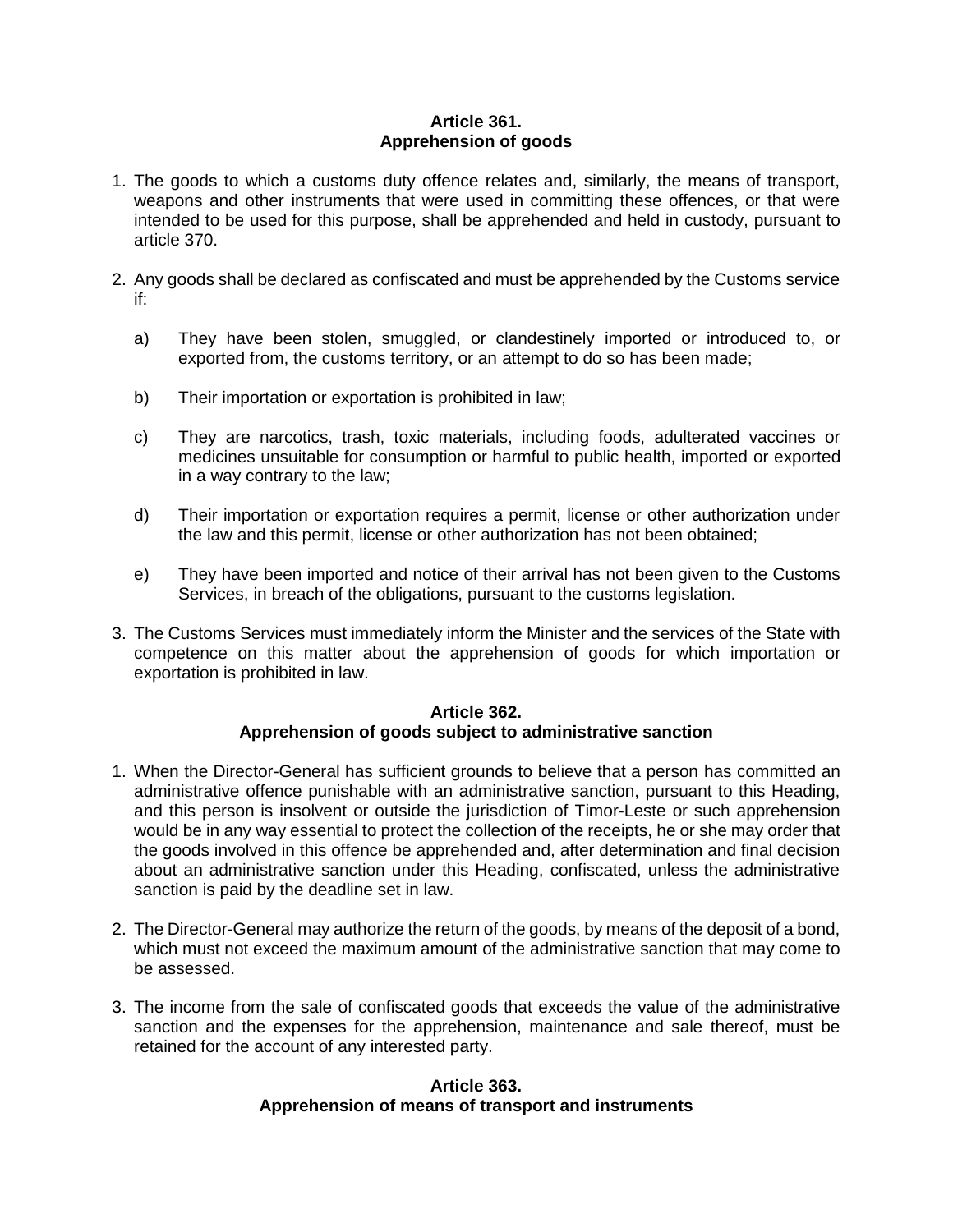**Article 361.**
**Apprehension of goods**

1. The goods to which a customs duty offence relates and, similarly, the means of transport, weapons and other instruments that were used in committing these offences, or that were intended to be used for this purpose, shall be apprehended and held in custody, pursuant to article 370.

2. Any goods shall be declared as confiscated and must be apprehended by the Customs service if:

   a) They have been stolen, smuggled, or clandestinely imported or introduced to, or exported from, the customs territory, or an attempt to do so has been made;

   b) Their importation or exportation is prohibited in law;

   c) They are narcotics, trash, toxic materials, including foods, adulterated vaccines or medicines unsuitable for consumption or harmful to public health, imported or exported in a way contrary to the law;

   d) Their importation or exportation requires a permit, license or other authorization under the law and this permit, license or other authorization has not been obtained;

   e) They have been imported and notice of their arrival has not been given to the Customs Services, in breach of the obligations, pursuant to the customs legislation.

3. The Customs Services must immediately inform the Minister and the services of the State with competence on this matter about the apprehension of goods for which importation or exportation is prohibited in law.

**Article 362.**
**Apprehension of goods subject to administrative sanction**

1. When the Director-General has sufficient grounds to believe that a person has committed an administrative offence punishable with an administrative sanction, pursuant to this Heading, and this person is insolvent or outside the jurisdiction of Timor-Leste or such apprehension would be in any way essential to protect the collection of the receipts, he or she may order that the goods involved in this offence be apprehended and, after determination and final decision about an administrative sanction under this Heading, confiscated, unless the administrative sanction is paid by the deadline set in law.

2. The Director-General may authorize the return of the goods, by means of the deposit of a bond, which must not exceed the maximum amount of the administrative sanction that may come to be assessed.

3. The income from the sale of confiscated goods that exceeds the value of the administrative sanction and the expenses for the apprehension, maintenance and sale thereof, must be retained for the account of any interested party.

**Article 363.**
**Apprehension of means of transport and instruments**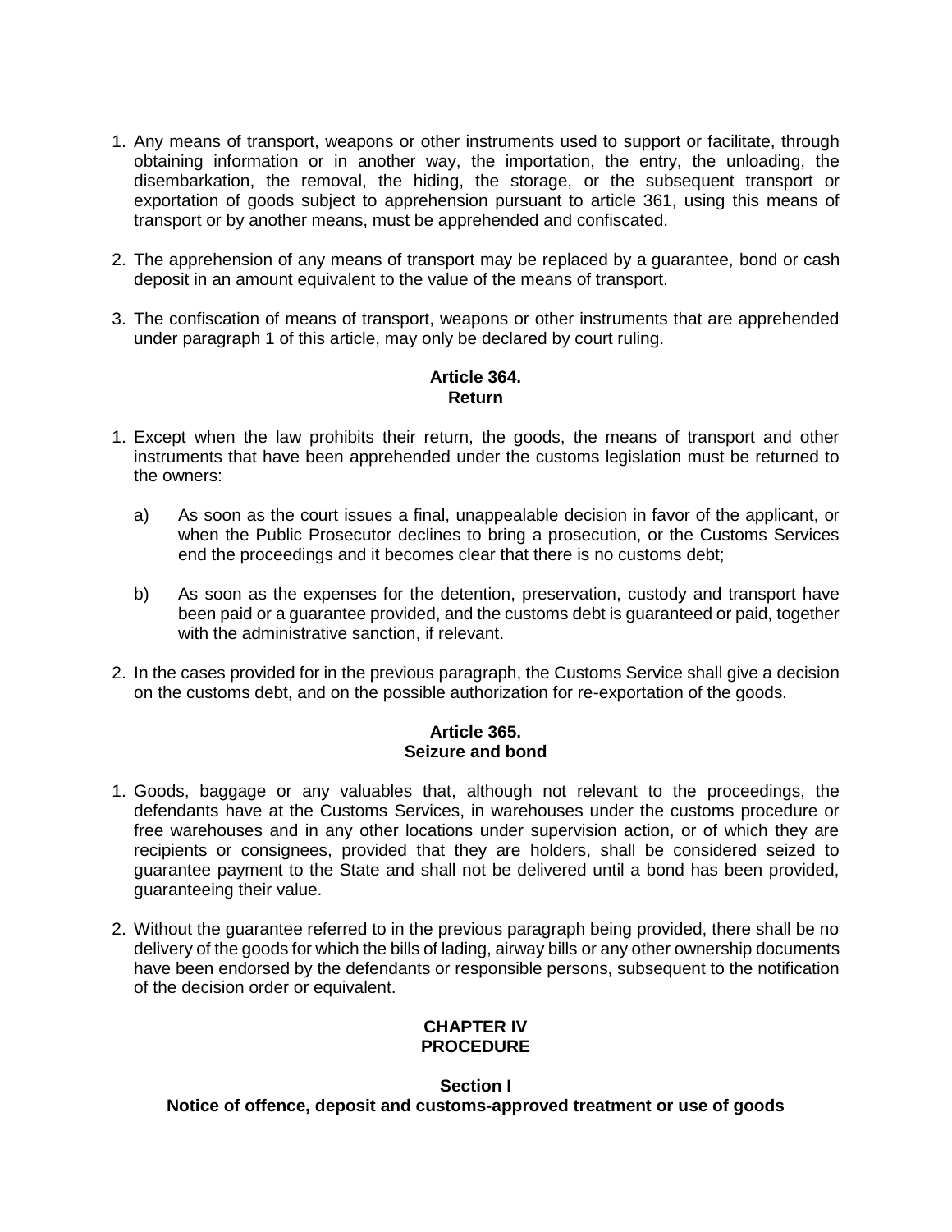1. Any means of transport, weapons or other instruments used to support or facilitate, through obtaining information or in another way, the importation, the entry, the unloading, the disembarkation, the removal, the hiding, the storage, or the subsequent transport or exportation of goods subject to apprehension pursuant to article 361, using this means of transport or by another means, must be apprehended and confiscated.

2. The apprehension of any means of transport may be replaced by a guarantee, bond or cash deposit in an amount equivalent to the value of the means of transport.

3. The confiscation of means of transport, weapons or other instruments that are apprehended under paragraph 1 of this article, may only be declared by court ruling.

**Article 364.**
**Return**

1. Except when the law prohibits their return, the goods, the means of transport and other instruments that have been apprehended under the customs legislation must be returned to the owners:

   a) As soon as the court issues a final, unappealable decision in favor of the applicant, or when the Public Prosecutor declines to bring a prosecution, or the Customs Services end the proceedings and it becomes clear that there is no customs debt;

   b) As soon as the expenses for the detention, preservation, custody and transport have been paid or a guarantee provided, and the customs debt is guaranteed or paid, together with the administrative sanction, if relevant.

2. In the cases provided for in the previous paragraph, the Customs Service shall give a decision on the customs debt, and on the possible authorization for re-exportation of the goods.

**Article 365.**
**Seizure and bond**

1. Goods, baggage or any valuables that, although not relevant to the proceedings, the defendants have at the Customs Services, in warehouses under the customs procedure or free warehouses and in any other locations under supervision action, or of which they are recipients or consignees, provided that they are holders, shall be considered seized to guarantee payment to the State and shall not be delivered until a bond has been provided, guaranteeing their value.

2. Without the guarantee referred to in the previous paragraph being provided, there shall be no delivery of the goods for which the bills of lading, airway bills or any other ownership documents have been endorsed by the defendants or responsible persons, subsequent to the notification of the decision order or equivalent.

## CHAPTER IV
## PROCEDURE

### Section I
### Notice of offence, deposit and customs-approved treatment or use of goods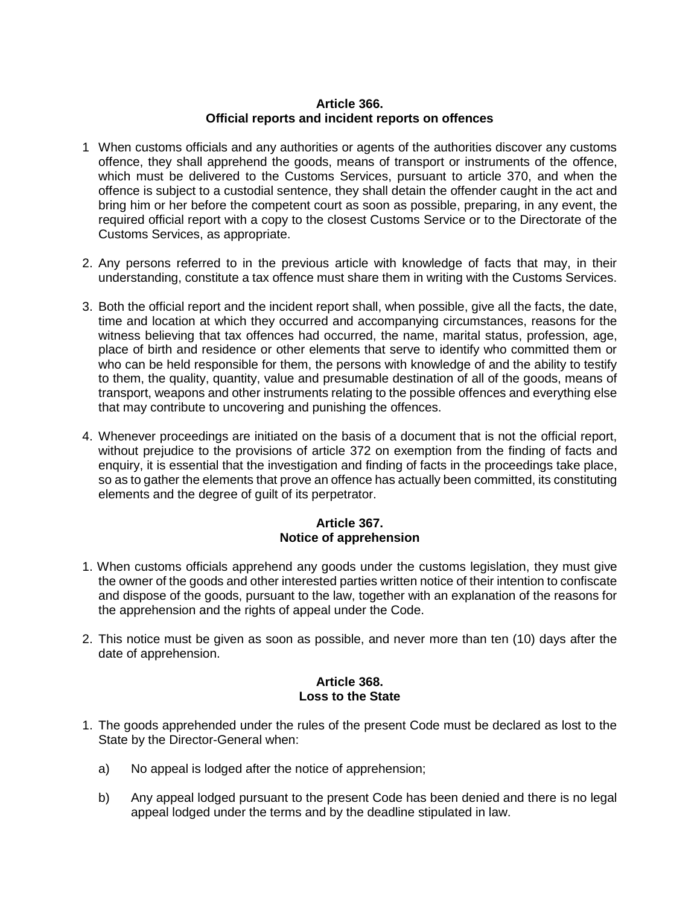**Article 366.**
**Official reports and incident reports on offences**

1 When customs officials and any authorities or agents of the authorities discover any customs offence, they shall apprehend the goods, means of transport or instruments of the offence, which must be delivered to the Customs Services, pursuant to article 370, and when the offence is subject to a custodial sentence, they shall detain the offender caught in the act and bring him or her before the competent court as soon as possible, preparing, in any event, the required official report with a copy to the closest Customs Service or to the Directorate of the Customs Services, as appropriate.

2. Any persons referred to in the previous article with knowledge of facts that may, in their understanding, constitute a tax offence must share them in writing with the Customs Services.

3. Both the official report and the incident report shall, when possible, give all the facts, the date, time and location at which they occurred and accompanying circumstances, reasons for the witness believing that tax offences had occurred, the name, marital status, profession, age, place of birth and residence or other elements that serve to identify who committed them or who can be held responsible for them, the persons with knowledge of and the ability to testify to them, the quality, quantity, value and presumable destination of all of the goods, means of transport, weapons and other instruments relating to the possible offences and everything else that may contribute to uncovering and punishing the offences.

4. Whenever proceedings are initiated on the basis of a document that is not the official report, without prejudice to the provisions of article 372 on exemption from the finding of facts and enquiry, it is essential that the investigation and finding of facts in the proceedings take place, so as to gather the elements that prove an offence has actually been committed, its constituting elements and the degree of guilt of its perpetrator.

**Article 367.**
**Notice of apprehension**

1. When customs officials apprehend any goods under the customs legislation, they must give the owner of the goods and other interested parties written notice of their intention to confiscate and dispose of the goods, pursuant to the law, together with an explanation of the reasons for the apprehension and the rights of appeal under the Code.

2. This notice must be given as soon as possible, and never more than ten (10) days after the date of apprehension.

**Article 368.**
**Loss to the State**

1. The goods apprehended under the rules of the present Code must be declared as lost to the State by the Director-General when:

   a) No appeal is lodged after the notice of apprehension;

   b) Any appeal lodged pursuant to the present Code has been denied and there is no legal appeal lodged under the terms and by the deadline stipulated in law.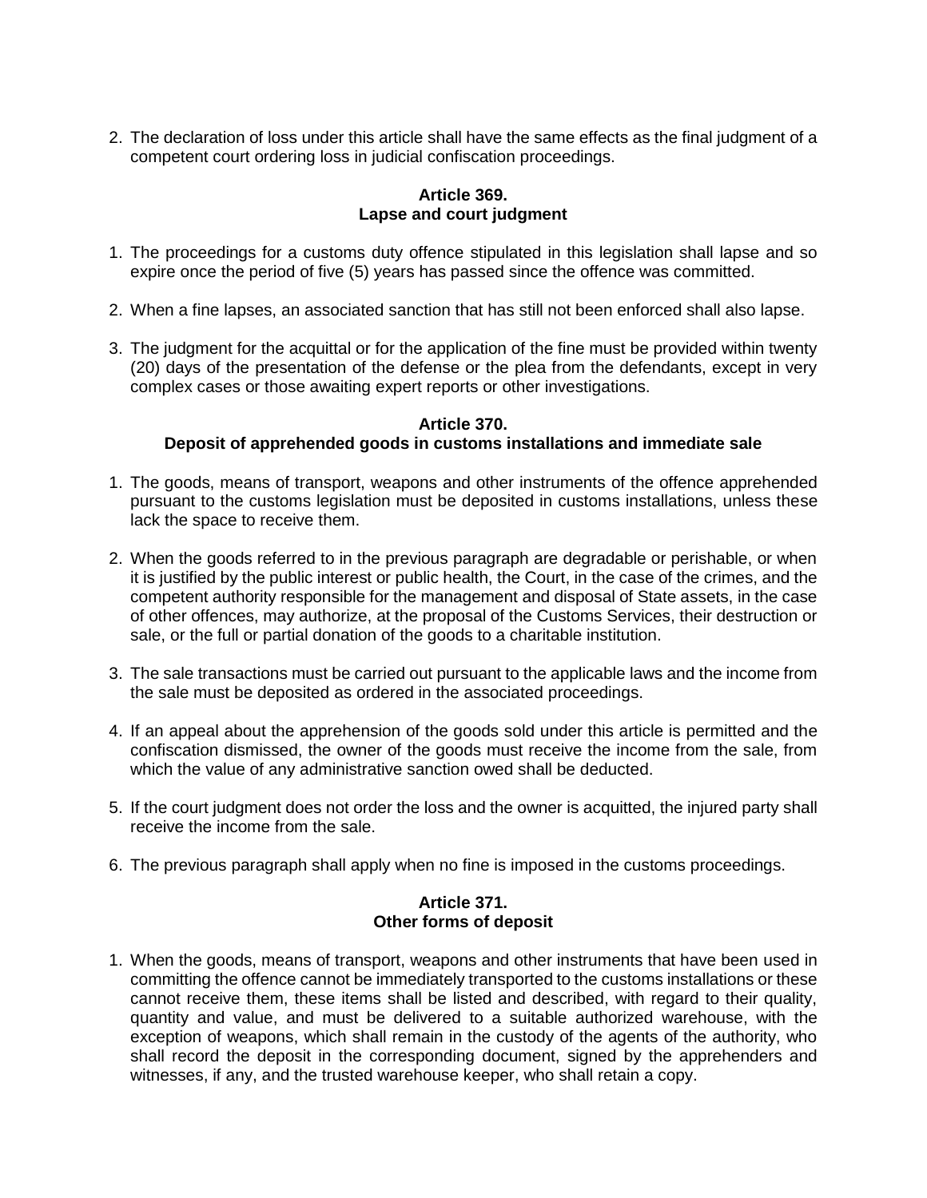2. The declaration of loss under this article shall have the same effects as the final judgment of a competent court ordering loss in judicial confiscation proceedings.

**Article 369.**
**Lapse and court judgment**

1. The proceedings for a customs duty offence stipulated in this legislation shall lapse and so expire once the period of five (5) years has passed since the offence was committed.

2. When a fine lapses, an associated sanction that has still not been enforced shall also lapse.

3. The judgment for the acquittal or for the application of the fine must be provided within twenty (20) days of the presentation of the defense or the plea from the defendants, except in very complex cases or those awaiting expert reports or other investigations.

**Article 370.**
**Deposit of apprehended goods in customs installations and immediate sale**

1. The goods, means of transport, weapons and other instruments of the offence apprehended pursuant to the customs legislation must be deposited in customs installations, unless these lack the space to receive them.

2. When the goods referred to in the previous paragraph are degradable or perishable, or when it is justified by the public interest or public health, the Court, in the case of the crimes, and the competent authority responsible for the management and disposal of State assets, in the case of other offences, may authorize, at the proposal of the Customs Services, their destruction or sale, or the full or partial donation of the goods to a charitable institution.

3. The sale transactions must be carried out pursuant to the applicable laws and the income from the sale must be deposited as ordered in the associated proceedings.

4. If an appeal about the apprehension of the goods sold under this article is permitted and the confiscation dismissed, the owner of the goods must receive the income from the sale, from which the value of any administrative sanction owed shall be deducted.

5. If the court judgment does not order the loss and the owner is acquitted, the injured party shall receive the income from the sale.

6. The previous paragraph shall apply when no fine is imposed in the customs proceedings.

**Article 371.**
**Other forms of deposit**

1. When the goods, means of transport, weapons and other instruments that have been used in committing the offence cannot be immediately transported to the customs installations or these cannot receive them, these items shall be listed and described, with regard to their quality, quantity and value, and must be delivered to a suitable authorized warehouse, with the exception of weapons, which shall remain in the custody of the agents of the authority, who shall record the deposit in the corresponding document, signed by the apprehenders and witnesses, if any, and the trusted warehouse keeper, who shall retain a copy.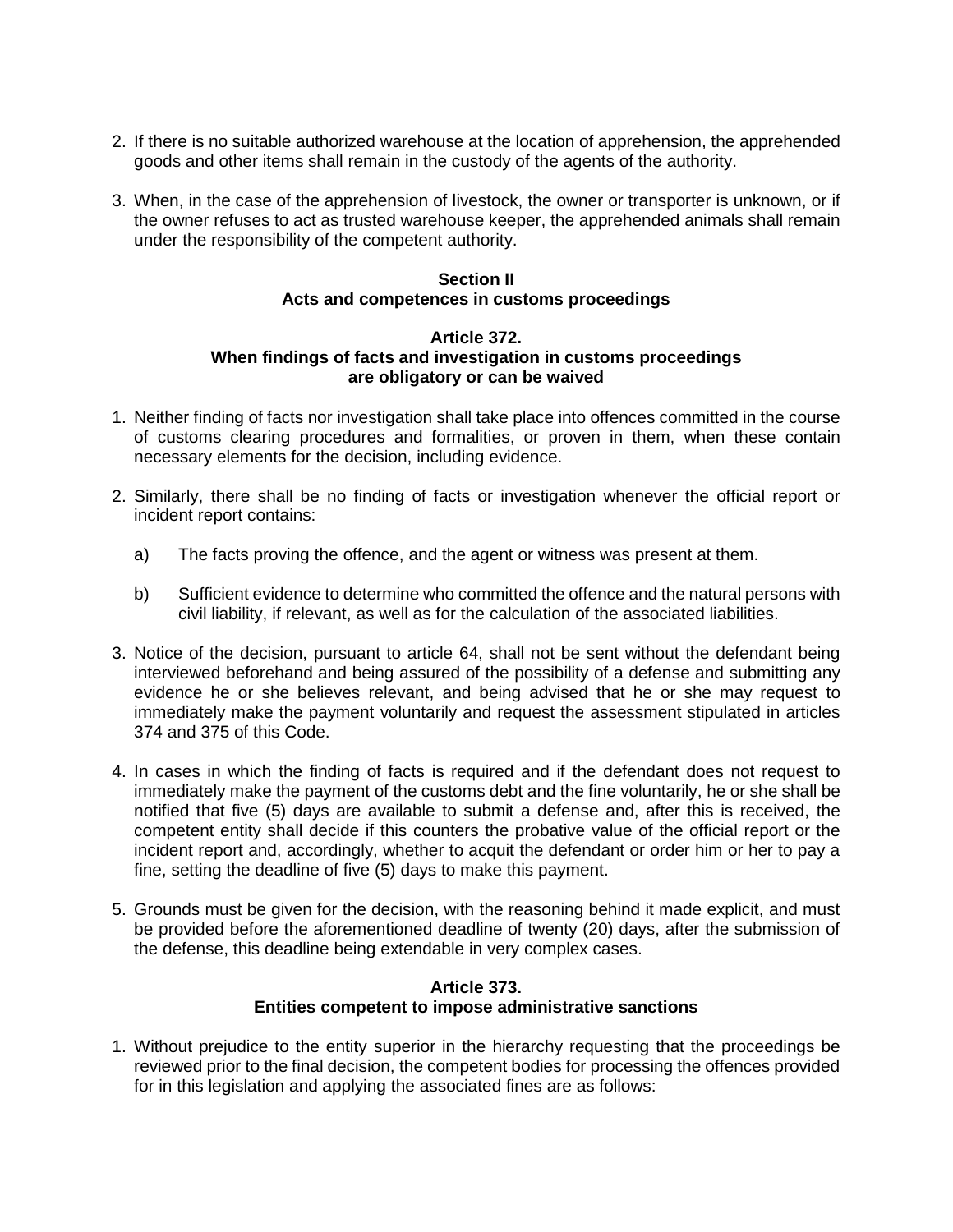2. If there is no suitable authorized warehouse at the location of apprehension, the apprehended goods and other items shall remain in the custody of the agents of the authority.

3. When, in the case of the apprehension of livestock, the owner or transporter is unknown, or if the owner refuses to act as trusted warehouse keeper, the apprehended animals shall remain under the responsibility of the competent authority.

### Section II
### Acts and competences in customs proceedings

#### Article 372.
#### When findings of facts and investigation in customs proceedings are obligatory or can be waived

1. Neither finding of facts nor investigation shall take place into offences committed in the course of customs clearing procedures and formalities, or proven in them, when these contain necessary elements for the decision, including evidence.

2. Similarly, there shall be no finding of facts or investigation whenever the official report or incident report contains:

   a) The facts proving the offence, and the agent or witness was present at them.

   b) Sufficient evidence to determine who committed the offence and the natural persons with civil liability, if relevant, as well as for the calculation of the associated liabilities.

3. Notice of the decision, pursuant to article 64, shall not be sent without the defendant being interviewed beforehand and being assured of the possibility of a defense and submitting any evidence he or she believes relevant, and being advised that he or she may request to immediately make the payment voluntarily and request the assessment stipulated in articles 374 and 375 of this Code.

4. In cases in which the finding of facts is required and if the defendant does not request to immediately make the payment of the customs debt and the fine voluntarily, he or she shall be notified that five (5) days are available to submit a defense and, after this is received, the competent entity shall decide if this counters the probative value of the official report or the incident report and, accordingly, whether to acquit the defendant or order him or her to pay a fine, setting the deadline of five (5) days to make this payment.

5. Grounds must be given for the decision, with the reasoning behind it made explicit, and must be provided before the aforementioned deadline of twenty (20) days, after the submission of the defense, this deadline being extendable in very complex cases.

#### Article 373.
#### Entities competent to impose administrative sanctions

1. Without prejudice to the entity superior in the hierarchy requesting that the proceedings be reviewed prior to the final decision, the competent bodies for processing the offences provided for in this legislation and applying the associated fines are as follows: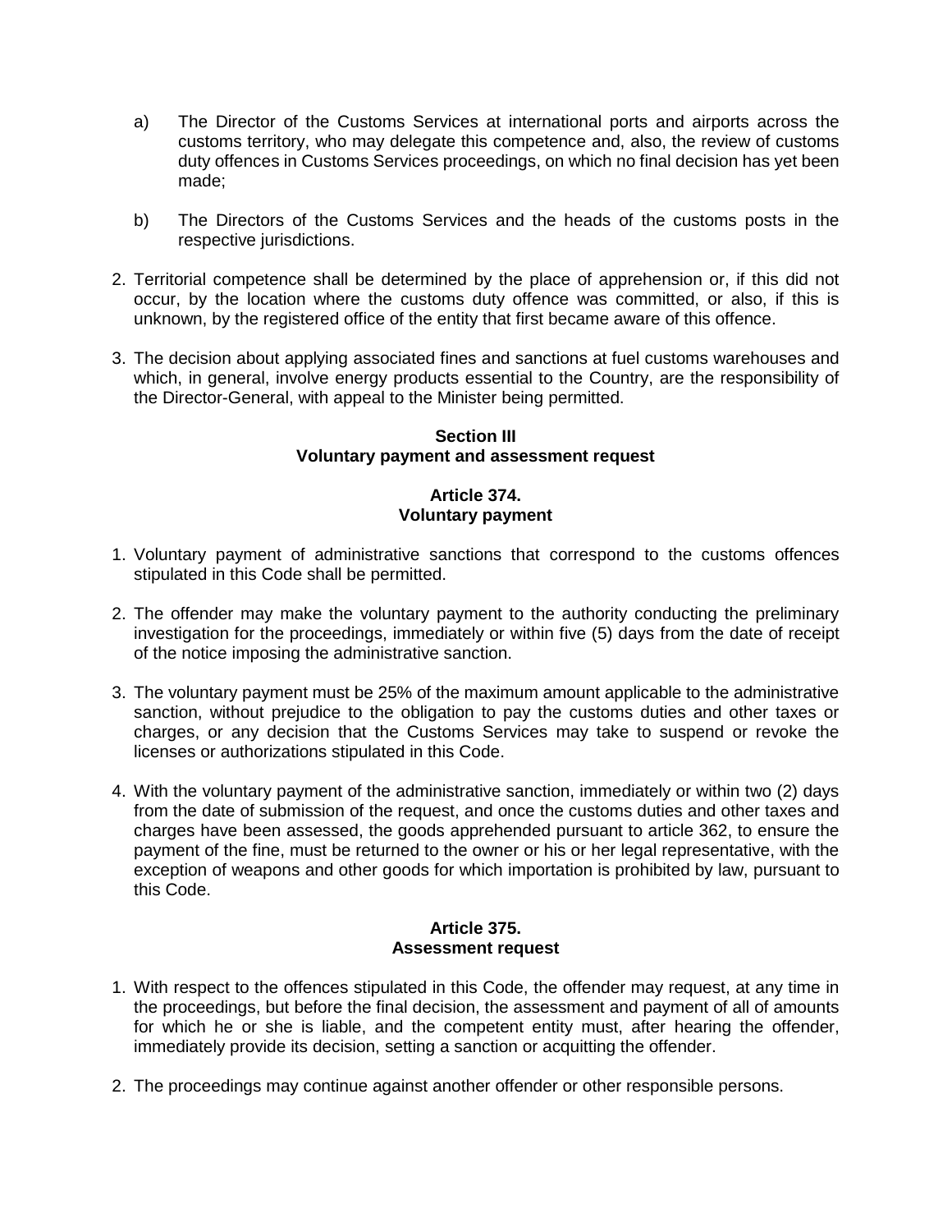a) The Director of the Customs Services at international ports and airports across the customs territory, who may delegate this competence and, also, the review of customs duty offences in Customs Services proceedings, on which no final decision has yet been made;

b) The Directors of the Customs Services and the heads of the customs posts in the respective jurisdictions.

2. Territorial competence shall be determined by the place of apprehension or, if this did not occur, by the location where the customs duty offence was committed, or also, if this is unknown, by the registered office of the entity that first became aware of this offence.

3. The decision about applying associated fines and sanctions at fuel customs warehouses and which, in general, involve energy products essential to the Country, are the responsibility of the Director-General, with appeal to the Minister being permitted.

**Section III**
**Voluntary payment and assessment request**

**Article 374.**
**Voluntary payment**

1. Voluntary payment of administrative sanctions that correspond to the customs offences stipulated in this Code shall be permitted.

2. The offender may make the voluntary payment to the authority conducting the preliminary investigation for the proceedings, immediately or within five (5) days from the date of receipt of the notice imposing the administrative sanction.

3. The voluntary payment must be 25% of the maximum amount applicable to the administrative sanction, without prejudice to the obligation to pay the customs duties and other taxes or charges, or any decision that the Customs Services may take to suspend or revoke the licenses or authorizations stipulated in this Code.

4. With the voluntary payment of the administrative sanction, immediately or within two (2) days from the date of submission of the request, and once the customs duties and other taxes and charges have been assessed, the goods apprehended pursuant to article 362, to ensure the payment of the fine, must be returned to the owner or his or her legal representative, with the exception of weapons and other goods for which importation is prohibited by law, pursuant to this Code.

**Article 375.**
**Assessment request**

1. With respect to the offences stipulated in this Code, the offender may request, at any time in the proceedings, but before the final decision, the assessment and payment of all of amounts for which he or she is liable, and the competent entity must, after hearing the offender, immediately provide its decision, setting a sanction or acquitting the offender.

2. The proceedings may continue against another offender or other responsible persons.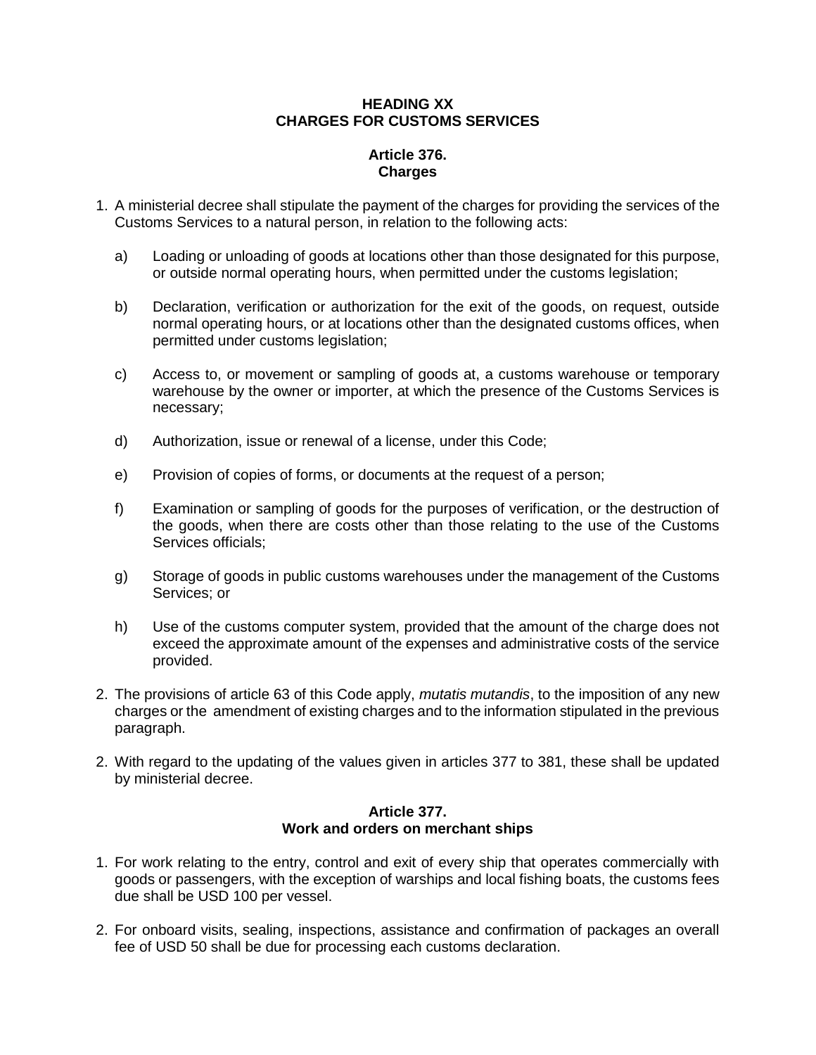## HEADING XX
## CHARGES FOR CUSTOMS SERVICES

### Article 376.
### Charges

1. A ministerial decree shall stipulate the payment of the charges for providing the services of the Customs Services to a natural person, in relation to the following acts:

   a) Loading or unloading of goods at locations other than those designated for this purpose, or outside normal operating hours, when permitted under the customs legislation;

   b) Declaration, verification or authorization for the exit of the goods, on request, outside normal operating hours, or at locations other than the designated customs offices, when permitted under customs legislation;

   c) Access to, or movement or sampling of goods at, a customs warehouse or temporary warehouse by the owner or importer, at which the presence of the Customs Services is necessary;

   d) Authorization, issue or renewal of a license, under this Code;

   e) Provision of copies of forms, or documents at the request of a person;

   f) Examination or sampling of goods for the purposes of verification, or the destruction of the goods, when there are costs other than those relating to the use of the Customs Services officials;

   g) Storage of goods in public customs warehouses under the management of the Customs Services; or

   h) Use of the customs computer system, provided that the amount of the charge does not exceed the approximate amount of the expenses and administrative costs of the service provided.

2. The provisions of article 63 of this Code apply, *mutatis mutandis*, to the imposition of any new charges or the amendment of existing charges and to the information stipulated in the previous paragraph.

2. With regard to the updating of the values given in articles 377 to 381, these shall be updated by ministerial decree.

### Article 377.
### Work and orders on merchant ships

1. For work relating to the entry, control and exit of every ship that operates commercially with goods or passengers, with the exception of warships and local fishing boats, the customs fees due shall be USD 100 per vessel.

2. For onboard visits, sealing, inspections, assistance and confirmation of packages an overall fee of USD 50 shall be due for processing each customs declaration.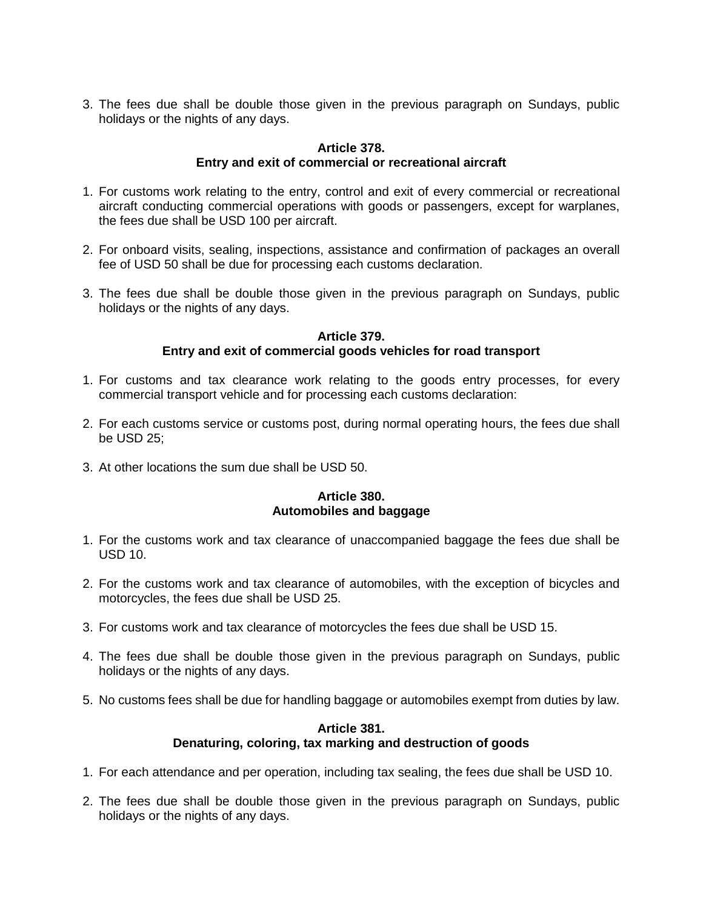3. The fees due shall be double those given in the previous paragraph on Sundays, public holidays or the nights of any days.

**Article 378.**
**Entry and exit of commercial or recreational aircraft**

1. For customs work relating to the entry, control and exit of every commercial or recreational aircraft conducting commercial operations with goods or passengers, except for warplanes, the fees due shall be USD 100 per aircraft.

2. For onboard visits, sealing, inspections, assistance and confirmation of packages an overall fee of USD 50 shall be due for processing each customs declaration.

3. The fees due shall be double those given in the previous paragraph on Sundays, public holidays or the nights of any days.

**Article 379.**
**Entry and exit of commercial goods vehicles for road transport**

1. For customs and tax clearance work relating to the goods entry processes, for every commercial transport vehicle and for processing each customs declaration:

2. For each customs service or customs post, during normal operating hours, the fees due shall be USD 25;

3. At other locations the sum due shall be USD 50.

**Article 380.**
**Automobiles and baggage**

1. For the customs work and tax clearance of unaccompanied baggage the fees due shall be USD 10.

2. For the customs work and tax clearance of automobiles, with the exception of bicycles and motorcycles, the fees due shall be USD 25.

3. For customs work and tax clearance of motorcycles the fees due shall be USD 15.

4. The fees due shall be double those given in the previous paragraph on Sundays, public holidays or the nights of any days.

5. No customs fees shall be due for handling baggage or automobiles exempt from duties by law.

**Article 381.**
**Denaturing, coloring, tax marking and destruction of goods**

1. For each attendance and per operation, including tax sealing, the fees due shall be USD 10.

2. The fees due shall be double those given in the previous paragraph on Sundays, public holidays or the nights of any days.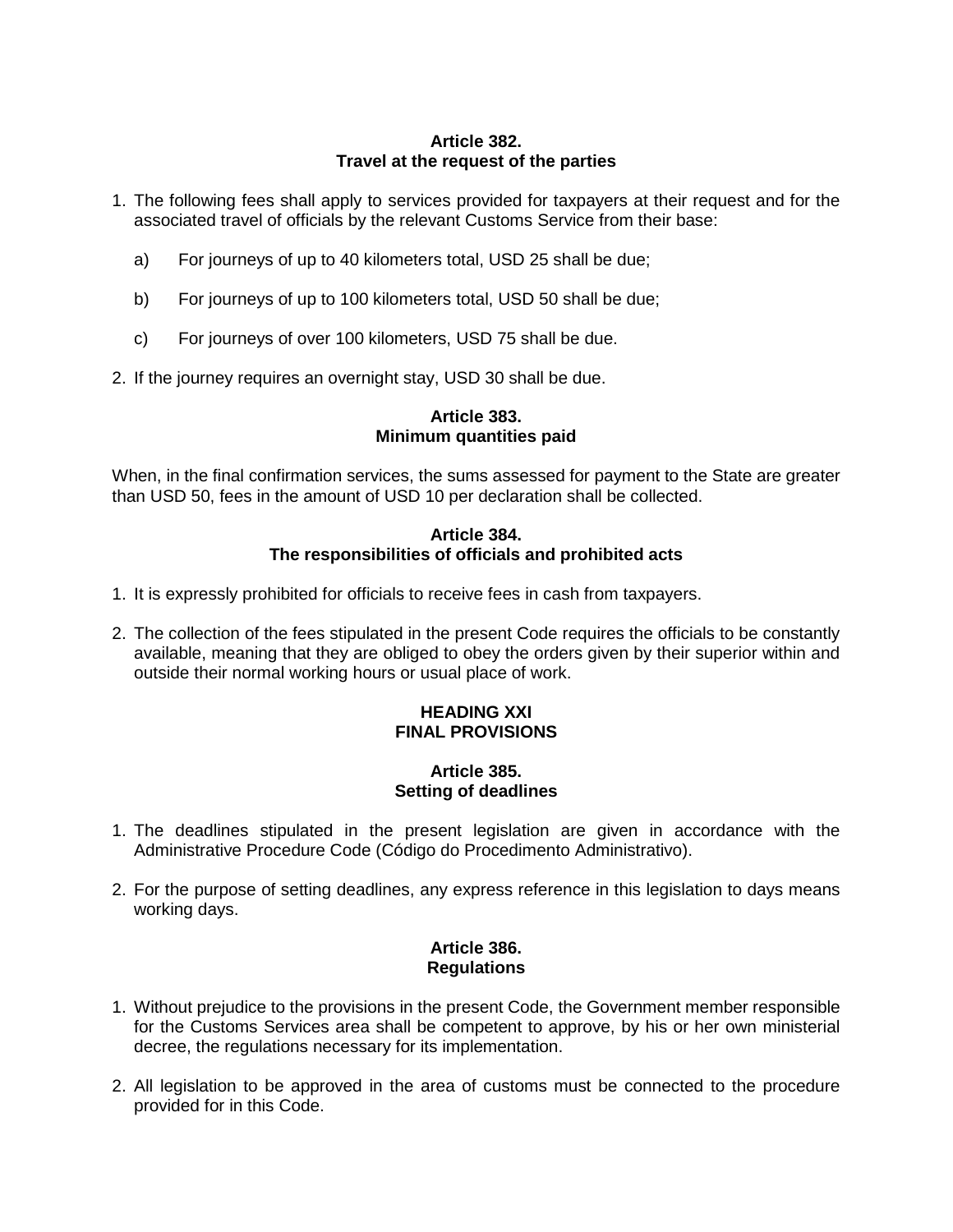### Article 382.
### Travel at the request of the parties

1. The following fees shall apply to services provided for taxpayers at their request and for the associated travel of officials by the relevant Customs Service from their base:

   a) For journeys of up to 40 kilometers total, USD 25 shall be due;

   b) For journeys of up to 100 kilometers total, USD 50 shall be due;

   c) For journeys of over 100 kilometers, USD 75 shall be due.

2. If the journey requires an overnight stay, USD 30 shall be due.

### Article 383.
### Minimum quantities paid

When, in the final confirmation services, the sums assessed for payment to the State are greater than USD 50, fees in the amount of USD 10 per declaration shall be collected.

### Article 384.
### The responsibilities of officials and prohibited acts

1. It is expressly prohibited for officials to receive fees in cash from taxpayers.

2. The collection of the fees stipulated in the present Code requires the officials to be constantly available, meaning that they are obliged to obey the orders given by their superior within and outside their normal working hours or usual place of work.

## HEADING XXI
## FINAL PROVISIONS

### Article 385.
### Setting of deadlines

1. The deadlines stipulated in the present legislation are given in accordance with the Administrative Procedure Code (Código do Procedimento Administrativo).

2. For the purpose of setting deadlines, any express reference in this legislation to days means working days.

### Article 386.
### Regulations

1. Without prejudice to the provisions in the present Code, the Government member responsible for the Customs Services area shall be competent to approve, by his or her own ministerial decree, the regulations necessary for its implementation.

2. All legislation to be approved in the area of customs must be connected to the procedure provided for in this Code.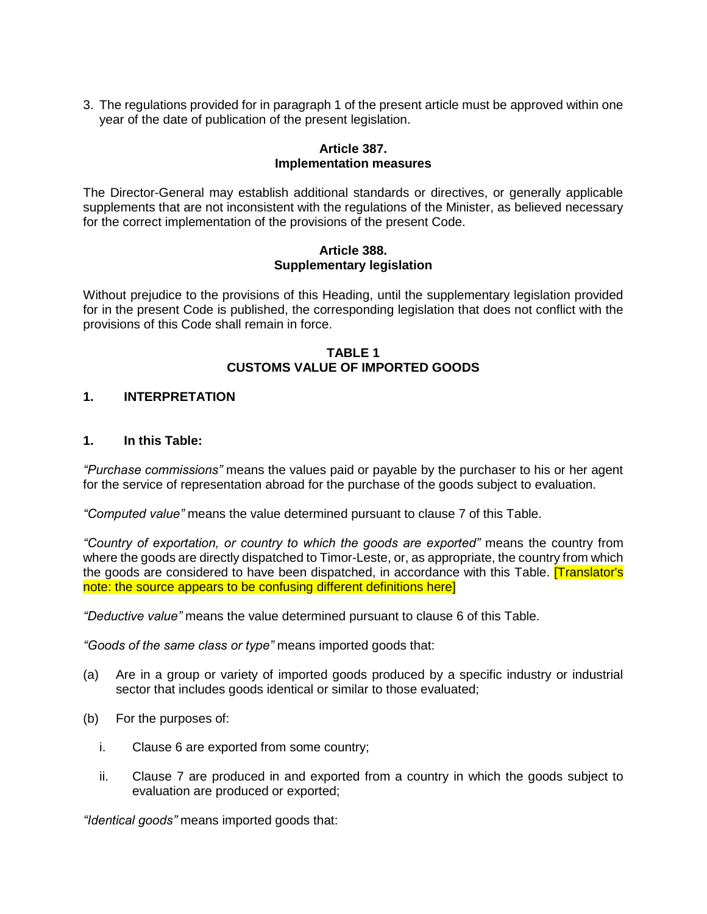3. The regulations provided for in paragraph 1 of the present article must be approved within one year of the date of publication of the present legislation.

### Article 387.
### Implementation measures

The Director-General may establish additional standards or directives, or generally applicable supplements that are not inconsistent with the regulations of the Minister, as believed necessary for the correct implementation of the provisions of the present Code.

### Article 388.
### Supplementary legislation

Without prejudice to the provisions of this Heading, until the supplementary legislation provided for in the present Code is published, the corresponding legislation that does not conflict with the provisions of this Code shall remain in force.

## TABLE 1
## CUSTOMS VALUE OF IMPORTED GOODS

### 1. INTERPRETATION

### 1. In this Table:

*"Purchase commissions"* means the values paid or payable by the purchaser to his or her agent for the service of representation abroad for the purchase of the goods subject to evaluation.

*"Computed value"* means the value determined pursuant to clause 7 of this Table.

*"Country of exportation, or country to which the goods are exported"* means the country from where the goods are directly dispatched to Timor-Leste, or, as appropriate, the country from which the goods are considered to have been dispatched, in accordance with this Table. [Translator's note: the source appears to be confusing different definitions here]

*"Deductive value"* means the value determined pursuant to clause 6 of this Table.

*"Goods of the same class or type"* means imported goods that:

(a) Are in a group or variety of imported goods produced by a specific industry or industrial sector that includes goods identical or similar to those evaluated;

(b) For the purposes of:

   i. Clause 6 are exported from some country;

   ii. Clause 7 are produced in and exported from a country in which the goods subject to evaluation are produced or exported;

*"Identical goods"* means imported goods that: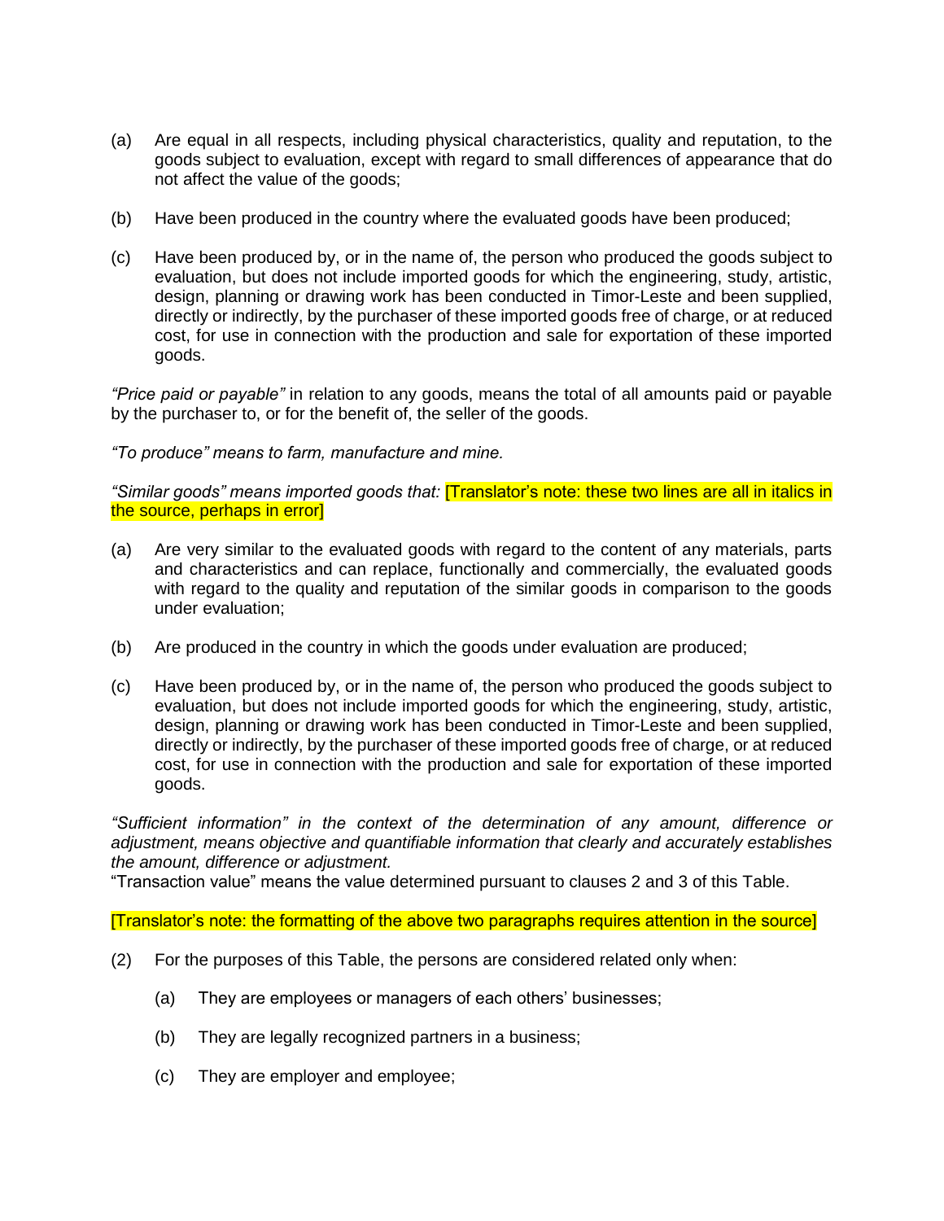(a) Are equal in all respects, including physical characteristics, quality and reputation, to the goods subject to evaluation, except with regard to small differences of appearance that do not affect the value of the goods;

(b) Have been produced in the country where the evaluated goods have been produced;

(c) Have been produced by, or in the name of, the person who produced the goods subject to evaluation, but does not include imported goods for which the engineering, study, artistic, design, planning or drawing work has been conducted in Timor-Leste and been supplied, directly or indirectly, by the purchaser of these imported goods free of charge, or at reduced cost, for use in connection with the production and sale for exportation of these imported goods.

*"Price paid or payable"* in relation to any goods, means the total of all amounts paid or payable by the purchaser to, or for the benefit of, the seller of the goods.

*"To produce" means to farm, manufacture and mine.*

*"Similar goods" means imported goods that:* [Translator's note: these two lines are all in italics in the source, perhaps in error]

(a) Are very similar to the evaluated goods with regard to the content of any materials, parts and characteristics and can replace, functionally and commercially, the evaluated goods with regard to the quality and reputation of the similar goods in comparison to the goods under evaluation;

(b) Are produced in the country in which the goods under evaluation are produced;

(c) Have been produced by, or in the name of, the person who produced the goods subject to evaluation, but does not include imported goods for which the engineering, study, artistic, design, planning or drawing work has been conducted in Timor-Leste and been supplied, directly or indirectly, by the purchaser of these imported goods free of charge, or at reduced cost, for use in connection with the production and sale for exportation of these imported goods.

*"Sufficient information" in the context of the determination of any amount, difference or adjustment, means objective and quantifiable information that clearly and accurately establishes the amount, difference or adjustment.*
"Transaction value" means the value determined pursuant to clauses 2 and 3 of this Table.

[Translator's note: the formatting of the above two paragraphs requires attention in the source]

(2) For the purposes of this Table, the persons are considered related only when:

  (a) They are employees or managers of each others' businesses;

  (b) They are legally recognized partners in a business;

  (c) They are employer and employee;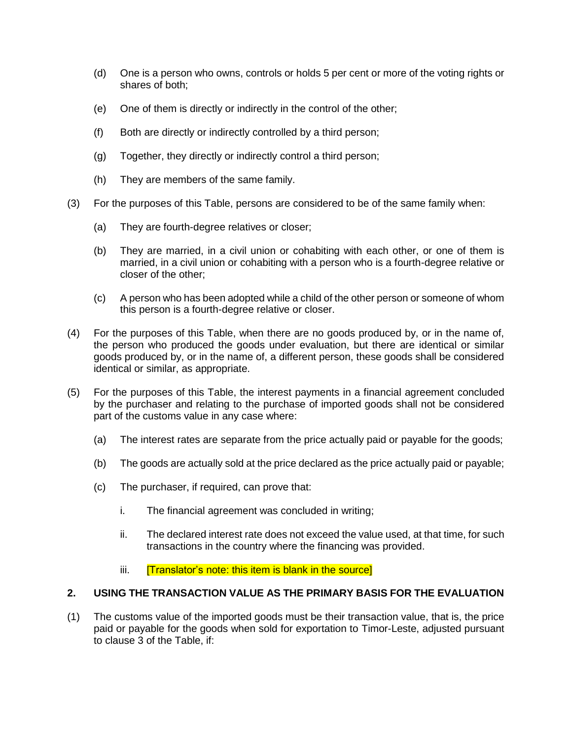(d) One is a person who owns, controls or holds 5 per cent or more of the voting rights or shares of both;

(e) One of them is directly or indirectly in the control of the other;

(f) Both are directly or indirectly controlled by a third person;

(g) Together, they directly or indirectly control a third person;

(h) They are members of the same family.

(3) For the purposes of this Table, persons are considered to be of the same family when:

(a) They are fourth-degree relatives or closer;

(b) They are married, in a civil union or cohabiting with each other, or one of them is married, in a civil union or cohabiting with a person who is a fourth-degree relative or closer of the other;

(c) A person who has been adopted while a child of the other person or someone of whom this person is a fourth-degree relative or closer.

(4) For the purposes of this Table, when there are no goods produced by, or in the name of, the person who produced the goods under evaluation, but there are identical or similar goods produced by, or in the name of, a different person, these goods shall be considered identical or similar, as appropriate.

(5) For the purposes of this Table, the interest payments in a financial agreement concluded by the purchaser and relating to the purchase of imported goods shall not be considered part of the customs value in any case where:

(a) The interest rates are separate from the price actually paid or payable for the goods;

(b) The goods are actually sold at the price declared as the price actually paid or payable;

(c) The purchaser, if required, can prove that:

i. The financial agreement was concluded in writing;

ii. The declared interest rate does not exceed the value used, at that time, for such transactions in the country where the financing was provided.

iii. [Translator's note: this item is blank in the source]

## 2. USING THE TRANSACTION VALUE AS THE PRIMARY BASIS FOR THE EVALUATION

(1) The customs value of the imported goods must be their transaction value, that is, the price paid or payable for the goods when sold for exportation to Timor-Leste, adjusted pursuant to clause 3 of the Table, if: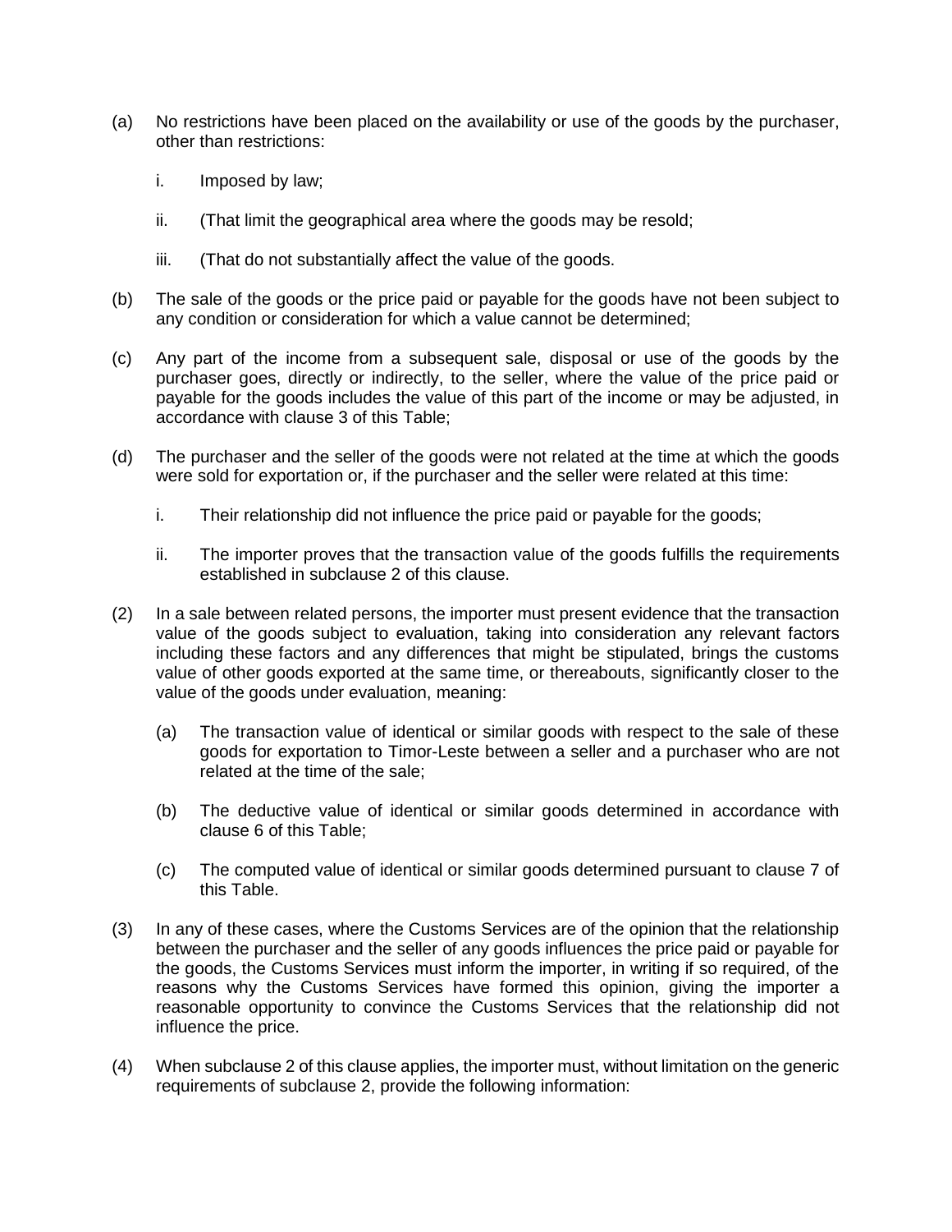(a) No restrictions have been placed on the availability or use of the goods by the purchaser, other than restrictions:

    i. Imposed by law;

    ii. (That limit the geographical area where the goods may be resold;

    iii. (That do not substantially affect the value of the goods.

(b) The sale of the goods or the price paid or payable for the goods have not been subject to any condition or consideration for which a value cannot be determined;

(c) Any part of the income from a subsequent sale, disposal or use of the goods by the purchaser goes, directly or indirectly, to the seller, where the value of the price paid or payable for the goods includes the value of this part of the income or may be adjusted, in accordance with clause 3 of this Table;

(d) The purchaser and the seller of the goods were not related at the time at which the goods were sold for exportation or, if the purchaser and the seller were related at this time:

    i. Their relationship did not influence the price paid or payable for the goods;

    ii. The importer proves that the transaction value of the goods fulfills the requirements established in subclause 2 of this clause.

(2) In a sale between related persons, the importer must present evidence that the transaction value of the goods subject to evaluation, taking into consideration any relevant factors including these factors and any differences that might be stipulated, brings the customs value of other goods exported at the same time, or thereabouts, significantly closer to the value of the goods under evaluation, meaning:

    (a) The transaction value of identical or similar goods with respect to the sale of these goods for exportation to Timor-Leste between a seller and a purchaser who are not related at the time of the sale;

    (b) The deductive value of identical or similar goods determined in accordance with clause 6 of this Table;

    (c) The computed value of identical or similar goods determined pursuant to clause 7 of this Table.

(3) In any of these cases, where the Customs Services are of the opinion that the relationship between the purchaser and the seller of any goods influences the price paid or payable for the goods, the Customs Services must inform the importer, in writing if so required, of the reasons why the Customs Services have formed this opinion, giving the importer a reasonable opportunity to convince the Customs Services that the relationship did not influence the price.

(4) When subclause 2 of this clause applies, the importer must, without limitation on the generic requirements of subclause 2, provide the following information: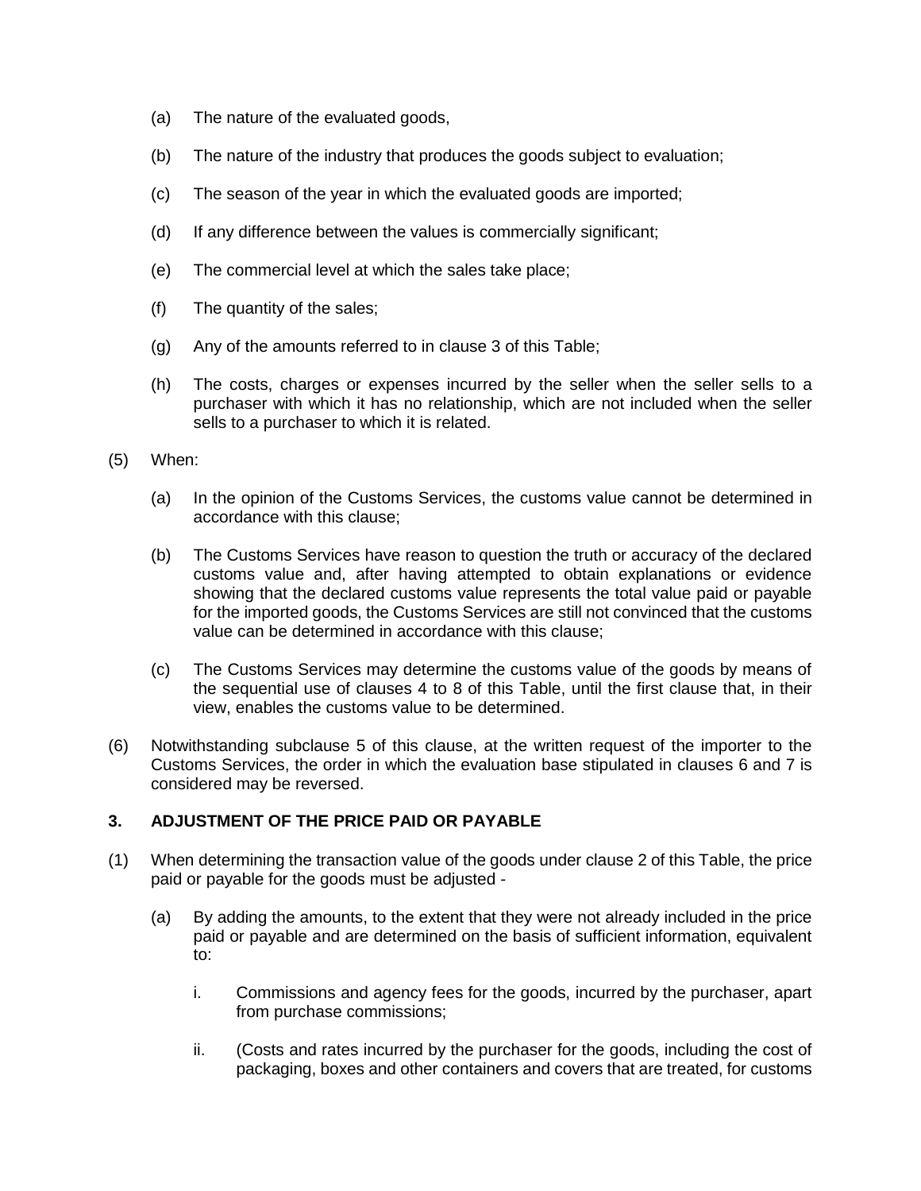(a) The nature of the evaluated goods,

(b) The nature of the industry that produces the goods subject to evaluation;

(c) The season of the year in which the evaluated goods are imported;

(d) If any difference between the values is commercially significant;

(e) The commercial level at which the sales take place;

(f) The quantity of the sales;

(g) Any of the amounts referred to in clause 3 of this Table;

(h) The costs, charges or expenses incurred by the seller when the seller sells to a purchaser with which it has no relationship, which are not included when the seller sells to a purchaser to which it is related.

(5) When:

(a) In the opinion of the Customs Services, the customs value cannot be determined in accordance with this clause;

(b) The Customs Services have reason to question the truth or accuracy of the declared customs value and, after having attempted to obtain explanations or evidence showing that the declared customs value represents the total value paid or payable for the imported goods, the Customs Services are still not convinced that the customs value can be determined in accordance with this clause;

(c) The Customs Services may determine the customs value of the goods by means of the sequential use of clauses 4 to 8 of this Table, until the first clause that, in their view, enables the customs value to be determined.

(6) Notwithstanding subclause 5 of this clause, at the written request of the importer to the Customs Services, the order in which the evaluation base stipulated in clauses 6 and 7 is considered may be reversed.

**3. ADJUSTMENT OF THE PRICE PAID OR PAYABLE**

(1) When determining the transaction value of the goods under clause 2 of this Table, the price paid or payable for the goods must be adjusted -

(a) By adding the amounts, to the extent that they were not already included in the price paid or payable and are determined on the basis of sufficient information, equivalent to:

i. Commissions and agency fees for the goods, incurred by the purchaser, apart from purchase commissions;

ii. (Costs and rates incurred by the purchaser for the goods, including the cost of packaging, boxes and other containers and covers that are treated, for customs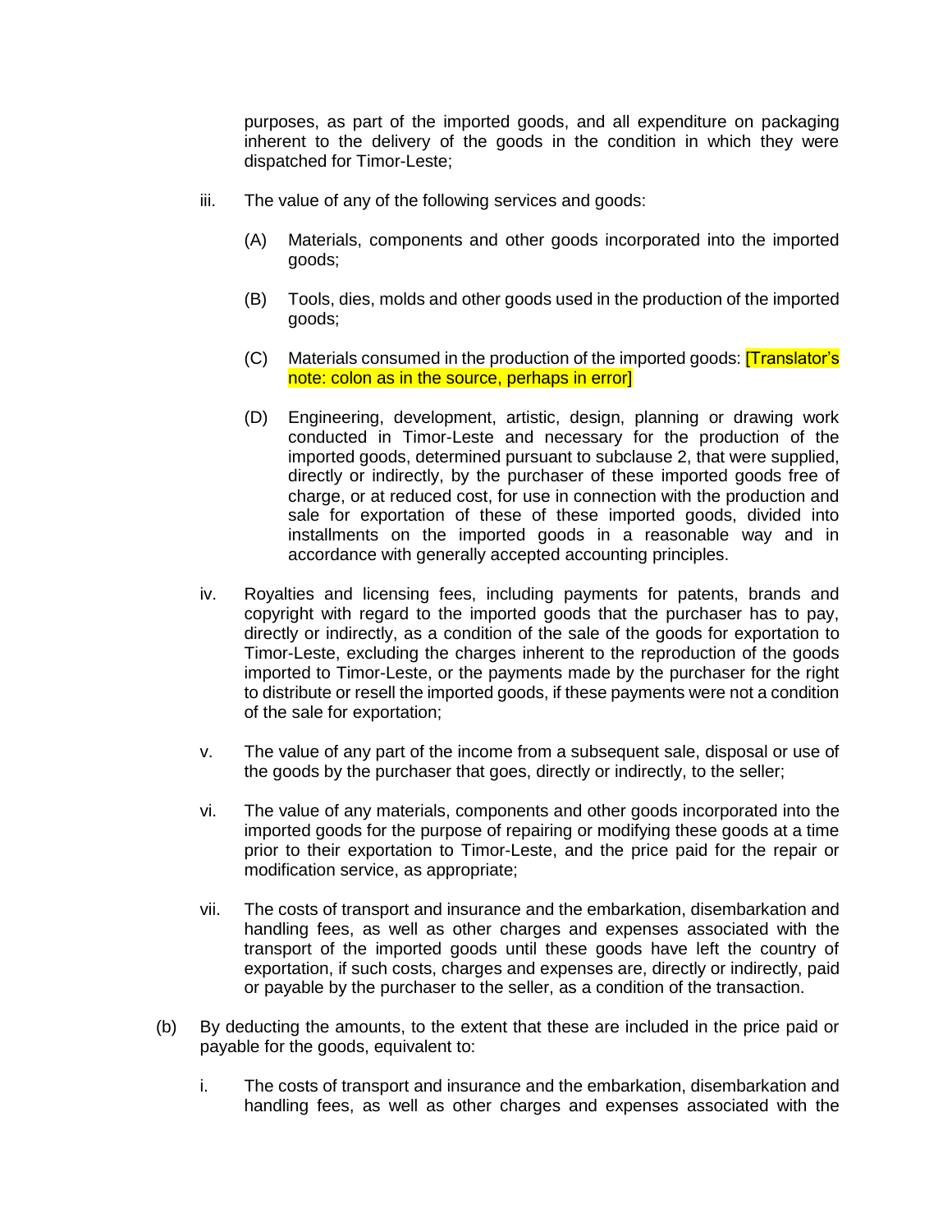purposes, as part of the imported goods, and all expenditure on packaging inherent to the delivery of the goods in the condition in which they were dispatched for Timor-Leste;

iii. The value of any of the following services and goods:

   (A) Materials, components and other goods incorporated into the imported goods;

   (B) Tools, dies, molds and other goods used in the production of the imported goods;

   (C) Materials consumed in the production of the imported goods: [Translator's note: colon as in the source, perhaps in error]

   (D) Engineering, development, artistic, design, planning or drawing work conducted in Timor-Leste and necessary for the production of the imported goods, determined pursuant to subclause 2, that were supplied, directly or indirectly, by the purchaser of these imported goods free of charge, or at reduced cost, for use in connection with the production and sale for exportation of these of these imported goods, divided into installments on the imported goods in a reasonable way and in accordance with generally accepted accounting principles.

iv. Royalties and licensing fees, including payments for patents, brands and copyright with regard to the imported goods that the purchaser has to pay, directly or indirectly, as a condition of the sale of the goods for exportation to Timor-Leste, excluding the charges inherent to the reproduction of the goods imported to Timor-Leste, or the payments made by the purchaser for the right to distribute or resell the imported goods, if these payments were not a condition of the sale for exportation;

v. The value of any part of the income from a subsequent sale, disposal or use of the goods by the purchaser that goes, directly or indirectly, to the seller;

vi. The value of any materials, components and other goods incorporated into the imported goods for the purpose of repairing or modifying these goods at a time prior to their exportation to Timor-Leste, and the price paid for the repair or modification service, as appropriate;

vii. The costs of transport and insurance and the embarkation, disembarkation and handling fees, as well as other charges and expenses associated with the transport of the imported goods until these goods have left the country of exportation, if such costs, charges and expenses are, directly or indirectly, paid or payable by the purchaser to the seller, as a condition of the transaction.

(b) By deducting the amounts, to the extent that these are included in the price paid or payable for the goods, equivalent to:

   i. The costs of transport and insurance and the embarkation, disembarkation and handling fees, as well as other charges and expenses associated with the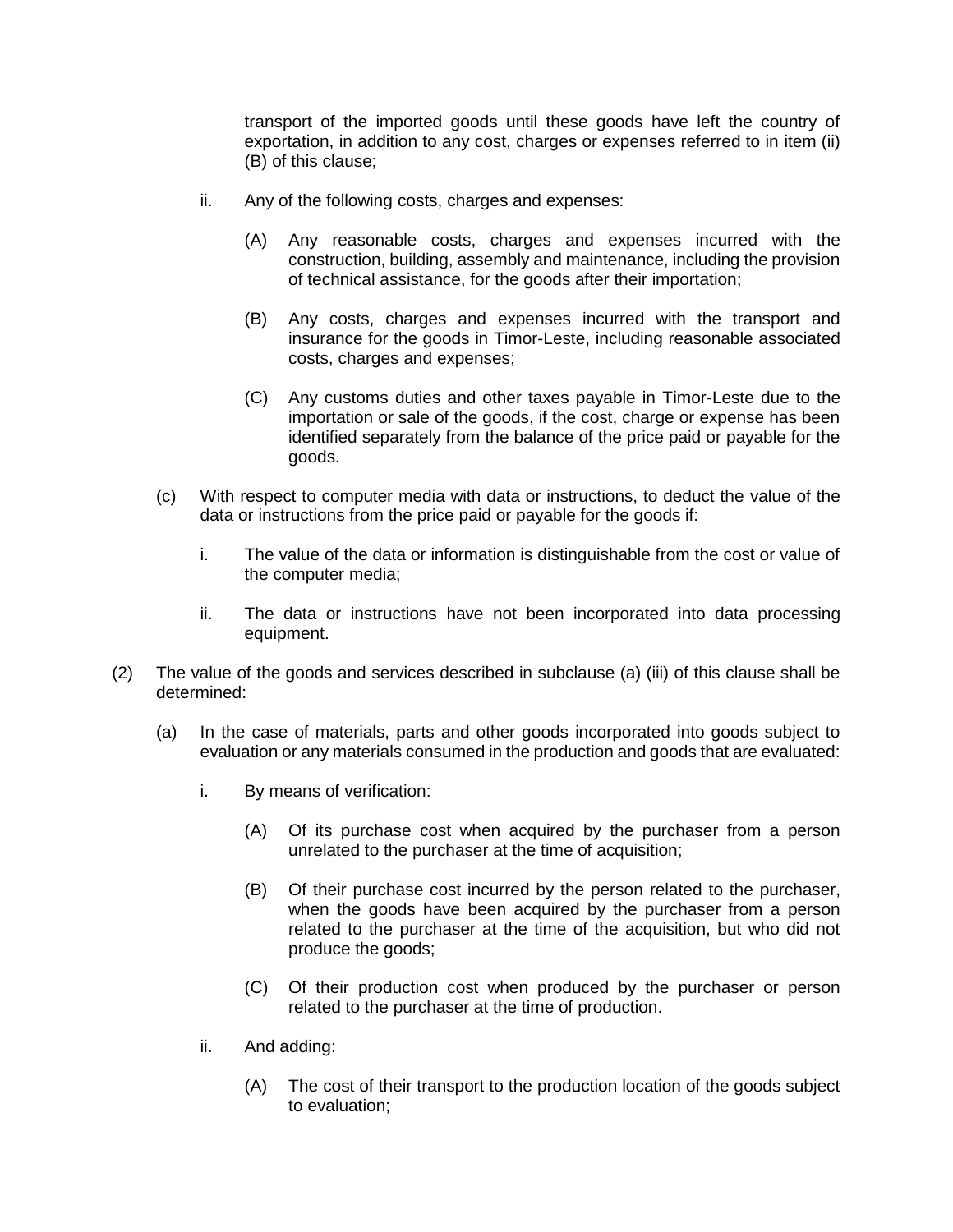transport of the imported goods until these goods have left the country of exportation, in addition to any cost, charges or expenses referred to in item (ii) (B) of this clause;

ii. Any of the following costs, charges and expenses:

(A) Any reasonable costs, charges and expenses incurred with the construction, building, assembly and maintenance, including the provision of technical assistance, for the goods after their importation;

(B) Any costs, charges and expenses incurred with the transport and insurance for the goods in Timor-Leste, including reasonable associated costs, charges and expenses;

(C) Any customs duties and other taxes payable in Timor-Leste due to the importation or sale of the goods, if the cost, charge or expense has been identified separately from the balance of the price paid or payable for the goods.

(c) With respect to computer media with data or instructions, to deduct the value of the data or instructions from the price paid or payable for the goods if:

i. The value of the data or information is distinguishable from the cost or value of the computer media;

ii. The data or instructions have not been incorporated into data processing equipment.

(2) The value of the goods and services described in subclause (a) (iii) of this clause shall be determined:

(a) In the case of materials, parts and other goods incorporated into goods subject to evaluation or any materials consumed in the production and goods that are evaluated:

i. By means of verification:

(A) Of its purchase cost when acquired by the purchaser from a person unrelated to the purchaser at the time of acquisition;

(B) Of their purchase cost incurred by the person related to the purchaser, when the goods have been acquired by the purchaser from a person related to the purchaser at the time of the acquisition, but who did not produce the goods;

(C) Of their production cost when produced by the purchaser or person related to the purchaser at the time of production.

ii. And adding:

(A) The cost of their transport to the production location of the goods subject to evaluation;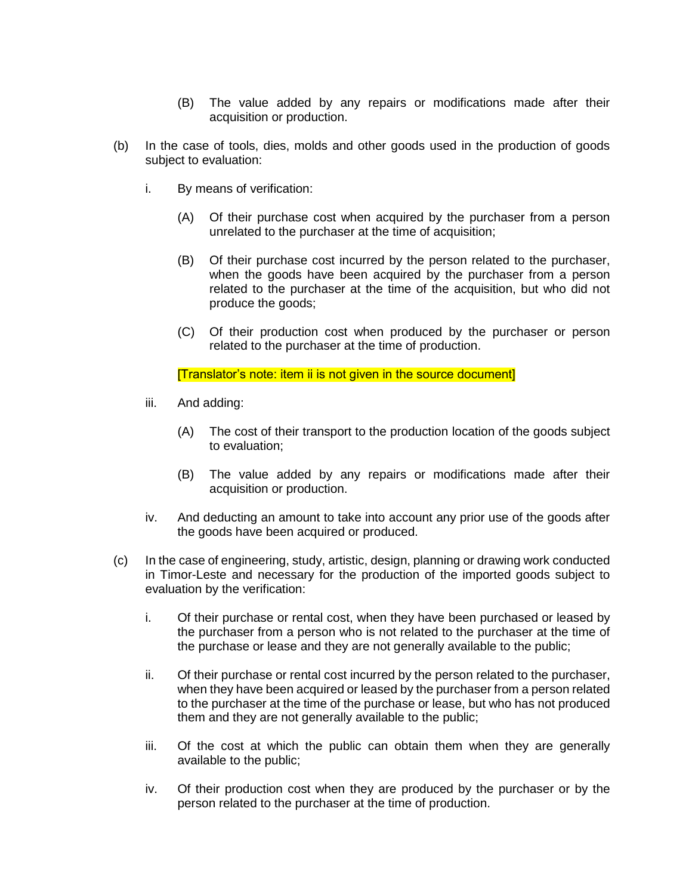(B) The value added by any repairs or modifications made after their acquisition or production.

(b) In the case of tools, dies, molds and other goods used in the production of goods subject to evaluation:

i. By means of verification:

(A) Of their purchase cost when acquired by the purchaser from a person unrelated to the purchaser at the time of acquisition;

(B) Of their purchase cost incurred by the person related to the purchaser, when the goods have been acquired by the purchaser from a person related to the purchaser at the time of the acquisition, but who did not produce the goods;

(C) Of their production cost when produced by the purchaser or person related to the purchaser at the time of production.

[Translator's note: item ii is not given in the source document]

iii. And adding:

(A) The cost of their transport to the production location of the goods subject to evaluation;

(B) The value added by any repairs or modifications made after their acquisition or production.

iv. And deducting an amount to take into account any prior use of the goods after the goods have been acquired or produced.

(c) In the case of engineering, study, artistic, design, planning or drawing work conducted in Timor-Leste and necessary for the production of the imported goods subject to evaluation by the verification:

i. Of their purchase or rental cost, when they have been purchased or leased by the purchaser from a person who is not related to the purchaser at the time of the purchase or lease and they are not generally available to the public;

ii. Of their purchase or rental cost incurred by the person related to the purchaser, when they have been acquired or leased by the purchaser from a person related to the purchaser at the time of the purchase or lease, but who has not produced them and they are not generally available to the public;

iii. Of the cost at which the public can obtain them when they are generally available to the public;

iv. Of their production cost when they are produced by the purchaser or by the person related to the purchaser at the time of production.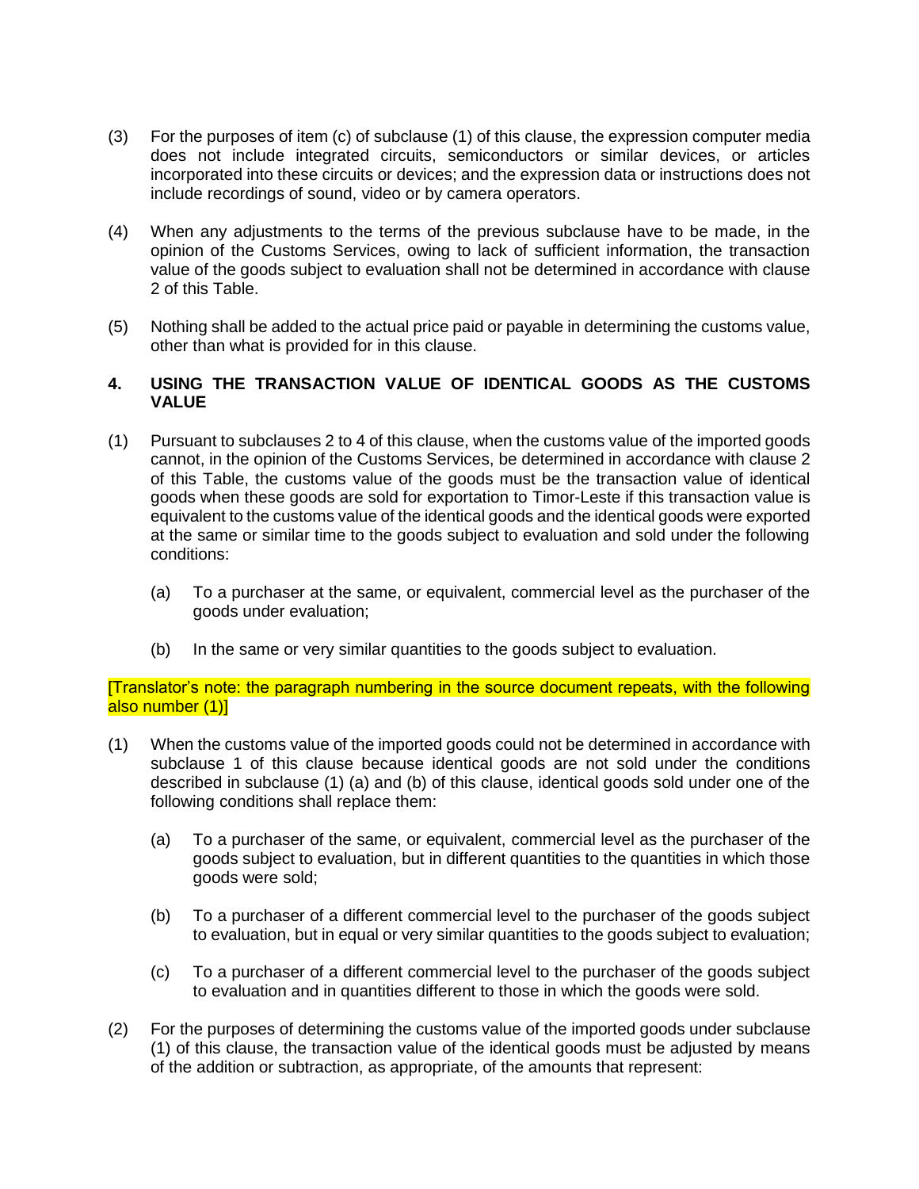(3) For the purposes of item (c) of subclause (1) of this clause, the expression computer media does not include integrated circuits, semiconductors or similar devices, or articles incorporated into these circuits or devices; and the expression data or instructions does not include recordings of sound, video or by camera operators.

(4) When any adjustments to the terms of the previous subclause have to be made, in the opinion of the Customs Services, owing to lack of sufficient information, the transaction value of the goods subject to evaluation shall not be determined in accordance with clause 2 of this Table.

(5) Nothing shall be added to the actual price paid or payable in determining the customs value, other than what is provided for in this clause.

### 4. USING THE TRANSACTION VALUE OF IDENTICAL GOODS AS THE CUSTOMS VALUE

(1) Pursuant to subclauses 2 to 4 of this clause, when the customs value of the imported goods cannot, in the opinion of the Customs Services, be determined in accordance with clause 2 of this Table, the customs value of the goods must be the transaction value of identical goods when these goods are sold for exportation to Timor-Leste if this transaction value is equivalent to the customs value of the identical goods and the identical goods were exported at the same or similar time to the goods subject to evaluation and sold under the following conditions:

   (a) To a purchaser at the same, or equivalent, commercial level as the purchaser of the goods under evaluation;

   (b) In the same or very similar quantities to the goods subject to evaluation.

[Translator's note: the paragraph numbering in the source document repeats, with the following also number (1)]

(1) When the customs value of the imported goods could not be determined in accordance with subclause 1 of this clause because identical goods are not sold under the conditions described in subclause (1) (a) and (b) of this clause, identical goods sold under one of the following conditions shall replace them:

   (a) To a purchaser of the same, or equivalent, commercial level as the purchaser of the goods subject to evaluation, but in different quantities to the quantities in which those goods were sold;

   (b) To a purchaser of a different commercial level to the purchaser of the goods subject to evaluation, but in equal or very similar quantities to the goods subject to evaluation;

   (c) To a purchaser of a different commercial level to the purchaser of the goods subject to evaluation and in quantities different to those in which the goods were sold.

(2) For the purposes of determining the customs value of the imported goods under subclause (1) of this clause, the transaction value of the identical goods must be adjusted by means of the addition or subtraction, as appropriate, of the amounts that represent: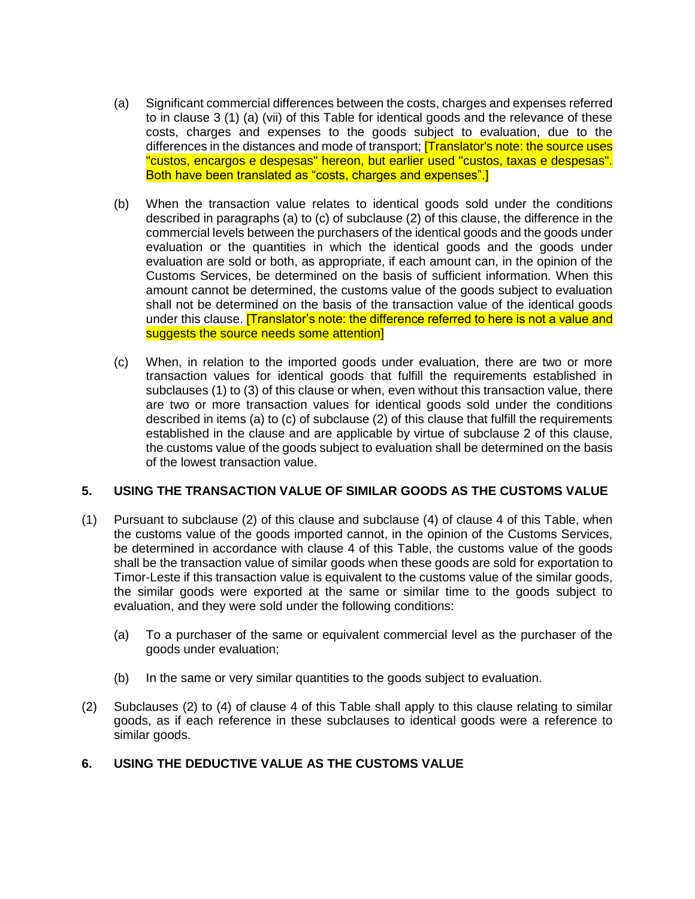(a) Significant commercial differences between the costs, charges and expenses referred to in clause 3 (1) (a) (vii) of this Table for identical goods and the relevance of these costs, charges and expenses to the goods subject to evaluation, due to the differences in the distances and mode of transport; [Translator's note: the source uses "custos, encargos e despesas" hereon, but earlier used "custos, taxas e despesas". Both have been translated as “costs, charges and expenses”.]

(b) When the transaction value relates to identical goods sold under the conditions described in paragraphs (a) to (c) of subclause (2) of this clause, the difference in the commercial levels between the purchasers of the identical goods and the goods under evaluation or the quantities in which the identical goods and the goods under evaluation are sold or both, as appropriate, if each amount can, in the opinion of the Customs Services, be determined on the basis of sufficient information. When this amount cannot be determined, the customs value of the goods subject to evaluation shall not be determined on the basis of the transaction value of the identical goods under this clause. [Translator’s note: the difference referred to here is not a value and suggests the source needs some attention]

(c) When, in relation to the imported goods under evaluation, there are two or more transaction values for identical goods that fulfill the requirements established in subclauses (1) to (3) of this clause or when, even without this transaction value, there are two or more transaction values for identical goods sold under the conditions described in items (a) to (c) of subclause (2) of this clause that fulfill the requirements established in the clause and are applicable by virtue of subclause 2 of this clause, the customs value of the goods subject to evaluation shall be determined on the basis of the lowest transaction value.

## 5. USING THE TRANSACTION VALUE OF SIMILAR GOODS AS THE CUSTOMS VALUE

(1) Pursuant to subclause (2) of this clause and subclause (4) of clause 4 of this Table, when the customs value of the goods imported cannot, in the opinion of the Customs Services, be determined in accordance with clause 4 of this Table, the customs value of the goods shall be the transaction value of similar goods when these goods are sold for exportation to Timor-Leste if this transaction value is equivalent to the customs value of the similar goods, the similar goods were exported at the same or similar time to the goods subject to evaluation, and they were sold under the following conditions:

(a) To a purchaser of the same or equivalent commercial level as the purchaser of the goods under evaluation;

(b) In the same or very similar quantities to the goods subject to evaluation.

(2) Subclauses (2) to (4) of clause 4 of this Table shall apply to this clause relating to similar goods, as if each reference in these subclauses to identical goods were a reference to similar goods.

## 6. USING THE DEDUCTIVE VALUE AS THE CUSTOMS VALUE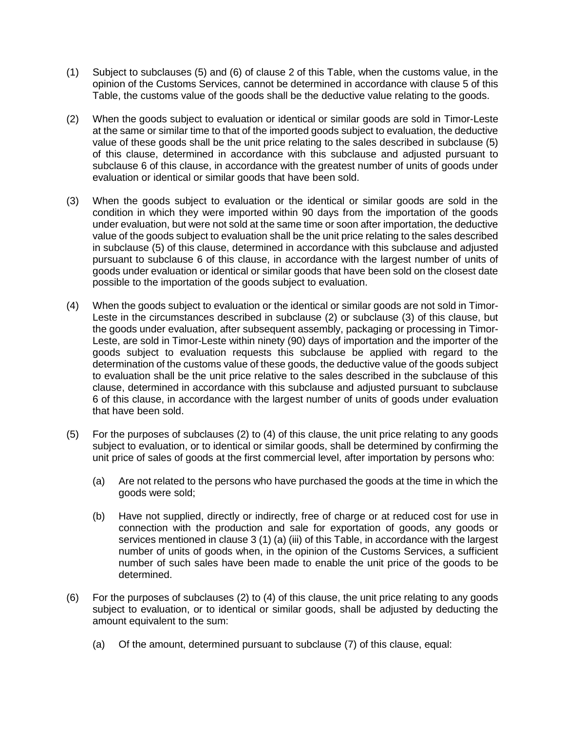(1) Subject to subclauses (5) and (6) of clause 2 of this Table, when the customs value, in the opinion of the Customs Services, cannot be determined in accordance with clause 5 of this Table, the customs value of the goods shall be the deductive value relating to the goods.

(2) When the goods subject to evaluation or identical or similar goods are sold in Timor-Leste at the same or similar time to that of the imported goods subject to evaluation, the deductive value of these goods shall be the unit price relating to the sales described in subclause (5) of this clause, determined in accordance with this subclause and adjusted pursuant to subclause 6 of this clause, in accordance with the greatest number of units of goods under evaluation or identical or similar goods that have been sold.

(3) When the goods subject to evaluation or the identical or similar goods are sold in the condition in which they were imported within 90 days from the importation of the goods under evaluation, but were not sold at the same time or soon after importation, the deductive value of the goods subject to evaluation shall be the unit price relating to the sales described in subclause (5) of this clause, determined in accordance with this subclause and adjusted pursuant to subclause 6 of this clause, in accordance with the largest number of units of goods under evaluation or identical or similar goods that have been sold on the closest date possible to the importation of the goods subject to evaluation.

(4) When the goods subject to evaluation or the identical or similar goods are not sold in Timor-Leste in the circumstances described in subclause (2) or subclause (3) of this clause, but the goods under evaluation, after subsequent assembly, packaging or processing in Timor-Leste, are sold in Timor-Leste within ninety (90) days of importation and the importer of the goods subject to evaluation requests this subclause be applied with regard to the determination of the customs value of these goods, the deductive value of the goods subject to evaluation shall be the unit price relative to the sales described in the subclause of this clause, determined in accordance with this subclause and adjusted pursuant to subclause 6 of this clause, in accordance with the largest number of units of goods under evaluation that have been sold.

(5) For the purposes of subclauses (2) to (4) of this clause, the unit price relating to any goods subject to evaluation, or to identical or similar goods, shall be determined by confirming the unit price of sales of goods at the first commercial level, after importation by persons who:

   (a) Are not related to the persons who have purchased the goods at the time in which the goods were sold;

   (b) Have not supplied, directly or indirectly, free of charge or at reduced cost for use in connection with the production and sale for exportation of goods, any goods or services mentioned in clause 3 (1) (a) (iii) of this Table, in accordance with the largest number of units of goods when, in the opinion of the Customs Services, a sufficient number of such sales have been made to enable the unit price of the goods to be determined.

(6) For the purposes of subclauses (2) to (4) of this clause, the unit price relating to any goods subject to evaluation, or to identical or similar goods, shall be adjusted by deducting the amount equivalent to the sum:

   (a) Of the amount, determined pursuant to subclause (7) of this clause, equal: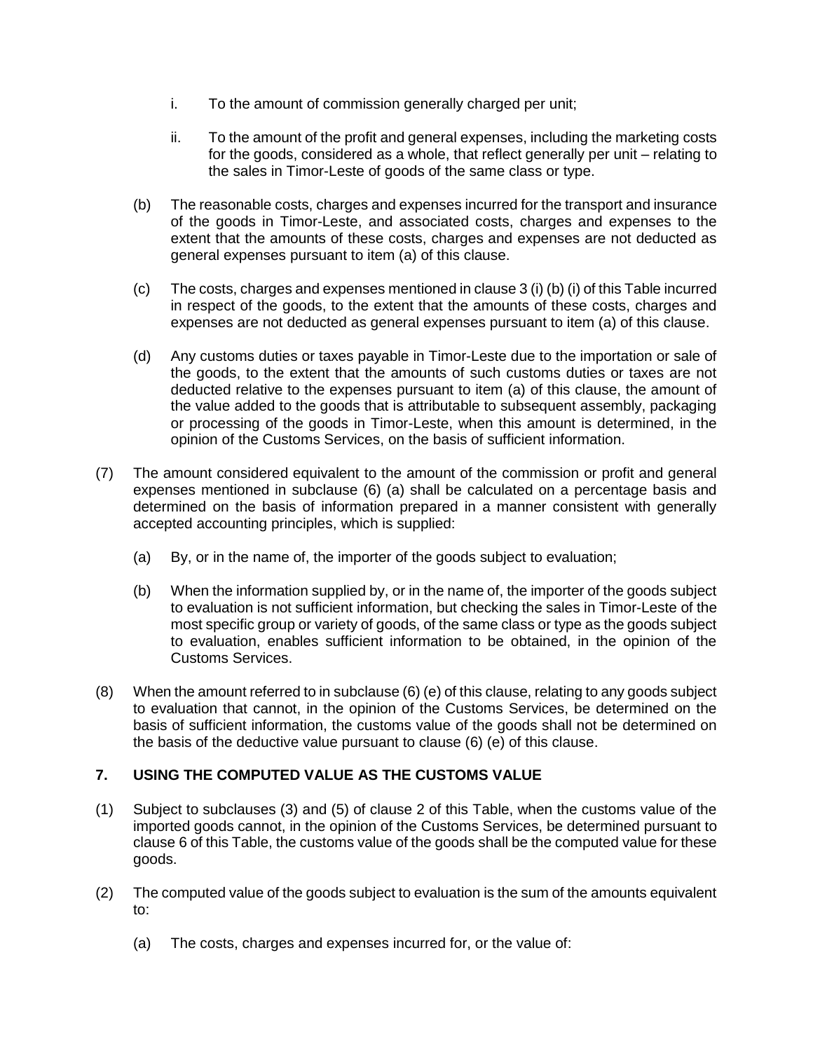i. To the amount of commission generally charged per unit;

ii. To the amount of the profit and general expenses, including the marketing costs for the goods, considered as a whole, that reflect generally per unit – relating to the sales in Timor-Leste of goods of the same class or type.

(b) The reasonable costs, charges and expenses incurred for the transport and insurance of the goods in Timor-Leste, and associated costs, charges and expenses to the extent that the amounts of these costs, charges and expenses are not deducted as general expenses pursuant to item (a) of this clause.

(c) The costs, charges and expenses mentioned in clause 3 (i) (b) (i) of this Table incurred in respect of the goods, to the extent that the amounts of these costs, charges and expenses are not deducted as general expenses pursuant to item (a) of this clause.

(d) Any customs duties or taxes payable in Timor-Leste due to the importation or sale of the goods, to the extent that the amounts of such customs duties or taxes are not deducted relative to the expenses pursuant to item (a) of this clause, the amount of the value added to the goods that is attributable to subsequent assembly, packaging or processing of the goods in Timor-Leste, when this amount is determined, in the opinion of the Customs Services, on the basis of sufficient information.

(7) The amount considered equivalent to the amount of the commission or profit and general expenses mentioned in subclause (6) (a) shall be calculated on a percentage basis and determined on the basis of information prepared in a manner consistent with generally accepted accounting principles, which is supplied:

(a) By, or in the name of, the importer of the goods subject to evaluation;

(b) When the information supplied by, or in the name of, the importer of the goods subject to evaluation is not sufficient information, but checking the sales in Timor-Leste of the most specific group or variety of goods, of the same class or type as the goods subject to evaluation, enables sufficient information to be obtained, in the opinion of the Customs Services.

(8) When the amount referred to in subclause (6) (e) of this clause, relating to any goods subject to evaluation that cannot, in the opinion of the Customs Services, be determined on the basis of sufficient information, the customs value of the goods shall not be determined on the basis of the deductive value pursuant to clause (6) (e) of this clause.

## 7. USING THE COMPUTED VALUE AS THE CUSTOMS VALUE

(1) Subject to subclauses (3) and (5) of clause 2 of this Table, when the customs value of the imported goods cannot, in the opinion of the Customs Services, be determined pursuant to clause 6 of this Table, the customs value of the goods shall be the computed value for these goods.

(2) The computed value of the goods subject to evaluation is the sum of the amounts equivalent to:

(a) The costs, charges and expenses incurred for, or the value of: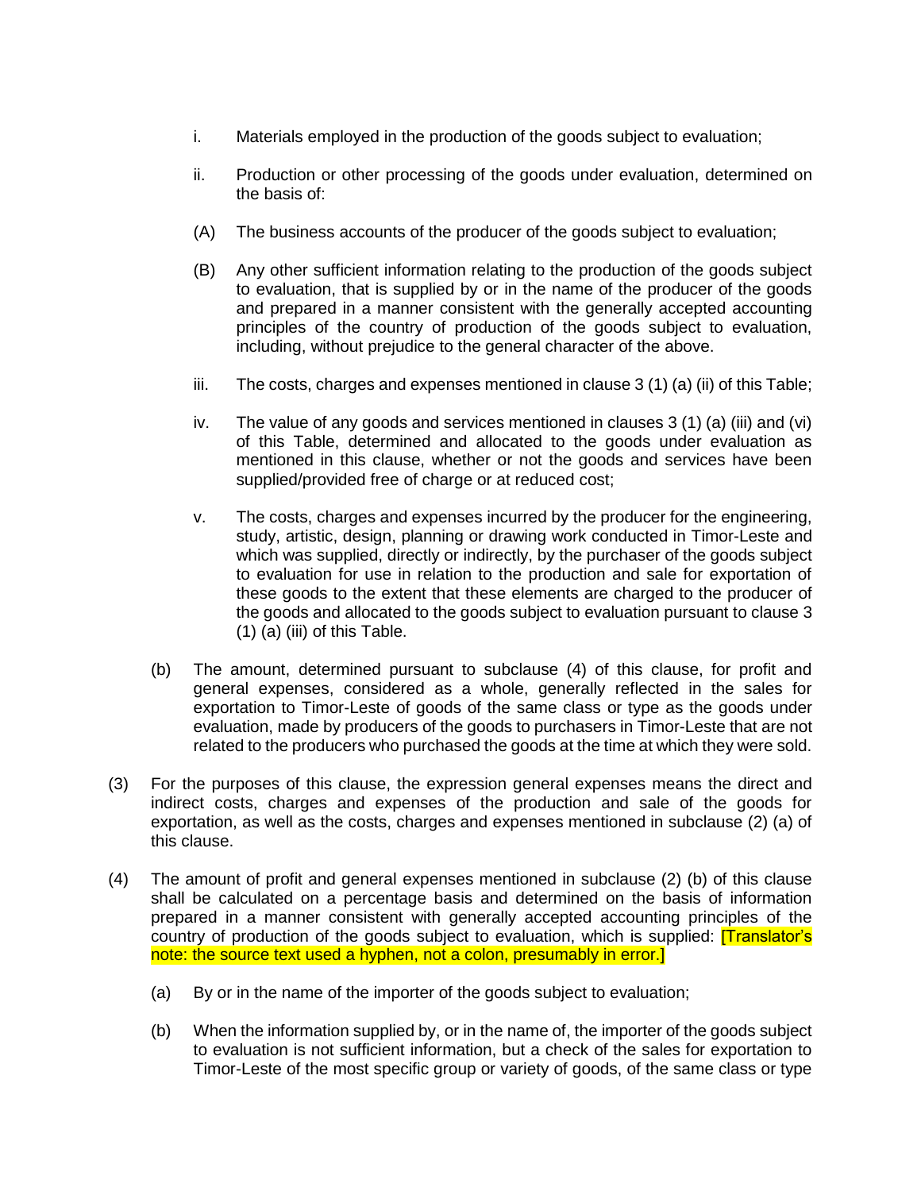i. Materials employed in the production of the goods subject to evaluation;

ii. Production or other processing of the goods under evaluation, determined on the basis of:

(A) The business accounts of the producer of the goods subject to evaluation;

(B) Any other sufficient information relating to the production of the goods subject to evaluation, that is supplied by or in the name of the producer of the goods and prepared in a manner consistent with the generally accepted accounting principles of the country of production of the goods subject to evaluation, including, without prejudice to the general character of the above.

iii. The costs, charges and expenses mentioned in clause 3 (1) (a) (ii) of this Table;

iv. The value of any goods and services mentioned in clauses 3 (1) (a) (iii) and (vi) of this Table, determined and allocated to the goods under evaluation as mentioned in this clause, whether or not the goods and services have been supplied/provided free of charge or at reduced cost;

v. The costs, charges and expenses incurred by the producer for the engineering, study, artistic, design, planning or drawing work conducted in Timor-Leste and which was supplied, directly or indirectly, by the purchaser of the goods subject to evaluation for use in relation to the production and sale for exportation of these goods to the extent that these elements are charged to the producer of the goods and allocated to the goods subject to evaluation pursuant to clause 3 (1) (a) (iii) of this Table.

(b) The amount, determined pursuant to subclause (4) of this clause, for profit and general expenses, considered as a whole, generally reflected in the sales for exportation to Timor-Leste of goods of the same class or type as the goods under evaluation, made by producers of the goods to purchasers in Timor-Leste that are not related to the producers who purchased the goods at the time at which they were sold.

(3) For the purposes of this clause, the expression general expenses means the direct and indirect costs, charges and expenses of the production and sale of the goods for exportation, as well as the costs, charges and expenses mentioned in subclause (2) (a) of this clause.

(4) The amount of profit and general expenses mentioned in subclause (2) (b) of this clause shall be calculated on a percentage basis and determined on the basis of information prepared in a manner consistent with generally accepted accounting principles of the country of production of the goods subject to evaluation, which is supplied: [Translator's note: the source text used a hyphen, not a colon, presumably in error.]

(a) By or in the name of the importer of the goods subject to evaluation;

(b) When the information supplied by, or in the name of, the importer of the goods subject to evaluation is not sufficient information, but a check of the sales for exportation to Timor-Leste of the most specific group or variety of goods, of the same class or type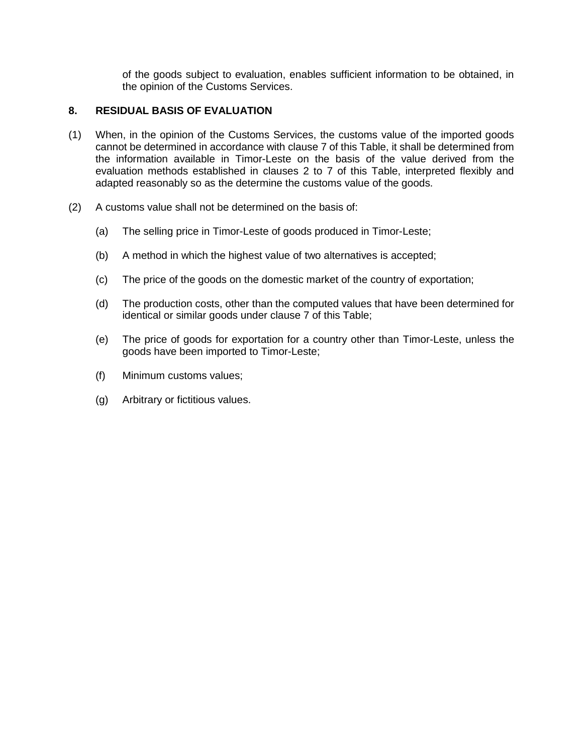of the goods subject to evaluation, enables sufficient information to be obtained, in the opinion of the Customs Services.

**8. RESIDUAL BASIS OF EVALUATION**

(1) When, in the opinion of the Customs Services, the customs value of the imported goods cannot be determined in accordance with clause 7 of this Table, it shall be determined from the information available in Timor-Leste on the basis of the value derived from the evaluation methods established in clauses 2 to 7 of this Table, interpreted flexibly and adapted reasonably so as the determine the customs value of the goods.

(2) A customs value shall not be determined on the basis of:

(a) The selling price in Timor-Leste of goods produced in Timor-Leste;

(b) A method in which the highest value of two alternatives is accepted;

(c) The price of the goods on the domestic market of the country of exportation;

(d) The production costs, other than the computed values that have been determined for identical or similar goods under clause 7 of this Table;

(e) The price of goods for exportation for a country other than Timor-Leste, unless the goods have been imported to Timor-Leste;

(f) Minimum customs values;

(g) Arbitrary or fictitious values.